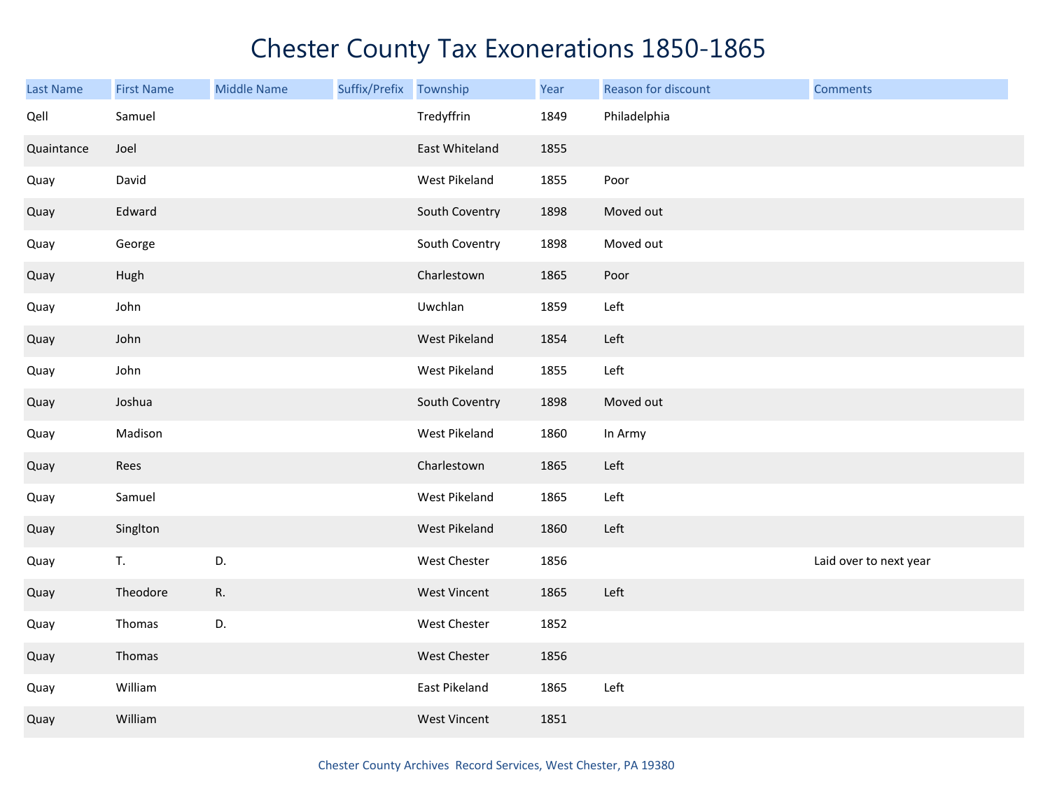# Chester County Tax Exonerations 1850-1865

| Last Name | First Name | Middle Name | Suffix/Prefix | Township | Year | Reason for discount | Comments |
|---|---|---|---|---|---|---|---|
| Qell | Samuel | | | Tredyffrin | 1849 | Philadelphia | |
| Quaintance | Joel | | | East Whiteland | 1855 | | |
| Quay | David | | | West Pikeland | 1855 | Poor | |
| Quay | Edward | | | South Coventry | 1898 | Moved out | |
| Quay | George | | | South Coventry | 1898 | Moved out | |
| Quay | Hugh | | | Charlestown | 1865 | Poor | |
| Quay | John | | | Uwchlan | 1859 | Left | |
| Quay | John | | | West Pikeland | 1854 | Left | |
| Quay | John | | | West Pikeland | 1855 | Left | |
| Quay | Joshua | | | South Coventry | 1898 | Moved out | |
| Quay | Madison | | | West Pikeland | 1860 | In Army | |
| Quay | Rees | | | Charlestown | 1865 | Left | |
| Quay | Samuel | | | West Pikeland | 1865 | Left | |
| Quay | Singlton | | | West Pikeland | 1860 | Left | |
| Quay | T. | D. | | West Chester | 1856 | | Laid over to next year |
| Quay | Theodore | R. | | West Vincent | 1865 | Left | |
| Quay | Thomas | D. | | West Chester | 1852 | | |
| Quay | Thomas | | | West Chester | 1856 | | |
| Quay | William | | | East Pikeland | 1865 | Left | |
| Quay | William | | | West Vincent | 1851 | | |

Chester County Archives Record Services, West Chester, PA 19380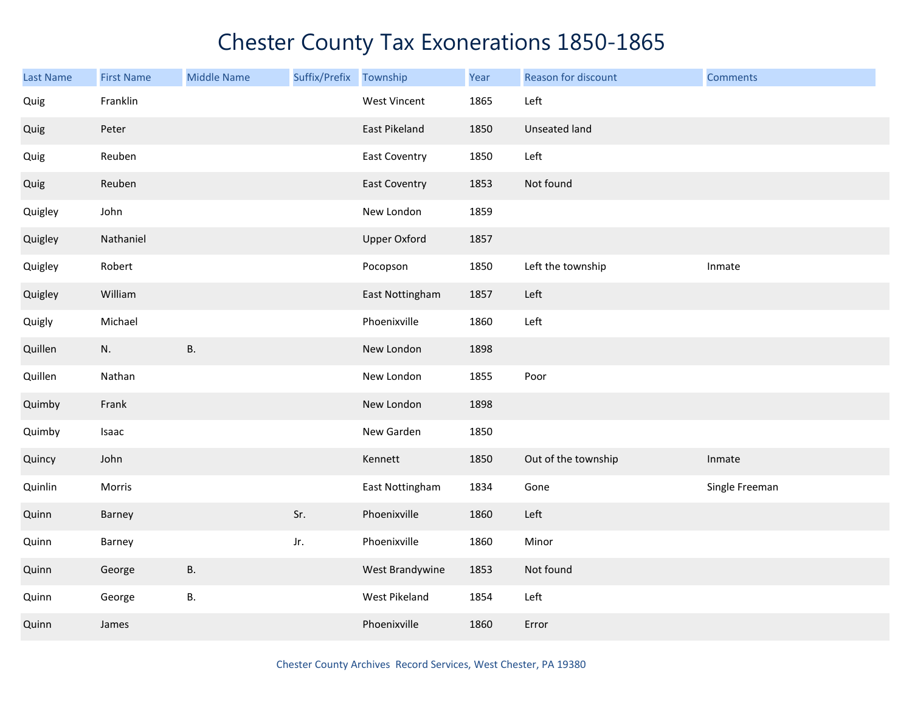# Chester County Tax Exonerations 1850-1865

| Last Name | First Name | Middle Name | Suffix/Prefix | Township | Year | Reason for discount | Comments |
|---|---|---|---|---|---|---|---|
| Quig | Franklin | | | West Vincent | 1865 | Left | |
| Quig | Peter | | | East Pikeland | 1850 | Unseated land | |
| Quig | Reuben | | | East Coventry | 1850 | Left | |
| Quig | Reuben | | | East Coventry | 1853 | Not found | |
| Quigley | John | | | New London | 1859 | | |
| Quigley | Nathaniel | | | Upper Oxford | 1857 | | |
| Quigley | Robert | | | Pocopson | 1850 | Left the township | Inmate |
| Quigley | William | | | East Nottingham | 1857 | Left | |
| Quigly | Michael | | | Phoenixville | 1860 | Left | |
| Quillen | N. | B. | | New London | 1898 | | |
| Quillen | Nathan | | | New London | 1855 | Poor | |
| Quimby | Frank | | | New London | 1898 | | |
| Quimby | Isaac | | | New Garden | 1850 | | |
| Quincy | John | | | Kennett | 1850 | Out of the township | Inmate |
| Quinlin | Morris | | | East Nottingham | 1834 | Gone | Single Freeman |
| Quinn | Barney | | Sr. | Phoenixville | 1860 | Left | |
| Quinn | Barney | | Jr. | Phoenixville | 1860 | Minor | |
| Quinn | George | B. | | West Brandywine | 1853 | Not found | |
| Quinn | George | B. | | West Pikeland | 1854 | Left | |
| Quinn | James | | | Phoenixville | 1860 | Error | |

Chester County Archives Record Services, West Chester, PA 19380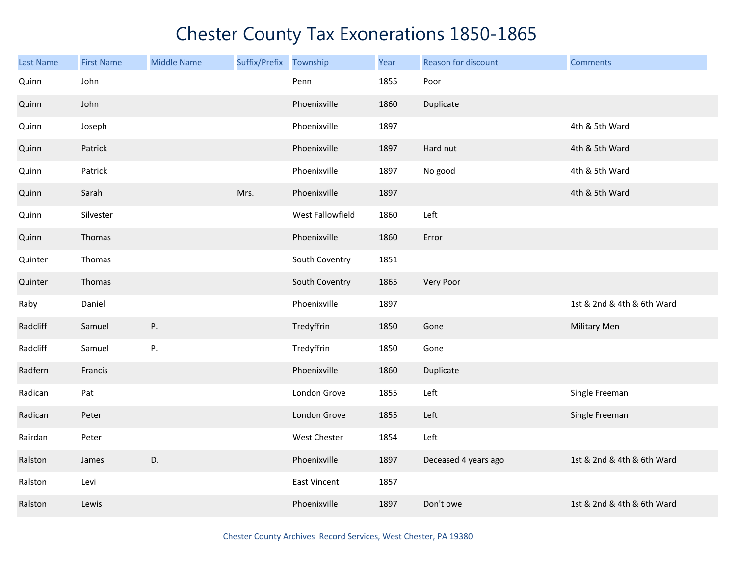# Chester County Tax Exonerations 1850-1865

| Last Name | First Name | Middle Name | Suffix/Prefix | Township | Year | Reason for discount | Comments |
|---|---|---|---|---|---|---|---|
| Quinn | John | | | Penn | 1855 | Poor | |
| Quinn | John | | | Phoenixville | 1860 | Duplicate | |
| Quinn | Joseph | | | Phoenixville | 1897 | | 4th & 5th Ward |
| Quinn | Patrick | | | Phoenixville | 1897 | Hard nut | 4th & 5th Ward |
| Quinn | Patrick | | | Phoenixville | 1897 | No good | 4th & 5th Ward |
| Quinn | Sarah | | Mrs. | Phoenixville | 1897 | | 4th & 5th Ward |
| Quinn | Silvester | | | West Fallowfield | 1860 | Left | |
| Quinn | Thomas | | | Phoenixville | 1860 | Error | |
| Quinter | Thomas | | | South Coventry | 1851 | | |
| Quinter | Thomas | | | South Coventry | 1865 | Very Poor | |
| Raby | Daniel | | | Phoenixville | 1897 | | 1st & 2nd & 4th & 6th Ward |
| Radcliff | Samuel | P. | | Tredyffrin | 1850 | Gone | Military Men |
| Radcliff | Samuel | P. | | Tredyffrin | 1850 | Gone | |
| Radfern | Francis | | | Phoenixville | 1860 | Duplicate | |
| Radican | Pat | | | London Grove | 1855 | Left | Single Freeman |
| Radican | Peter | | | London Grove | 1855 | Left | Single Freeman |
| Rairdan | Peter | | | West Chester | 1854 | Left | |
| Ralston | James | D. | | Phoenixville | 1897 | Deceased 4 years ago | 1st & 2nd & 4th & 6th Ward |
| Ralston | Levi | | | East Vincent | 1857 | | |
| Ralston | Lewis | | | Phoenixville | 1897 | Don't owe | 1st & 2nd & 4th & 6th Ward |

Chester County Archives Record Services, West Chester, PA 19380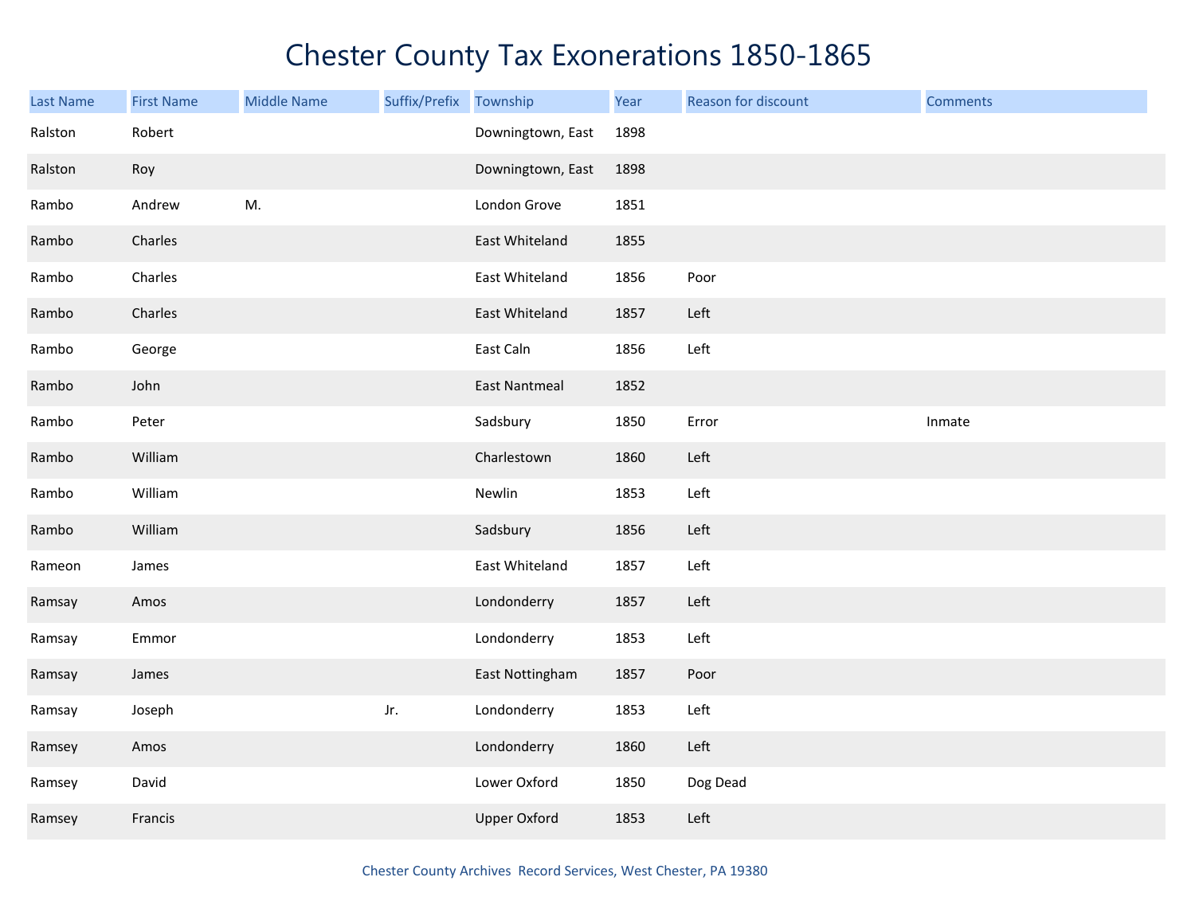# Chester County Tax Exonerations 1850-1865

| Last Name | First Name | Middle Name | Suffix/Prefix | Township | Year | Reason for discount | Comments |
|---|---|---|---|---|---|---|---|
| Ralston | Robert | | | Downingtown, East | 1898 | | |
| Ralston | Roy | | | Downingtown, East | 1898 | | |
| Rambo | Andrew | M. | | London Grove | 1851 | | |
| Rambo | Charles | | | East Whiteland | 1855 | | |
| Rambo | Charles | | | East Whiteland | 1856 | Poor | |
| Rambo | Charles | | | East Whiteland | 1857 | Left | |
| Rambo | George | | | East Caln | 1856 | Left | |
| Rambo | John | | | East Nantmeal | 1852 | | |
| Rambo | Peter | | | Sadsbury | 1850 | Error | Inmate |
| Rambo | William | | | Charlestown | 1860 | Left | |
| Rambo | William | | | Newlin | 1853 | Left | |
| Rambo | William | | | Sadsbury | 1856 | Left | |
| Rameon | James | | | East Whiteland | 1857 | Left | |
| Ramsay | Amos | | | Londonderry | 1857 | Left | |
| Ramsay | Emmor | | | Londonderry | 1853 | Left | |
| Ramsay | James | | | East Nottingham | 1857 | Poor | |
| Ramsay | Joseph | | Jr. | Londonderry | 1853 | Left | |
| Ramsey | Amos | | | Londonderry | 1860 | Left | |
| Ramsey | David | | | Lower Oxford | 1850 | Dog Dead | |
| Ramsey | Francis | | | Upper Oxford | 1853 | Left | |

Chester County Archives Record Services, West Chester, PA 19380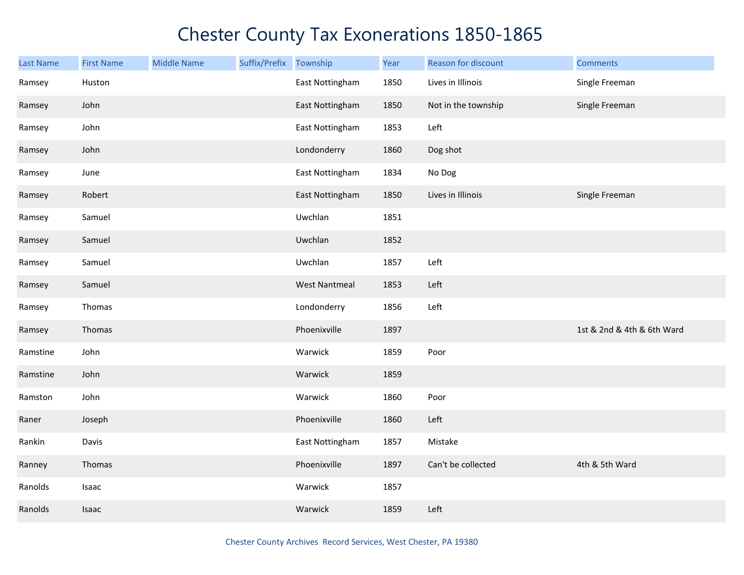# Chester County Tax Exonerations 1850-1865

| Last Name | First Name | Middle Name | Suffix/Prefix | Township | Year | Reason for discount | Comments |
|---|---|---|---|---|---|---|---|
| Ramsey | Huston | | | East Nottingham | 1850 | Lives in Illinois | Single Freeman |
| Ramsey | John | | | East Nottingham | 1850 | Not in the township | Single Freeman |
| Ramsey | John | | | East Nottingham | 1853 | Left | |
| Ramsey | John | | | Londonderry | 1860 | Dog shot | |
| Ramsey | June | | | East Nottingham | 1834 | No Dog | |
| Ramsey | Robert | | | East Nottingham | 1850 | Lives in Illinois | Single Freeman |
| Ramsey | Samuel | | | Uwchlan | 1851 | | |
| Ramsey | Samuel | | | Uwchlan | 1852 | | |
| Ramsey | Samuel | | | Uwchlan | 1857 | Left | |
| Ramsey | Samuel | | | West Nantmeal | 1853 | Left | |
| Ramsey | Thomas | | | Londonderry | 1856 | Left | |
| Ramsey | Thomas | | | Phoenixville | 1897 | | 1st & 2nd & 4th & 6th Ward |
| Ramstine | John | | | Warwick | 1859 | Poor | |
| Ramstine | John | | | Warwick | 1859 | | |
| Ramston | John | | | Warwick | 1860 | Poor | |
| Raner | Joseph | | | Phoenixville | 1860 | Left | |
| Rankin | Davis | | | East Nottingham | 1857 | Mistake | |
| Ranney | Thomas | | | Phoenixville | 1897 | Can't be collected | 4th & 5th Ward |
| Ranolds | Isaac | | | Warwick | 1857 | | |
| Ranolds | Isaac | | | Warwick | 1859 | Left | |

Chester County Archives Record Services, West Chester, PA 19380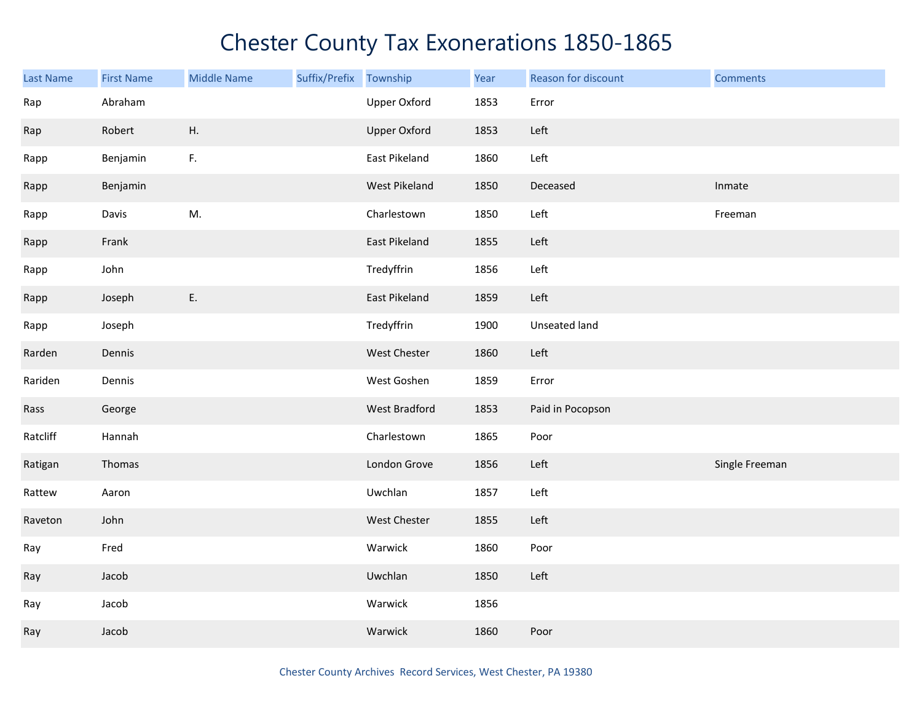# Chester County Tax Exonerations 1850-1865

| Last Name | First Name | Middle Name | Suffix/Prefix | Township | Year | Reason for discount | Comments |
|---|---|---|---|---|---|---|---|
| Rap | Abraham | | | Upper Oxford | 1853 | Error | |
| Rap | Robert | H. | | Upper Oxford | 1853 | Left | |
| Rapp | Benjamin | F. | | East Pikeland | 1860 | Left | |
| Rapp | Benjamin | | | West Pikeland | 1850 | Deceased | Inmate |
| Rapp | Davis | M. | | Charlestown | 1850 | Left | Freeman |
| Rapp | Frank | | | East Pikeland | 1855 | Left | |
| Rapp | John | | | Tredyffrin | 1856 | Left | |
| Rapp | Joseph | E. | | East Pikeland | 1859 | Left | |
| Rapp | Joseph | | | Tredyffrin | 1900 | Unseated land | |
| Rarden | Dennis | | | West Chester | 1860 | Left | |
| Rariden | Dennis | | | West Goshen | 1859 | Error | |
| Rass | George | | | West Bradford | 1853 | Paid in Pocopson | |
| Ratcliff | Hannah | | | Charlestown | 1865 | Poor | |
| Ratigan | Thomas | | | London Grove | 1856 | Left | Single Freeman |
| Rattew | Aaron | | | Uwchlan | 1857 | Left | |
| Raveton | John | | | West Chester | 1855 | Left | |
| Ray | Fred | | | Warwick | 1860 | Poor | |
| Ray | Jacob | | | Uwchlan | 1850 | Left | |
| Ray | Jacob | | | Warwick | 1856 | | |
| Ray | Jacob | | | Warwick | 1860 | Poor | |

Chester County Archives Record Services, West Chester, PA 19380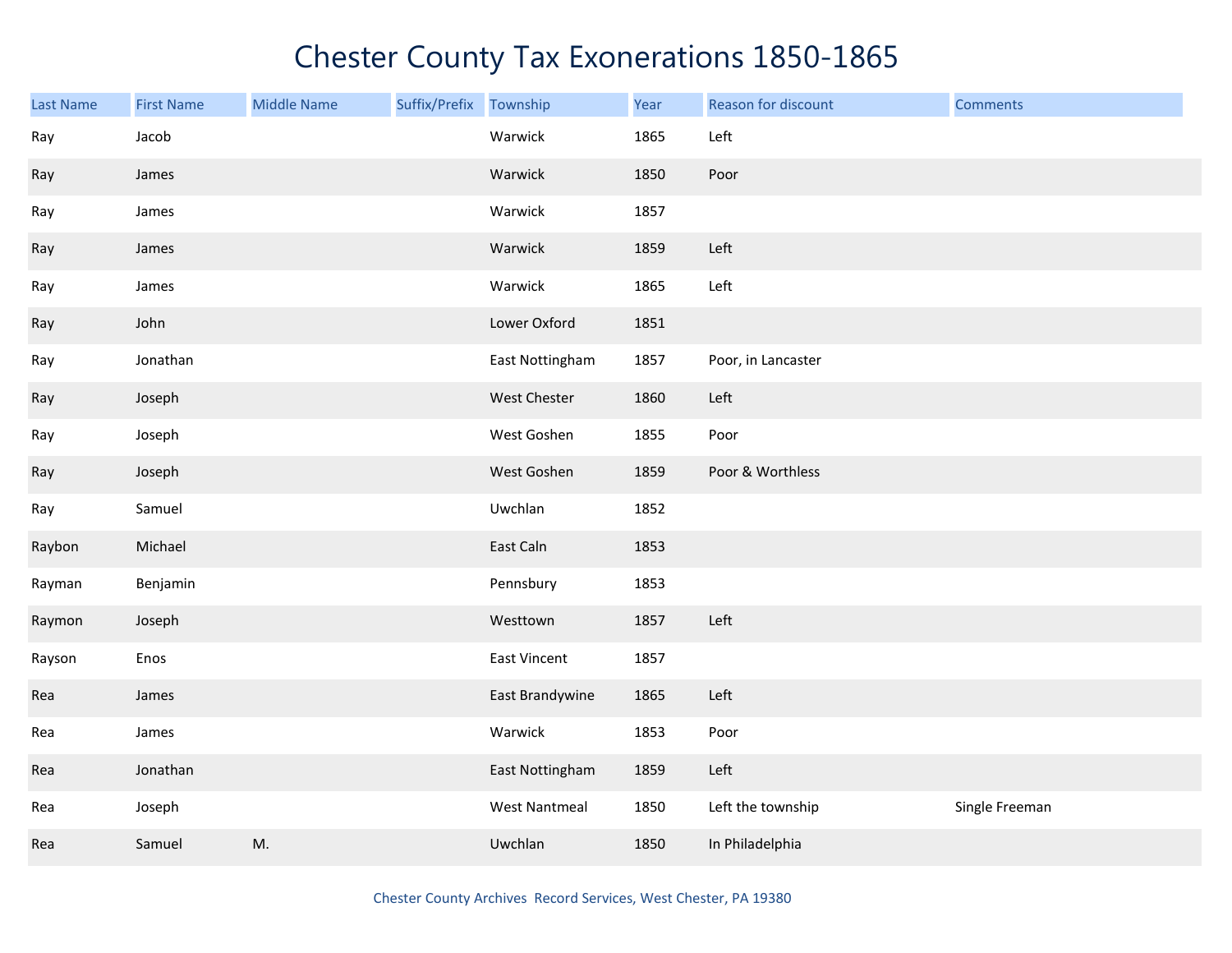# Chester County Tax Exonerations 1850-1865

| Last Name | First Name | Middle Name | Suffix/Prefix | Township | Year | Reason for discount | Comments |
|---|---|---|---|---|---|---|---|
| Ray | Jacob | | | Warwick | 1865 | Left | |
| Ray | James | | | Warwick | 1850 | Poor | |
| Ray | James | | | Warwick | 1857 | | |
| Ray | James | | | Warwick | 1859 | Left | |
| Ray | James | | | Warwick | 1865 | Left | |
| Ray | John | | | Lower Oxford | 1851 | | |
| Ray | Jonathan | | | East Nottingham | 1857 | Poor, in Lancaster | |
| Ray | Joseph | | | West Chester | 1860 | Left | |
| Ray | Joseph | | | West Goshen | 1855 | Poor | |
| Ray | Joseph | | | West Goshen | 1859 | Poor & Worthless | |
| Ray | Samuel | | | Uwchlan | 1852 | | |
| Raybon | Michael | | | East Caln | 1853 | | |
| Rayman | Benjamin | | | Pennsbury | 1853 | | |
| Raymon | Joseph | | | Westtown | 1857 | Left | |
| Rayson | Enos | | | East Vincent | 1857 | | |
| Rea | James | | | East Brandywine | 1865 | Left | |
| Rea | James | | | Warwick | 1853 | Poor | |
| Rea | Jonathan | | | East Nottingham | 1859 | Left | |
| Rea | Joseph | | | West Nantmeal | 1850 | Left the township | Single Freeman |
| Rea | Samuel | M. | | Uwchlan | 1850 | In Philadelphia | |

Chester County Archives Record Services, West Chester, PA 19380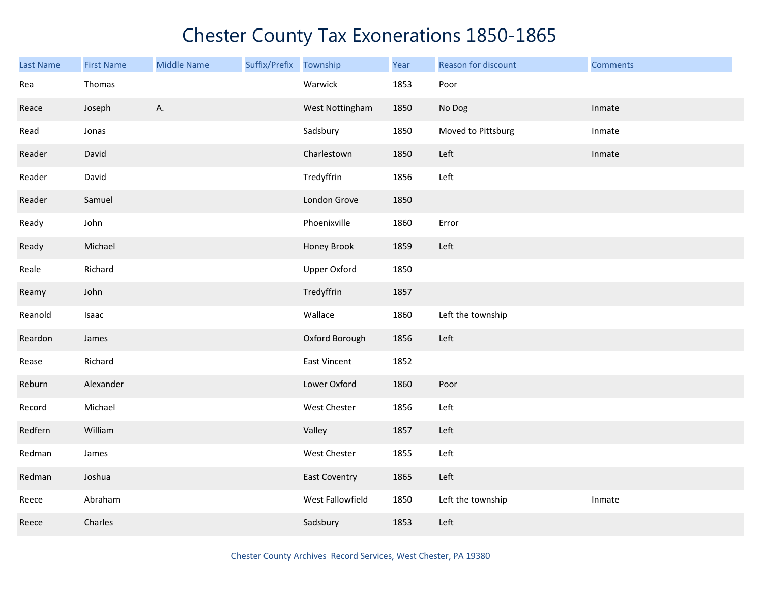# Chester County Tax Exonerations 1850-1865

| Last Name | First Name | Middle Name | Suffix/Prefix | Township | Year | Reason for discount | Comments |
|---|---|---|---|---|---|---|---|
| Rea | Thomas | | | Warwick | 1853 | Poor | |
| Reace | Joseph | A. | | West Nottingham | 1850 | No Dog | Inmate |
| Read | Jonas | | | Sadsbury | 1850 | Moved to Pittsburg | Inmate |
| Reader | David | | | Charlestown | 1850 | Left | Inmate |
| Reader | David | | | Tredyffrin | 1856 | Left | |
| Reader | Samuel | | | London Grove | 1850 | | |
| Ready | John | | | Phoenixville | 1860 | Error | |
| Ready | Michael | | | Honey Brook | 1859 | Left | |
| Reale | Richard | | | Upper Oxford | 1850 | | |
| Reamy | John | | | Tredyffrin | 1857 | | |
| Reanold | Isaac | | | Wallace | 1860 | Left the township | |
| Reardon | James | | | Oxford Borough | 1856 | Left | |
| Rease | Richard | | | East Vincent | 1852 | | |
| Reburn | Alexander | | | Lower Oxford | 1860 | Poor | |
| Record | Michael | | | West Chester | 1856 | Left | |
| Redfern | William | | | Valley | 1857 | Left | |
| Redman | James | | | West Chester | 1855 | Left | |
| Redman | Joshua | | | East Coventry | 1865 | Left | |
| Reece | Abraham | | | West Fallowfield | 1850 | Left the township | Inmate |
| Reece | Charles | | | Sadsbury | 1853 | Left | |

Chester County Archives Record Services, West Chester, PA 19380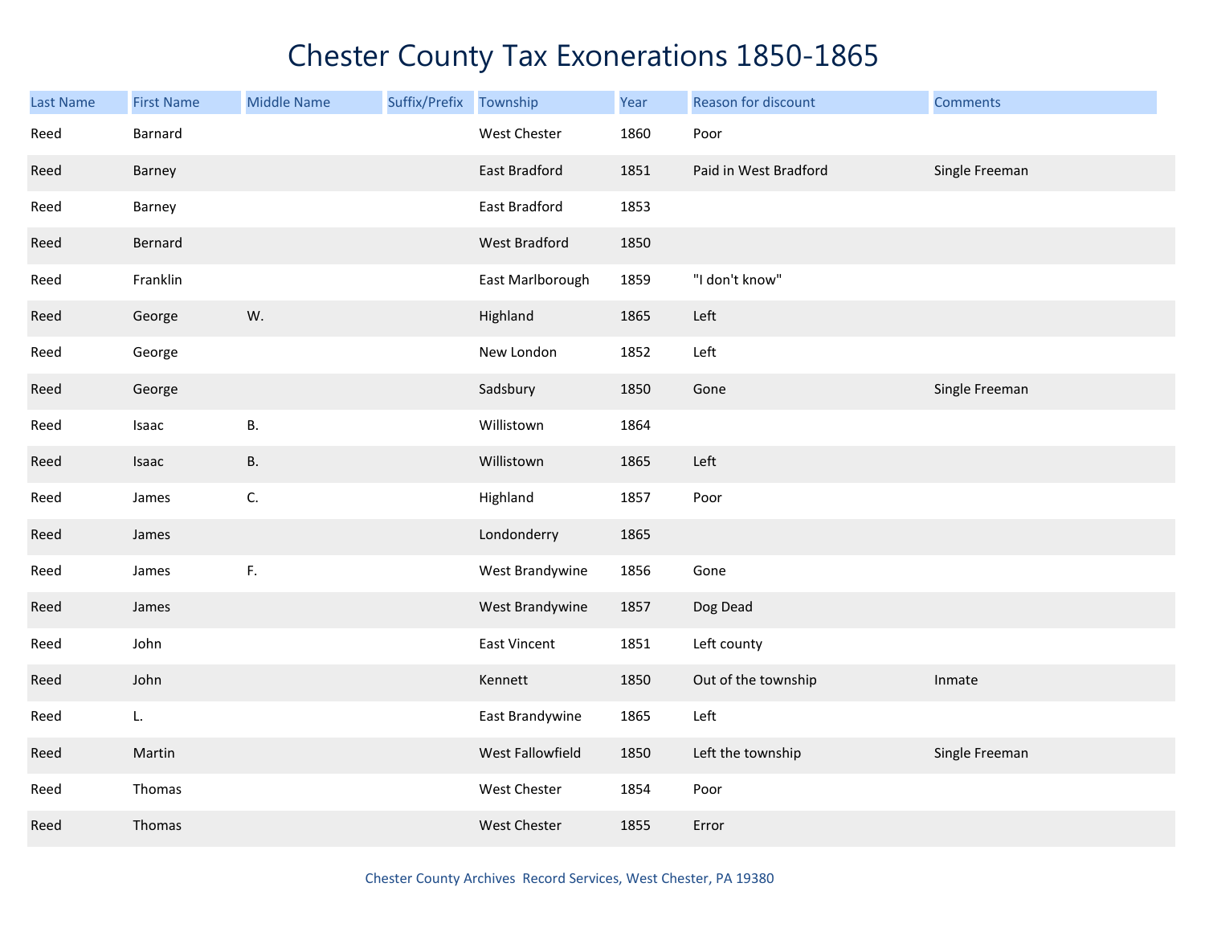# Chester County Tax Exonerations 1850-1865

| Last Name | First Name | Middle Name | Suffix/Prefix | Township | Year | Reason for discount | Comments |
|---|---|---|---|---|---|---|---|
| Reed | Barnard | | | West Chester | 1860 | Poor | |
| Reed | Barney | | | East Bradford | 1851 | Paid in West Bradford | Single Freeman |
| Reed | Barney | | | East Bradford | 1853 | | |
| Reed | Bernard | | | West Bradford | 1850 | | |
| Reed | Franklin | | | East Marlborough | 1859 | "I don't know" | |
| Reed | George | W. | | Highland | 1865 | Left | |
| Reed | George | | | New London | 1852 | Left | |
| Reed | George | | | Sadsbury | 1850 | Gone | Single Freeman |
| Reed | Isaac | B. | | Willistown | 1864 | | |
| Reed | Isaac | B. | | Willistown | 1865 | Left | |
| Reed | James | C. | | Highland | 1857 | Poor | |
| Reed | James | | | Londonderry | 1865 | | |
| Reed | James | F. | | West Brandywine | 1856 | Gone | |
| Reed | James | | | West Brandywine | 1857 | Dog Dead | |
| Reed | John | | | East Vincent | 1851 | Left county | |
| Reed | John | | | Kennett | 1850 | Out of the township | Inmate |
| Reed | L. | | | East Brandywine | 1865 | Left | |
| Reed | Martin | | | West Fallowfield | 1850 | Left the township | Single Freeman |
| Reed | Thomas | | | West Chester | 1854 | Poor | |
| Reed | Thomas | | | West Chester | 1855 | Error | |

Chester County Archives Record Services, West Chester, PA 19380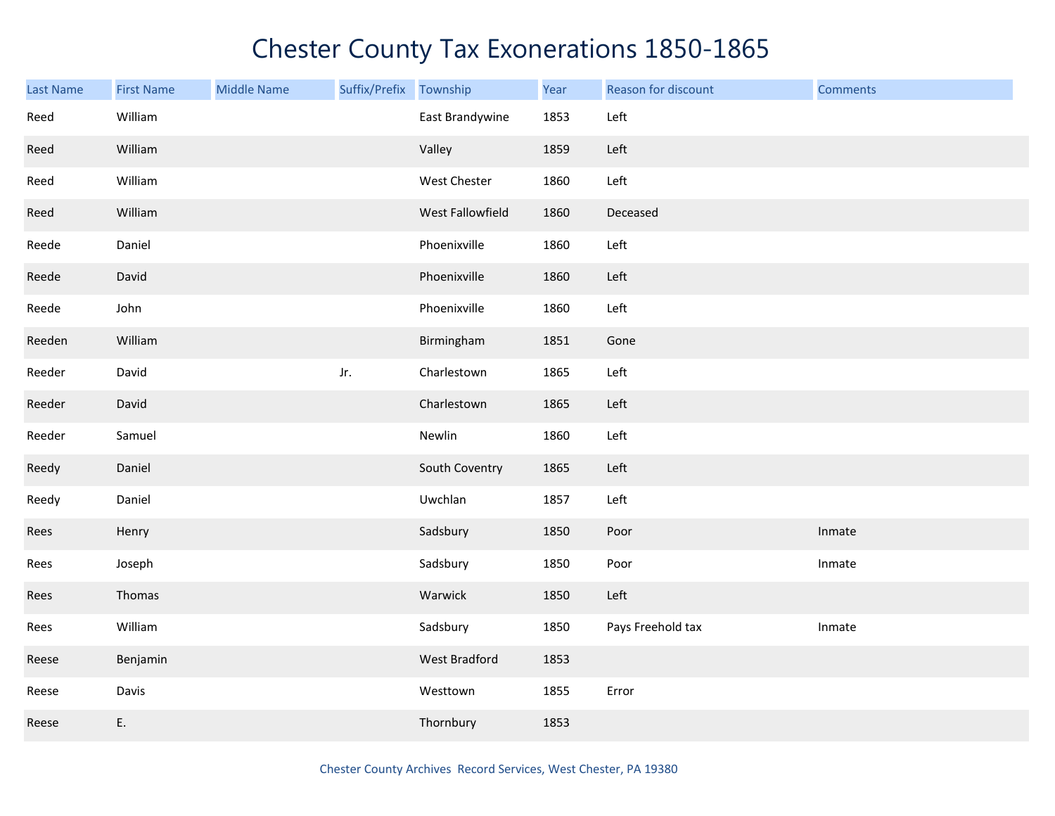# Chester County Tax Exonerations 1850-1865

| Last Name | First Name | Middle Name | Suffix/Prefix | Township | Year | Reason for discount | Comments |
|---|---|---|---|---|---|---|---|
| Reed | William | | | East Brandywine | 1853 | Left | |
| Reed | William | | | Valley | 1859 | Left | |
| Reed | William | | | West Chester | 1860 | Left | |
| Reed | William | | | West Fallowfield | 1860 | Deceased | |
| Reede | Daniel | | | Phoenixville | 1860 | Left | |
| Reede | David | | | Phoenixville | 1860 | Left | |
| Reede | John | | | Phoenixville | 1860 | Left | |
| Reeden | William | | | Birmingham | 1851 | Gone | |
| Reeder | David | | Jr. | Charlestown | 1865 | Left | |
| Reeder | David | | | Charlestown | 1865 | Left | |
| Reeder | Samuel | | | Newlin | 1860 | Left | |
| Reedy | Daniel | | | South Coventry | 1865 | Left | |
| Reedy | Daniel | | | Uwchlan | 1857 | Left | |
| Rees | Henry | | | Sadsbury | 1850 | Poor | Inmate |
| Rees | Joseph | | | Sadsbury | 1850 | Poor | Inmate |
| Rees | Thomas | | | Warwick | 1850 | Left | |
| Rees | William | | | Sadsbury | 1850 | Pays Freehold tax | Inmate |
| Reese | Benjamin | | | West Bradford | 1853 | | |
| Reese | Davis | | | Westtown | 1855 | Error | |
| Reese | E. | | | Thornbury | 1853 | | |

Chester County Archives Record Services, West Chester, PA 19380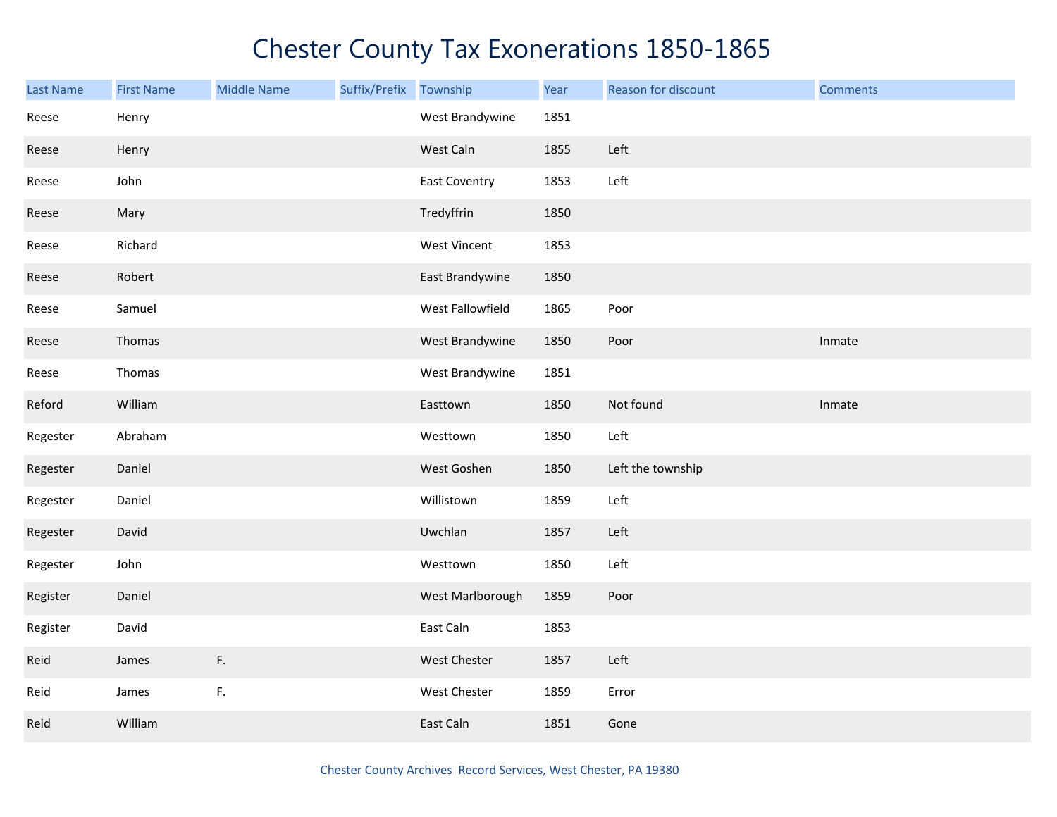# Chester County Tax Exonerations 1850-1865

| Last Name | First Name | Middle Name | Suffix/Prefix | Township | Year | Reason for discount | Comments |
|---|---|---|---|---|---|---|---|
| Reese | Henry | | | West Brandywine | 1851 | | |
| Reese | Henry | | | West Caln | 1855 | Left | |
| Reese | John | | | East Coventry | 1853 | Left | |
| Reese | Mary | | | Tredyffrin | 1850 | | |
| Reese | Richard | | | West Vincent | 1853 | | |
| Reese | Robert | | | East Brandywine | 1850 | | |
| Reese | Samuel | | | West Fallowfield | 1865 | Poor | |
| Reese | Thomas | | | West Brandywine | 1850 | Poor | Inmate |
| Reese | Thomas | | | West Brandywine | 1851 | | |
| Reford | William | | | Easttown | 1850 | Not found | Inmate |
| Regester | Abraham | | | Westtown | 1850 | Left | |
| Regester | Daniel | | | West Goshen | 1850 | Left the township | |
| Regester | Daniel | | | Willistown | 1859 | Left | |
| Regester | David | | | Uwchlan | 1857 | Left | |
| Regester | John | | | Westtown | 1850 | Left | |
| Register | Daniel | | | West Marlborough | 1859 | Poor | |
| Register | David | | | East Caln | 1853 | | |
| Reid | James | F. | | West Chester | 1857 | Left | |
| Reid | James | F. | | West Chester | 1859 | Error | |
| Reid | William | | | East Caln | 1851 | Gone | |

Chester County Archives Record Services, West Chester, PA 19380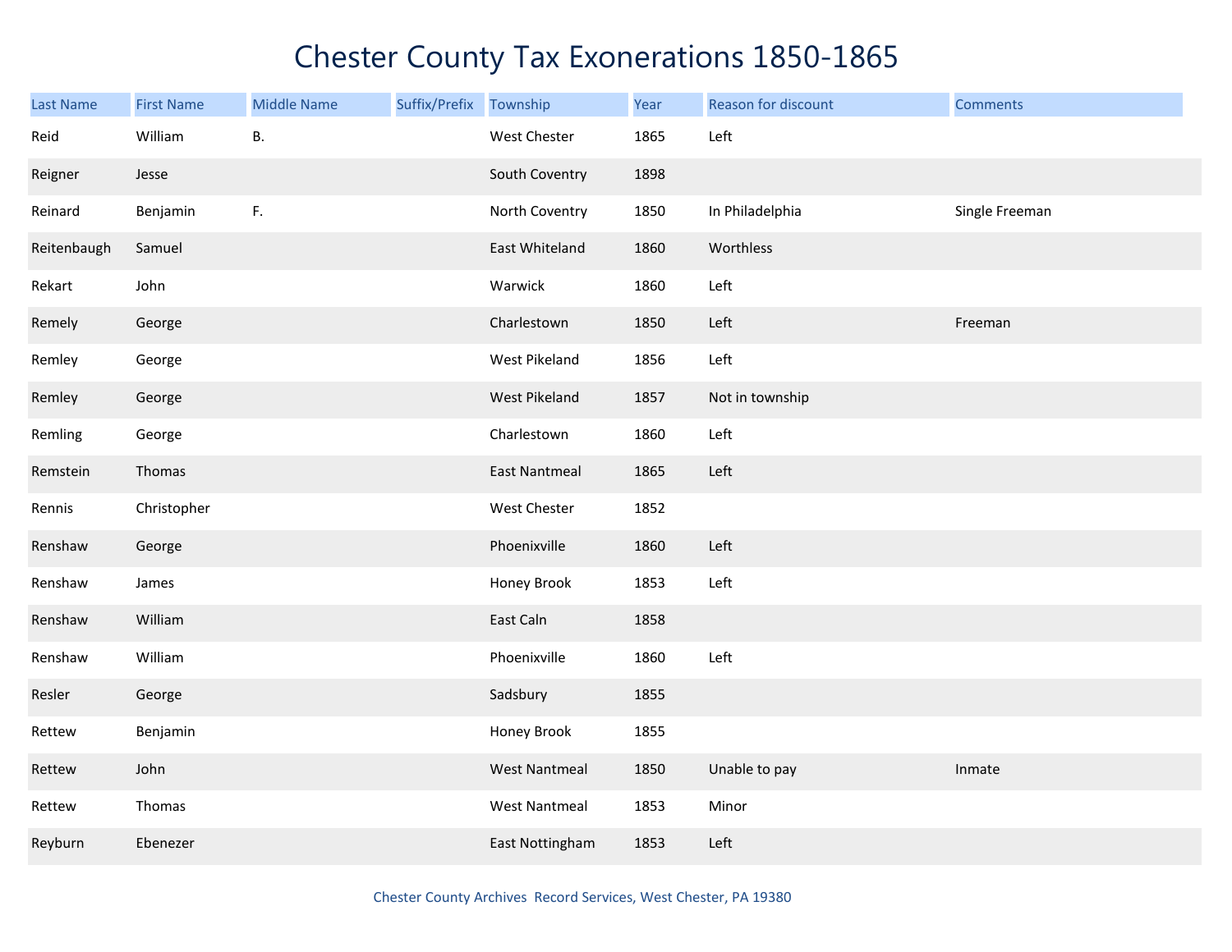# Chester County Tax Exonerations 1850-1865

| Last Name | First Name | Middle Name | Suffix/Prefix | Township | Year | Reason for discount | Comments |
|---|---|---|---|---|---|---|---|
| Reid | William | B. | | West Chester | 1865 | Left | |
| Reigner | Jesse | | | South Coventry | 1898 | | |
| Reinard | Benjamin | F. | | North Coventry | 1850 | In Philadelphia | Single Freeman |
| Reitenbaugh | Samuel | | | East Whiteland | 1860 | Worthless | |
| Rekart | John | | | Warwick | 1860 | Left | |
| Remely | George | | | Charlestown | 1850 | Left | Freeman |
| Remley | George | | | West Pikeland | 1856 | Left | |
| Remley | George | | | West Pikeland | 1857 | Not in township | |
| Remling | George | | | Charlestown | 1860 | Left | |
| Remstein | Thomas | | | East Nantmeal | 1865 | Left | |
| Rennis | Christopher | | | West Chester | 1852 | | |
| Renshaw | George | | | Phoenixville | 1860 | Left | |
| Renshaw | James | | | Honey Brook | 1853 | Left | |
| Renshaw | William | | | East Caln | 1858 | | |
| Renshaw | William | | | Phoenixville | 1860 | Left | |
| Resler | George | | | Sadsbury | 1855 | | |
| Rettew | Benjamin | | | Honey Brook | 1855 | | |
| Rettew | John | | | West Nantmeal | 1850 | Unable to pay | Inmate |
| Rettew | Thomas | | | West Nantmeal | 1853 | Minor | |
| Reyburn | Ebenezer | | | East Nottingham | 1853 | Left | |

Chester County Archives Record Services, West Chester, PA 19380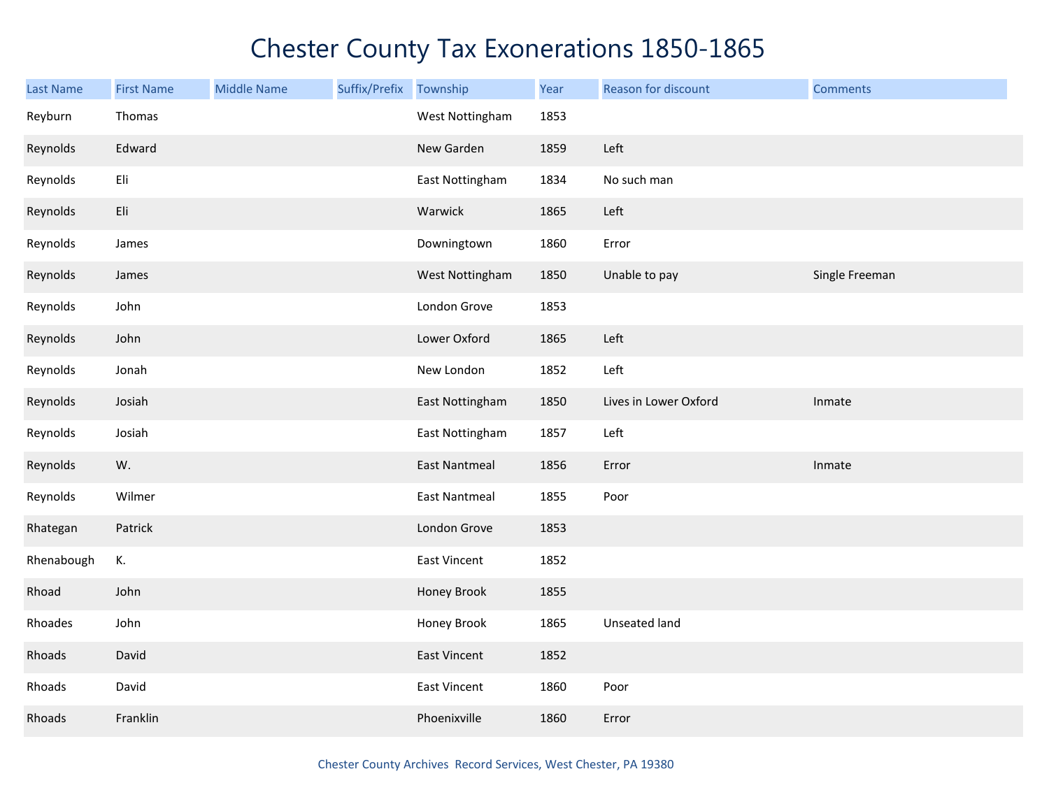# Chester County Tax Exonerations 1850-1865

| Last Name | First Name | Middle Name | Suffix/Prefix | Township | Year | Reason for discount | Comments |
|---|---|---|---|---|---|---|---|
| Reyburn | Thomas | | | West Nottingham | 1853 | | |
| Reynolds | Edward | | | New Garden | 1859 | Left | |
| Reynolds | Eli | | | East Nottingham | 1834 | No such man | |
| Reynolds | Eli | | | Warwick | 1865 | Left | |
| Reynolds | James | | | Downingtown | 1860 | Error | |
| Reynolds | James | | | West Nottingham | 1850 | Unable to pay | Single Freeman |
| Reynolds | John | | | London Grove | 1853 | | |
| Reynolds | John | | | Lower Oxford | 1865 | Left | |
| Reynolds | Jonah | | | New London | 1852 | Left | |
| Reynolds | Josiah | | | East Nottingham | 1850 | Lives in Lower Oxford | Inmate |
| Reynolds | Josiah | | | East Nottingham | 1857 | Left | |
| Reynolds | W. | | | East Nantmeal | 1856 | Error | Inmate |
| Reynolds | Wilmer | | | East Nantmeal | 1855 | Poor | |
| Rhategan | Patrick | | | London Grove | 1853 | | |
| Rhenabough | K. | | | East Vincent | 1852 | | |
| Rhoad | John | | | Honey Brook | 1855 | | |
| Rhoades | John | | | Honey Brook | 1865 | Unseated land | |
| Rhoads | David | | | East Vincent | 1852 | | |
| Rhoads | David | | | East Vincent | 1860 | Poor | |
| Rhoads | Franklin | | | Phoenixville | 1860 | Error | |

Chester County Archives Record Services, West Chester, PA 19380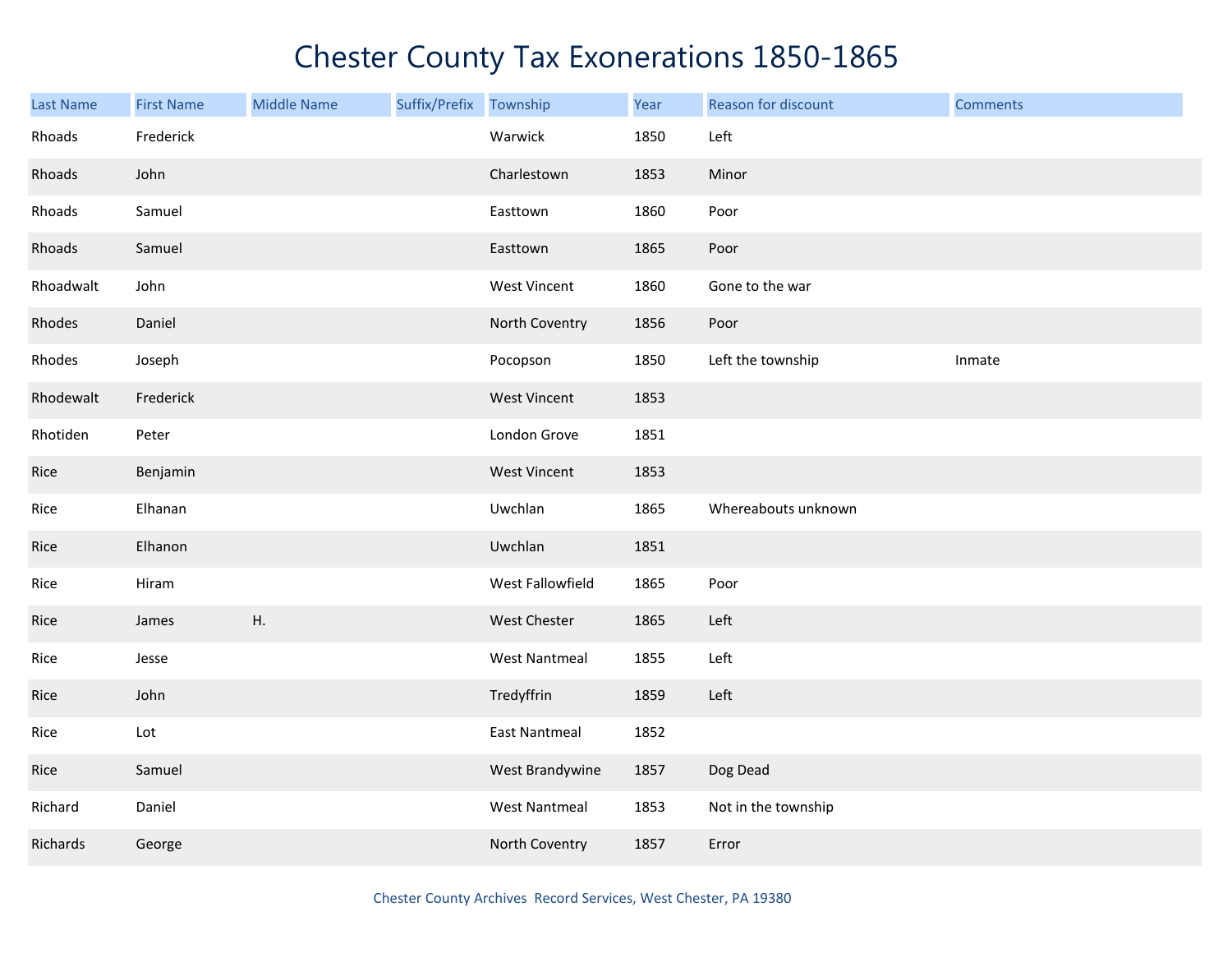# Chester County Tax Exonerations 1850-1865

| Last Name | First Name | Middle Name | Suffix/Prefix | Township | Year | Reason for discount | Comments |
|---|---|---|---|---|---|---|---|
| Rhoads | Frederick | | | Warwick | 1850 | Left | |
| Rhoads | John | | | Charlestown | 1853 | Minor | |
| Rhoads | Samuel | | | Easttown | 1860 | Poor | |
| Rhoads | Samuel | | | Easttown | 1865 | Poor | |
| Rhoadwalt | John | | | West Vincent | 1860 | Gone to the war | |
| Rhodes | Daniel | | | North Coventry | 1856 | Poor | |
| Rhodes | Joseph | | | Pocopson | 1850 | Left the township | Inmate |
| Rhodewalt | Frederick | | | West Vincent | 1853 | | |
| Rhotiden | Peter | | | London Grove | 1851 | | |
| Rice | Benjamin | | | West Vincent | 1853 | | |
| Rice | Elhanan | | | Uwchlan | 1865 | Whereabouts unknown | |
| Rice | Elhanon | | | Uwchlan | 1851 | | |
| Rice | Hiram | | | West Fallowfield | 1865 | Poor | |
| Rice | James | H. | | West Chester | 1865 | Left | |
| Rice | Jesse | | | West Nantmeal | 1855 | Left | |
| Rice | John | | | Tredyffrin | 1859 | Left | |
| Rice | Lot | | | East Nantmeal | 1852 | | |
| Rice | Samuel | | | West Brandywine | 1857 | Dog Dead | |
| Richard | Daniel | | | West Nantmeal | 1853 | Not in the township | |
| Richards | George | | | North Coventry | 1857 | Error | |

Chester County Archives Record Services, West Chester, PA 19380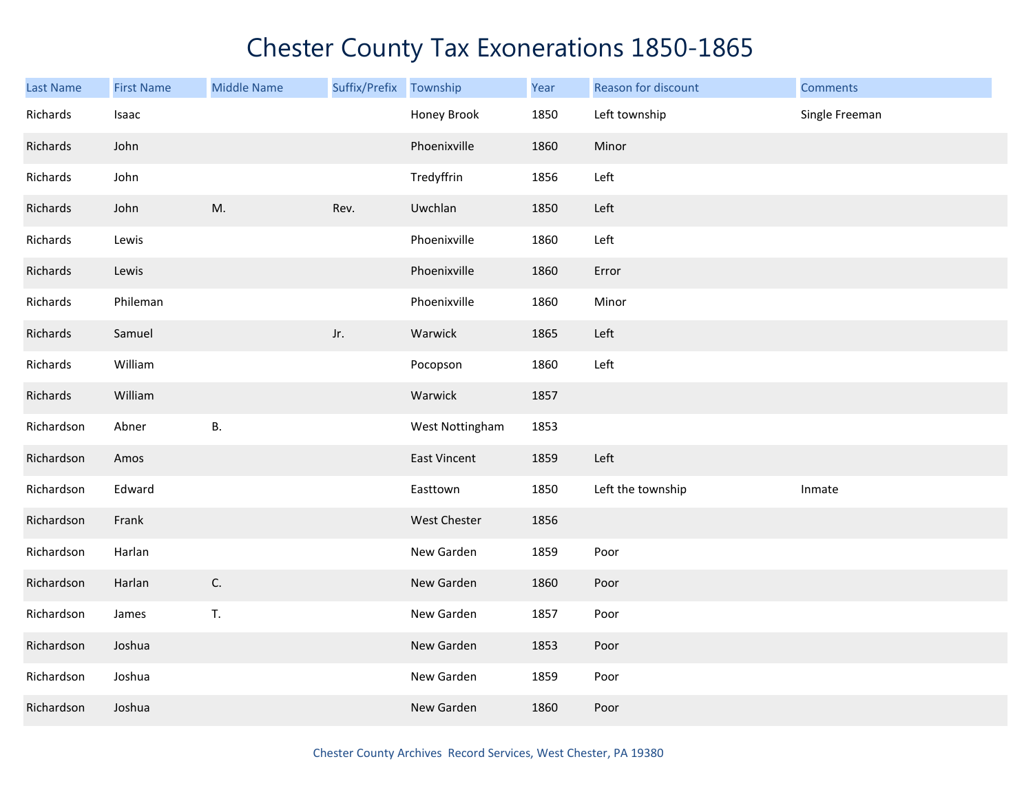# Chester County Tax Exonerations 1850-1865

| Last Name | First Name | Middle Name | Suffix/Prefix | Township | Year | Reason for discount | Comments |
|---|---|---|---|---|---|---|---|
| Richards | Isaac | | | Honey Brook | 1850 | Left township | Single Freeman |
| Richards | John | | | Phoenixville | 1860 | Minor | |
| Richards | John | | | Tredyffrin | 1856 | Left | |
| Richards | John | M. | Rev. | Uwchlan | 1850 | Left | |
| Richards | Lewis | | | Phoenixville | 1860 | Left | |
| Richards | Lewis | | | Phoenixville | 1860 | Error | |
| Richards | Phileman | | | Phoenixville | 1860 | Minor | |
| Richards | Samuel | | Jr. | Warwick | 1865 | Left | |
| Richards | William | | | Pocopson | 1860 | Left | |
| Richards | William | | | Warwick | 1857 | | |
| Richardson | Abner | B. | | West Nottingham | 1853 | | |
| Richardson | Amos | | | East Vincent | 1859 | Left | |
| Richardson | Edward | | | Easttown | 1850 | Left the township | Inmate |
| Richardson | Frank | | | West Chester | 1856 | | |
| Richardson | Harlan | | | New Garden | 1859 | Poor | |
| Richardson | Harlan | C. | | New Garden | 1860 | Poor | |
| Richardson | James | T. | | New Garden | 1857 | Poor | |
| Richardson | Joshua | | | New Garden | 1853 | Poor | |
| Richardson | Joshua | | | New Garden | 1859 | Poor | |
| Richardson | Joshua | | | New Garden | 1860 | Poor | |

Chester County Archives Record Services, West Chester, PA 19380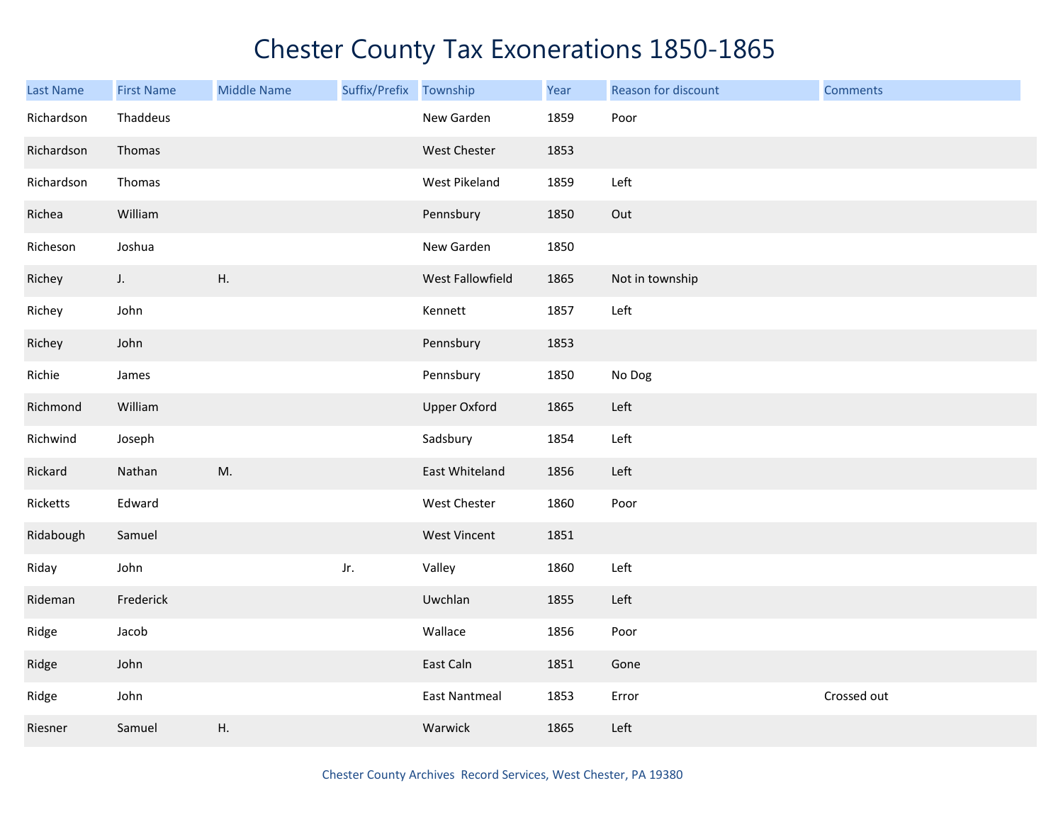# Chester County Tax Exonerations 1850-1865

| Last Name | First Name | Middle Name | Suffix/Prefix | Township | Year | Reason for discount | Comments |
|---|---|---|---|---|---|---|---|
| Richardson | Thaddeus | | | New Garden | 1859 | Poor | |
| Richardson | Thomas | | | West Chester | 1853 | | |
| Richardson | Thomas | | | West Pikeland | 1859 | Left | |
| Richea | William | | | Pennsbury | 1850 | Out | |
| Richeson | Joshua | | | New Garden | 1850 | | |
| Richey | J. | H. | | West Fallowfield | 1865 | Not in township | |
| Richey | John | | | Kennett | 1857 | Left | |
| Richey | John | | | Pennsbury | 1853 | | |
| Richie | James | | | Pennsbury | 1850 | No Dog | |
| Richmond | William | | | Upper Oxford | 1865 | Left | |
| Richwind | Joseph | | | Sadsbury | 1854 | Left | |
| Rickard | Nathan | M. | | East Whiteland | 1856 | Left | |
| Ricketts | Edward | | | West Chester | 1860 | Poor | |
| Ridabough | Samuel | | | West Vincent | 1851 | | |
| Riday | John | | Jr. | Valley | 1860 | Left | |
| Rideman | Frederick | | | Uwchlan | 1855 | Left | |
| Ridge | Jacob | | | Wallace | 1856 | Poor | |
| Ridge | John | | | East Caln | 1851 | Gone | |
| Ridge | John | | | East Nantmeal | 1853 | Error | Crossed out |
| Riesner | Samuel | H. | | Warwick | 1865 | Left | |

Chester County Archives Record Services, West Chester, PA 19380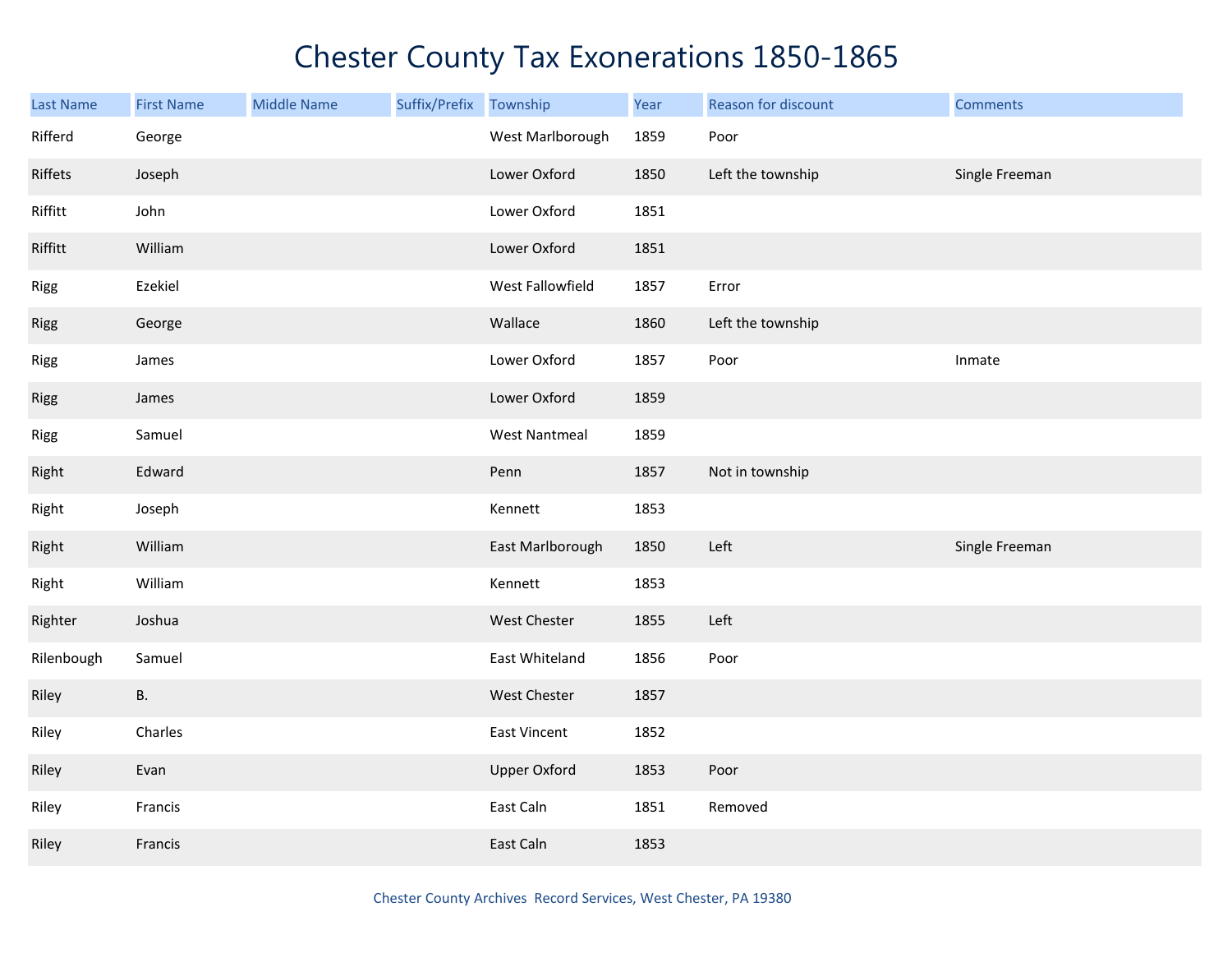# Chester County Tax Exonerations 1850-1865

| Last Name | First Name | Middle Name | Suffix/Prefix | Township | Year | Reason for discount | Comments |
|---|---|---|---|---|---|---|---|
| Rifferd | George | | | West Marlborough | 1859 | Poor | |
| Riffets | Joseph | | | Lower Oxford | 1850 | Left the township | Single Freeman |
| Riffitt | John | | | Lower Oxford | 1851 | | |
| Riffitt | William | | | Lower Oxford | 1851 | | |
| Rigg | Ezekiel | | | West Fallowfield | 1857 | Error | |
| Rigg | George | | | Wallace | 1860 | Left the township | |
| Rigg | James | | | Lower Oxford | 1857 | Poor | Inmate |
| Rigg | James | | | Lower Oxford | 1859 | | |
| Rigg | Samuel | | | West Nantmeal | 1859 | | |
| Right | Edward | | | Penn | 1857 | Not in township | |
| Right | Joseph | | | Kennett | 1853 | | |
| Right | William | | | East Marlborough | 1850 | Left | Single Freeman |
| Right | William | | | Kennett | 1853 | | |
| Righter | Joshua | | | West Chester | 1855 | Left | |
| Rilenbough | Samuel | | | East Whiteland | 1856 | Poor | |
| Riley | B. | | | West Chester | 1857 | | |
| Riley | Charles | | | East Vincent | 1852 | | |
| Riley | Evan | | | Upper Oxford | 1853 | Poor | |
| Riley | Francis | | | East Caln | 1851 | Removed | |
| Riley | Francis | | | East Caln | 1853 | | |

Chester County Archives Record Services, West Chester, PA 19380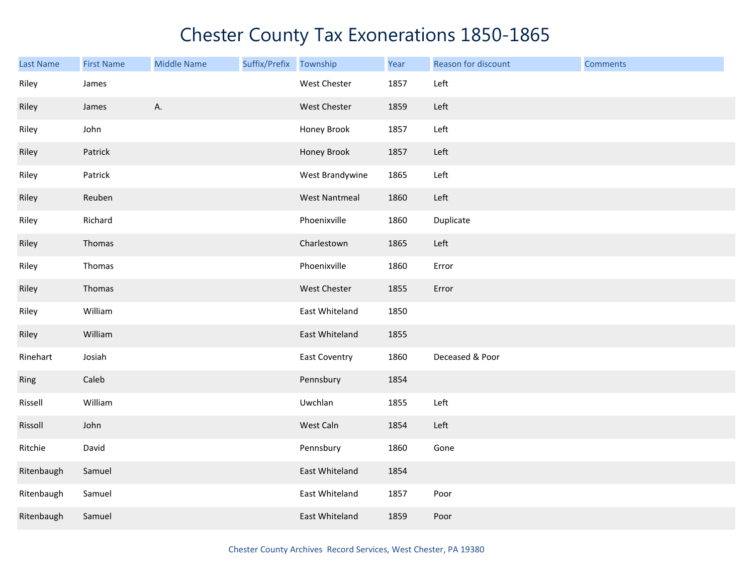# Chester County Tax Exonerations 1850-1865

| Last Name | First Name | Middle Name | Suffix/Prefix | Township | Year | Reason for discount | Comments |
|---|---|---|---|---|---|---|---|
| Riley | James | | | West Chester | 1857 | Left | |
| Riley | James | A. | | West Chester | 1859 | Left | |
| Riley | John | | | Honey Brook | 1857 | Left | |
| Riley | Patrick | | | Honey Brook | 1857 | Left | |
| Riley | Patrick | | | West Brandywine | 1865 | Left | |
| Riley | Reuben | | | West Nantmeal | 1860 | Left | |
| Riley | Richard | | | Phoenixville | 1860 | Duplicate | |
| Riley | Thomas | | | Charlestown | 1865 | Left | |
| Riley | Thomas | | | Phoenixville | 1860 | Error | |
| Riley | Thomas | | | West Chester | 1855 | Error | |
| Riley | William | | | East Whiteland | 1850 | | |
| Riley | William | | | East Whiteland | 1855 | | |
| Rinehart | Josiah | | | East Coventry | 1860 | Deceased & Poor | |
| Ring | Caleb | | | Pennsbury | 1854 | | |
| Rissell | William | | | Uwchlan | 1855 | Left | |
| Rissoll | John | | | West Caln | 1854 | Left | |
| Ritchie | David | | | Pennsbury | 1860 | Gone | |
| Ritenbaugh | Samuel | | | East Whiteland | 1854 | | |
| Ritenbaugh | Samuel | | | East Whiteland | 1857 | Poor | |
| Ritenbaugh | Samuel | | | East Whiteland | 1859 | Poor | |

Chester County Archives Record Services, West Chester, PA 19380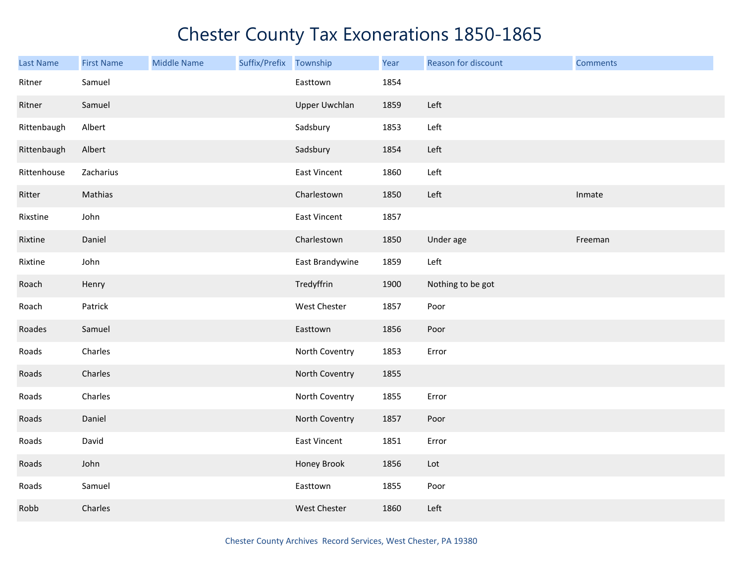# Chester County Tax Exonerations 1850-1865

| Last Name | First Name | Middle Name | Suffix/Prefix | Township | Year | Reason for discount | Comments |
|---|---|---|---|---|---|---|---|
| Ritner | Samuel | | | Easttown | 1854 | | |
| Ritner | Samuel | | | Upper Uwchlan | 1859 | Left | |
| Rittenbaugh | Albert | | | Sadsbury | 1853 | Left | |
| Rittenbaugh | Albert | | | Sadsbury | 1854 | Left | |
| Rittenhouse | Zacharius | | | East Vincent | 1860 | Left | |
| Ritter | Mathias | | | Charlestown | 1850 | Left | Inmate |
| Rixstine | John | | | East Vincent | 1857 | | |
| Rixtine | Daniel | | | Charlestown | 1850 | Under age | Freeman |
| Rixtine | John | | | East Brandywine | 1859 | Left | |
| Roach | Henry | | | Tredyffrin | 1900 | Nothing to be got | |
| Roach | Patrick | | | West Chester | 1857 | Poor | |
| Roades | Samuel | | | Easttown | 1856 | Poor | |
| Roads | Charles | | | North Coventry | 1853 | Error | |
| Roads | Charles | | | North Coventry | 1855 | | |
| Roads | Charles | | | North Coventry | 1855 | Error | |
| Roads | Daniel | | | North Coventry | 1857 | Poor | |
| Roads | David | | | East Vincent | 1851 | Error | |
| Roads | John | | | Honey Brook | 1856 | Lot | |
| Roads | Samuel | | | Easttown | 1855 | Poor | |
| Robb | Charles | | | West Chester | 1860 | Left | |

Chester County Archives Record Services, West Chester, PA 19380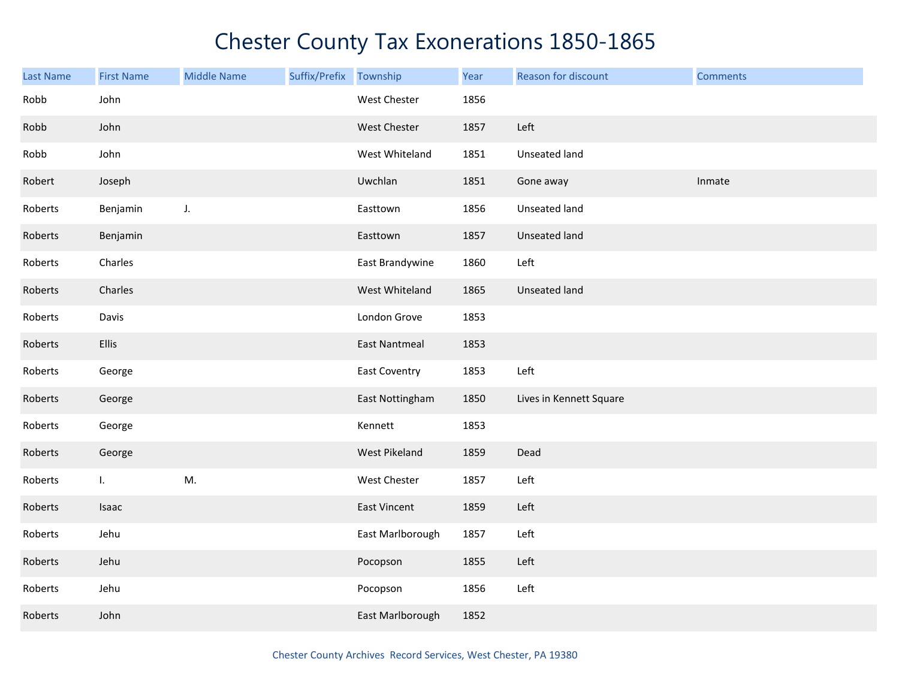# Chester County Tax Exonerations 1850-1865

| Last Name | First Name | Middle Name | Suffix/Prefix | Township | Year | Reason for discount | Comments |
|---|---|---|---|---|---|---|---|
| Robb | John | | | West Chester | 1856 | | |
| Robb | John | | | West Chester | 1857 | Left | |
| Robb | John | | | West Whiteland | 1851 | Unseated land | |
| Robert | Joseph | | | Uwchlan | 1851 | Gone away | Inmate |
| Roberts | Benjamin | J. | | Easttown | 1856 | Unseated land | |
| Roberts | Benjamin | | | Easttown | 1857 | Unseated land | |
| Roberts | Charles | | | East Brandywine | 1860 | Left | |
| Roberts | Charles | | | West Whiteland | 1865 | Unseated land | |
| Roberts | Davis | | | London Grove | 1853 | | |
| Roberts | Ellis | | | East Nantmeal | 1853 | | |
| Roberts | George | | | East Coventry | 1853 | Left | |
| Roberts | George | | | East Nottingham | 1850 | Lives in Kennett Square | |
| Roberts | George | | | Kennett | 1853 | | |
| Roberts | George | | | West Pikeland | 1859 | Dead | |
| Roberts | I. | M. | | West Chester | 1857 | Left | |
| Roberts | Isaac | | | East Vincent | 1859 | Left | |
| Roberts | Jehu | | | East Marlborough | 1857 | Left | |
| Roberts | Jehu | | | Pocopson | 1855 | Left | |
| Roberts | Jehu | | | Pocopson | 1856 | Left | |
| Roberts | John | | | East Marlborough | 1852 | | |

Chester County Archives Record Services, West Chester, PA 19380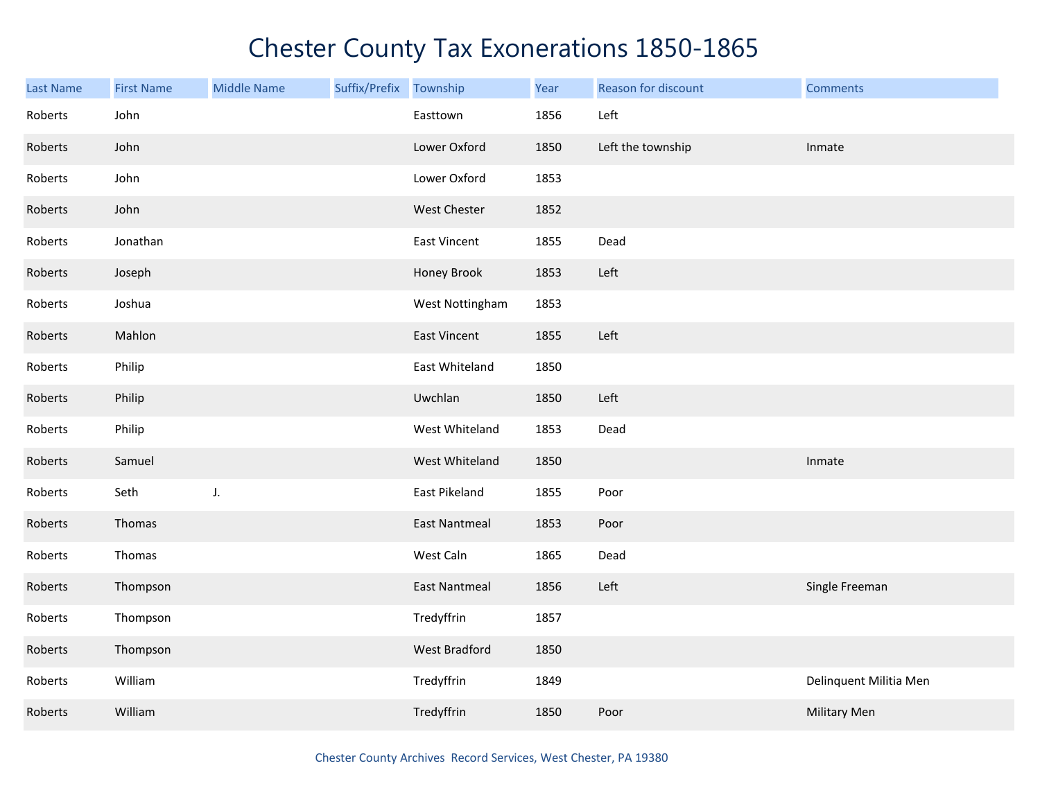# Chester County Tax Exonerations 1850-1865

| Last Name | First Name | Middle Name | Suffix/Prefix | Township | Year | Reason for discount | Comments |
|---|---|---|---|---|---|---|---|
| Roberts | John | | | Easttown | 1856 | Left | |
| Roberts | John | | | Lower Oxford | 1850 | Left the township | Inmate |
| Roberts | John | | | Lower Oxford | 1853 | | |
| Roberts | John | | | West Chester | 1852 | | |
| Roberts | Jonathan | | | East Vincent | 1855 | Dead | |
| Roberts | Joseph | | | Honey Brook | 1853 | Left | |
| Roberts | Joshua | | | West Nottingham | 1853 | | |
| Roberts | Mahlon | | | East Vincent | 1855 | Left | |
| Roberts | Philip | | | East Whiteland | 1850 | | |
| Roberts | Philip | | | Uwchlan | 1850 | Left | |
| Roberts | Philip | | | West Whiteland | 1853 | Dead | |
| Roberts | Samuel | | | West Whiteland | 1850 | | Inmate |
| Roberts | Seth | J. | | East Pikeland | 1855 | Poor | |
| Roberts | Thomas | | | East Nantmeal | 1853 | Poor | |
| Roberts | Thomas | | | West Caln | 1865 | Dead | |
| Roberts | Thompson | | | East Nantmeal | 1856 | Left | Single Freeman |
| Roberts | Thompson | | | Tredyffrin | 1857 | | |
| Roberts | Thompson | | | West Bradford | 1850 | | |
| Roberts | William | | | Tredyffrin | 1849 | | Delinquent Militia Men |
| Roberts | William | | | Tredyffrin | 1850 | Poor | Military Men |

Chester County Archives Record Services, West Chester, PA 19380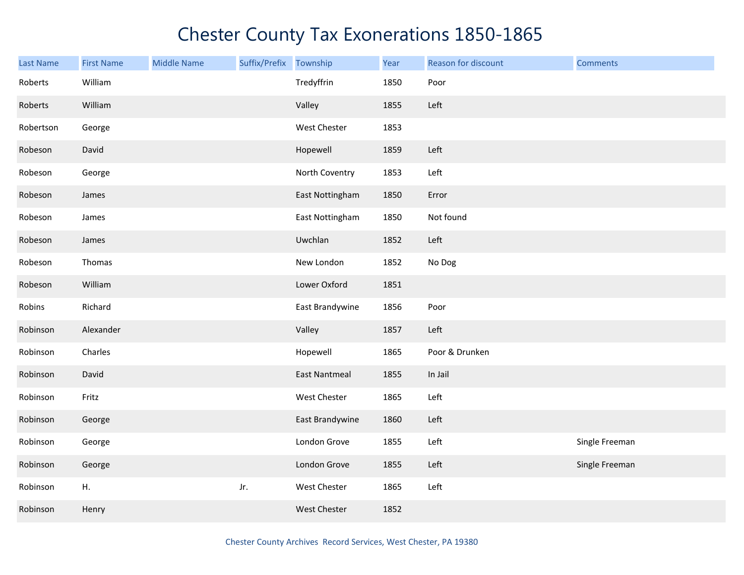# Chester County Tax Exonerations 1850-1865

| Last Name | First Name | Middle Name | Suffix/Prefix | Township | Year | Reason for discount | Comments |
|---|---|---|---|---|---|---|---|
| Roberts | William | | | Tredyffrin | 1850 | Poor | |
| Roberts | William | | | Valley | 1855 | Left | |
| Robertson | George | | | West Chester | 1853 | | |
| Robeson | David | | | Hopewell | 1859 | Left | |
| Robeson | George | | | North Coventry | 1853 | Left | |
| Robeson | James | | | East Nottingham | 1850 | Error | |
| Robeson | James | | | East Nottingham | 1850 | Not found | |
| Robeson | James | | | Uwchlan | 1852 | Left | |
| Robeson | Thomas | | | New London | 1852 | No Dog | |
| Robeson | William | | | Lower Oxford | 1851 | | |
| Robins | Richard | | | East Brandywine | 1856 | Poor | |
| Robinson | Alexander | | | Valley | 1857 | Left | |
| Robinson | Charles | | | Hopewell | 1865 | Poor & Drunken | |
| Robinson | David | | | East Nantmeal | 1855 | In Jail | |
| Robinson | Fritz | | | West Chester | 1865 | Left | |
| Robinson | George | | | East Brandywine | 1860 | Left | |
| Robinson | George | | | London Grove | 1855 | Left | Single Freeman |
| Robinson | George | | | London Grove | 1855 | Left | Single Freeman |
| Robinson | H. | | Jr. | West Chester | 1865 | Left | |
| Robinson | Henry | | | West Chester | 1852 | | |

Chester County Archives Record Services, West Chester, PA 19380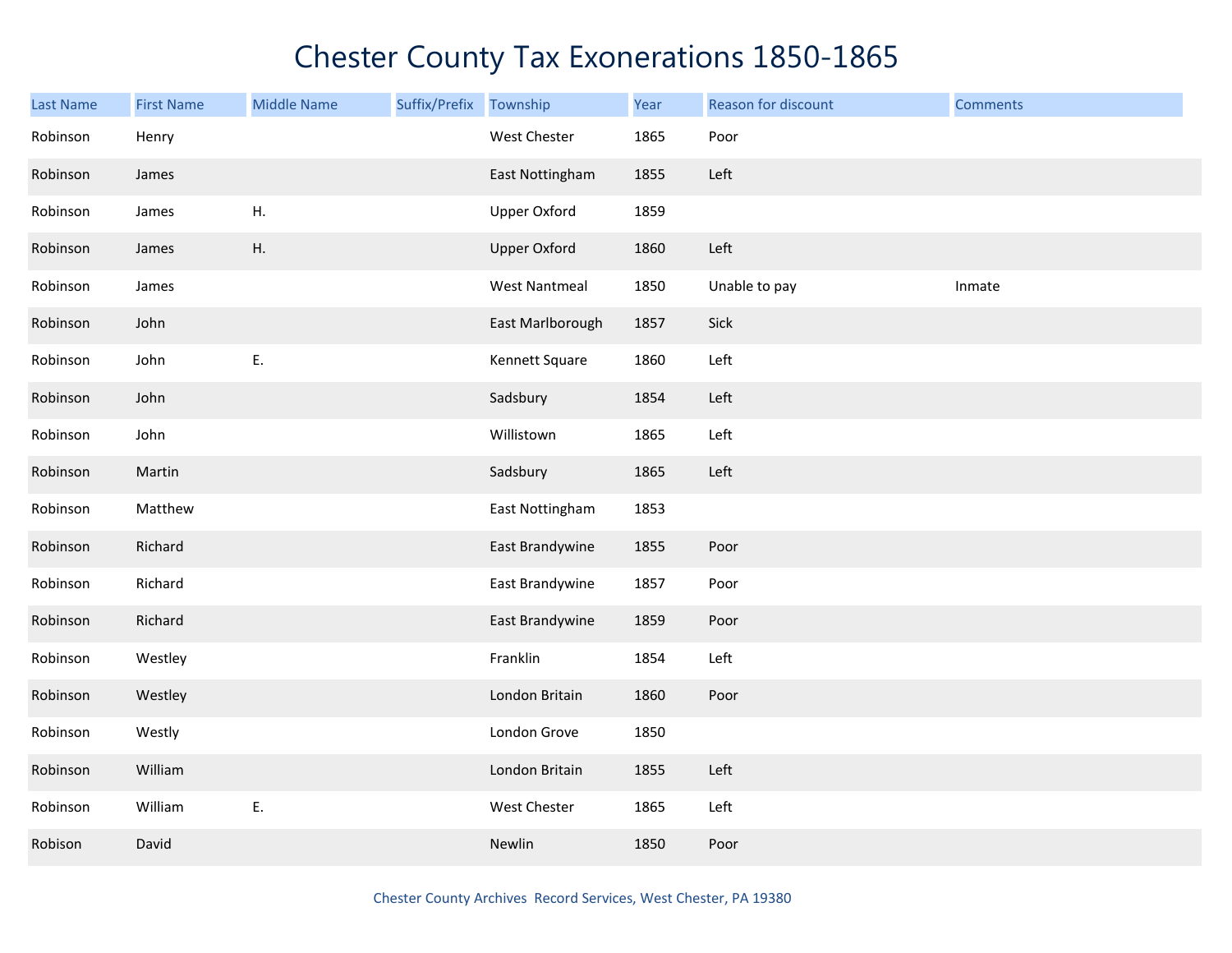# Chester County Tax Exonerations 1850-1865

| Last Name | First Name | Middle Name | Suffix/Prefix | Township | Year | Reason for discount | Comments |
|---|---|---|---|---|---|---|---|
| Robinson | Henry | | | West Chester | 1865 | Poor | |
| Robinson | James | | | East Nottingham | 1855 | Left | |
| Robinson | James | H. | | Upper Oxford | 1859 | | |
| Robinson | James | H. | | Upper Oxford | 1860 | Left | |
| Robinson | James | | | West Nantmeal | 1850 | Unable to pay | Inmate |
| Robinson | John | | | East Marlborough | 1857 | Sick | |
| Robinson | John | E. | | Kennett Square | 1860 | Left | |
| Robinson | John | | | Sadsbury | 1854 | Left | |
| Robinson | John | | | Willistown | 1865 | Left | |
| Robinson | Martin | | | Sadsbury | 1865 | Left | |
| Robinson | Matthew | | | East Nottingham | 1853 | | |
| Robinson | Richard | | | East Brandywine | 1855 | Poor | |
| Robinson | Richard | | | East Brandywine | 1857 | Poor | |
| Robinson | Richard | | | East Brandywine | 1859 | Poor | |
| Robinson | Westley | | | Franklin | 1854 | Left | |
| Robinson | Westley | | | London Britain | 1860 | Poor | |
| Robinson | Westly | | | London Grove | 1850 | | |
| Robinson | William | | | London Britain | 1855 | Left | |
| Robinson | William | E. | | West Chester | 1865 | Left | |
| Robison | David | | | Newlin | 1850 | Poor | |

Chester County Archives Record Services, West Chester, PA 19380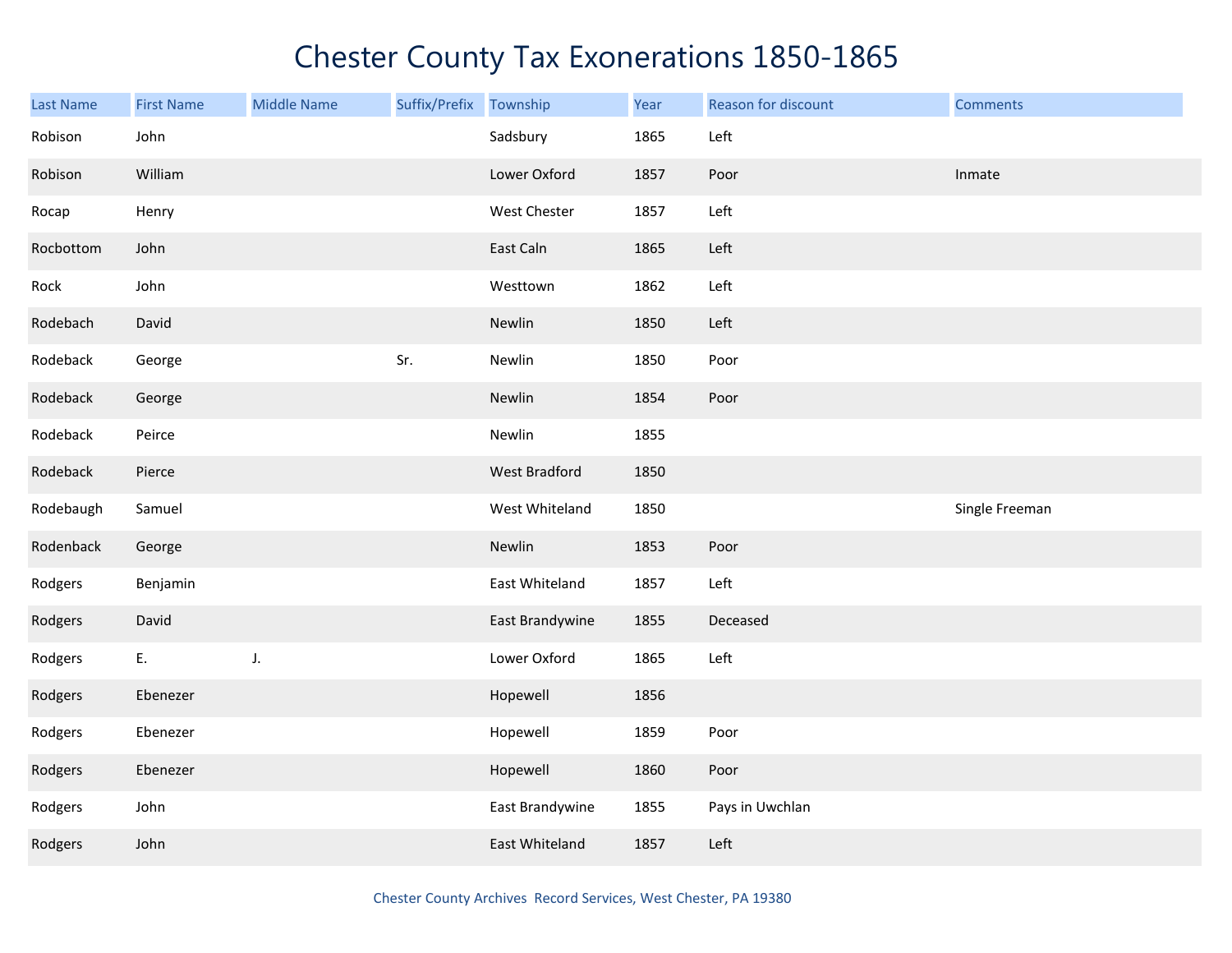# Chester County Tax Exonerations 1850-1865

| Last Name | First Name | Middle Name | Suffix/Prefix | Township | Year | Reason for discount | Comments |
|---|---|---|---|---|---|---|---|
| Robison | John | | | Sadsbury | 1865 | Left | |
| Robison | William | | | Lower Oxford | 1857 | Poor | Inmate |
| Rocap | Henry | | | West Chester | 1857 | Left | |
| Rocbottom | John | | | East Caln | 1865 | Left | |
| Rock | John | | | Westtown | 1862 | Left | |
| Rodebach | David | | | Newlin | 1850 | Left | |
| Rodeback | George | | Sr. | Newlin | 1850 | Poor | |
| Rodeback | George | | | Newlin | 1854 | Poor | |
| Rodeback | Peirce | | | Newlin | 1855 | | |
| Rodeback | Pierce | | | West Bradford | 1850 | | |
| Rodebaugh | Samuel | | | West Whiteland | 1850 | | Single Freeman |
| Rodenback | George | | | Newlin | 1853 | Poor | |
| Rodgers | Benjamin | | | East Whiteland | 1857 | Left | |
| Rodgers | David | | | East Brandywine | 1855 | Deceased | |
| Rodgers | E. | J. | | Lower Oxford | 1865 | Left | |
| Rodgers | Ebenezer | | | Hopewell | 1856 | | |
| Rodgers | Ebenezer | | | Hopewell | 1859 | Poor | |
| Rodgers | Ebenezer | | | Hopewell | 1860 | Poor | |
| Rodgers | John | | | East Brandywine | 1855 | Pays in Uwchlan | |
| Rodgers | John | | | East Whiteland | 1857 | Left | |

Chester County Archives Record Services, West Chester, PA 19380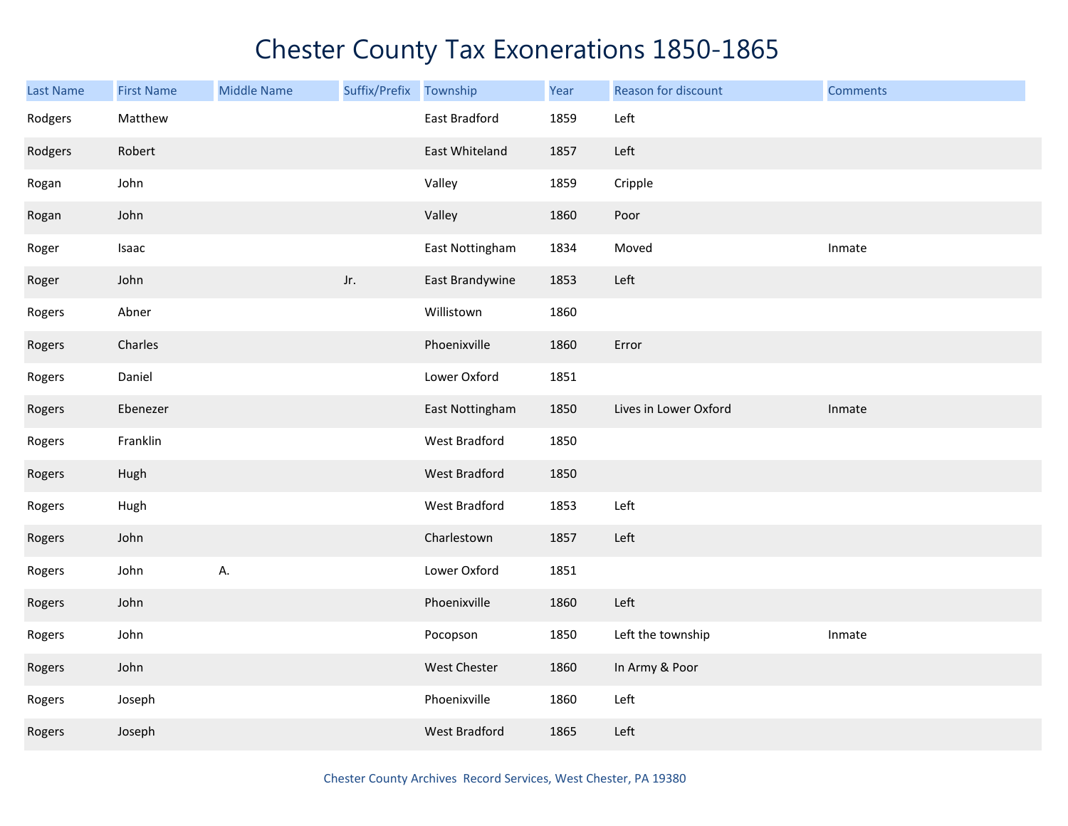# Chester County Tax Exonerations 1850-1865

| Last Name | First Name | Middle Name | Suffix/Prefix | Township | Year | Reason for discount | Comments |
|---|---|---|---|---|---|---|---|
| Rodgers | Matthew | | | East Bradford | 1859 | Left | |
| Rodgers | Robert | | | East Whiteland | 1857 | Left | |
| Rogan | John | | | Valley | 1859 | Cripple | |
| Rogan | John | | | Valley | 1860 | Poor | |
| Roger | Isaac | | | East Nottingham | 1834 | Moved | Inmate |
| Roger | John | | Jr. | East Brandywine | 1853 | Left | |
| Rogers | Abner | | | Willistown | 1860 | | |
| Rogers | Charles | | | Phoenixville | 1860 | Error | |
| Rogers | Daniel | | | Lower Oxford | 1851 | | |
| Rogers | Ebenezer | | | East Nottingham | 1850 | Lives in Lower Oxford | Inmate |
| Rogers | Franklin | | | West Bradford | 1850 | | |
| Rogers | Hugh | | | West Bradford | 1850 | | |
| Rogers | Hugh | | | West Bradford | 1853 | Left | |
| Rogers | John | | | Charlestown | 1857 | Left | |
| Rogers | John | A. | | Lower Oxford | 1851 | | |
| Rogers | John | | | Phoenixville | 1860 | Left | |
| Rogers | John | | | Pocopson | 1850 | Left the township | Inmate |
| Rogers | John | | | West Chester | 1860 | In Army & Poor | |
| Rogers | Joseph | | | Phoenixville | 1860 | Left | |
| Rogers | Joseph | | | West Bradford | 1865 | Left | |

Chester County Archives Record Services, West Chester, PA 19380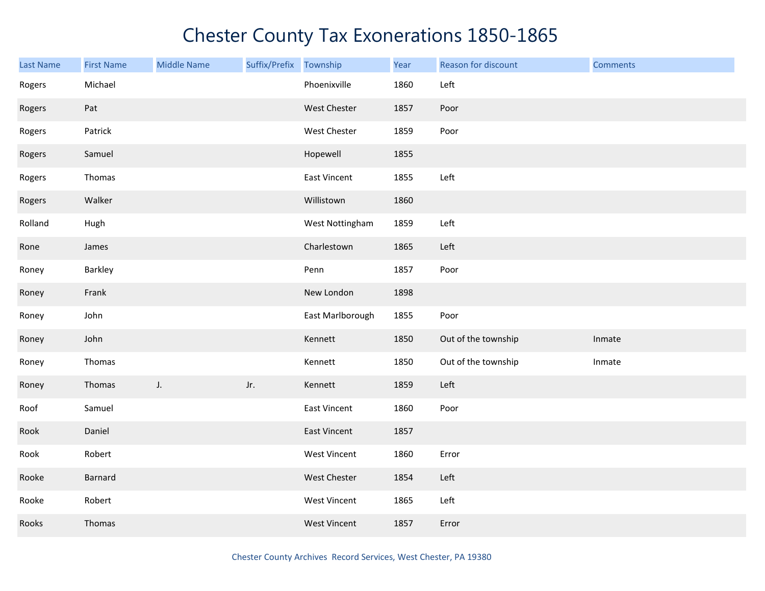# Chester County Tax Exonerations 1850-1865

| Last Name | First Name | Middle Name | Suffix/Prefix | Township | Year | Reason for discount | Comments |
|---|---|---|---|---|---|---|---|
| Rogers | Michael | | | Phoenixville | 1860 | Left | |
| Rogers | Pat | | | West Chester | 1857 | Poor | |
| Rogers | Patrick | | | West Chester | 1859 | Poor | |
| Rogers | Samuel | | | Hopewell | 1855 | | |
| Rogers | Thomas | | | East Vincent | 1855 | Left | |
| Rogers | Walker | | | Willistown | 1860 | | |
| Rolland | Hugh | | | West Nottingham | 1859 | Left | |
| Rone | James | | | Charlestown | 1865 | Left | |
| Roney | Barkley | | | Penn | 1857 | Poor | |
| Roney | Frank | | | New London | 1898 | | |
| Roney | John | | | East Marlborough | 1855 | Poor | |
| Roney | John | | | Kennett | 1850 | Out of the township | Inmate |
| Roney | Thomas | | | Kennett | 1850 | Out of the township | Inmate |
| Roney | Thomas | J. | Jr. | Kennett | 1859 | Left | |
| Roof | Samuel | | | East Vincent | 1860 | Poor | |
| Rook | Daniel | | | East Vincent | 1857 | | |
| Rook | Robert | | | West Vincent | 1860 | Error | |
| Rooke | Barnard | | | West Chester | 1854 | Left | |
| Rooke | Robert | | | West Vincent | 1865 | Left | |
| Rooks | Thomas | | | West Vincent | 1857 | Error | |

Chester County Archives Record Services, West Chester, PA 19380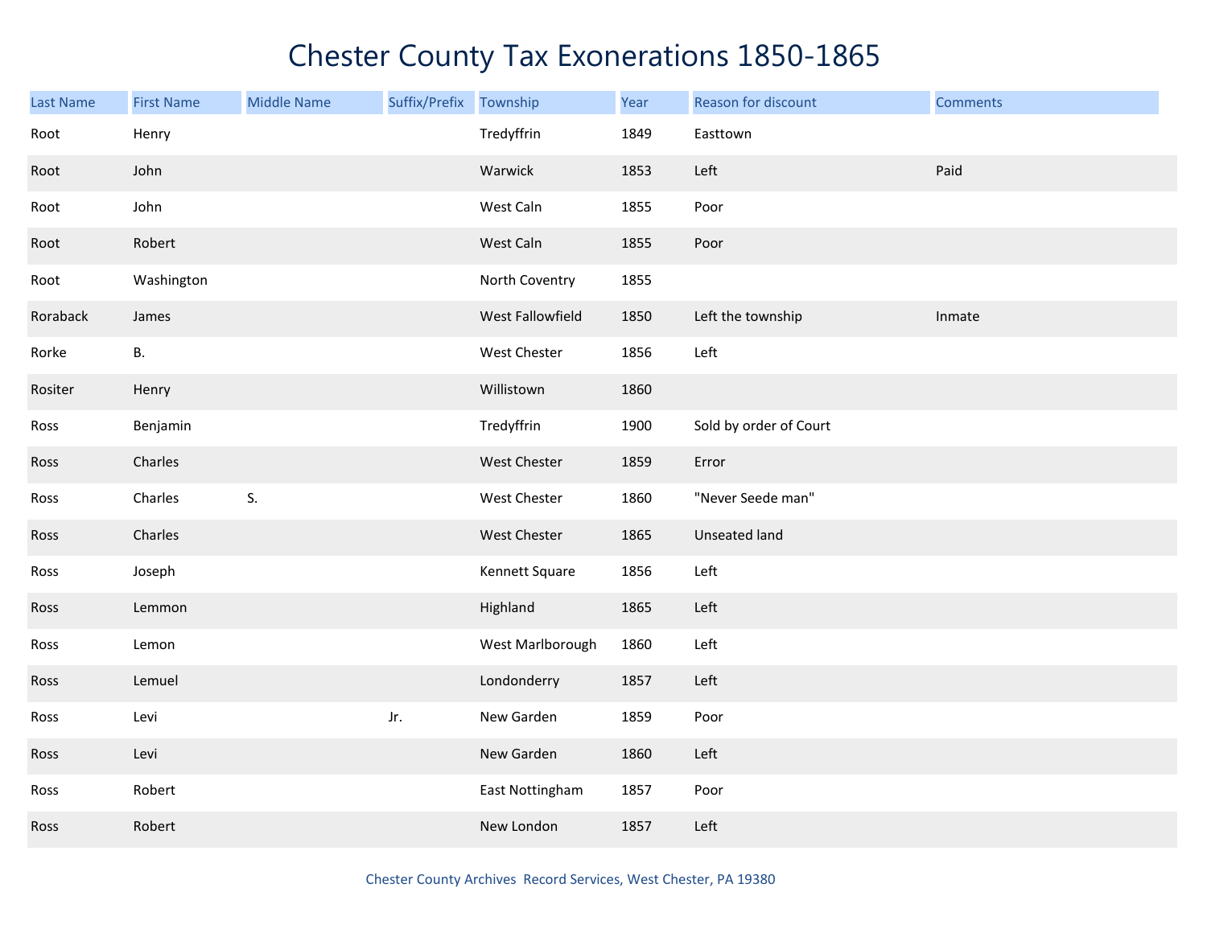# Chester County Tax Exonerations 1850-1865

| Last Name | First Name | Middle Name | Suffix/Prefix | Township | Year | Reason for discount | Comments |
|---|---|---|---|---|---|---|---|
| Root | Henry | | | Tredyffrin | 1849 | Easttown | |
| Root | John | | | Warwick | 1853 | Left | Paid |
| Root | John | | | West Caln | 1855 | Poor | |
| Root | Robert | | | West Caln | 1855 | Poor | |
| Root | Washington | | | North Coventry | 1855 | | |
| Roraback | James | | | West Fallowfield | 1850 | Left the township | Inmate |
| Rorke | B. | | | West Chester | 1856 | Left | |
| Rositer | Henry | | | Willistown | 1860 | | |
| Ross | Benjamin | | | Tredyffrin | 1900 | Sold by order of Court | |
| Ross | Charles | | | West Chester | 1859 | Error | |
| Ross | Charles | S. | | West Chester | 1860 | "Never Seede man" | |
| Ross | Charles | | | West Chester | 1865 | Unseated land | |
| Ross | Joseph | | | Kennett Square | 1856 | Left | |
| Ross | Lemmon | | | Highland | 1865 | Left | |
| Ross | Lemon | | | West Marlborough | 1860 | Left | |
| Ross | Lemuel | | | Londonderry | 1857 | Left | |
| Ross | Levi | | Jr. | New Garden | 1859 | Poor | |
| Ross | Levi | | | New Garden | 1860 | Left | |
| Ross | Robert | | | East Nottingham | 1857 | Poor | |
| Ross | Robert | | | New London | 1857 | Left | |

Chester County Archives Record Services, West Chester, PA 19380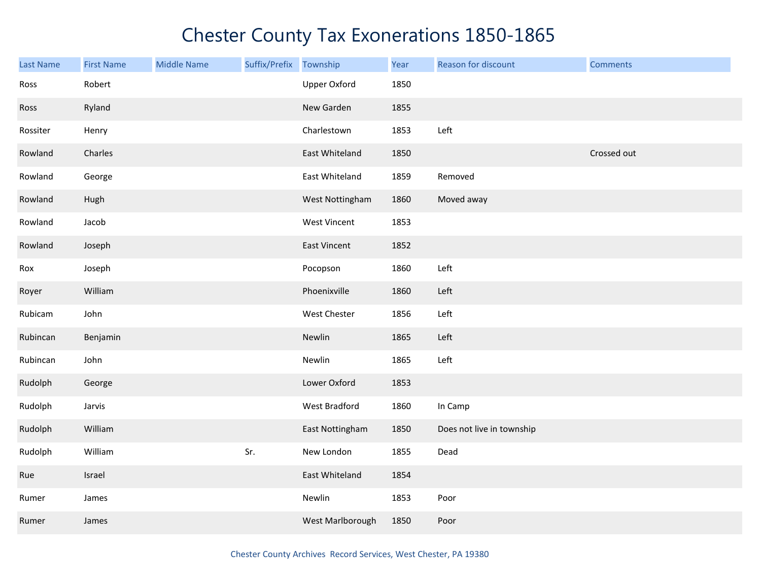# Chester County Tax Exonerations 1850-1865

| Last Name | First Name | Middle Name | Suffix/Prefix | Township | Year | Reason for discount | Comments |
|---|---|---|---|---|---|---|---|
| Ross | Robert | | | Upper Oxford | 1850 | | |
| Ross | Ryland | | | New Garden | 1855 | | |
| Rossiter | Henry | | | Charlestown | 1853 | Left | |
| Rowland | Charles | | | East Whiteland | 1850 | | Crossed out |
| Rowland | George | | | East Whiteland | 1859 | Removed | |
| Rowland | Hugh | | | West Nottingham | 1860 | Moved away | |
| Rowland | Jacob | | | West Vincent | 1853 | | |
| Rowland | Joseph | | | East Vincent | 1852 | | |
| Rox | Joseph | | | Pocopson | 1860 | Left | |
| Royer | William | | | Phoenixville | 1860 | Left | |
| Rubicam | John | | | West Chester | 1856 | Left | |
| Rubincan | Benjamin | | | Newlin | 1865 | Left | |
| Rubincan | John | | | Newlin | 1865 | Left | |
| Rudolph | George | | | Lower Oxford | 1853 | | |
| Rudolph | Jarvis | | | West Bradford | 1860 | In Camp | |
| Rudolph | William | | | East Nottingham | 1850 | Does not live in township | |
| Rudolph | William | | Sr. | New London | 1855 | Dead | |
| Rue | Israel | | | East Whiteland | 1854 | | |
| Rumer | James | | | Newlin | 1853 | Poor | |
| Rumer | James | | | West Marlborough | 1850 | Poor | |

Chester County Archives Record Services, West Chester, PA 19380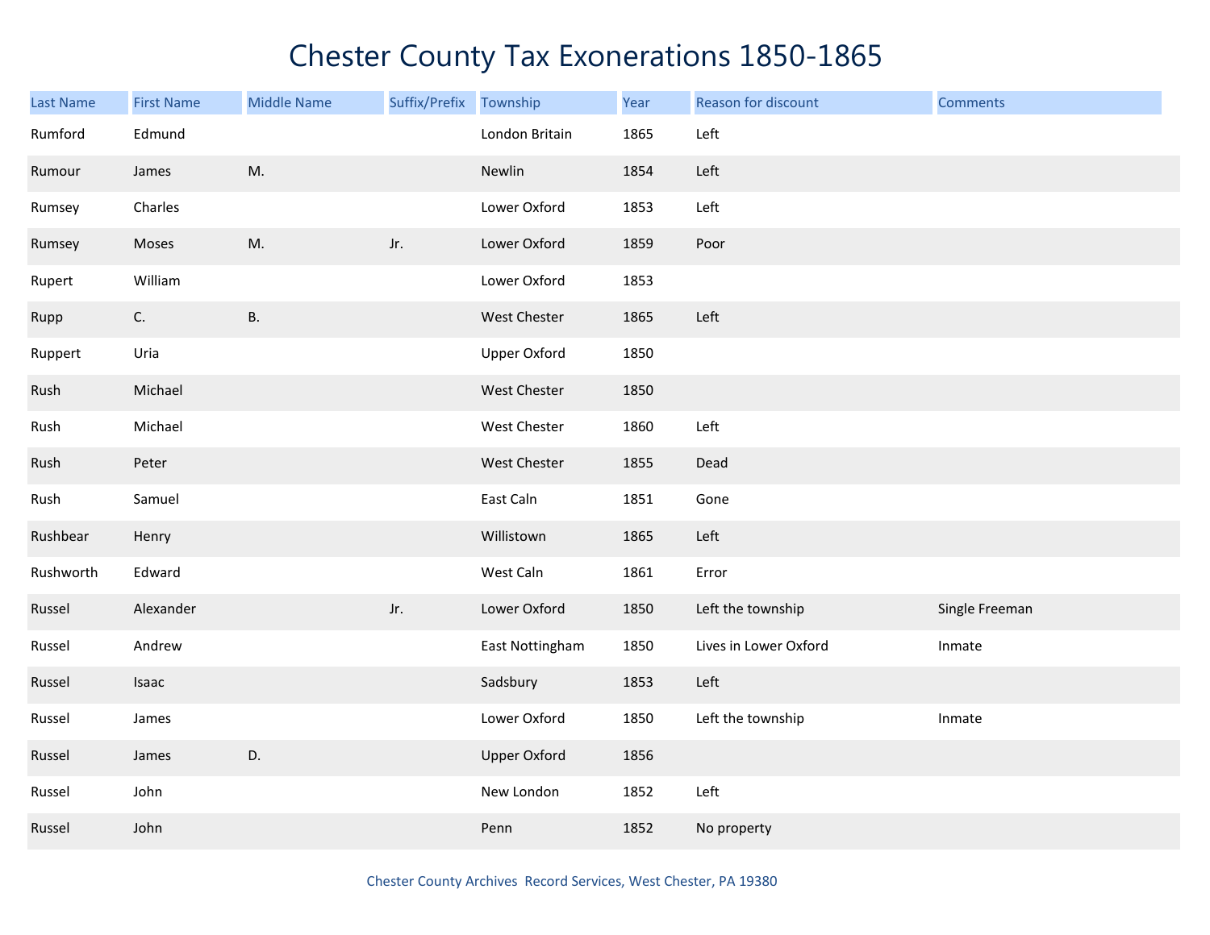# Chester County Tax Exonerations 1850-1865

| Last Name | First Name | Middle Name | Suffix/Prefix | Township | Year | Reason for discount | Comments |
|---|---|---|---|---|---|---|---|
| Rumford | Edmund | | | London Britain | 1865 | Left | |
| Rumour | James | M. | | Newlin | 1854 | Left | |
| Rumsey | Charles | | | Lower Oxford | 1853 | Left | |
| Rumsey | Moses | M. | Jr. | Lower Oxford | 1859 | Poor | |
| Rupert | William | | | Lower Oxford | 1853 | | |
| Rupp | C. | B. | | West Chester | 1865 | Left | |
| Ruppert | Uria | | | Upper Oxford | 1850 | | |
| Rush | Michael | | | West Chester | 1850 | | |
| Rush | Michael | | | West Chester | 1860 | Left | |
| Rush | Peter | | | West Chester | 1855 | Dead | |
| Rush | Samuel | | | East Caln | 1851 | Gone | |
| Rushbear | Henry | | | Willistown | 1865 | Left | |
| Rushworth | Edward | | | West Caln | 1861 | Error | |
| Russel | Alexander | | Jr. | Lower Oxford | 1850 | Left the township | Single Freeman |
| Russel | Andrew | | | East Nottingham | 1850 | Lives in Lower Oxford | Inmate |
| Russel | Isaac | | | Sadsbury | 1853 | Left | |
| Russel | James | | | Lower Oxford | 1850 | Left the township | Inmate |
| Russel | James | D. | | Upper Oxford | 1856 | | |
| Russel | John | | | New London | 1852 | Left | |
| Russel | John | | | Penn | 1852 | No property | |

Chester County Archives Record Services, West Chester, PA 19380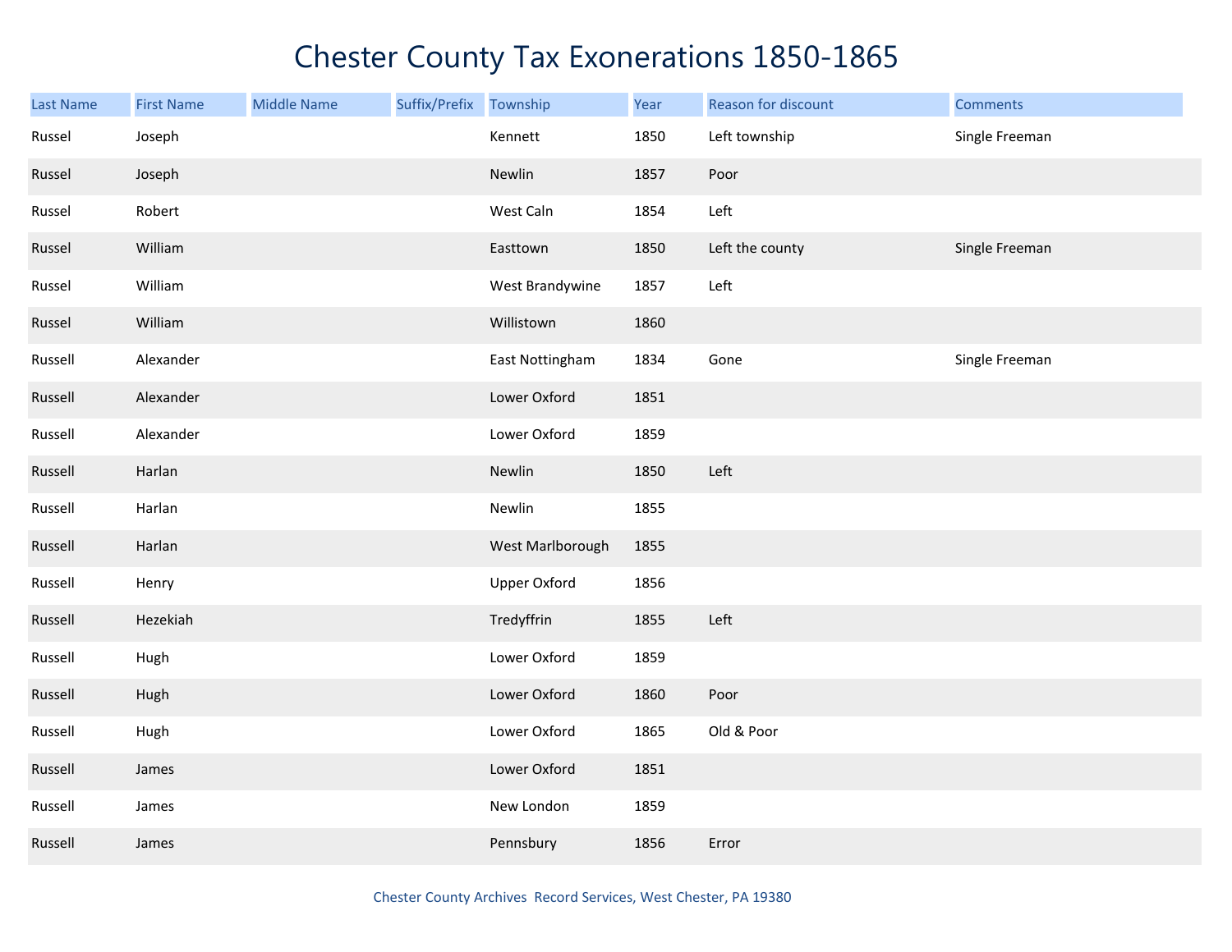# Chester County Tax Exonerations 1850-1865

| Last Name | First Name | Middle Name | Suffix/Prefix | Township | Year | Reason for discount | Comments |
|---|---|---|---|---|---|---|---|
| Russel | Joseph | | | Kennett | 1850 | Left township | Single Freeman |
| Russel | Joseph | | | Newlin | 1857 | Poor | |
| Russel | Robert | | | West Caln | 1854 | Left | |
| Russel | William | | | Easttown | 1850 | Left the county | Single Freeman |
| Russel | William | | | West Brandywine | 1857 | Left | |
| Russel | William | | | Willistown | 1860 | | |
| Russell | Alexander | | | East Nottingham | 1834 | Gone | Single Freeman |
| Russell | Alexander | | | Lower Oxford | 1851 | | |
| Russell | Alexander | | | Lower Oxford | 1859 | | |
| Russell | Harlan | | | Newlin | 1850 | Left | |
| Russell | Harlan | | | Newlin | 1855 | | |
| Russell | Harlan | | | West Marlborough | 1855 | | |
| Russell | Henry | | | Upper Oxford | 1856 | | |
| Russell | Hezekiah | | | Tredyffrin | 1855 | Left | |
| Russell | Hugh | | | Lower Oxford | 1859 | | |
| Russell | Hugh | | | Lower Oxford | 1860 | Poor | |
| Russell | Hugh | | | Lower Oxford | 1865 | Old & Poor | |
| Russell | James | | | Lower Oxford | 1851 | | |
| Russell | James | | | New London | 1859 | | |
| Russell | James | | | Pennsbury | 1856 | Error | |

Chester County Archives Record Services, West Chester, PA 19380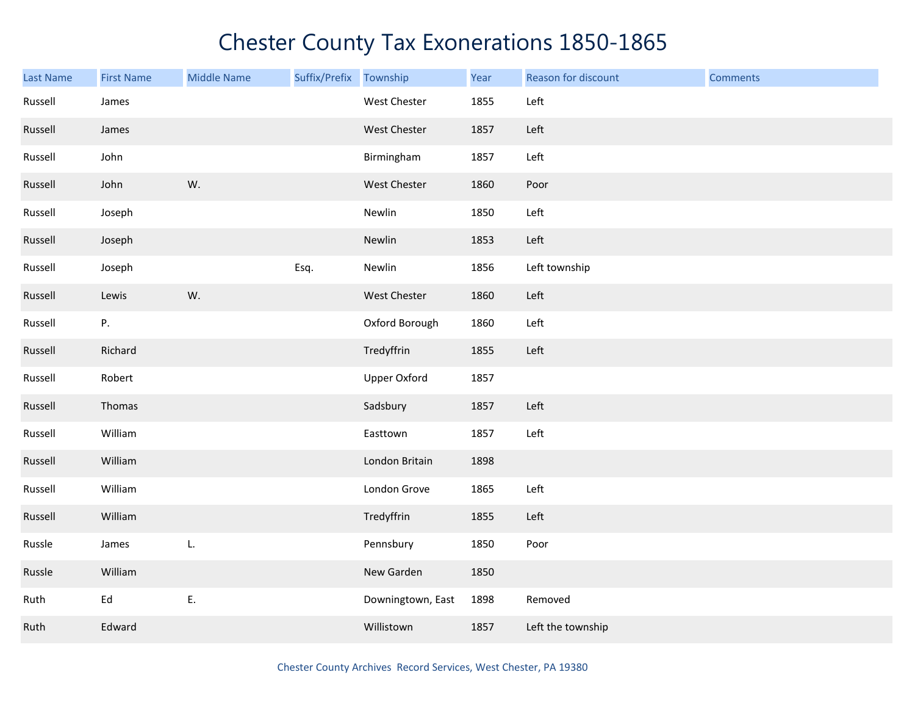# Chester County Tax Exonerations 1850-1865

| Last Name | First Name | Middle Name | Suffix/Prefix | Township | Year | Reason for discount | Comments |
|---|---|---|---|---|---|---|---|
| Russell | James | | | West Chester | 1855 | Left | |
| Russell | James | | | West Chester | 1857 | Left | |
| Russell | John | | | Birmingham | 1857 | Left | |
| Russell | John | W. | | West Chester | 1860 | Poor | |
| Russell | Joseph | | | Newlin | 1850 | Left | |
| Russell | Joseph | | | Newlin | 1853 | Left | |
| Russell | Joseph | | Esq. | Newlin | 1856 | Left township | |
| Russell | Lewis | W. | | West Chester | 1860 | Left | |
| Russell | P. | | | Oxford Borough | 1860 | Left | |
| Russell | Richard | | | Tredyffrin | 1855 | Left | |
| Russell | Robert | | | Upper Oxford | 1857 | | |
| Russell | Thomas | | | Sadsbury | 1857 | Left | |
| Russell | William | | | Easttown | 1857 | Left | |
| Russell | William | | | London Britain | 1898 | | |
| Russell | William | | | London Grove | 1865 | Left | |
| Russell | William | | | Tredyffrin | 1855 | Left | |
| Russle | James | L. | | Pennsbury | 1850 | Poor | |
| Russle | William | | | New Garden | 1850 | | |
| Ruth | Ed | E. | | Downingtown, East | 1898 | Removed | |
| Ruth | Edward | | | Willistown | 1857 | Left the township | |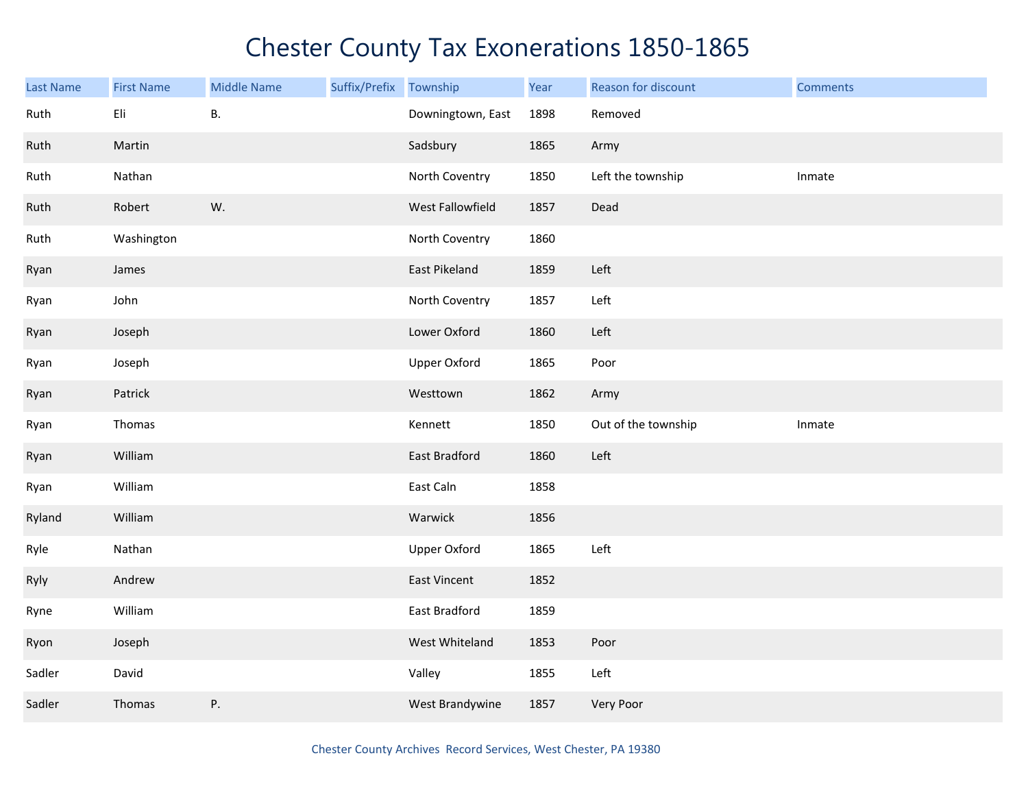# Chester County Tax Exonerations 1850-1865

| Last Name | First Name | Middle Name | Suffix/Prefix | Township | Year | Reason for discount | Comments |
|---|---|---|---|---|---|---|---|
| Ruth | Eli | B. | | Downingtown, East | 1898 | Removed | |
| Ruth | Martin | | | Sadsbury | 1865 | Army | |
| Ruth | Nathan | | | North Coventry | 1850 | Left the township | Inmate |
| Ruth | Robert | W. | | West Fallowfield | 1857 | Dead | |
| Ruth | Washington | | | North Coventry | 1860 | | |
| Ryan | James | | | East Pikeland | 1859 | Left | |
| Ryan | John | | | North Coventry | 1857 | Left | |
| Ryan | Joseph | | | Lower Oxford | 1860 | Left | |
| Ryan | Joseph | | | Upper Oxford | 1865 | Poor | |
| Ryan | Patrick | | | Westtown | 1862 | Army | |
| Ryan | Thomas | | | Kennett | 1850 | Out of the township | Inmate |
| Ryan | William | | | East Bradford | 1860 | Left | |
| Ryan | William | | | East Caln | 1858 | | |
| Ryland | William | | | Warwick | 1856 | | |
| Ryle | Nathan | | | Upper Oxford | 1865 | Left | |
| Ryly | Andrew | | | East Vincent | 1852 | | |
| Ryne | William | | | East Bradford | 1859 | | |
| Ryon | Joseph | | | West Whiteland | 1853 | Poor | |
| Sadler | David | | | Valley | 1855 | Left | |
| Sadler | Thomas | P. | | West Brandywine | 1857 | Very Poor | |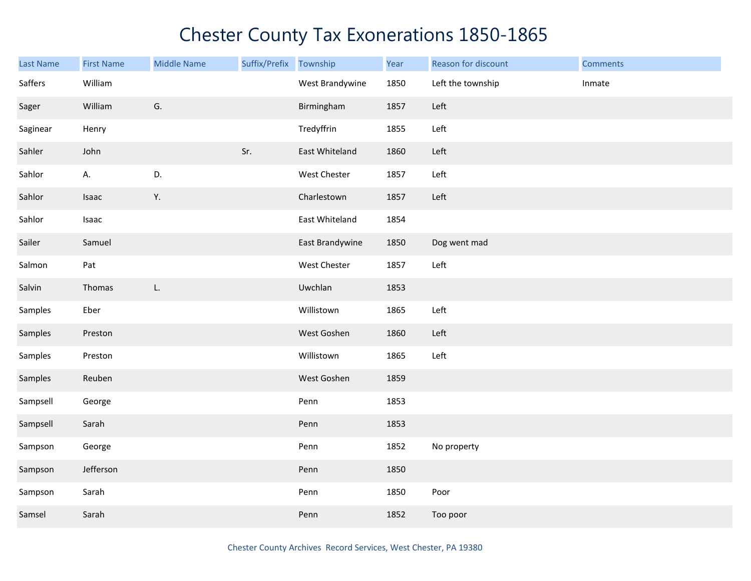# Chester County Tax Exonerations 1850-1865

| Last Name | First Name | Middle Name | Suffix/Prefix | Township | Year | Reason for discount | Comments |
|---|---|---|---|---|---|---|---|
| Saffers | William | | | West Brandywine | 1850 | Left the township | Inmate |
| Sager | William | G. | | Birmingham | 1857 | Left | |
| Saginear | Henry | | | Tredyffrin | 1855 | Left | |
| Sahler | John | | Sr. | East Whiteland | 1860 | Left | |
| Sahlor | A. | D. | | West Chester | 1857 | Left | |
| Sahlor | Isaac | Y. | | Charlestown | 1857 | Left | |
| Sahlor | Isaac | | | East Whiteland | 1854 | | |
| Sailer | Samuel | | | East Brandywine | 1850 | Dog went mad | |
| Salmon | Pat | | | West Chester | 1857 | Left | |
| Salvin | Thomas | L. | | Uwchlan | 1853 | | |
| Samples | Eber | | | Willistown | 1865 | Left | |
| Samples | Preston | | | West Goshen | 1860 | Left | |
| Samples | Preston | | | Willistown | 1865 | Left | |
| Samples | Reuben | | | West Goshen | 1859 | | |
| Sampsell | George | | | Penn | 1853 | | |
| Sampsell | Sarah | | | Penn | 1853 | | |
| Sampson | George | | | Penn | 1852 | No property | |
| Sampson | Jefferson | | | Penn | 1850 | | |
| Sampson | Sarah | | | Penn | 1850 | Poor | |
| Samsel | Sarah | | | Penn | 1852 | Too poor | |

Chester County Archives Record Services, West Chester, PA 19380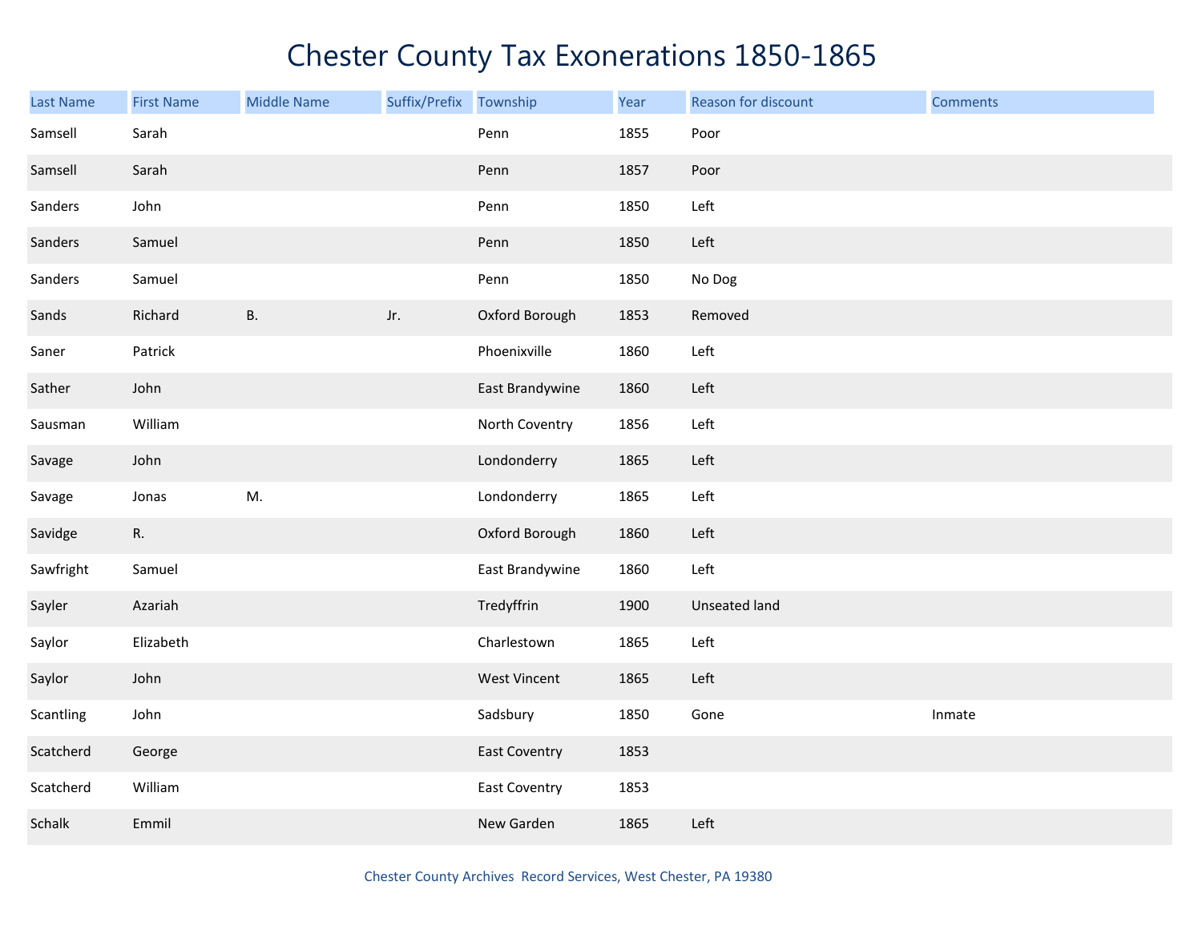# Chester County Tax Exonerations 1850-1865

| Last Name | First Name | Middle Name | Suffix/Prefix | Township | Year | Reason for discount | Comments |
|---|---|---|---|---|---|---|---|
| Samsell | Sarah | | | Penn | 1855 | Poor | |
| Samsell | Sarah | | | Penn | 1857 | Poor | |
| Sanders | John | | | Penn | 1850 | Left | |
| Sanders | Samuel | | | Penn | 1850 | Left | |
| Sanders | Samuel | | | Penn | 1850 | No Dog | |
| Sands | Richard | B. | Jr. | Oxford Borough | 1853 | Removed | |
| Saner | Patrick | | | Phoenixville | 1860 | Left | |
| Sather | John | | | East Brandywine | 1860 | Left | |
| Sausman | William | | | North Coventry | 1856 | Left | |
| Savage | John | | | Londonderry | 1865 | Left | |
| Savage | Jonas | M. | | Londonderry | 1865 | Left | |
| Savidge | R. | | | Oxford Borough | 1860 | Left | |
| Sawfright | Samuel | | | East Brandywine | 1860 | Left | |
| Sayler | Azariah | | | Tredyffrin | 1900 | Unseated land | |
| Saylor | Elizabeth | | | Charlestown | 1865 | Left | |
| Saylor | John | | | West Vincent | 1865 | Left | |
| Scantling | John | | | Sadsbury | 1850 | Gone | Inmate |
| Scatcherd | George | | | East Coventry | 1853 | | |
| Scatcherd | William | | | East Coventry | 1853 | | |
| Schalk | Emmil | | | New Garden | 1865 | Left | |

Chester County Archives Record Services, West Chester, PA 19380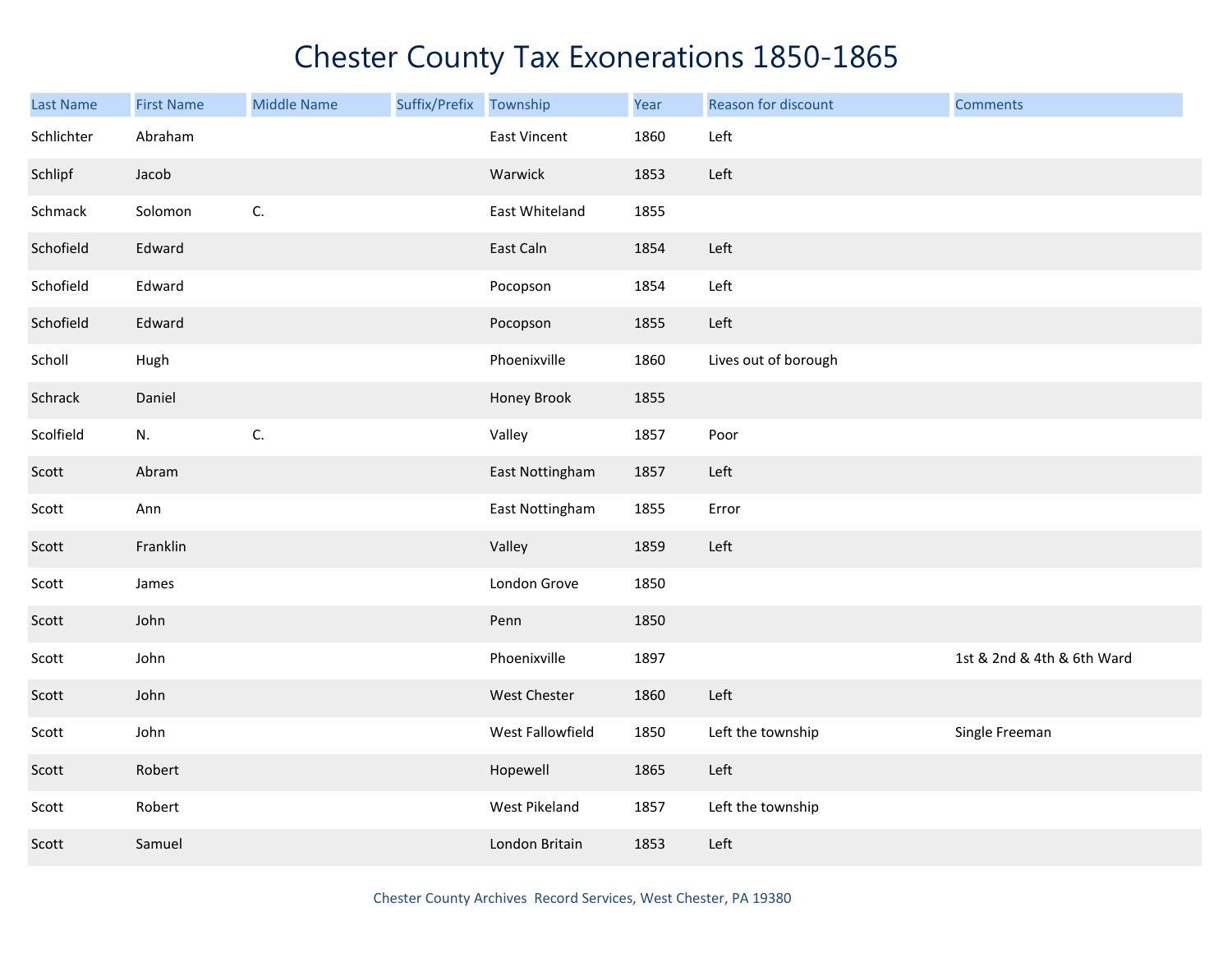# Chester County Tax Exonerations 1850-1865

| Last Name | First Name | Middle Name | Suffix/Prefix | Township | Year | Reason for discount | Comments |
| --- | --- | --- | --- | --- | --- | --- | --- |
| Schlichter | Abraham | | | East Vincent | 1860 | Left | |
| Schlipf | Jacob | | | Warwick | 1853 | Left | |
| Schmack | Solomon | C. | | East Whiteland | 1855 | | |
| Schofield | Edward | | | East Caln | 1854 | Left | |
| Schofield | Edward | | | Pocopson | 1854 | Left | |
| Schofield | Edward | | | Pocopson | 1855 | Left | |
| Scholl | Hugh | | | Phoenixville | 1860 | Lives out of borough | |
| Schrack | Daniel | | | Honey Brook | 1855 | | |
| Scolfield | N. | C. | | Valley | 1857 | Poor | |
| Scott | Abram | | | East Nottingham | 1857 | Left | |
| Scott | Ann | | | East Nottingham | 1855 | Error | |
| Scott | Franklin | | | Valley | 1859 | Left | |
| Scott | James | | | London Grove | 1850 | | |
| Scott | John | | | Penn | 1850 | | |
| Scott | John | | | Phoenixville | 1897 | | 1st & 2nd & 4th & 6th Ward |
| Scott | John | | | West Chester | 1860 | Left | |
| Scott | John | | | West Fallowfield | 1850 | Left the township | Single Freeman |
| Scott | Robert | | | Hopewell | 1865 | Left | |
| Scott | Robert | | | West Pikeland | 1857 | Left the township | |
| Scott | Samuel | | | London Britain | 1853 | Left | |

Chester County Archives Record Services, West Chester, PA 19380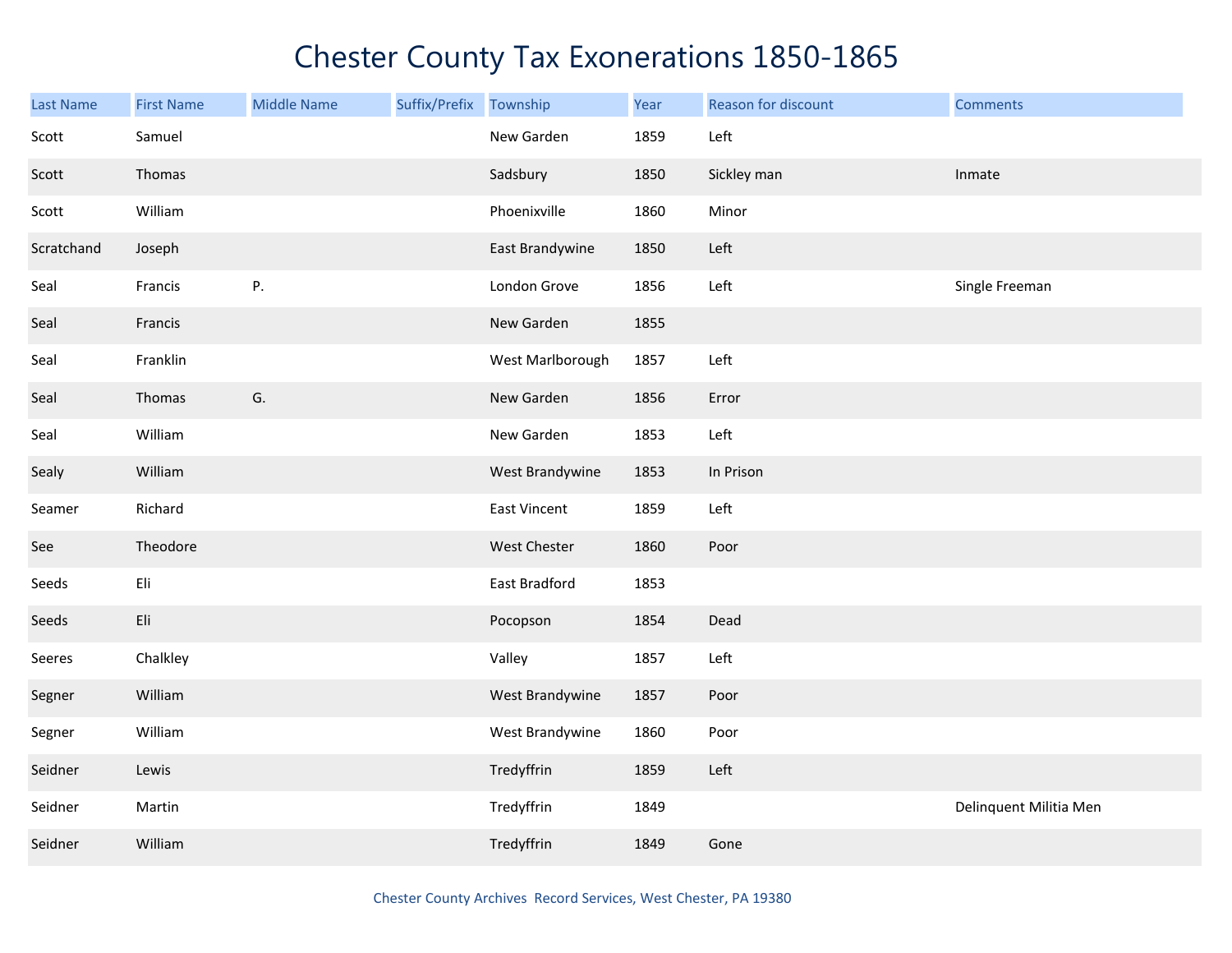# Chester County Tax Exonerations 1850-1865

| Last Name | First Name | Middle Name | Suffix/Prefix | Township | Year | Reason for discount | Comments |
|---|---|---|---|---|---|---|---|
| Scott | Samuel | | | New Garden | 1859 | Left | |
| Scott | Thomas | | | Sadsbury | 1850 | Sickley man | Inmate |
| Scott | William | | | Phoenixville | 1860 | Minor | |
| Scratchand | Joseph | | | East Brandywine | 1850 | Left | |
| Seal | Francis | P. | | London Grove | 1856 | Left | Single Freeman |
| Seal | Francis | | | New Garden | 1855 | | |
| Seal | Franklin | | | West Marlborough | 1857 | Left | |
| Seal | Thomas | G. | | New Garden | 1856 | Error | |
| Seal | William | | | New Garden | 1853 | Left | |
| Sealy | William | | | West Brandywine | 1853 | In Prison | |
| Seamer | Richard | | | East Vincent | 1859 | Left | |
| See | Theodore | | | West Chester | 1860 | Poor | |
| Seeds | Eli | | | East Bradford | 1853 | | |
| Seeds | Eli | | | Pocopson | 1854 | Dead | |
| Seeres | Chalkley | | | Valley | 1857 | Left | |
| Segner | William | | | West Brandywine | 1857 | Poor | |
| Segner | William | | | West Brandywine | 1860 | Poor | |
| Seidner | Lewis | | | Tredyffrin | 1859 | Left | |
| Seidner | Martin | | | Tredyffrin | 1849 | | Delinquent Militia Men |
| Seidner | William | | | Tredyffrin | 1849 | Gone | |

Chester County Archives Record Services, West Chester, PA 19380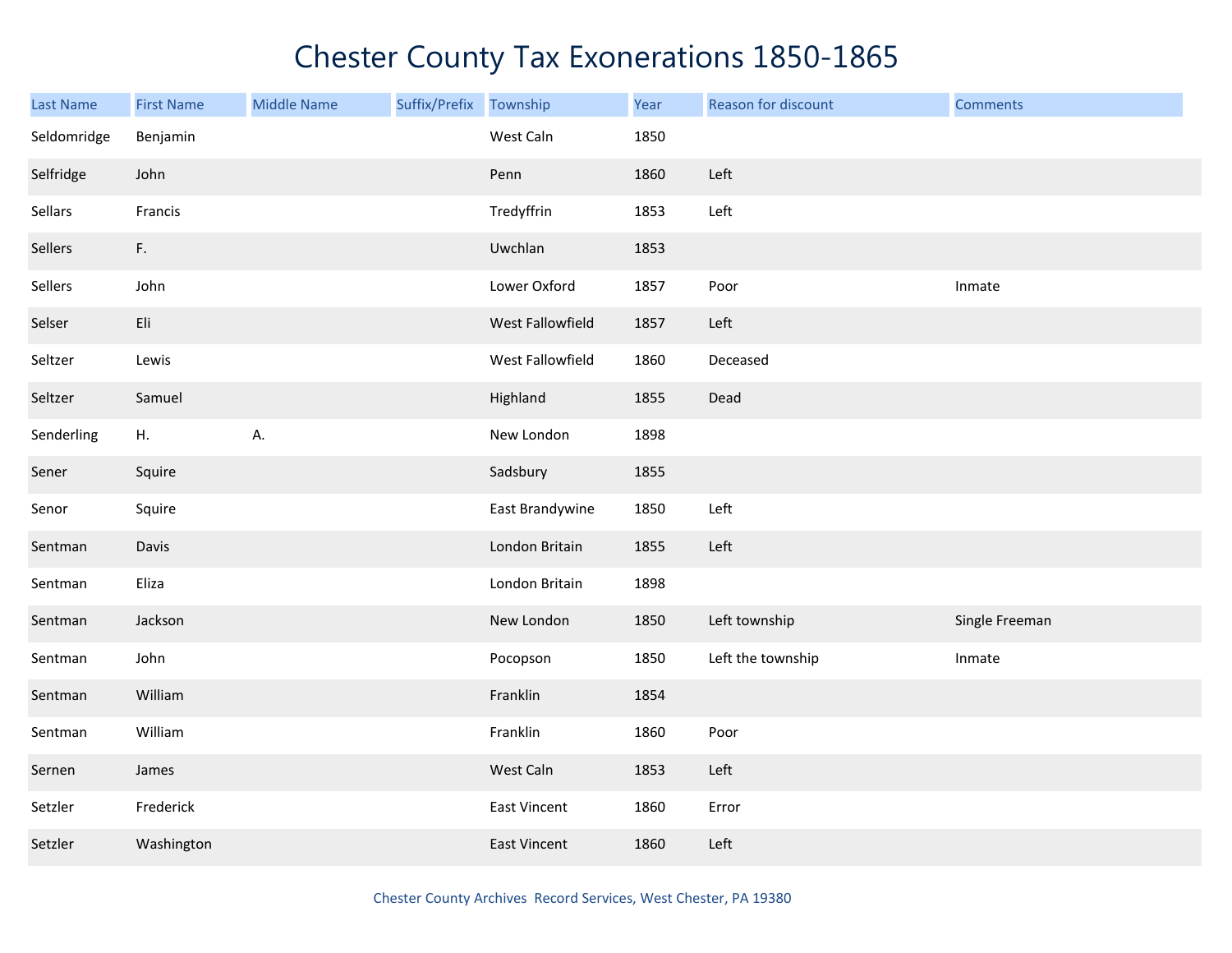# Chester County Tax Exonerations 1850-1865

| Last Name | First Name | Middle Name | Suffix/Prefix | Township | Year | Reason for discount | Comments |
|---|---|---|---|---|---|---|---|
| Seldomridge | Benjamin | | | West Caln | 1850 | | |
| Selfridge | John | | | Penn | 1860 | Left | |
| Sellars | Francis | | | Tredyffrin | 1853 | Left | |
| Sellers | F. | | | Uwchlan | 1853 | | |
| Sellers | John | | | Lower Oxford | 1857 | Poor | Inmate |
| Selser | Eli | | | West Fallowfield | 1857 | Left | |
| Seltzer | Lewis | | | West Fallowfield | 1860 | Deceased | |
| Seltzer | Samuel | | | Highland | 1855 | Dead | |
| Senderling | H. | A. | | New London | 1898 | | |
| Sener | Squire | | | Sadsbury | 1855 | | |
| Senor | Squire | | | East Brandywine | 1850 | Left | |
| Sentman | Davis | | | London Britain | 1855 | Left | |
| Sentman | Eliza | | | London Britain | 1898 | | |
| Sentman | Jackson | | | New London | 1850 | Left township | Single Freeman |
| Sentman | John | | | Pocopson | 1850 | Left the township | Inmate |
| Sentman | William | | | Franklin | 1854 | | |
| Sentman | William | | | Franklin | 1860 | Poor | |
| Sernen | James | | | West Caln | 1853 | Left | |
| Setzler | Frederick | | | East Vincent | 1860 | Error | |
| Setzler | Washington | | | East Vincent | 1860 | Left | |

Chester County Archives Record Services, West Chester, PA 19380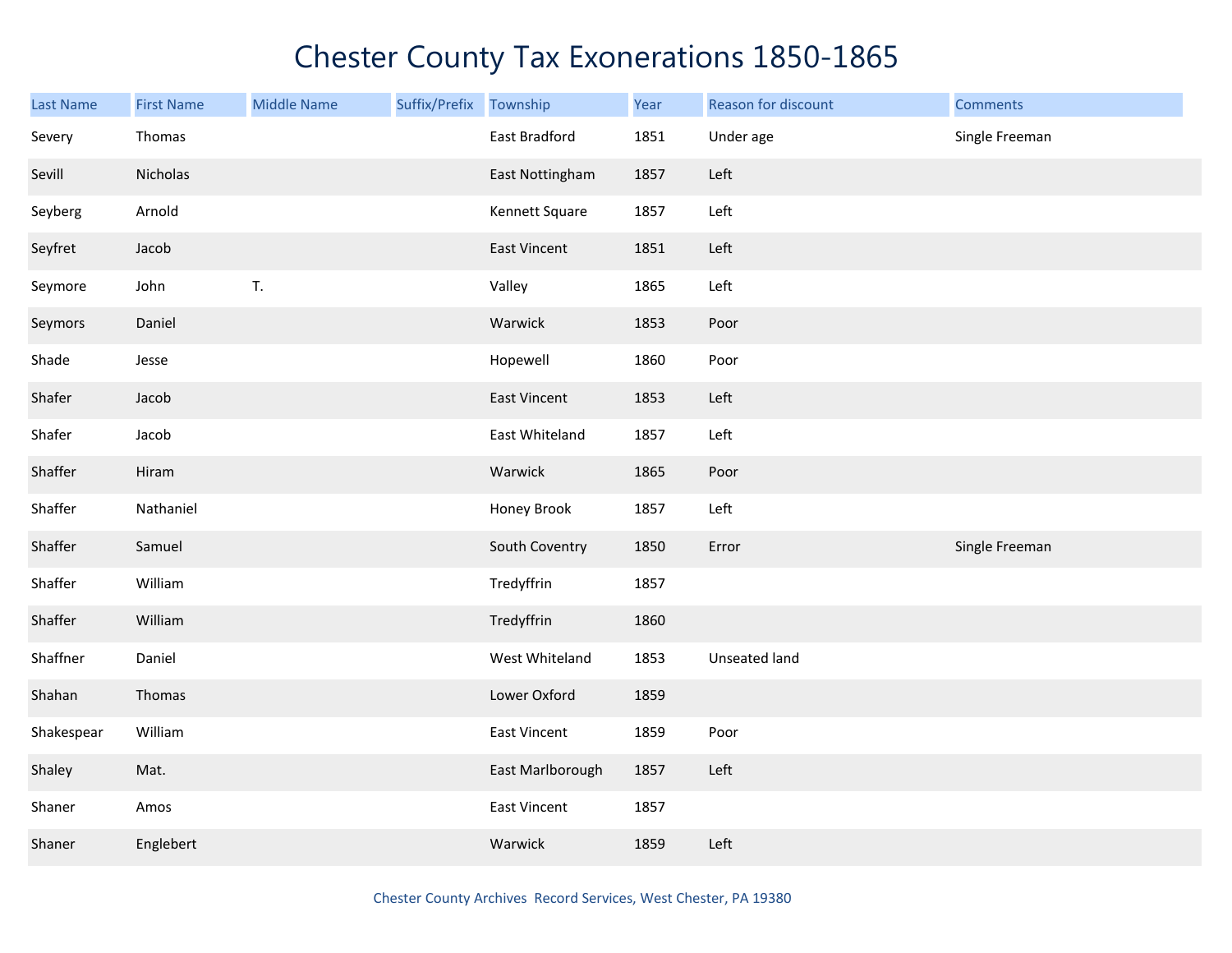# Chester County Tax Exonerations 1850-1865

| Last Name | First Name | Middle Name | Suffix/Prefix | Township | Year | Reason for discount | Comments |
|---|---|---|---|---|---|---|---|
| Severy | Thomas | | | East Bradford | 1851 | Under age | Single Freeman |
| Sevill | Nicholas | | | East Nottingham | 1857 | Left | |
| Seyberg | Arnold | | | Kennett Square | 1857 | Left | |
| Seyfret | Jacob | | | East Vincent | 1851 | Left | |
| Seymore | John | T. | | Valley | 1865 | Left | |
| Seymors | Daniel | | | Warwick | 1853 | Poor | |
| Shade | Jesse | | | Hopewell | 1860 | Poor | |
| Shafer | Jacob | | | East Vincent | 1853 | Left | |
| Shafer | Jacob | | | East Whiteland | 1857 | Left | |
| Shaffer | Hiram | | | Warwick | 1865 | Poor | |
| Shaffer | Nathaniel | | | Honey Brook | 1857 | Left | |
| Shaffer | Samuel | | | South Coventry | 1850 | Error | Single Freeman |
| Shaffer | William | | | Tredyffrin | 1857 | | |
| Shaffer | William | | | Tredyffrin | 1860 | | |
| Shaffner | Daniel | | | West Whiteland | 1853 | Unseated land | |
| Shahan | Thomas | | | Lower Oxford | 1859 | | |
| Shakespear | William | | | East Vincent | 1859 | Poor | |
| Shaley | Mat. | | | East Marlborough | 1857 | Left | |
| Shaner | Amos | | | East Vincent | 1857 | | |
| Shaner | Englebert | | | Warwick | 1859 | Left | |

Chester County Archives Record Services, West Chester, PA 19380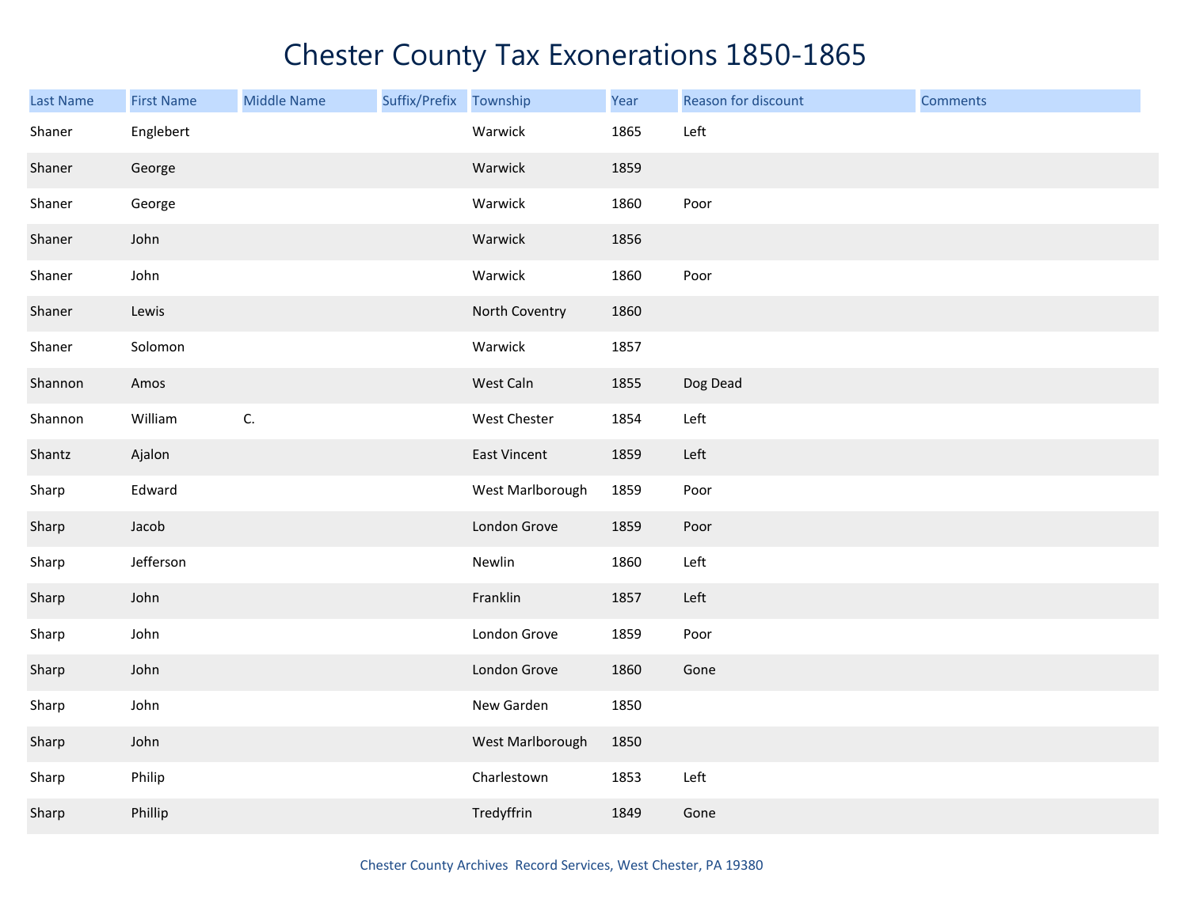# Chester County Tax Exonerations 1850-1865

| Last Name | First Name | Middle Name | Suffix/Prefix | Township | Year | Reason for discount | Comments |
|---|---|---|---|---|---|---|---|
| Shaner | Englebert | | | Warwick | 1865 | Left | |
| Shaner | George | | | Warwick | 1859 | | |
| Shaner | George | | | Warwick | 1860 | Poor | |
| Shaner | John | | | Warwick | 1856 | | |
| Shaner | John | | | Warwick | 1860 | Poor | |
| Shaner | Lewis | | | North Coventry | 1860 | | |
| Shaner | Solomon | | | Warwick | 1857 | | |
| Shannon | Amos | | | West Caln | 1855 | Dog Dead | |
| Shannon | William | C. | | West Chester | 1854 | Left | |
| Shantz | Ajalon | | | East Vincent | 1859 | Left | |
| Sharp | Edward | | | West Marlborough | 1859 | Poor | |
| Sharp | Jacob | | | London Grove | 1859 | Poor | |
| Sharp | Jefferson | | | Newlin | 1860 | Left | |
| Sharp | John | | | Franklin | 1857 | Left | |
| Sharp | John | | | London Grove | 1859 | Poor | |
| Sharp | John | | | London Grove | 1860 | Gone | |
| Sharp | John | | | New Garden | 1850 | | |
| Sharp | John | | | West Marlborough | 1850 | | |
| Sharp | Philip | | | Charlestown | 1853 | Left | |
| Sharp | Phillip | | | Tredyffrin | 1849 | Gone | |

Chester County Archives Record Services, West Chester, PA 19380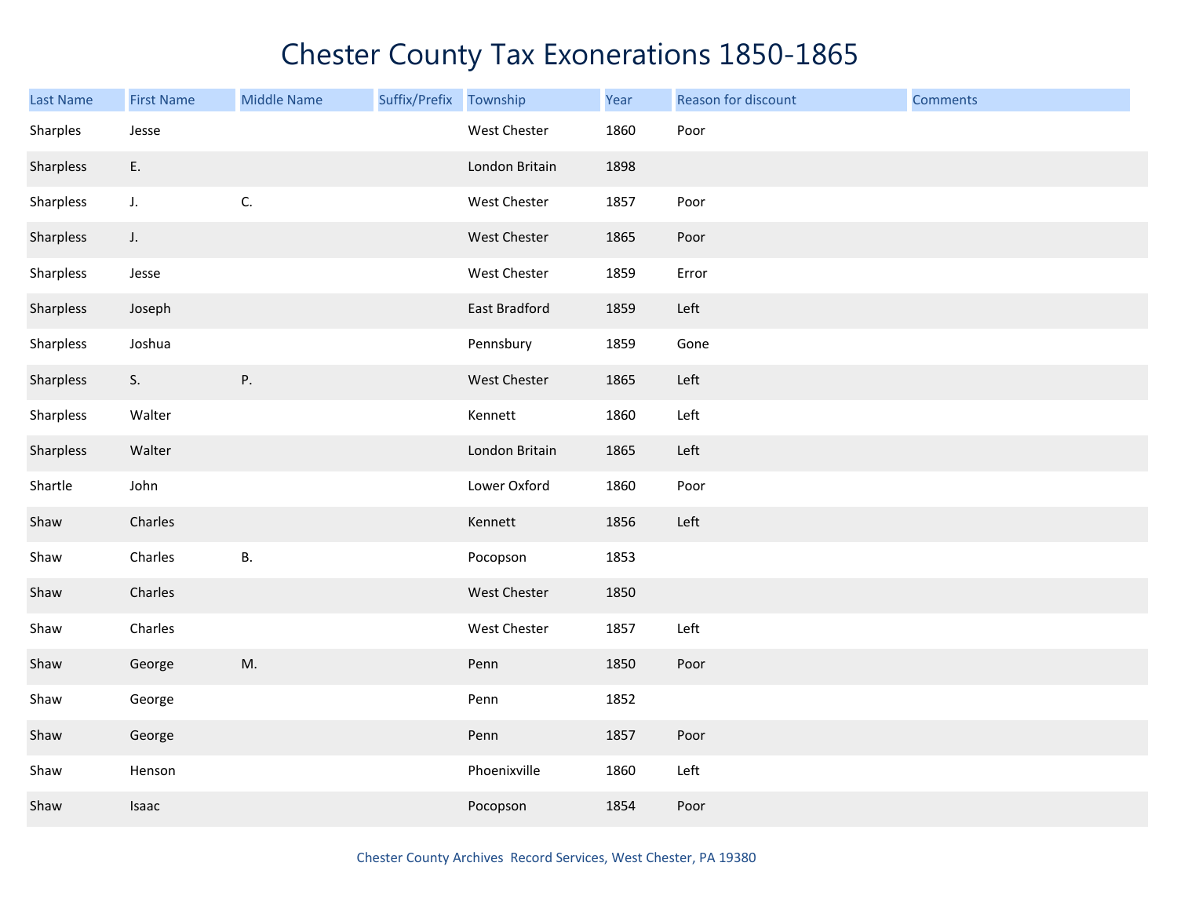# Chester County Tax Exonerations 1850-1865

| Last Name | First Name | Middle Name | Suffix/Prefix | Township | Year | Reason for discount | Comments |
|---|---|---|---|---|---|---|---|
| Sharples | Jesse | | | West Chester | 1860 | Poor | |
| Sharpless | E. | | | London Britain | 1898 | | |
| Sharpless | J. | C. | | West Chester | 1857 | Poor | |
| Sharpless | J. | | | West Chester | 1865 | Poor | |
| Sharpless | Jesse | | | West Chester | 1859 | Error | |
| Sharpless | Joseph | | | East Bradford | 1859 | Left | |
| Sharpless | Joshua | | | Pennsbury | 1859 | Gone | |
| Sharpless | S. | P. | | West Chester | 1865 | Left | |
| Sharpless | Walter | | | Kennett | 1860 | Left | |
| Sharpless | Walter | | | London Britain | 1865 | Left | |
| Shartle | John | | | Lower Oxford | 1860 | Poor | |
| Shaw | Charles | | | Kennett | 1856 | Left | |
| Shaw | Charles | B. | | Pocopson | 1853 | | |
| Shaw | Charles | | | West Chester | 1850 | | |
| Shaw | Charles | | | West Chester | 1857 | Left | |
| Shaw | George | M. | | Penn | 1850 | Poor | |
| Shaw | George | | | Penn | 1852 | | |
| Shaw | George | | | Penn | 1857 | Poor | |
| Shaw | Henson | | | Phoenixville | 1860 | Left | |
| Shaw | Isaac | | | Pocopson | 1854 | Poor | |

Chester County Archives Record Services, West Chester, PA 19380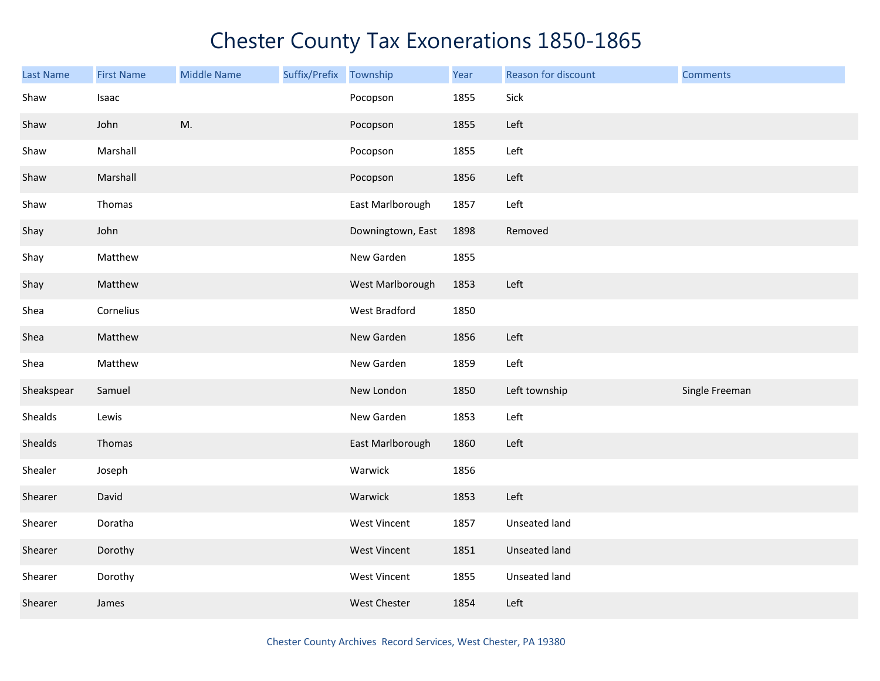# Chester County Tax Exonerations 1850-1865

| Last Name | First Name | Middle Name | Suffix/Prefix | Township | Year | Reason for discount | Comments |
|---|---|---|---|---|---|---|---|
| Shaw | Isaac | | | Pocopson | 1855 | Sick | |
| Shaw | John | M. | | Pocopson | 1855 | Left | |
| Shaw | Marshall | | | Pocopson | 1855 | Left | |
| Shaw | Marshall | | | Pocopson | 1856 | Left | |
| Shaw | Thomas | | | East Marlborough | 1857 | Left | |
| Shay | John | | | Downingtown, East | 1898 | Removed | |
| Shay | Matthew | | | New Garden | 1855 | | |
| Shay | Matthew | | | West Marlborough | 1853 | Left | |
| Shea | Cornelius | | | West Bradford | 1850 | | |
| Shea | Matthew | | | New Garden | 1856 | Left | |
| Shea | Matthew | | | New Garden | 1859 | Left | |
| Sheakspear | Samuel | | | New London | 1850 | Left township | Single Freeman |
| Shealds | Lewis | | | New Garden | 1853 | Left | |
| Shealds | Thomas | | | East Marlborough | 1860 | Left | |
| Shealer | Joseph | | | Warwick | 1856 | | |
| Shearer | David | | | Warwick | 1853 | Left | |
| Shearer | Doratha | | | West Vincent | 1857 | Unseated land | |
| Shearer | Dorothy | | | West Vincent | 1851 | Unseated land | |
| Shearer | Dorothy | | | West Vincent | 1855 | Unseated land | |
| Shearer | James | | | West Chester | 1854 | Left | |

Chester County Archives Record Services, West Chester, PA 19380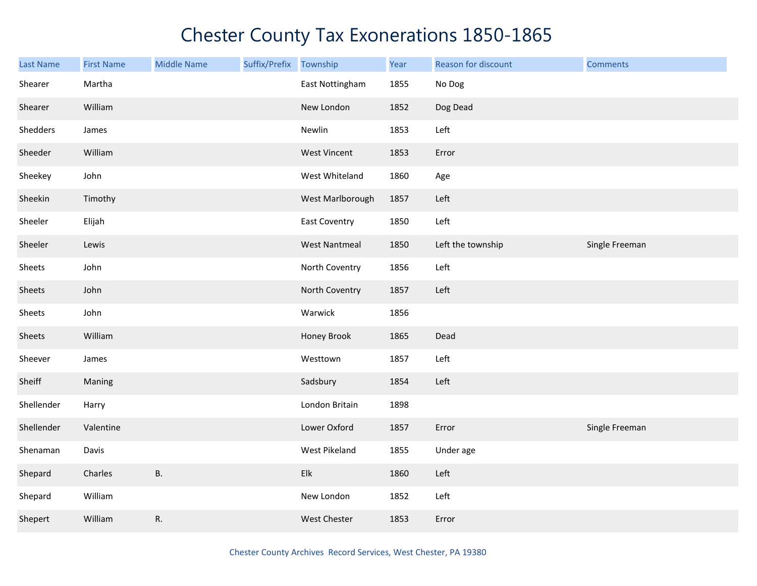# Chester County Tax Exonerations 1850-1865

| Last Name | First Name | Middle Name | Suffix/Prefix | Township | Year | Reason for discount | Comments |
|---|---|---|---|---|---|---|---|
| Shearer | Martha | | | East Nottingham | 1855 | No Dog | |
| Shearer | William | | | New London | 1852 | Dog Dead | |
| Shedders | James | | | Newlin | 1853 | Left | |
| Sheeder | William | | | West Vincent | 1853 | Error | |
| Sheekey | John | | | West Whiteland | 1860 | Age | |
| Sheekin | Timothy | | | West Marlborough | 1857 | Left | |
| Sheeler | Elijah | | | East Coventry | 1850 | Left | |
| Sheeler | Lewis | | | West Nantmeal | 1850 | Left the township | Single Freeman |
| Sheets | John | | | North Coventry | 1856 | Left | |
| Sheets | John | | | North Coventry | 1857 | Left | |
| Sheets | John | | | Warwick | 1856 | | |
| Sheets | William | | | Honey Brook | 1865 | Dead | |
| Sheever | James | | | Westtown | 1857 | Left | |
| Sheiff | Maning | | | Sadsbury | 1854 | Left | |
| Shellender | Harry | | | London Britain | 1898 | | |
| Shellender | Valentine | | | Lower Oxford | 1857 | Error | Single Freeman |
| Shenaman | Davis | | | West Pikeland | 1855 | Under age | |
| Shepard | Charles | B. | | Elk | 1860 | Left | |
| Shepard | William | | | New London | 1852 | Left | |
| Shepert | William | R. | | West Chester | 1853 | Error | |

Chester County Archives Record Services, West Chester, PA 19380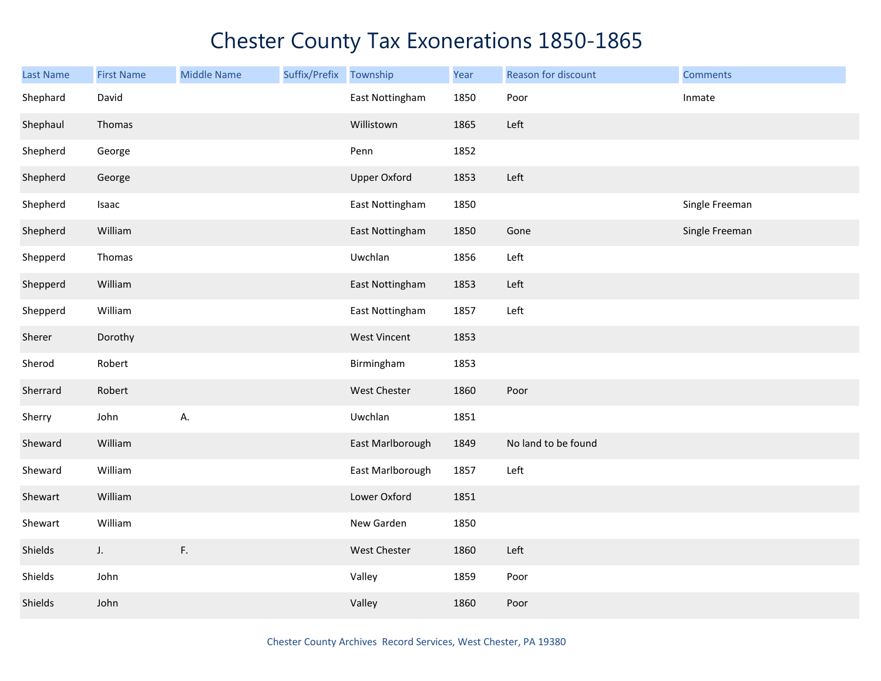# Chester County Tax Exonerations 1850-1865

| Last Name | First Name | Middle Name | Suffix/Prefix | Township | Year | Reason for discount | Comments |
|---|---|---|---|---|---|---|---|
| Shephard | David | | | East Nottingham | 1850 | Poor | Inmate |
| Shephaul | Thomas | | | Willistown | 1865 | Left | |
| Shepherd | George | | | Penn | 1852 | | |
| Shepherd | George | | | Upper Oxford | 1853 | Left | |
| Shepherd | Isaac | | | East Nottingham | 1850 | | Single Freeman |
| Shepherd | William | | | East Nottingham | 1850 | Gone | Single Freeman |
| Shepperd | Thomas | | | Uwchlan | 1856 | Left | |
| Shepperd | William | | | East Nottingham | 1853 | Left | |
| Shepperd | William | | | East Nottingham | 1857 | Left | |
| Sherer | Dorothy | | | West Vincent | 1853 | | |
| Sherod | Robert | | | Birmingham | 1853 | | |
| Sherrard | Robert | | | West Chester | 1860 | Poor | |
| Sherry | John | A. | | Uwchlan | 1851 | | |
| Sheward | William | | | East Marlborough | 1849 | No land to be found | |
| Sheward | William | | | East Marlborough | 1857 | Left | |
| Shewart | William | | | Lower Oxford | 1851 | | |
| Shewart | William | | | New Garden | 1850 | | |
| Shields | J. | F. | | West Chester | 1860 | Left | |
| Shields | John | | | Valley | 1859 | Poor | |
| Shields | John | | | Valley | 1860 | Poor | |

Chester County Archives Record Services, West Chester, PA 19380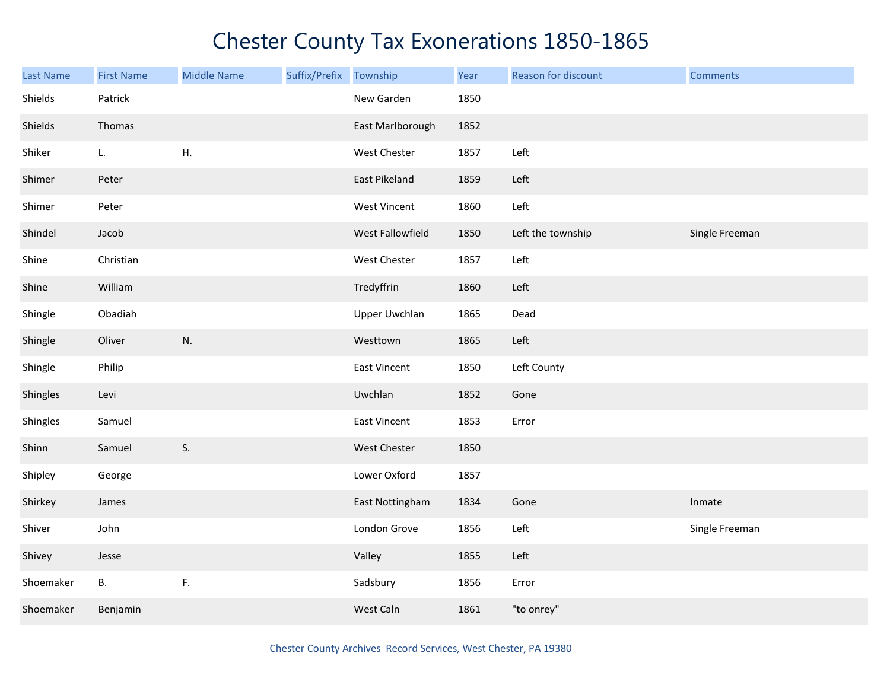# Chester County Tax Exonerations 1850-1865

| Last Name | First Name | Middle Name | Suffix/Prefix | Township | Year | Reason for discount | Comments |
|---|---|---|---|---|---|---|---|
| Shields | Patrick | | | New Garden | 1850 | | |
| Shields | Thomas | | | East Marlborough | 1852 | | |
| Shiker | L. | H. | | West Chester | 1857 | Left | |
| Shimer | Peter | | | East Pikeland | 1859 | Left | |
| Shimer | Peter | | | West Vincent | 1860 | Left | |
| Shindel | Jacob | | | West Fallowfield | 1850 | Left the township | Single Freeman |
| Shine | Christian | | | West Chester | 1857 | Left | |
| Shine | William | | | Tredyffrin | 1860 | Left | |
| Shingle | Obadiah | | | Upper Uwchlan | 1865 | Dead | |
| Shingle | Oliver | N. | | Westtown | 1865 | Left | |
| Shingle | Philip | | | East Vincent | 1850 | Left County | |
| Shingles | Levi | | | Uwchlan | 1852 | Gone | |
| Shingles | Samuel | | | East Vincent | 1853 | Error | |
| Shinn | Samuel | S. | | West Chester | 1850 | | |
| Shipley | George | | | Lower Oxford | 1857 | | |
| Shirkey | James | | | East Nottingham | 1834 | Gone | Inmate |
| Shiver | John | | | London Grove | 1856 | Left | Single Freeman |
| Shivey | Jesse | | | Valley | 1855 | Left | |
| Shoemaker | B. | F. | | Sadsbury | 1856 | Error | |
| Shoemaker | Benjamin | | | West Caln | 1861 | "to onrey" | |

Chester County Archives Record Services, West Chester, PA 19380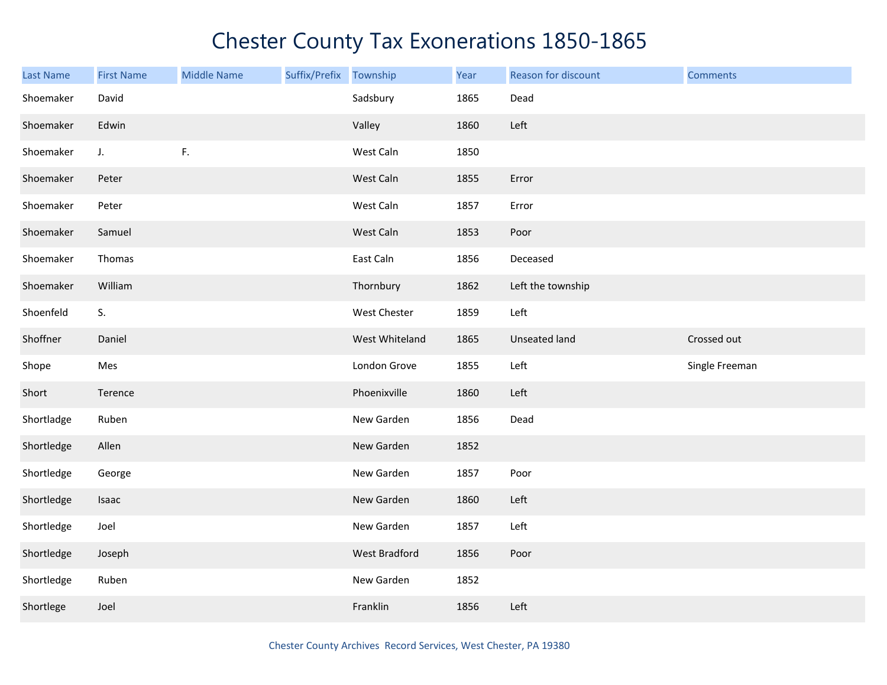# Chester County Tax Exonerations 1850-1865

| Last Name | First Name | Middle Name | Suffix/Prefix | Township | Year | Reason for discount | Comments |
|---|---|---|---|---|---|---|---|
| Shoemaker | David | | | Sadsbury | 1865 | Dead | |
| Shoemaker | Edwin | | | Valley | 1860 | Left | |
| Shoemaker | J. | F. | | West Caln | 1850 | | |
| Shoemaker | Peter | | | West Caln | 1855 | Error | |
| Shoemaker | Peter | | | West Caln | 1857 | Error | |
| Shoemaker | Samuel | | | West Caln | 1853 | Poor | |
| Shoemaker | Thomas | | | East Caln | 1856 | Deceased | |
| Shoemaker | William | | | Thornbury | 1862 | Left the township | |
| Shoenfeld | S. | | | West Chester | 1859 | Left | |
| Shoffner | Daniel | | | West Whiteland | 1865 | Unseated land | Crossed out |
| Shope | Mes | | | London Grove | 1855 | Left | Single Freeman |
| Short | Terence | | | Phoenixville | 1860 | Left | |
| Shortladge | Ruben | | | New Garden | 1856 | Dead | |
| Shortledge | Allen | | | New Garden | 1852 | | |
| Shortledge | George | | | New Garden | 1857 | Poor | |
| Shortledge | Isaac | | | New Garden | 1860 | Left | |
| Shortledge | Joel | | | New Garden | 1857 | Left | |
| Shortledge | Joseph | | | West Bradford | 1856 | Poor | |
| Shortledge | Ruben | | | New Garden | 1852 | | |
| Shortlege | Joel | | | Franklin | 1856 | Left | |

Chester County Archives Record Services, West Chester, PA 19380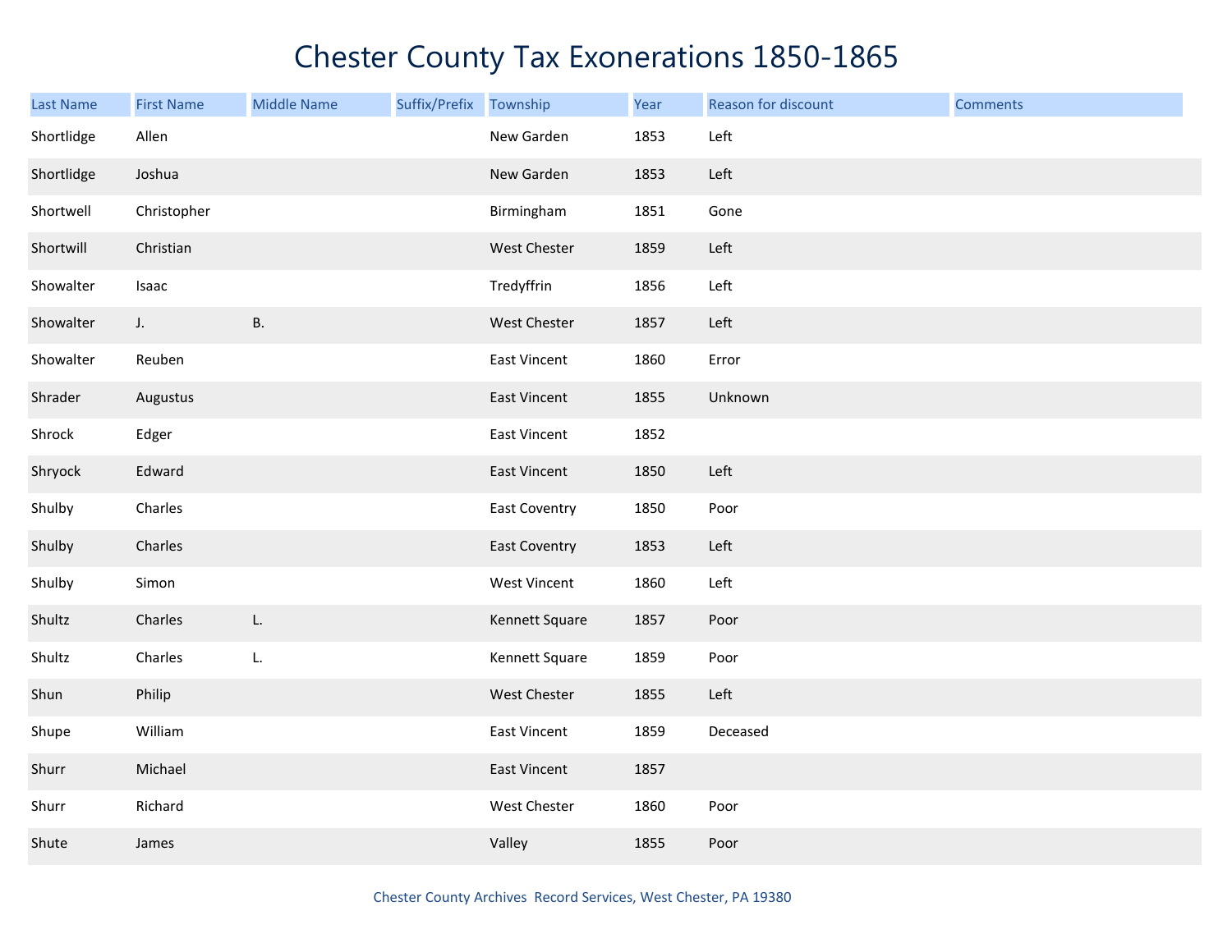# Chester County Tax Exonerations 1850-1865

| Last Name | First Name | Middle Name | Suffix/Prefix | Township | Year | Reason for discount | Comments |
|---|---|---|---|---|---|---|---|
| Shortlidge | Allen | | | New Garden | 1853 | Left | |
| Shortlidge | Joshua | | | New Garden | 1853 | Left | |
| Shortwell | Christopher | | | Birmingham | 1851 | Gone | |
| Shortwill | Christian | | | West Chester | 1859 | Left | |
| Showalter | Isaac | | | Tredyffrin | 1856 | Left | |
| Showalter | J. | B. | | West Chester | 1857 | Left | |
| Showalter | Reuben | | | East Vincent | 1860 | Error | |
| Shrader | Augustus | | | East Vincent | 1855 | Unknown | |
| Shrock | Edger | | | East Vincent | 1852 | | |
| Shryock | Edward | | | East Vincent | 1850 | Left | |
| Shulby | Charles | | | East Coventry | 1850 | Poor | |
| Shulby | Charles | | | East Coventry | 1853 | Left | |
| Shulby | Simon | | | West Vincent | 1860 | Left | |
| Shultz | Charles | L. | | Kennett Square | 1857 | Poor | |
| Shultz | Charles | L. | | Kennett Square | 1859 | Poor | |
| Shun | Philip | | | West Chester | 1855 | Left | |
| Shupe | William | | | East Vincent | 1859 | Deceased | |
| Shurr | Michael | | | East Vincent | 1857 | | |
| Shurr | Richard | | | West Chester | 1860 | Poor | |
| Shute | James | | | Valley | 1855 | Poor | |

Chester County Archives Record Services, West Chester, PA 19380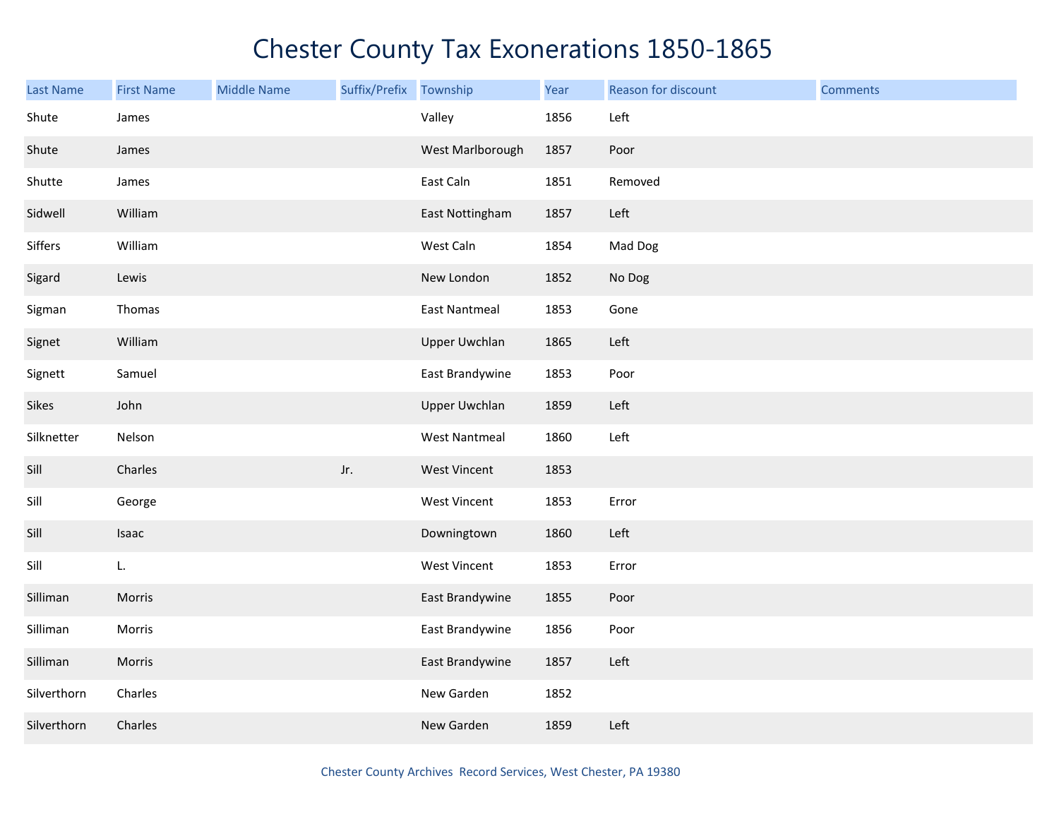# Chester County Tax Exonerations 1850-1865

| Last Name | First Name | Middle Name | Suffix/Prefix | Township | Year | Reason for discount | Comments |
|---|---|---|---|---|---|---|---|
| Shute | James | | | Valley | 1856 | Left | |
| Shute | James | | | West Marlborough | 1857 | Poor | |
| Shutte | James | | | East Caln | 1851 | Removed | |
| Sidwell | William | | | East Nottingham | 1857 | Left | |
| Siffers | William | | | West Caln | 1854 | Mad Dog | |
| Sigard | Lewis | | | New London | 1852 | No Dog | |
| Sigman | Thomas | | | East Nantmeal | 1853 | Gone | |
| Signet | William | | | Upper Uwchlan | 1865 | Left | |
| Signett | Samuel | | | East Brandywine | 1853 | Poor | |
| Sikes | John | | | Upper Uwchlan | 1859 | Left | |
| Silknetter | Nelson | | | West Nantmeal | 1860 | Left | |
| Sill | Charles | | Jr. | West Vincent | 1853 | | |
| Sill | George | | | West Vincent | 1853 | Error | |
| Sill | Isaac | | | Downingtown | 1860 | Left | |
| Sill | L. | | | West Vincent | 1853 | Error | |
| Silliman | Morris | | | East Brandywine | 1855 | Poor | |
| Silliman | Morris | | | East Brandywine | 1856 | Poor | |
| Silliman | Morris | | | East Brandywine | 1857 | Left | |
| Silverthorn | Charles | | | New Garden | 1852 | | |
| Silverthorn | Charles | | | New Garden | 1859 | Left | |

Chester County Archives Record Services, West Chester, PA 19380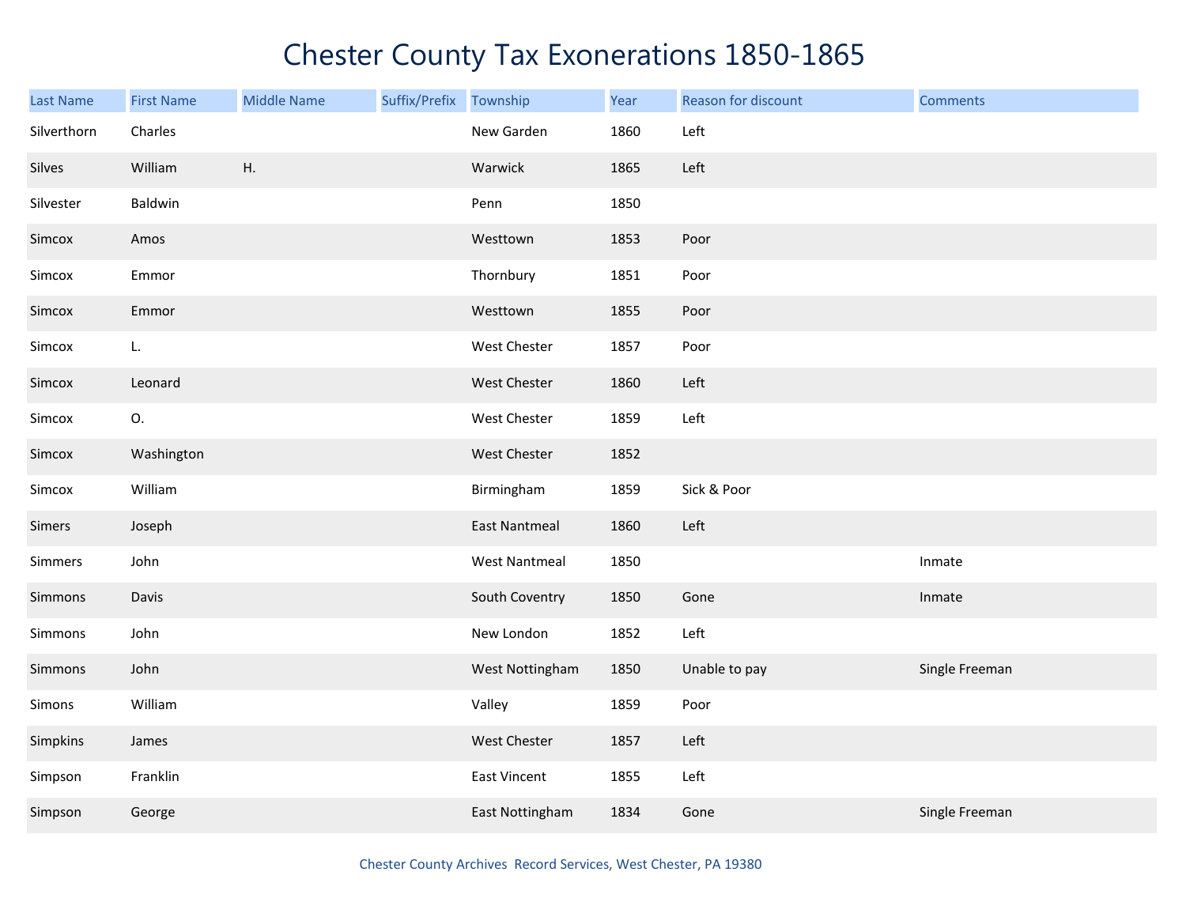# Chester County Tax Exonerations 1850-1865

| Last Name | First Name | Middle Name | Suffix/Prefix | Township | Year | Reason for discount | Comments |
|---|---|---|---|---|---|---|---|
| Silverthorn | Charles | | | New Garden | 1860 | Left | |
| Silves | William | H. | | Warwick | 1865 | Left | |
| Silvester | Baldwin | | | Penn | 1850 | | |
| Simcox | Amos | | | Westtown | 1853 | Poor | |
| Simcox | Emmor | | | Thornbury | 1851 | Poor | |
| Simcox | Emmor | | | Westtown | 1855 | Poor | |
| Simcox | L. | | | West Chester | 1857 | Poor | |
| Simcox | Leonard | | | West Chester | 1860 | Left | |
| Simcox | O. | | | West Chester | 1859 | Left | |
| Simcox | Washington | | | West Chester | 1852 | | |
| Simcox | William | | | Birmingham | 1859 | Sick & Poor | |
| Simers | Joseph | | | East Nantmeal | 1860 | Left | |
| Simmers | John | | | West Nantmeal | 1850 | | Inmate |
| Simmons | Davis | | | South Coventry | 1850 | Gone | Inmate |
| Simmons | John | | | New London | 1852 | Left | |
| Simmons | John | | | West Nottingham | 1850 | Unable to pay | Single Freeman |
| Simons | William | | | Valley | 1859 | Poor | |
| Simpkins | James | | | West Chester | 1857 | Left | |
| Simpson | Franklin | | | East Vincent | 1855 | Left | |
| Simpson | George | | | East Nottingham | 1834 | Gone | Single Freeman |

Chester County Archives Record Services, West Chester, PA 19380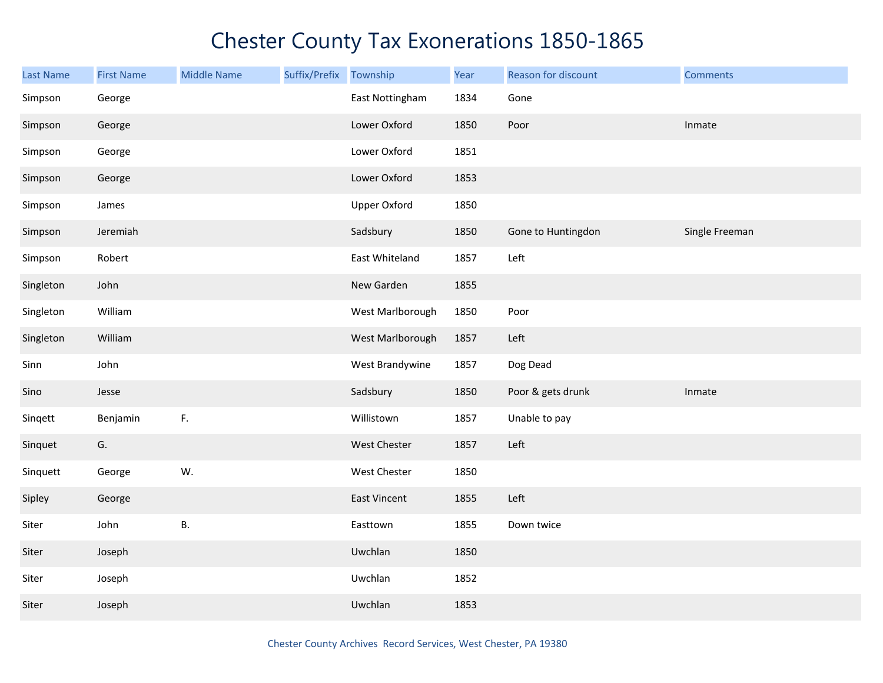# Chester County Tax Exonerations 1850-1865

| Last Name | First Name | Middle Name | Suffix/Prefix | Township | Year | Reason for discount | Comments |
|---|---|---|---|---|---|---|---|
| Simpson | George | | | East Nottingham | 1834 | Gone | |
| Simpson | George | | | Lower Oxford | 1850 | Poor | Inmate |
| Simpson | George | | | Lower Oxford | 1851 | | |
| Simpson | George | | | Lower Oxford | 1853 | | |
| Simpson | James | | | Upper Oxford | 1850 | | |
| Simpson | Jeremiah | | | Sadsbury | 1850 | Gone to Huntingdon | Single Freeman |
| Simpson | Robert | | | East Whiteland | 1857 | Left | |
| Singleton | John | | | New Garden | 1855 | | |
| Singleton | William | | | West Marlborough | 1850 | Poor | |
| Singleton | William | | | West Marlborough | 1857 | Left | |
| Sinn | John | | | West Brandywine | 1857 | Dog Dead | |
| Sino | Jesse | | | Sadsbury | 1850 | Poor & gets drunk | Inmate |
| Sinqett | Benjamin | F. | | Willistown | 1857 | Unable to pay | |
| Sinquet | G. | | | West Chester | 1857 | Left | |
| Sinquett | George | W. | | West Chester | 1850 | | |
| Sipley | George | | | East Vincent | 1855 | Left | |
| Siter | John | B. | | Easttown | 1855 | Down twice | |
| Siter | Joseph | | | Uwchlan | 1850 | | |
| Siter | Joseph | | | Uwchlan | 1852 | | |
| Siter | Joseph | | | Uwchlan | 1853 | | |

Chester County Archives Record Services, West Chester, PA 19380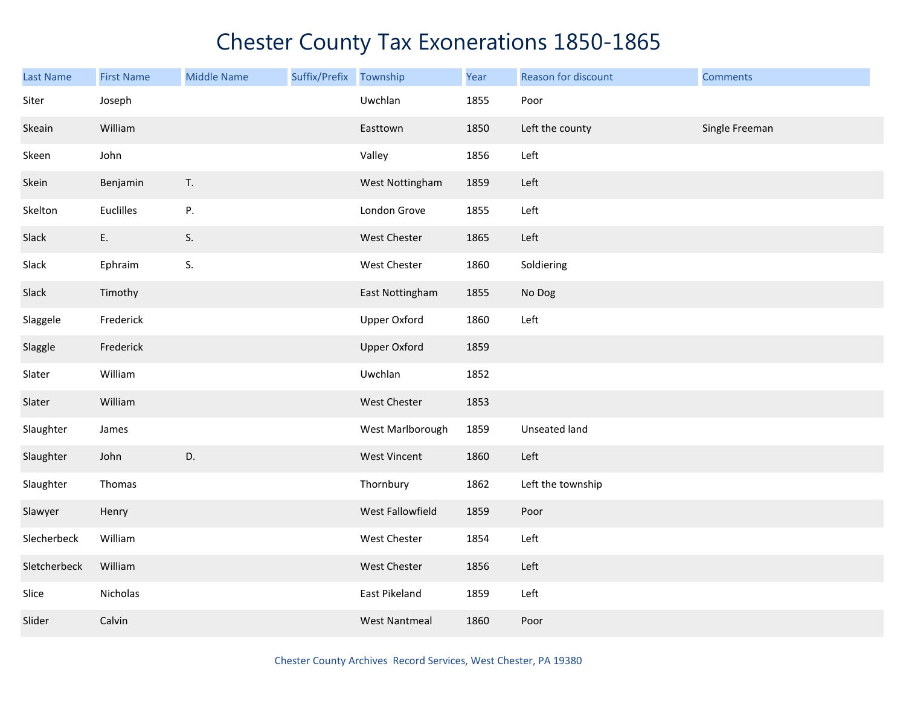# Chester County Tax Exonerations 1850-1865

| Last Name | First Name | Middle Name | Suffix/Prefix | Township | Year | Reason for discount | Comments |
|---|---|---|---|---|---|---|---|
| Siter | Joseph | | | Uwchlan | 1855 | Poor | |
| Skeain | William | | | Easttown | 1850 | Left the county | Single Freeman |
| Skeen | John | | | Valley | 1856 | Left | |
| Skein | Benjamin | T. | | West Nottingham | 1859 | Left | |
| Skelton | Euclilles | P. | | London Grove | 1855 | Left | |
| Slack | E. | S. | | West Chester | 1865 | Left | |
| Slack | Ephraim | S. | | West Chester | 1860 | Soldiering | |
| Slack | Timothy | | | East Nottingham | 1855 | No Dog | |
| Slaggele | Frederick | | | Upper Oxford | 1860 | Left | |
| Slaggle | Frederick | | | Upper Oxford | 1859 | | |
| Slater | William | | | Uwchlan | 1852 | | |
| Slater | William | | | West Chester | 1853 | | |
| Slaughter | James | | | West Marlborough | 1859 | Unseated land | |
| Slaughter | John | D. | | West Vincent | 1860 | Left | |
| Slaughter | Thomas | | | Thornbury | 1862 | Left the township | |
| Slawyer | Henry | | | West Fallowfield | 1859 | Poor | |
| Slecherbeck | William | | | West Chester | 1854 | Left | |
| Sletcherbeck | William | | | West Chester | 1856 | Left | |
| Slice | Nicholas | | | East Pikeland | 1859 | Left | |
| Slider | Calvin | | | West Nantmeal | 1860 | Poor | |

Chester County Archives Record Services, West Chester, PA 19380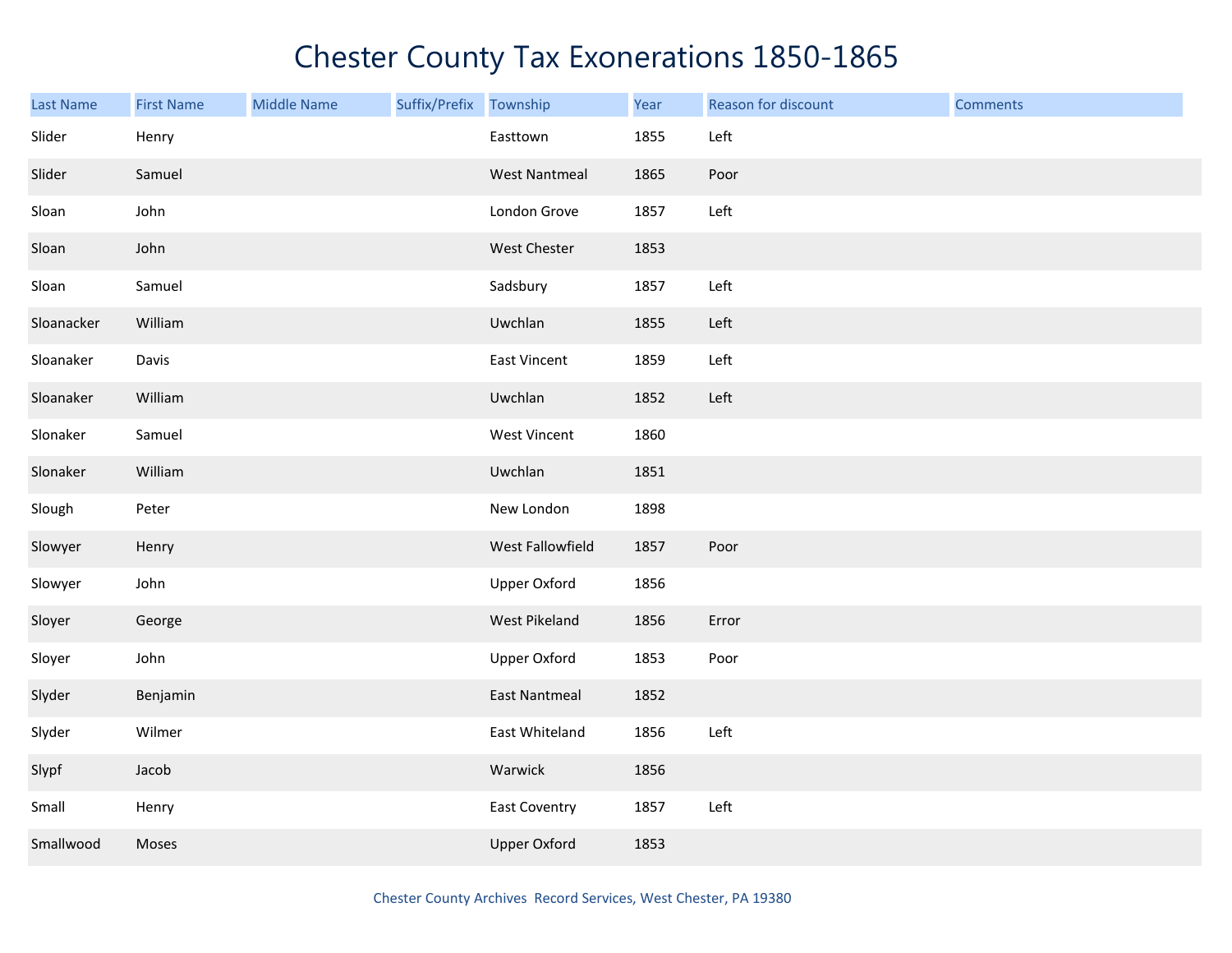# Chester County Tax Exonerations 1850-1865

| Last Name | First Name | Middle Name | Suffix/Prefix | Township | Year | Reason for discount | Comments |
|---|---|---|---|---|---|---|---|
| Slider | Henry | | | Easttown | 1855 | Left | |
| Slider | Samuel | | | West Nantmeal | 1865 | Poor | |
| Sloan | John | | | London Grove | 1857 | Left | |
| Sloan | John | | | West Chester | 1853 | | |
| Sloan | Samuel | | | Sadsbury | 1857 | Left | |
| Sloanacker | William | | | Uwchlan | 1855 | Left | |
| Sloanaker | Davis | | | East Vincent | 1859 | Left | |
| Sloanaker | William | | | Uwchlan | 1852 | Left | |
| Slonaker | Samuel | | | West Vincent | 1860 | | |
| Slonaker | William | | | Uwchlan | 1851 | | |
| Slough | Peter | | | New London | 1898 | | |
| Slowyer | Henry | | | West Fallowfield | 1857 | Poor | |
| Slowyer | John | | | Upper Oxford | 1856 | | |
| Sloyer | George | | | West Pikeland | 1856 | Error | |
| Sloyer | John | | | Upper Oxford | 1853 | Poor | |
| Slyder | Benjamin | | | East Nantmeal | 1852 | | |
| Slyder | Wilmer | | | East Whiteland | 1856 | Left | |
| Slypf | Jacob | | | Warwick | 1856 | | |
| Small | Henry | | | East Coventry | 1857 | Left | |
| Smallwood | Moses | | | Upper Oxford | 1853 | | |

Chester County Archives Record Services, West Chester, PA 19380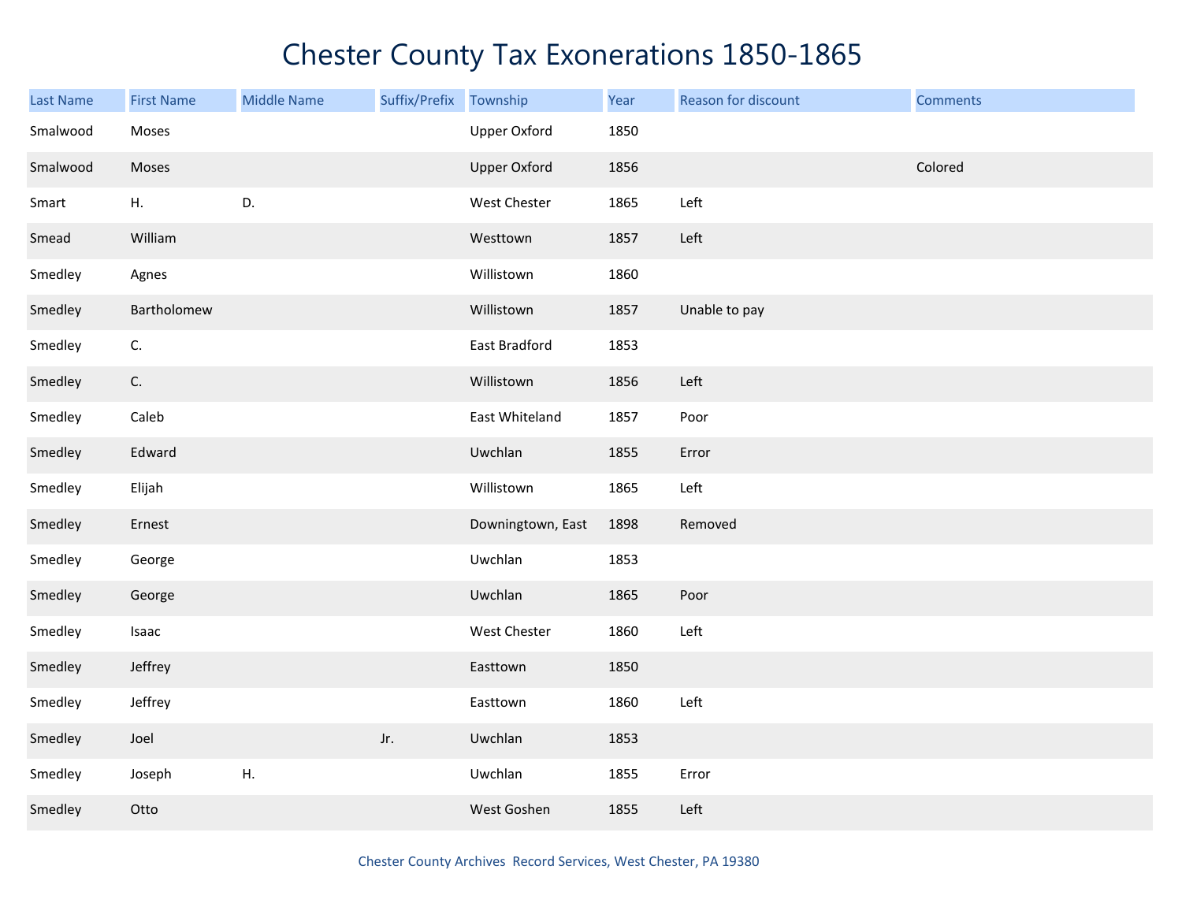# Chester County Tax Exonerations 1850-1865

| Last Name | First Name | Middle Name | Suffix/Prefix | Township | Year | Reason for discount | Comments |
|---|---|---|---|---|---|---|---|
| Smalwood | Moses | | | Upper Oxford | 1850 | | |
| Smalwood | Moses | | | Upper Oxford | 1856 | | Colored |
| Smart | H. | D. | | West Chester | 1865 | Left | |
| Smead | William | | | Westtown | 1857 | Left | |
| Smedley | Agnes | | | Willistown | 1860 | | |
| Smedley | Bartholomew | | | Willistown | 1857 | Unable to pay | |
| Smedley | C. | | | East Bradford | 1853 | | |
| Smedley | C. | | | Willistown | 1856 | Left | |
| Smedley | Caleb | | | East Whiteland | 1857 | Poor | |
| Smedley | Edward | | | Uwchlan | 1855 | Error | |
| Smedley | Elijah | | | Willistown | 1865 | Left | |
| Smedley | Ernest | | | Downingtown, East | 1898 | Removed | |
| Smedley | George | | | Uwchlan | 1853 | | |
| Smedley | George | | | Uwchlan | 1865 | Poor | |
| Smedley | Isaac | | | West Chester | 1860 | Left | |
| Smedley | Jeffrey | | | Easttown | 1850 | | |
| Smedley | Jeffrey | | | Easttown | 1860 | Left | |
| Smedley | Joel | | Jr. | Uwchlan | 1853 | | |
| Smedley | Joseph | H. | | Uwchlan | 1855 | Error | |
| Smedley | Otto | | | West Goshen | 1855 | Left | |

Chester County Archives Record Services, West Chester, PA 19380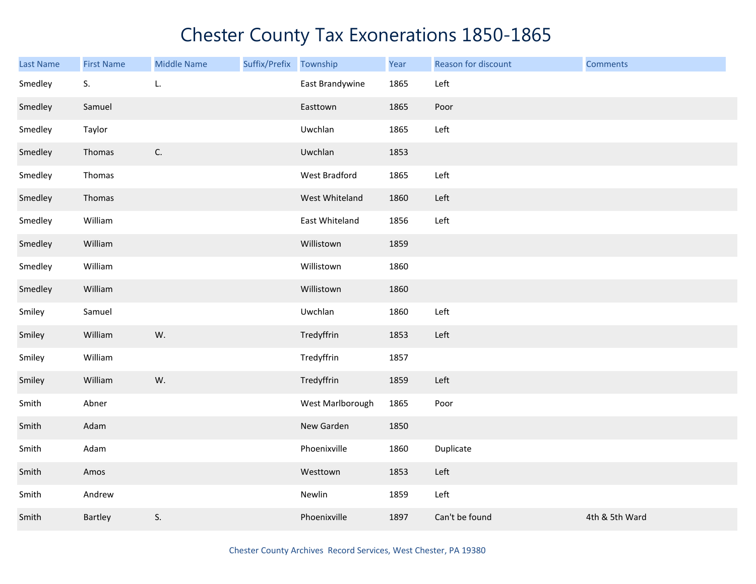# Chester County Tax Exonerations 1850-1865

| Last Name | First Name | Middle Name | Suffix/Prefix | Township | Year | Reason for discount | Comments |
|---|---|---|---|---|---|---|---|
| Smedley | S. | L. | | East Brandywine | 1865 | Left | |
| Smedley | Samuel | | | Easttown | 1865 | Poor | |
| Smedley | Taylor | | | Uwchlan | 1865 | Left | |
| Smedley | Thomas | C. | | Uwchlan | 1853 | | |
| Smedley | Thomas | | | West Bradford | 1865 | Left | |
| Smedley | Thomas | | | West Whiteland | 1860 | Left | |
| Smedley | William | | | East Whiteland | 1856 | Left | |
| Smedley | William | | | Willistown | 1859 | | |
| Smedley | William | | | Willistown | 1860 | | |
| Smedley | William | | | Willistown | 1860 | | |
| Smiley | Samuel | | | Uwchlan | 1860 | Left | |
| Smiley | William | W. | | Tredyffrin | 1853 | Left | |
| Smiley | William | | | Tredyffrin | 1857 | | |
| Smiley | William | W. | | Tredyffrin | 1859 | Left | |
| Smith | Abner | | | West Marlborough | 1865 | Poor | |
| Smith | Adam | | | New Garden | 1850 | | |
| Smith | Adam | | | Phoenixville | 1860 | Duplicate | |
| Smith | Amos | | | Westtown | 1853 | Left | |
| Smith | Andrew | | | Newlin | 1859 | Left | |
| Smith | Bartley | S. | | Phoenixville | 1897 | Can't be found | 4th & 5th Ward |

Chester County Archives Record Services, West Chester, PA 19380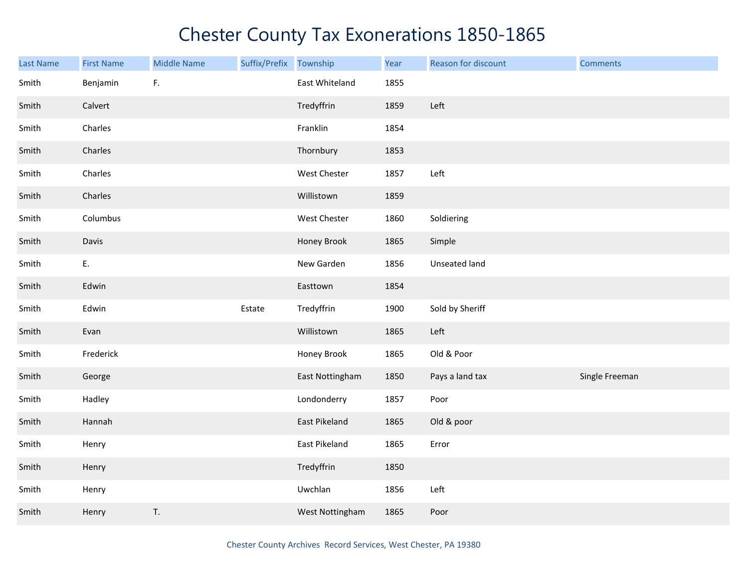# Chester County Tax Exonerations 1850-1865

| Last Name | First Name | Middle Name | Suffix/Prefix | Township | Year | Reason for discount | Comments |
|---|---|---|---|---|---|---|---|
| Smith | Benjamin | F. | | East Whiteland | 1855 | | |
| Smith | Calvert | | | Tredyffrin | 1859 | Left | |
| Smith | Charles | | | Franklin | 1854 | | |
| Smith | Charles | | | Thornbury | 1853 | | |
| Smith | Charles | | | West Chester | 1857 | Left | |
| Smith | Charles | | | Willistown | 1859 | | |
| Smith | Columbus | | | West Chester | 1860 | Soldiering | |
| Smith | Davis | | | Honey Brook | 1865 | Simple | |
| Smith | E. | | | New Garden | 1856 | Unseated land | |
| Smith | Edwin | | | Easttown | 1854 | | |
| Smith | Edwin | | Estate | Tredyffrin | 1900 | Sold by Sheriff | |
| Smith | Evan | | | Willistown | 1865 | Left | |
| Smith | Frederick | | | Honey Brook | 1865 | Old & Poor | |
| Smith | George | | | East Nottingham | 1850 | Pays a land tax | Single Freeman |
| Smith | Hadley | | | Londonderry | 1857 | Poor | |
| Smith | Hannah | | | East Pikeland | 1865 | Old & poor | |
| Smith | Henry | | | East Pikeland | 1865 | Error | |
| Smith | Henry | | | Tredyffrin | 1850 | | |
| Smith | Henry | | | Uwchlan | 1856 | Left | |
| Smith | Henry | T. | | West Nottingham | 1865 | Poor | |

Chester County Archives Record Services, West Chester, PA 19380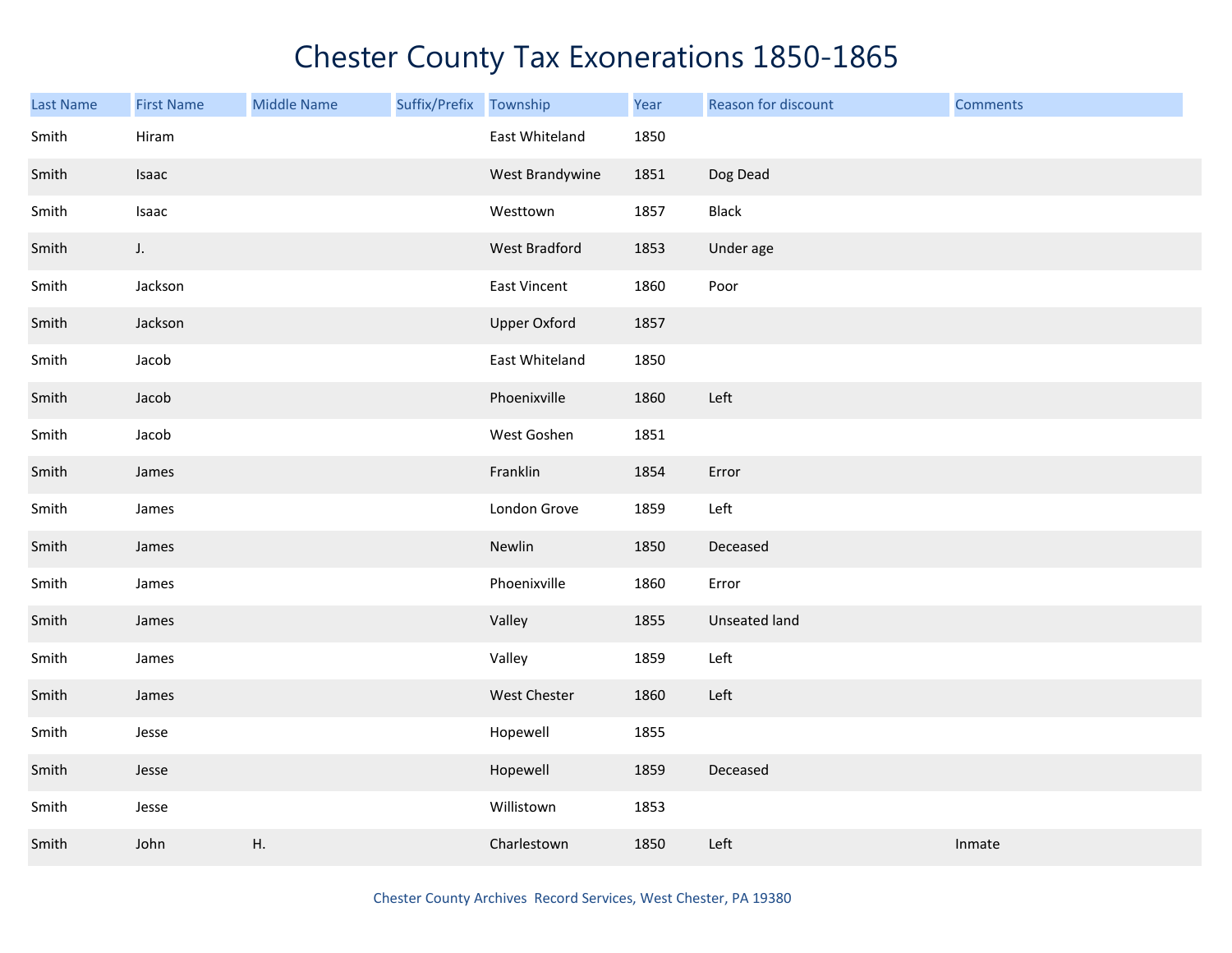# Chester County Tax Exonerations 1850-1865

| Last Name | First Name | Middle Name | Suffix/Prefix | Township | Year | Reason for discount | Comments |
|---|---|---|---|---|---|---|---|
| Smith | Hiram | | | East Whiteland | 1850 | | |
| Smith | Isaac | | | West Brandywine | 1851 | Dog Dead | |
| Smith | Isaac | | | Westtown | 1857 | Black | |
| Smith | J. | | | West Bradford | 1853 | Under age | |
| Smith | Jackson | | | East Vincent | 1860 | Poor | |
| Smith | Jackson | | | Upper Oxford | 1857 | | |
| Smith | Jacob | | | East Whiteland | 1850 | | |
| Smith | Jacob | | | Phoenixville | 1860 | Left | |
| Smith | Jacob | | | West Goshen | 1851 | | |
| Smith | James | | | Franklin | 1854 | Error | |
| Smith | James | | | London Grove | 1859 | Left | |
| Smith | James | | | Newlin | 1850 | Deceased | |
| Smith | James | | | Phoenixville | 1860 | Error | |
| Smith | James | | | Valley | 1855 | Unseated land | |
| Smith | James | | | Valley | 1859 | Left | |
| Smith | James | | | West Chester | 1860 | Left | |
| Smith | Jesse | | | Hopewell | 1855 | | |
| Smith | Jesse | | | Hopewell | 1859 | Deceased | |
| Smith | Jesse | | | Willistown | 1853 | | |
| Smith | John | H. | | Charlestown | 1850 | Left | Inmate |

Chester County Archives Record Services, West Chester, PA 19380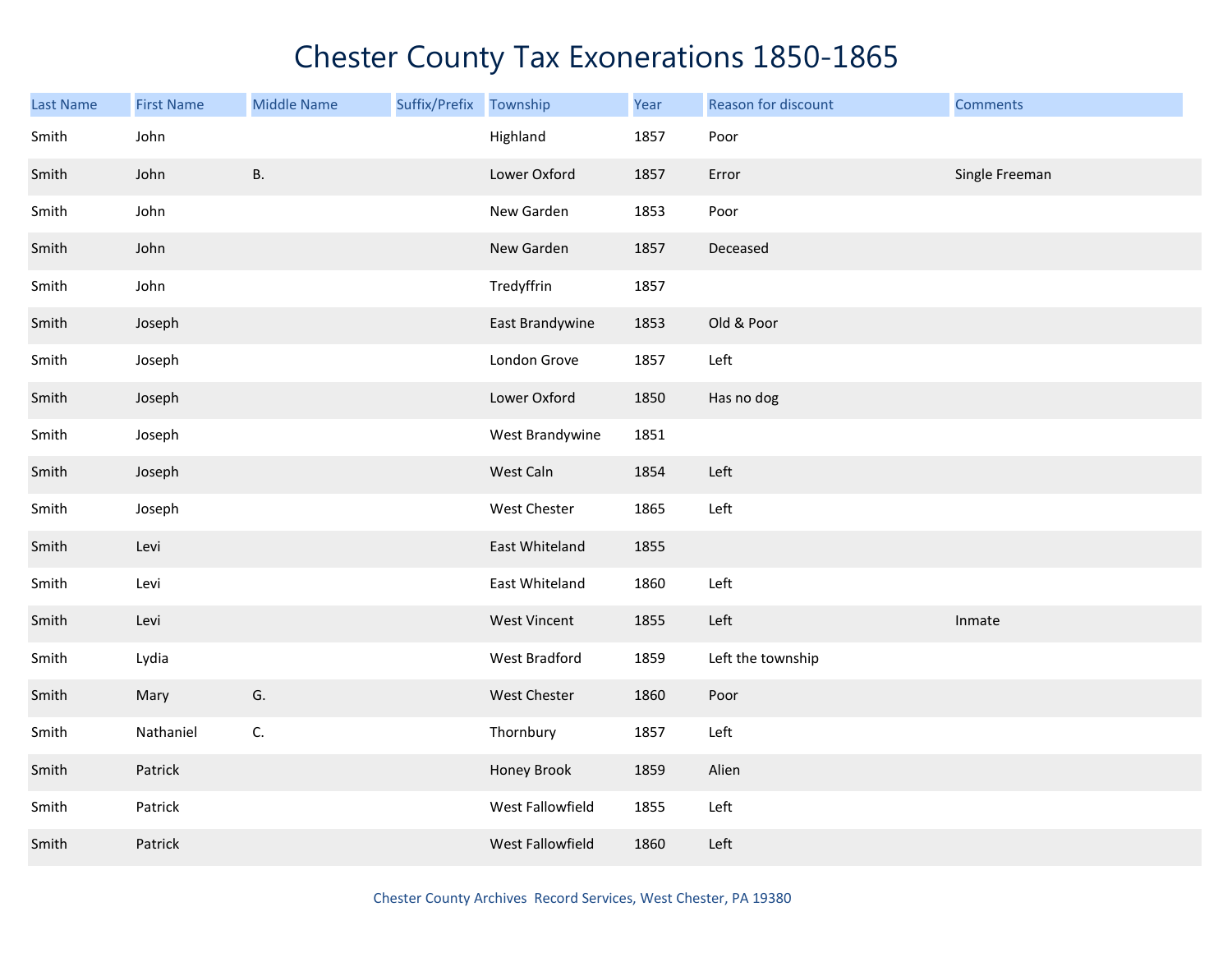# Chester County Tax Exonerations 1850-1865

| Last Name | First Name | Middle Name | Suffix/Prefix | Township | Year | Reason for discount | Comments |
|---|---|---|---|---|---|---|---|
| Smith | John | | | Highland | 1857 | Poor | |
| Smith | John | B. | | Lower Oxford | 1857 | Error | Single Freeman |
| Smith | John | | | New Garden | 1853 | Poor | |
| Smith | John | | | New Garden | 1857 | Deceased | |
| Smith | John | | | Tredyffrin | 1857 | | |
| Smith | Joseph | | | East Brandywine | 1853 | Old & Poor | |
| Smith | Joseph | | | London Grove | 1857 | Left | |
| Smith | Joseph | | | Lower Oxford | 1850 | Has no dog | |
| Smith | Joseph | | | West Brandywine | 1851 | | |
| Smith | Joseph | | | West Caln | 1854 | Left | |
| Smith | Joseph | | | West Chester | 1865 | Left | |
| Smith | Levi | | | East Whiteland | 1855 | | |
| Smith | Levi | | | East Whiteland | 1860 | Left | |
| Smith | Levi | | | West Vincent | 1855 | Left | Inmate |
| Smith | Lydia | | | West Bradford | 1859 | Left the township | |
| Smith | Mary | G. | | West Chester | 1860 | Poor | |
| Smith | Nathaniel | C. | | Thornbury | 1857 | Left | |
| Smith | Patrick | | | Honey Brook | 1859 | Alien | |
| Smith | Patrick | | | West Fallowfield | 1855 | Left | |
| Smith | Patrick | | | West Fallowfield | 1860 | Left | |

Chester County Archives Record Services, West Chester, PA 19380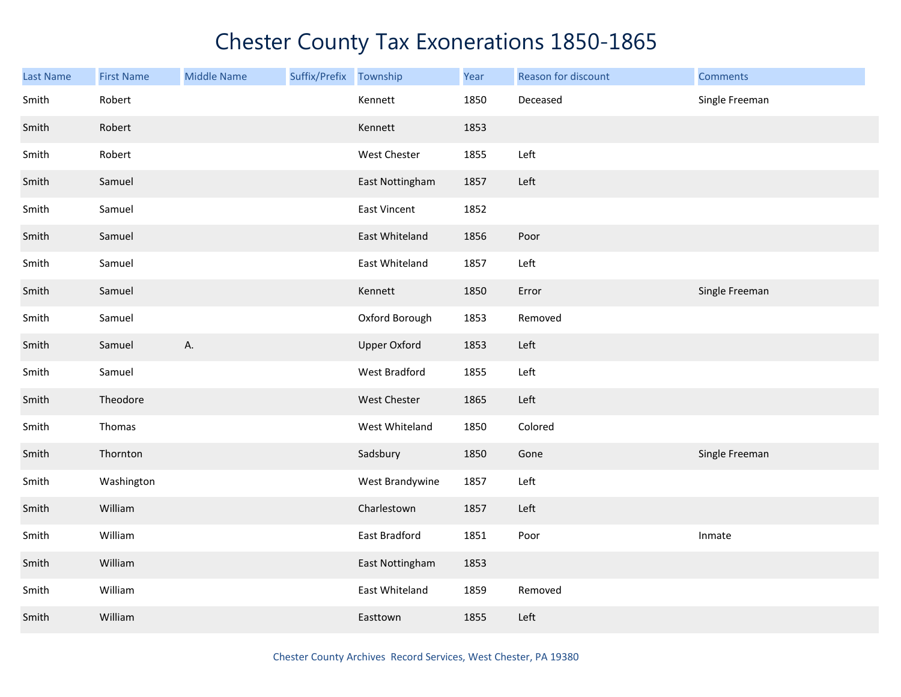# Chester County Tax Exonerations 1850-1865

| Last Name | First Name | Middle Name | Suffix/Prefix | Township | Year | Reason for discount | Comments |
|---|---|---|---|---|---|---|---|
| Smith | Robert | | | Kennett | 1850 | Deceased | Single Freeman |
| Smith | Robert | | | Kennett | 1853 | | |
| Smith | Robert | | | West Chester | 1855 | Left | |
| Smith | Samuel | | | East Nottingham | 1857 | Left | |
| Smith | Samuel | | | East Vincent | 1852 | | |
| Smith | Samuel | | | East Whiteland | 1856 | Poor | |
| Smith | Samuel | | | East Whiteland | 1857 | Left | |
| Smith | Samuel | | | Kennett | 1850 | Error | Single Freeman |
| Smith | Samuel | | | Oxford Borough | 1853 | Removed | |
| Smith | Samuel | A. | | Upper Oxford | 1853 | Left | |
| Smith | Samuel | | | West Bradford | 1855 | Left | |
| Smith | Theodore | | | West Chester | 1865 | Left | |
| Smith | Thomas | | | West Whiteland | 1850 | Colored | |
| Smith | Thornton | | | Sadsbury | 1850 | Gone | Single Freeman |
| Smith | Washington | | | West Brandywine | 1857 | Left | |
| Smith | William | | | Charlestown | 1857 | Left | |
| Smith | William | | | East Bradford | 1851 | Poor | Inmate |
| Smith | William | | | East Nottingham | 1853 | | |
| Smith | William | | | East Whiteland | 1859 | Removed | |
| Smith | William | | | Easttown | 1855 | Left | |

Chester County Archives Record Services, West Chester, PA 19380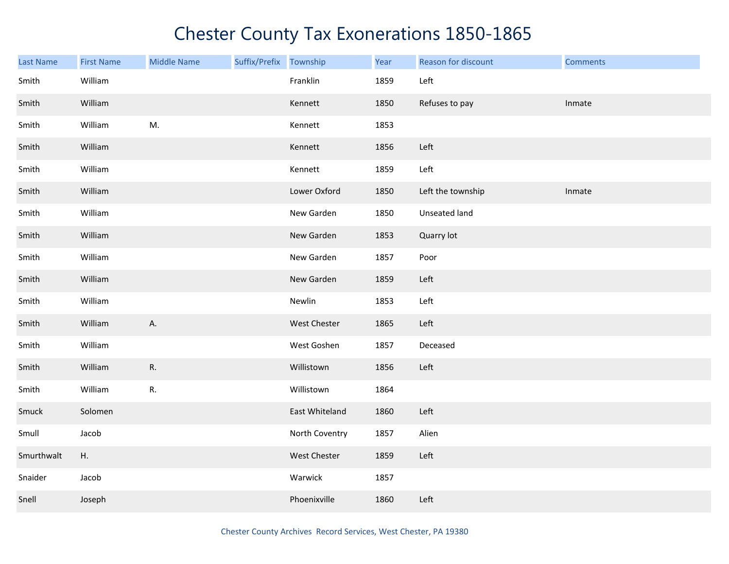# Chester County Tax Exonerations 1850-1865

| Last Name | First Name | Middle Name | Suffix/Prefix | Township | Year | Reason for discount | Comments |
| --- | --- | --- | --- | --- | --- | --- | --- |
| Smith | William | | | Franklin | 1859 | Left | |
| Smith | William | | | Kennett | 1850 | Refuses to pay | Inmate |
| Smith | William | M. | | Kennett | 1853 | | |
| Smith | William | | | Kennett | 1856 | Left | |
| Smith | William | | | Kennett | 1859 | Left | |
| Smith | William | | | Lower Oxford | 1850 | Left the township | Inmate |
| Smith | William | | | New Garden | 1850 | Unseated land | |
| Smith | William | | | New Garden | 1853 | Quarry lot | |
| Smith | William | | | New Garden | 1857 | Poor | |
| Smith | William | | | New Garden | 1859 | Left | |
| Smith | William | | | Newlin | 1853 | Left | |
| Smith | William | A. | | West Chester | 1865 | Left | |
| Smith | William | | | West Goshen | 1857 | Deceased | |
| Smith | William | R. | | Willistown | 1856 | Left | |
| Smith | William | R. | | Willistown | 1864 | | |
| Smuck | Solomen | | | East Whiteland | 1860 | Left | |
| Smull | Jacob | | | North Coventry | 1857 | Alien | |
| Smurthwalt | H. | | | West Chester | 1859 | Left | |
| Snaider | Jacob | | | Warwick | 1857 | | |
| Snell | Joseph | | | Phoenixville | 1860 | Left | |

Chester County Archives Record Services, West Chester, PA 19380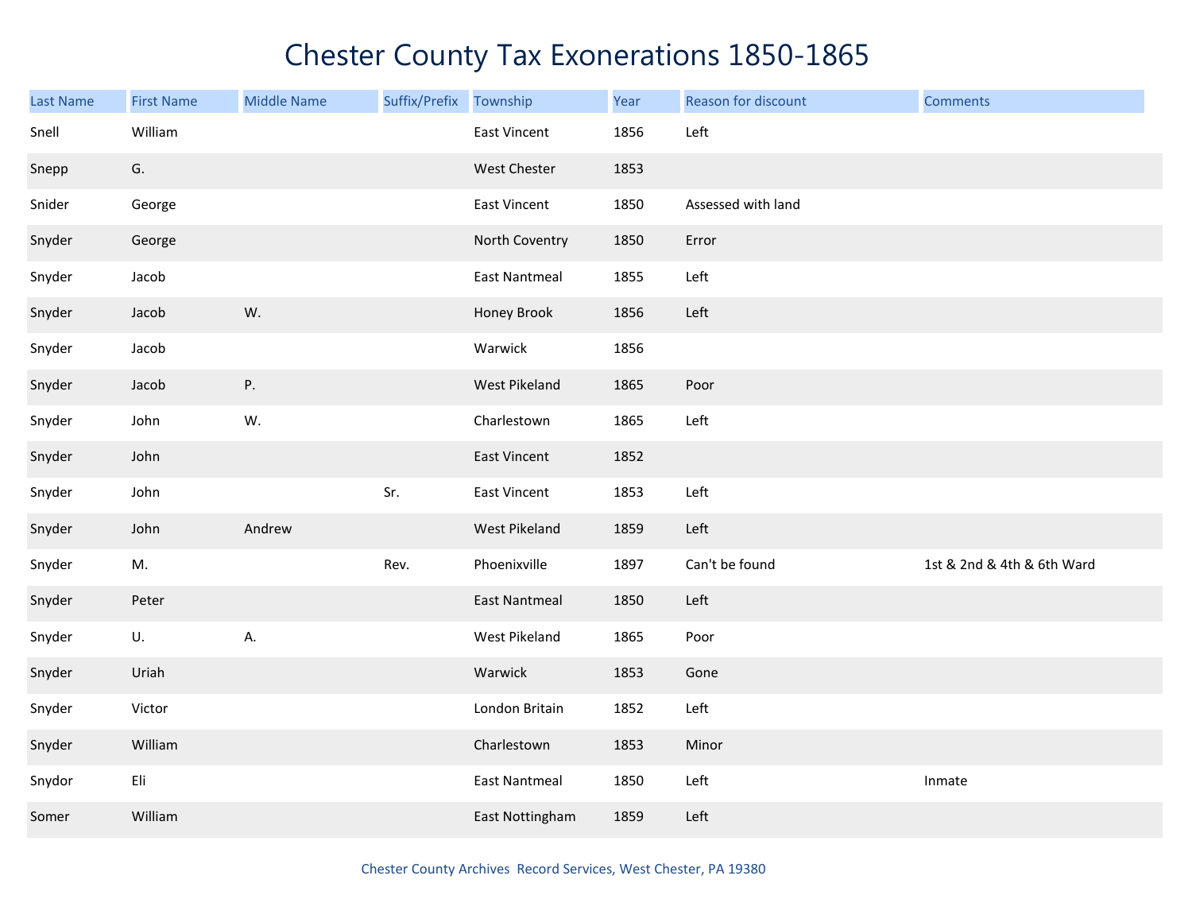# Chester County Tax Exonerations 1850-1865

| Last Name | First Name | Middle Name | Suffix/Prefix | Township | Year | Reason for discount | Comments |
|---|---|---|---|---|---|---|---|
| Snell | William | | | East Vincent | 1856 | Left | |
| Snepp | G. | | | West Chester | 1853 | | |
| Snider | George | | | East Vincent | 1850 | Assessed with land | |
| Snyder | George | | | North Coventry | 1850 | Error | |
| Snyder | Jacob | | | East Nantmeal | 1855 | Left | |
| Snyder | Jacob | W. | | Honey Brook | 1856 | Left | |
| Snyder | Jacob | | | Warwick | 1856 | | |
| Snyder | Jacob | P. | | West Pikeland | 1865 | Poor | |
| Snyder | John | W. | | Charlestown | 1865 | Left | |
| Snyder | John | | | East Vincent | 1852 | | |
| Snyder | John | | Sr. | East Vincent | 1853 | Left | |
| Snyder | John | Andrew | | West Pikeland | 1859 | Left | |
| Snyder | M. | | Rev. | Phoenixville | 1897 | Can't be found | 1st & 2nd & 4th & 6th Ward |
| Snyder | Peter | | | East Nantmeal | 1850 | Left | |
| Snyder | U. | A. | | West Pikeland | 1865 | Poor | |
| Snyder | Uriah | | | Warwick | 1853 | Gone | |
| Snyder | Victor | | | London Britain | 1852 | Left | |
| Snyder | William | | | Charlestown | 1853 | Minor | |
| Snydor | Eli | | | East Nantmeal | 1850 | Left | Inmate |
| Somer | William | | | East Nottingham | 1859 | Left | |

Chester County Archives Record Services, West Chester, PA 19380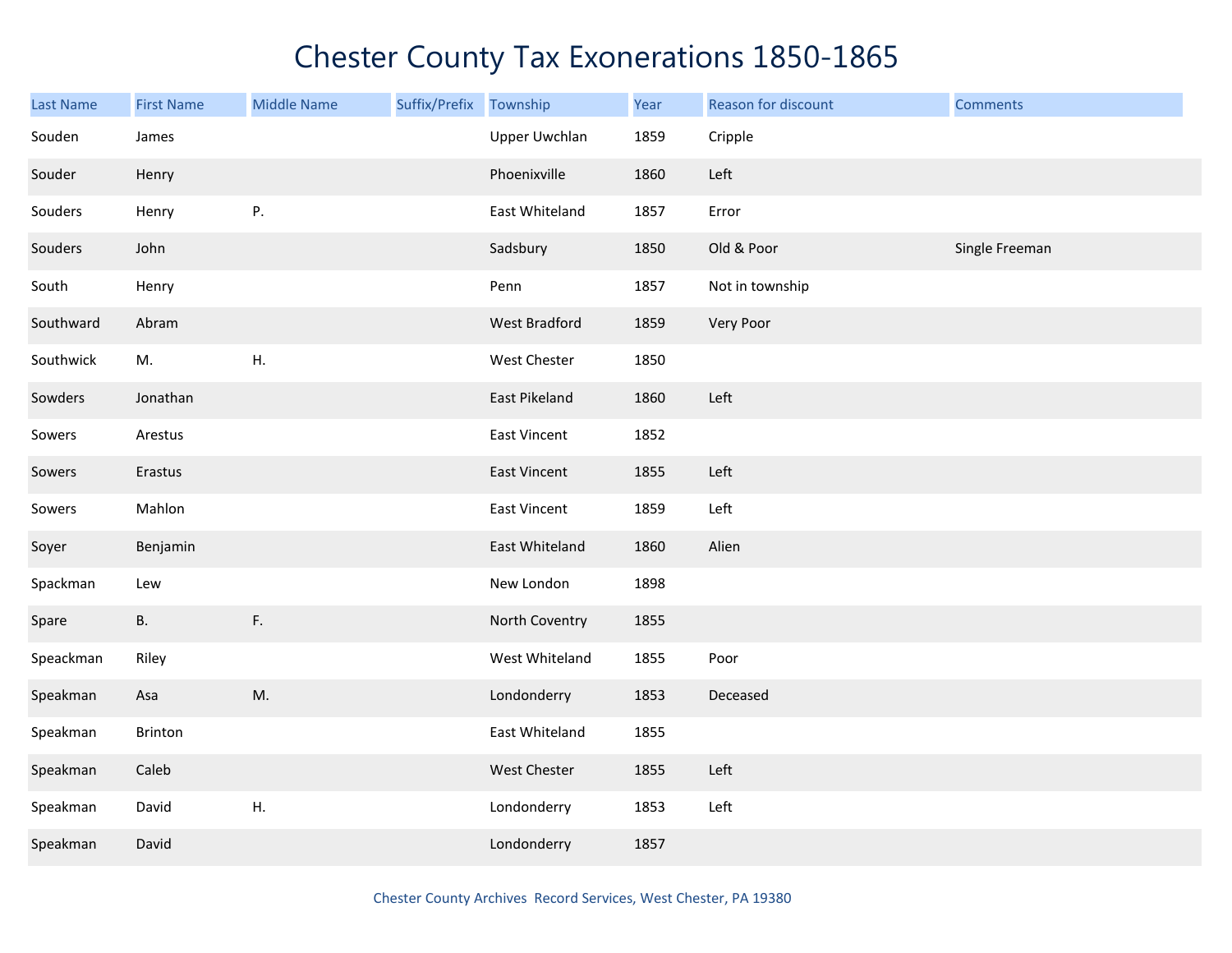# Chester County Tax Exonerations 1850-1865

| Last Name | First Name | Middle Name | Suffix/Prefix | Township | Year | Reason for discount | Comments |
|---|---|---|---|---|---|---|---|
| Souden | James | | | Upper Uwchlan | 1859 | Cripple | |
| Souder | Henry | | | Phoenixville | 1860 | Left | |
| Souders | Henry | P. | | East Whiteland | 1857 | Error | |
| Souders | John | | | Sadsbury | 1850 | Old & Poor | Single Freeman |
| South | Henry | | | Penn | 1857 | Not in township | |
| Southward | Abram | | | West Bradford | 1859 | Very Poor | |
| Southwick | M. | H. | | West Chester | 1850 | | |
| Sowders | Jonathan | | | East Pikeland | 1860 | Left | |
| Sowers | Arestus | | | East Vincent | 1852 | | |
| Sowers | Erastus | | | East Vincent | 1855 | Left | |
| Sowers | Mahlon | | | East Vincent | 1859 | Left | |
| Soyer | Benjamin | | | East Whiteland | 1860 | Alien | |
| Spackman | Lew | | | New London | 1898 | | |
| Spare | B. | F. | | North Coventry | 1855 | | |
| Speackman | Riley | | | West Whiteland | 1855 | Poor | |
| Speakman | Asa | M. | | Londonderry | 1853 | Deceased | |
| Speakman | Brinton | | | East Whiteland | 1855 | | |
| Speakman | Caleb | | | West Chester | 1855 | Left | |
| Speakman | David | H. | | Londonderry | 1853 | Left | |
| Speakman | David | | | Londonderry | 1857 | | |

Chester County Archives Record Services, West Chester, PA 19380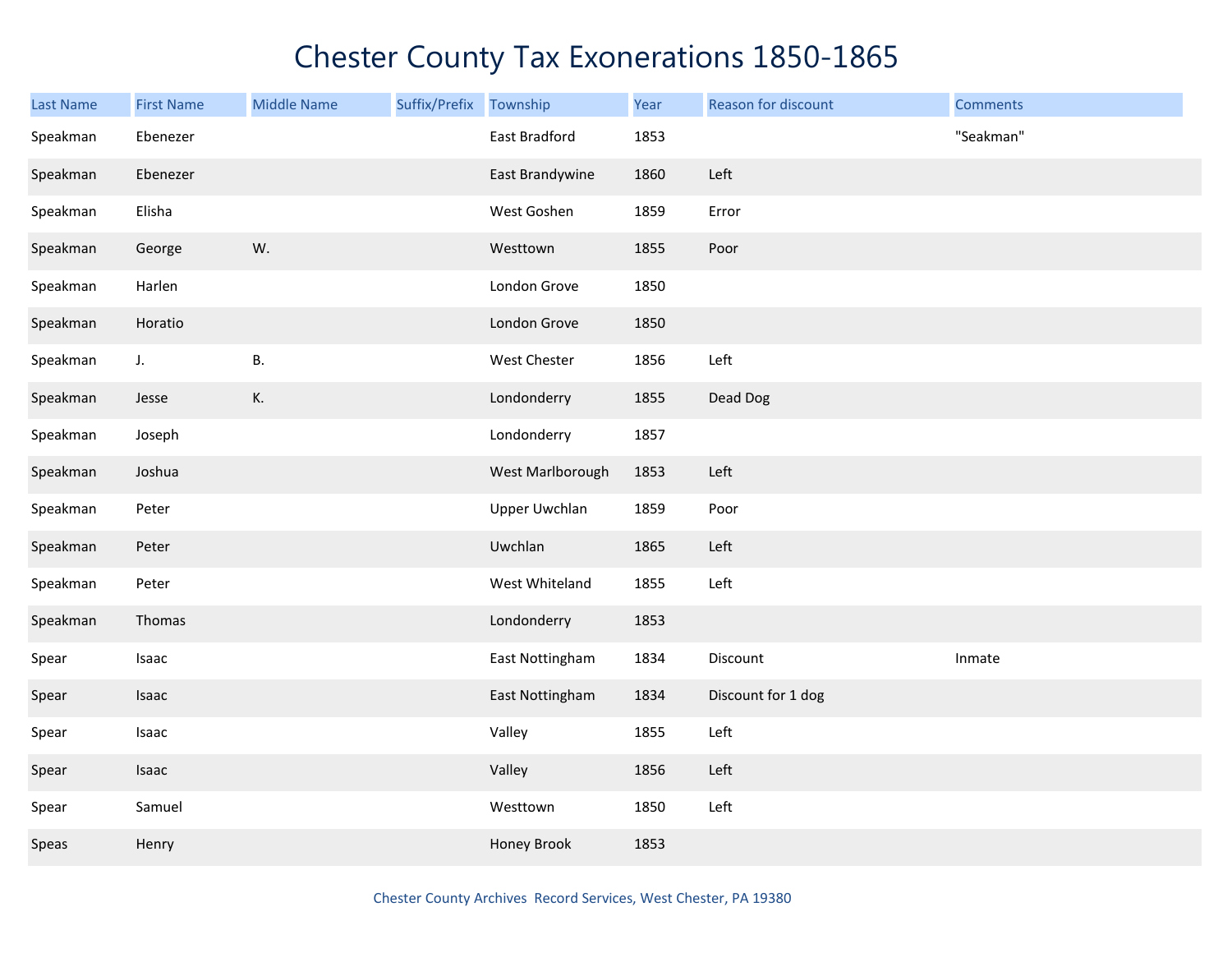# Chester County Tax Exonerations 1850-1865

| Last Name | First Name | Middle Name | Suffix/Prefix | Township | Year | Reason for discount | Comments |
|---|---|---|---|---|---|---|---|
| Speakman | Ebenezer | | | East Bradford | 1853 | | "Seakman" |
| Speakman | Ebenezer | | | East Brandywine | 1860 | Left | |
| Speakman | Elisha | | | West Goshen | 1859 | Error | |
| Speakman | George | W. | | Westtown | 1855 | Poor | |
| Speakman | Harlen | | | London Grove | 1850 | | |
| Speakman | Horatio | | | London Grove | 1850 | | |
| Speakman | J. | B. | | West Chester | 1856 | Left | |
| Speakman | Jesse | K. | | Londonderry | 1855 | Dead Dog | |
| Speakman | Joseph | | | Londonderry | 1857 | | |
| Speakman | Joshua | | | West Marlborough | 1853 | Left | |
| Speakman | Peter | | | Upper Uwchlan | 1859 | Poor | |
| Speakman | Peter | | | Uwchlan | 1865 | Left | |
| Speakman | Peter | | | West Whiteland | 1855 | Left | |
| Speakman | Thomas | | | Londonderry | 1853 | | |
| Spear | Isaac | | | East Nottingham | 1834 | Discount | Inmate |
| Spear | Isaac | | | East Nottingham | 1834 | Discount for 1 dog | |
| Spear | Isaac | | | Valley | 1855 | Left | |
| Spear | Isaac | | | Valley | 1856 | Left | |
| Spear | Samuel | | | Westtown | 1850 | Left | |
| Speas | Henry | | | Honey Brook | 1853 | | |

Chester County Archives Record Services, West Chester, PA 19380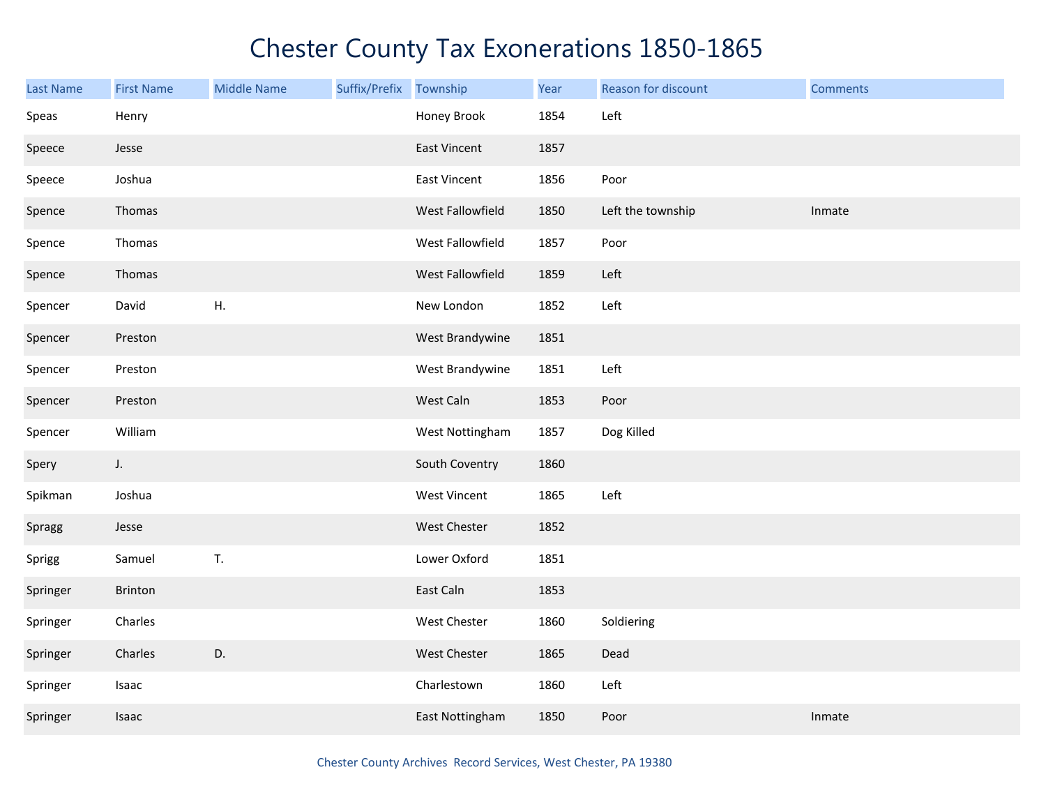# Chester County Tax Exonerations 1850-1865

| Last Name | First Name | Middle Name | Suffix/Prefix | Township | Year | Reason for discount | Comments |
|---|---|---|---|---|---|---|---|
| Speas | Henry | | | Honey Brook | 1854 | Left | |
| Speece | Jesse | | | East Vincent | 1857 | | |
| Speece | Joshua | | | East Vincent | 1856 | Poor | |
| Spence | Thomas | | | West Fallowfield | 1850 | Left the township | Inmate |
| Spence | Thomas | | | West Fallowfield | 1857 | Poor | |
| Spence | Thomas | | | West Fallowfield | 1859 | Left | |
| Spencer | David | H. | | New London | 1852 | Left | |
| Spencer | Preston | | | West Brandywine | 1851 | | |
| Spencer | Preston | | | West Brandywine | 1851 | Left | |
| Spencer | Preston | | | West Caln | 1853 | Poor | |
| Spencer | William | | | West Nottingham | 1857 | Dog Killed | |
| Spery | J. | | | South Coventry | 1860 | | |
| Spikman | Joshua | | | West Vincent | 1865 | Left | |
| Spragg | Jesse | | | West Chester | 1852 | | |
| Sprigg | Samuel | T. | | Lower Oxford | 1851 | | |
| Springer | Brinton | | | East Caln | 1853 | | |
| Springer | Charles | | | West Chester | 1860 | Soldiering | |
| Springer | Charles | D. | | West Chester | 1865 | Dead | |
| Springer | Isaac | | | Charlestown | 1860 | Left | |
| Springer | Isaac | | | East Nottingham | 1850 | Poor | Inmate |

Chester County Archives Record Services, West Chester, PA 19380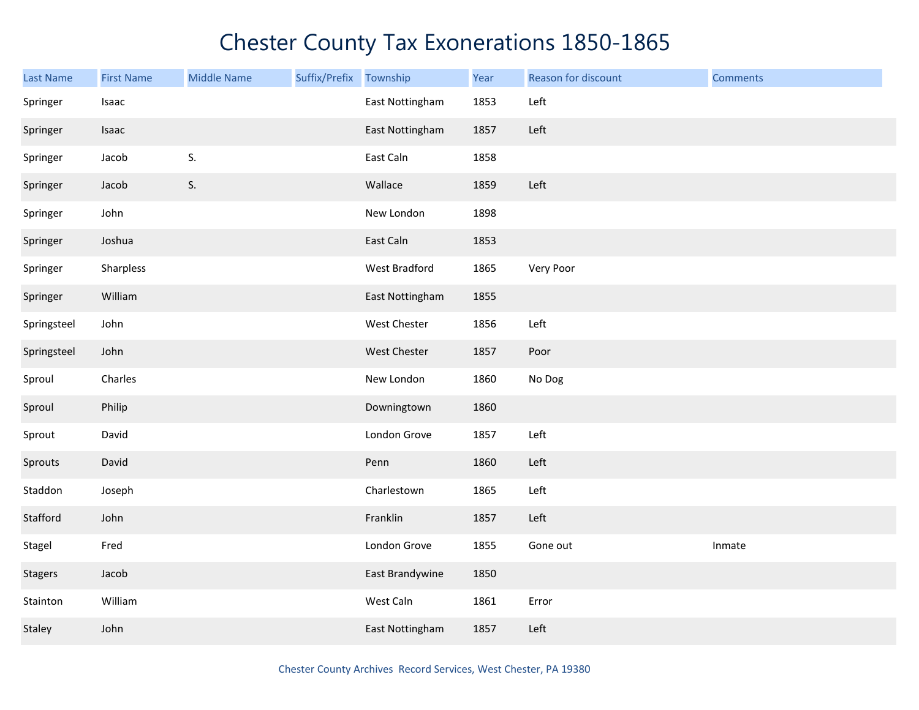# Chester County Tax Exonerations 1850-1865

| Last Name | First Name | Middle Name | Suffix/Prefix | Township | Year | Reason for discount | Comments |
|---|---|---|---|---|---|---|---|
| Springer | Isaac | | | East Nottingham | 1853 | Left | |
| Springer | Isaac | | | East Nottingham | 1857 | Left | |
| Springer | Jacob | S. | | East Caln | 1858 | | |
| Springer | Jacob | S. | | Wallace | 1859 | Left | |
| Springer | John | | | New London | 1898 | | |
| Springer | Joshua | | | East Caln | 1853 | | |
| Springer | Sharpless | | | West Bradford | 1865 | Very Poor | |
| Springer | William | | | East Nottingham | 1855 | | |
| Springsteel | John | | | West Chester | 1856 | Left | |
| Springsteel | John | | | West Chester | 1857 | Poor | |
| Sproul | Charles | | | New London | 1860 | No Dog | |
| Sproul | Philip | | | Downingtown | 1860 | | |
| Sprout | David | | | London Grove | 1857 | Left | |
| Sprouts | David | | | Penn | 1860 | Left | |
| Staddon | Joseph | | | Charlestown | 1865 | Left | |
| Stafford | John | | | Franklin | 1857 | Left | |
| Stagel | Fred | | | London Grove | 1855 | Gone out | Inmate |
| Stagers | Jacob | | | East Brandywine | 1850 | | |
| Stainton | William | | | West Caln | 1861 | Error | |
| Staley | John | | | East Nottingham | 1857 | Left | |

Chester County Archives Record Services, West Chester, PA 19380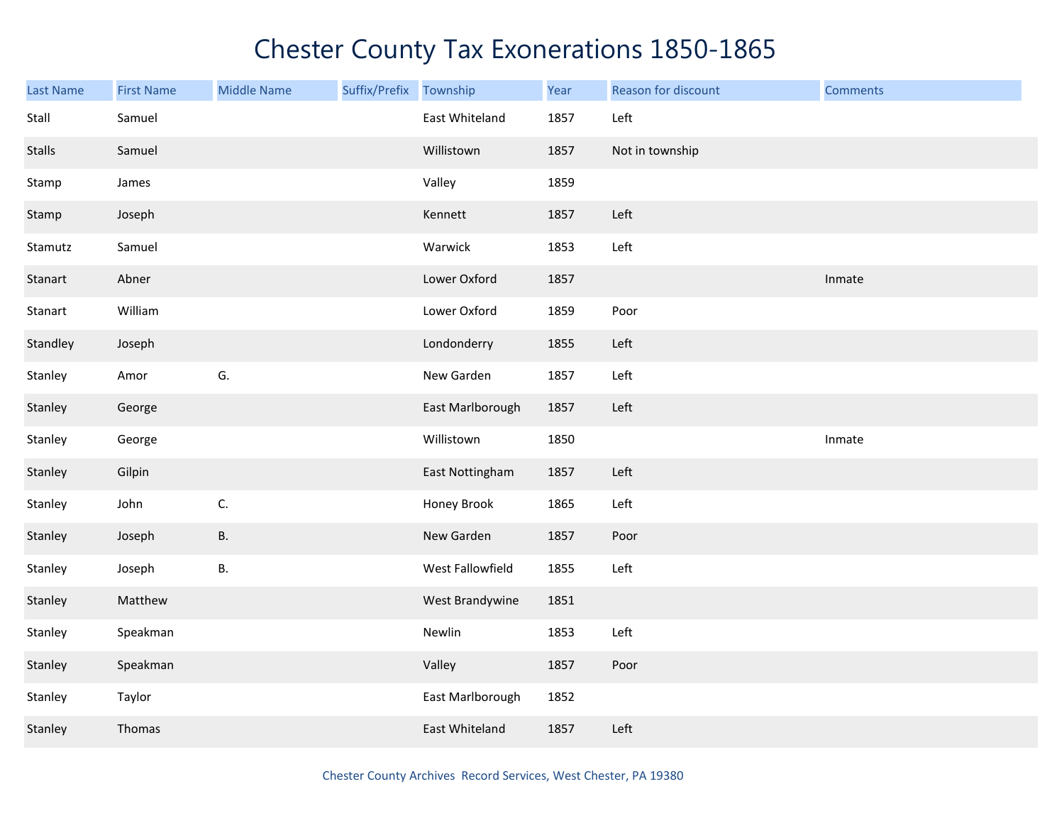# Chester County Tax Exonerations 1850-1865

| Last Name | First Name | Middle Name | Suffix/Prefix | Township | Year | Reason for discount | Comments |
|---|---|---|---|---|---|---|---|
| Stall | Samuel | | | East Whiteland | 1857 | Left | |
| Stalls | Samuel | | | Willistown | 1857 | Not in township | |
| Stamp | James | | | Valley | 1859 | | |
| Stamp | Joseph | | | Kennett | 1857 | Left | |
| Stamutz | Samuel | | | Warwick | 1853 | Left | |
| Stanart | Abner | | | Lower Oxford | 1857 | | Inmate |
| Stanart | William | | | Lower Oxford | 1859 | Poor | |
| Standley | Joseph | | | Londonderry | 1855 | Left | |
| Stanley | Amor | G. | | New Garden | 1857 | Left | |
| Stanley | George | | | East Marlborough | 1857 | Left | |
| Stanley | George | | | Willistown | 1850 | | Inmate |
| Stanley | Gilpin | | | East Nottingham | 1857 | Left | |
| Stanley | John | C. | | Honey Brook | 1865 | Left | |
| Stanley | Joseph | B. | | New Garden | 1857 | Poor | |
| Stanley | Joseph | B. | | West Fallowfield | 1855 | Left | |
| Stanley | Matthew | | | West Brandywine | 1851 | | |
| Stanley | Speakman | | | Newlin | 1853 | Left | |
| Stanley | Speakman | | | Valley | 1857 | Poor | |
| Stanley | Taylor | | | East Marlborough | 1852 | | |
| Stanley | Thomas | | | East Whiteland | 1857 | Left | |

Chester County Archives Record Services, West Chester, PA 19380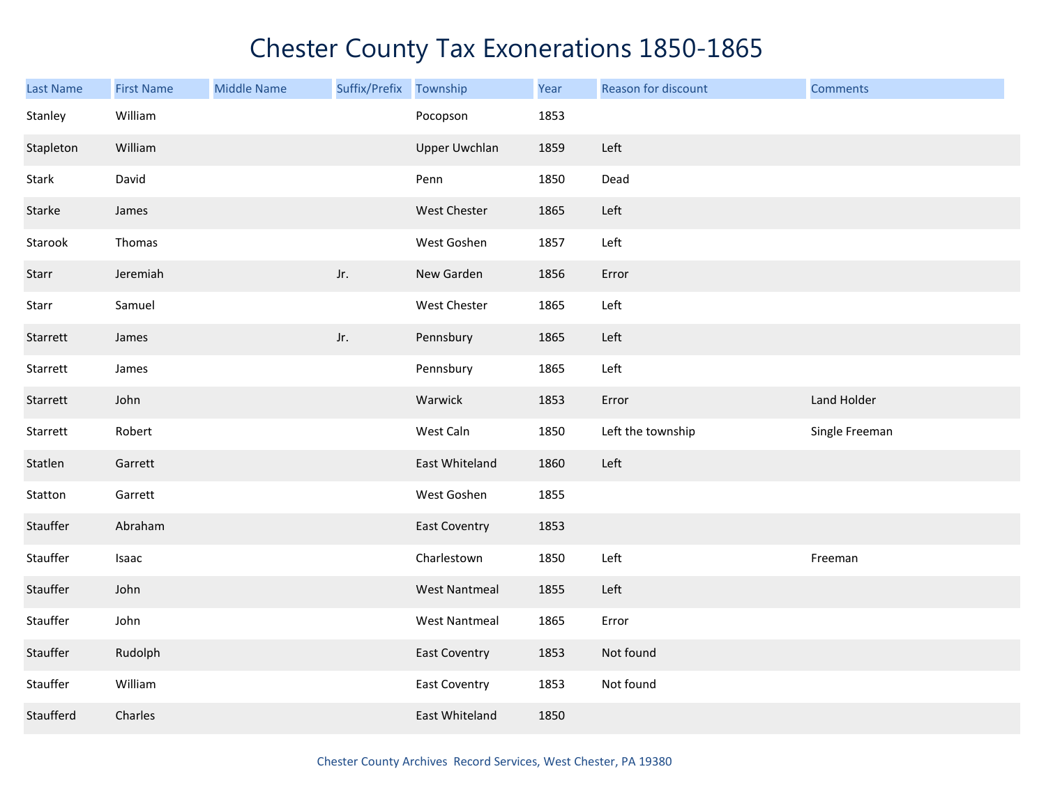# Chester County Tax Exonerations 1850-1865

| Last Name | First Name | Middle Name | Suffix/Prefix | Township | Year | Reason for discount | Comments |
|---|---|---|---|---|---|---|---|
| Stanley | William | | | Pocopson | 1853 | | |
| Stapleton | William | | | Upper Uwchlan | 1859 | Left | |
| Stark | David | | | Penn | 1850 | Dead | |
| Starke | James | | | West Chester | 1865 | Left | |
| Starook | Thomas | | | West Goshen | 1857 | Left | |
| Starr | Jeremiah | | Jr. | New Garden | 1856 | Error | |
| Starr | Samuel | | | West Chester | 1865 | Left | |
| Starrett | James | | Jr. | Pennsbury | 1865 | Left | |
| Starrett | James | | | Pennsbury | 1865 | Left | |
| Starrett | John | | | Warwick | 1853 | Error | Land Holder |
| Starrett | Robert | | | West Caln | 1850 | Left the township | Single Freeman |
| Statlen | Garrett | | | East Whiteland | 1860 | Left | |
| Statton | Garrett | | | West Goshen | 1855 | | |
| Stauffer | Abraham | | | East Coventry | 1853 | | |
| Stauffer | Isaac | | | Charlestown | 1850 | Left | Freeman |
| Stauffer | John | | | West Nantmeal | 1855 | Left | |
| Stauffer | John | | | West Nantmeal | 1865 | Error | |
| Stauffer | Rudolph | | | East Coventry | 1853 | Not found | |
| Stauffer | William | | | East Coventry | 1853 | Not found | |
| Staufferd | Charles | | | East Whiteland | 1850 | | |

Chester County Archives Record Services, West Chester, PA 19380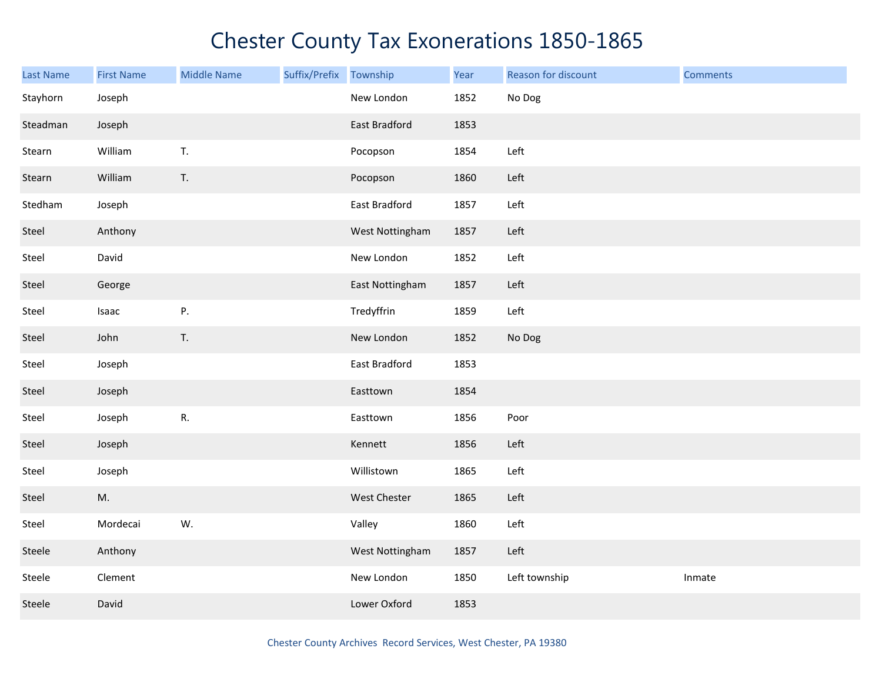# Chester County Tax Exonerations 1850-1865

| Last Name | First Name | Middle Name | Suffix/Prefix | Township | Year | Reason for discount | Comments |
|---|---|---|---|---|---|---|---|
| Stayhorn | Joseph | | | New London | 1852 | No Dog | |
| Steadman | Joseph | | | East Bradford | 1853 | | |
| Stearn | William | T. | | Pocopson | 1854 | Left | |
| Stearn | William | T. | | Pocopson | 1860 | Left | |
| Stedham | Joseph | | | East Bradford | 1857 | Left | |
| Steel | Anthony | | | West Nottingham | 1857 | Left | |
| Steel | David | | | New London | 1852 | Left | |
| Steel | George | | | East Nottingham | 1857 | Left | |
| Steel | Isaac | P. | | Tredyffrin | 1859 | Left | |
| Steel | John | T. | | New London | 1852 | No Dog | |
| Steel | Joseph | | | East Bradford | 1853 | | |
| Steel | Joseph | | | Easttown | 1854 | | |
| Steel | Joseph | R. | | Easttown | 1856 | Poor | |
| Steel | Joseph | | | Kennett | 1856 | Left | |
| Steel | Joseph | | | Willistown | 1865 | Left | |
| Steel | M. | | | West Chester | 1865 | Left | |
| Steel | Mordecai | W. | | Valley | 1860 | Left | |
| Steele | Anthony | | | West Nottingham | 1857 | Left | |
| Steele | Clement | | | New London | 1850 | Left township | Inmate |
| Steele | David | | | Lower Oxford | 1853 | | |

Chester County Archives Record Services, West Chester, PA 19380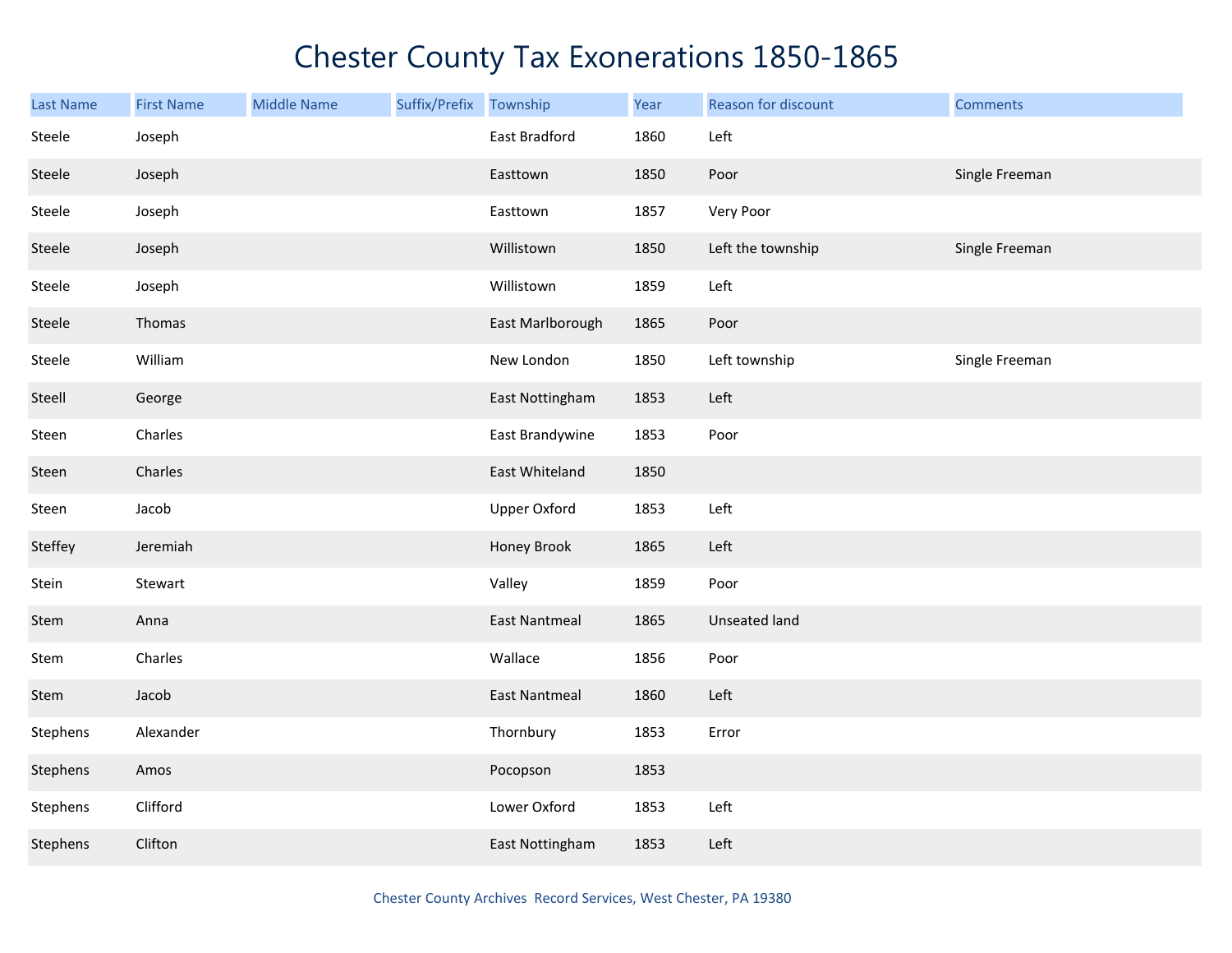# Chester County Tax Exonerations 1850-1865

| Last Name | First Name | Middle Name | Suffix/Prefix | Township | Year | Reason for discount | Comments |
|---|---|---|---|---|---|---|---|
| Steele | Joseph | | | East Bradford | 1860 | Left | |
| Steele | Joseph | | | Easttown | 1850 | Poor | Single Freeman |
| Steele | Joseph | | | Easttown | 1857 | Very Poor | |
| Steele | Joseph | | | Willistown | 1850 | Left the township | Single Freeman |
| Steele | Joseph | | | Willistown | 1859 | Left | |
| Steele | Thomas | | | East Marlborough | 1865 | Poor | |
| Steele | William | | | New London | 1850 | Left township | Single Freeman |
| Steell | George | | | East Nottingham | 1853 | Left | |
| Steen | Charles | | | East Brandywine | 1853 | Poor | |
| Steen | Charles | | | East Whiteland | 1850 | | |
| Steen | Jacob | | | Upper Oxford | 1853 | Left | |
| Steffey | Jeremiah | | | Honey Brook | 1865 | Left | |
| Stein | Stewart | | | Valley | 1859 | Poor | |
| Stem | Anna | | | East Nantmeal | 1865 | Unseated land | |
| Stem | Charles | | | Wallace | 1856 | Poor | |
| Stem | Jacob | | | East Nantmeal | 1860 | Left | |
| Stephens | Alexander | | | Thornbury | 1853 | Error | |
| Stephens | Amos | | | Pocopson | 1853 | | |
| Stephens | Clifford | | | Lower Oxford | 1853 | Left | |
| Stephens | Clifton | | | East Nottingham | 1853 | Left | |

Chester County Archives Record Services, West Chester, PA 19380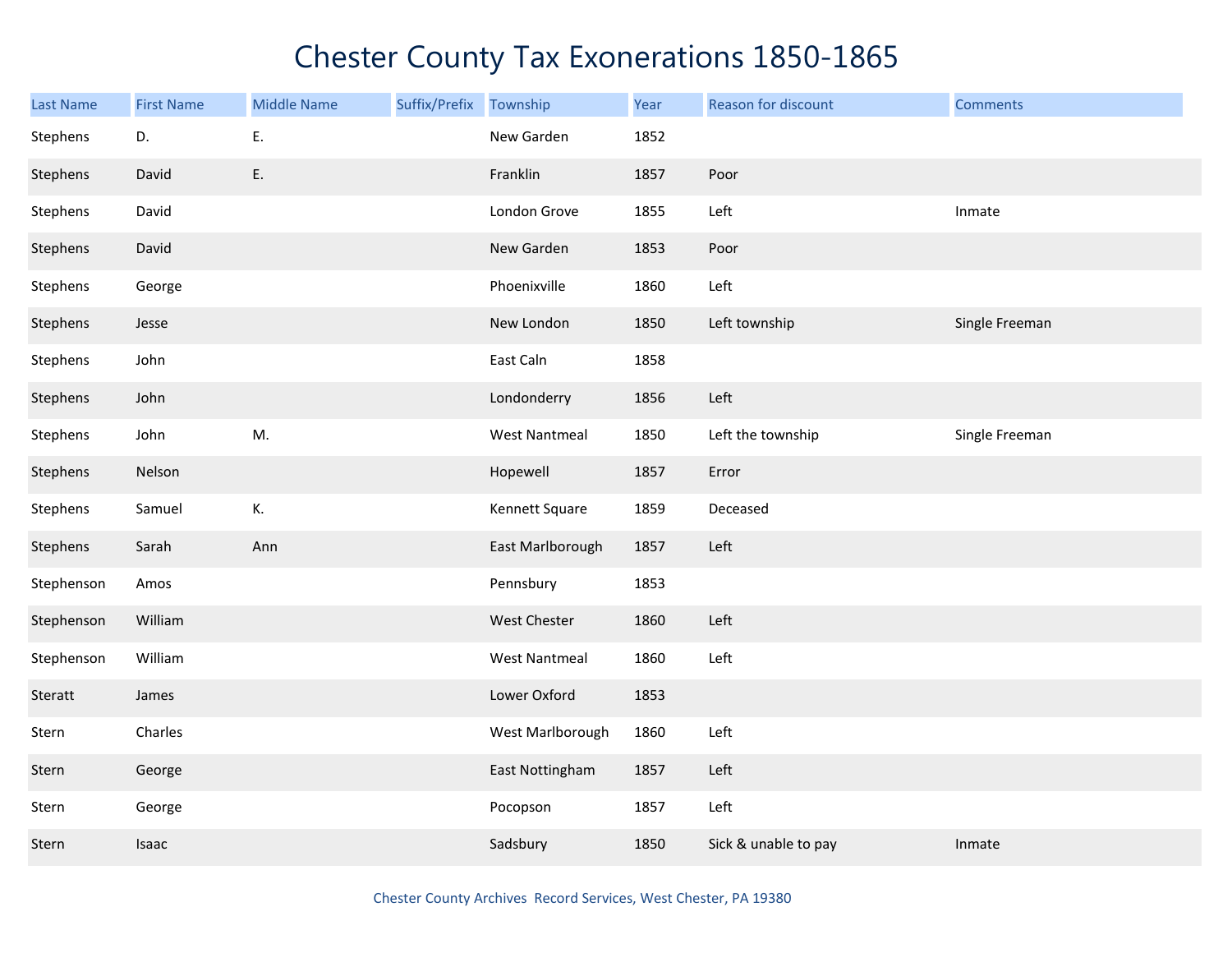# Chester County Tax Exonerations 1850-1865

| Last Name | First Name | Middle Name | Suffix/Prefix | Township | Year | Reason for discount | Comments |
|---|---|---|---|---|---|---|---|
| Stephens | D. | E. | | New Garden | 1852 | | |
| Stephens | David | E. | | Franklin | 1857 | Poor | |
| Stephens | David | | | London Grove | 1855 | Left | Inmate |
| Stephens | David | | | New Garden | 1853 | Poor | |
| Stephens | George | | | Phoenixville | 1860 | Left | |
| Stephens | Jesse | | | New London | 1850 | Left township | Single Freeman |
| Stephens | John | | | East Caln | 1858 | | |
| Stephens | John | | | Londonderry | 1856 | Left | |
| Stephens | John | M. | | West Nantmeal | 1850 | Left the township | Single Freeman |
| Stephens | Nelson | | | Hopewell | 1857 | Error | |
| Stephens | Samuel | K. | | Kennett Square | 1859 | Deceased | |
| Stephens | Sarah | Ann | | East Marlborough | 1857 | Left | |
| Stephenson | Amos | | | Pennsbury | 1853 | | |
| Stephenson | William | | | West Chester | 1860 | Left | |
| Stephenson | William | | | West Nantmeal | 1860 | Left | |
| Steratt | James | | | Lower Oxford | 1853 | | |
| Stern | Charles | | | West Marlborough | 1860 | Left | |
| Stern | George | | | East Nottingham | 1857 | Left | |
| Stern | George | | | Pocopson | 1857 | Left | |
| Stern | Isaac | | | Sadsbury | 1850 | Sick & unable to pay | Inmate |

Chester County Archives Record Services, West Chester, PA 19380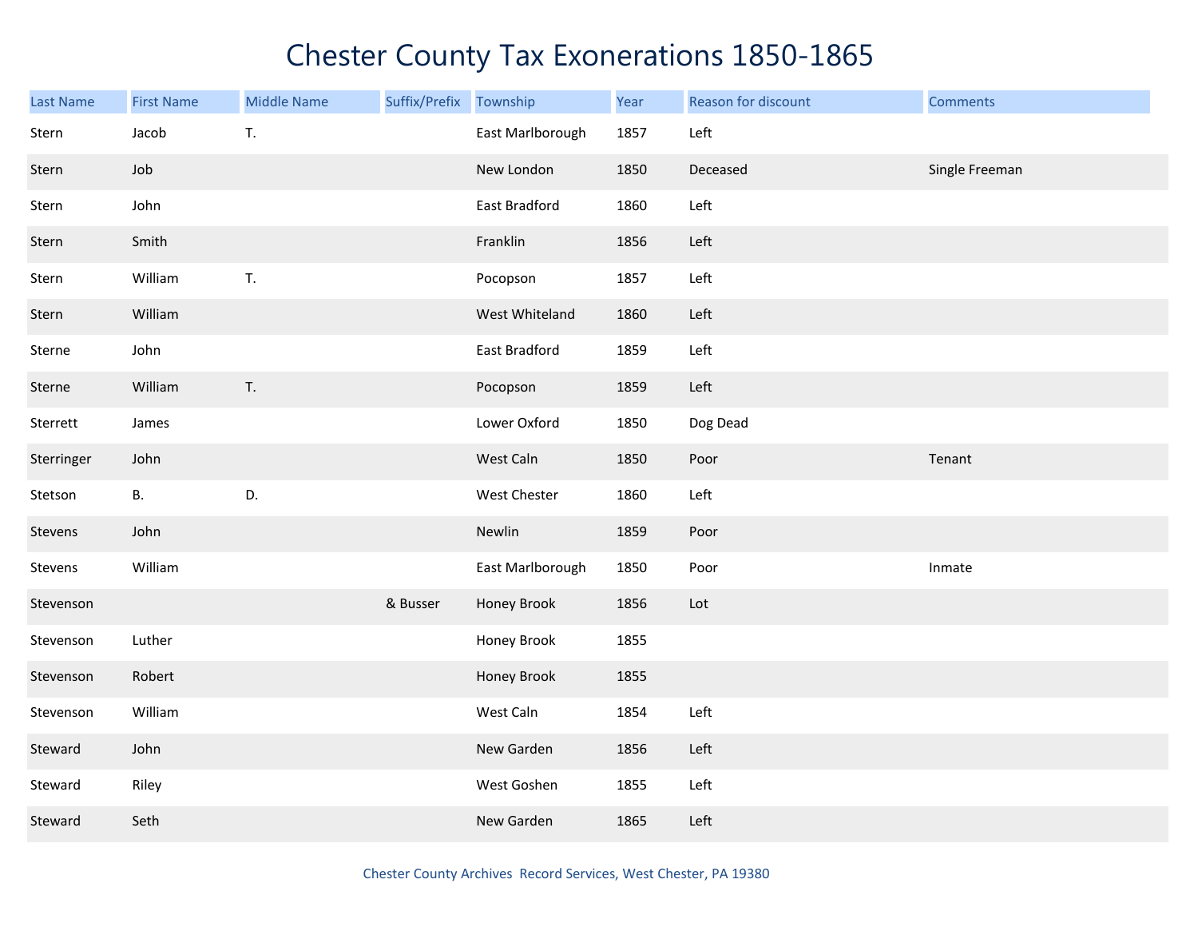# Chester County Tax Exonerations 1850-1865

| Last Name | First Name | Middle Name | Suffix/Prefix | Township | Year | Reason for discount | Comments |
|---|---|---|---|---|---|---|---|
| Stern | Jacob | T. | | East Marlborough | 1857 | Left | |
| Stern | Job | | | New London | 1850 | Deceased | Single Freeman |
| Stern | John | | | East Bradford | 1860 | Left | |
| Stern | Smith | | | Franklin | 1856 | Left | |
| Stern | William | T. | | Pocopson | 1857 | Left | |
| Stern | William | | | West Whiteland | 1860 | Left | |
| Sterne | John | | | East Bradford | 1859 | Left | |
| Sterne | William | T. | | Pocopson | 1859 | Left | |
| Sterrett | James | | | Lower Oxford | 1850 | Dog Dead | |
| Sterringer | John | | | West Caln | 1850 | Poor | Tenant |
| Stetson | B. | D. | | West Chester | 1860 | Left | |
| Stevens | John | | | Newlin | 1859 | Poor | |
| Stevens | William | | | East Marlborough | 1850 | Poor | Inmate |
| Stevenson | | | & Busser | Honey Brook | 1856 | Lot | |
| Stevenson | Luther | | | Honey Brook | 1855 | | |
| Stevenson | Robert | | | Honey Brook | 1855 | | |
| Stevenson | William | | | West Caln | 1854 | Left | |
| Steward | John | | | New Garden | 1856 | Left | |
| Steward | Riley | | | West Goshen | 1855 | Left | |
| Steward | Seth | | | New Garden | 1865 | Left | |

Chester County Archives Record Services, West Chester, PA 19380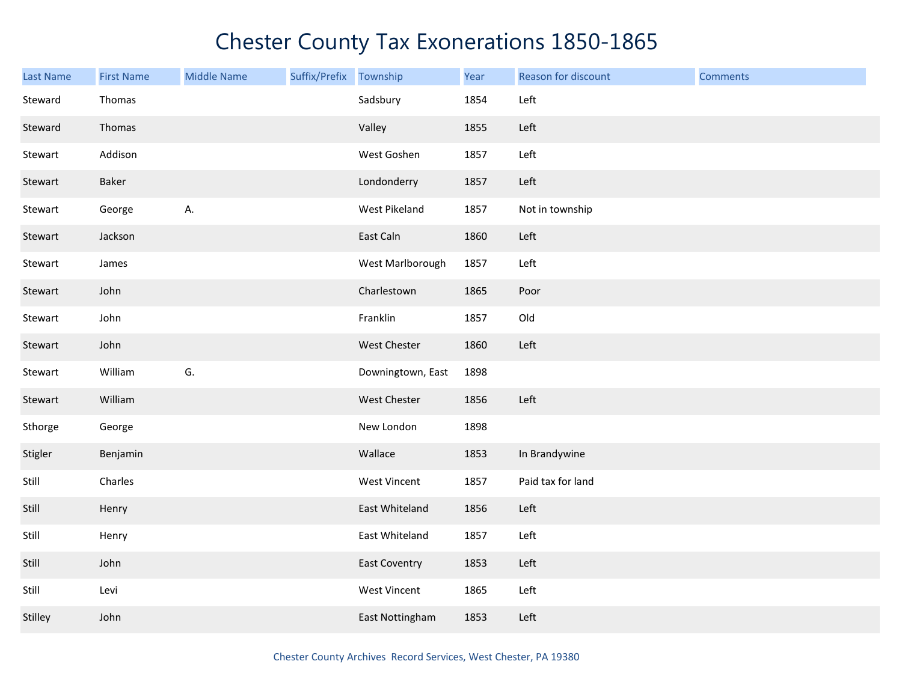# Chester County Tax Exonerations 1850-1865

| Last Name | First Name | Middle Name | Suffix/Prefix | Township | Year | Reason for discount | Comments |
|---|---|---|---|---|---|---|---|
| Steward | Thomas | | | Sadsbury | 1854 | Left | |
| Steward | Thomas | | | Valley | 1855 | Left | |
| Stewart | Addison | | | West Goshen | 1857 | Left | |
| Stewart | Baker | | | Londonderry | 1857 | Left | |
| Stewart | George | A. | | West Pikeland | 1857 | Not in township | |
| Stewart | Jackson | | | East Caln | 1860 | Left | |
| Stewart | James | | | West Marlborough | 1857 | Left | |
| Stewart | John | | | Charlestown | 1865 | Poor | |
| Stewart | John | | | Franklin | 1857 | Old | |
| Stewart | John | | | West Chester | 1860 | Left | |
| Stewart | William | G. | | Downingtown, East | 1898 | | |
| Stewart | William | | | West Chester | 1856 | Left | |
| Sthorge | George | | | New London | 1898 | | |
| Stigler | Benjamin | | | Wallace | 1853 | In Brandywine | |
| Still | Charles | | | West Vincent | 1857 | Paid tax for land | |
| Still | Henry | | | East Whiteland | 1856 | Left | |
| Still | Henry | | | East Whiteland | 1857 | Left | |
| Still | John | | | East Coventry | 1853 | Left | |
| Still | Levi | | | West Vincent | 1865 | Left | |
| Stilley | John | | | East Nottingham | 1853 | Left | |

Chester County Archives Record Services, West Chester, PA 19380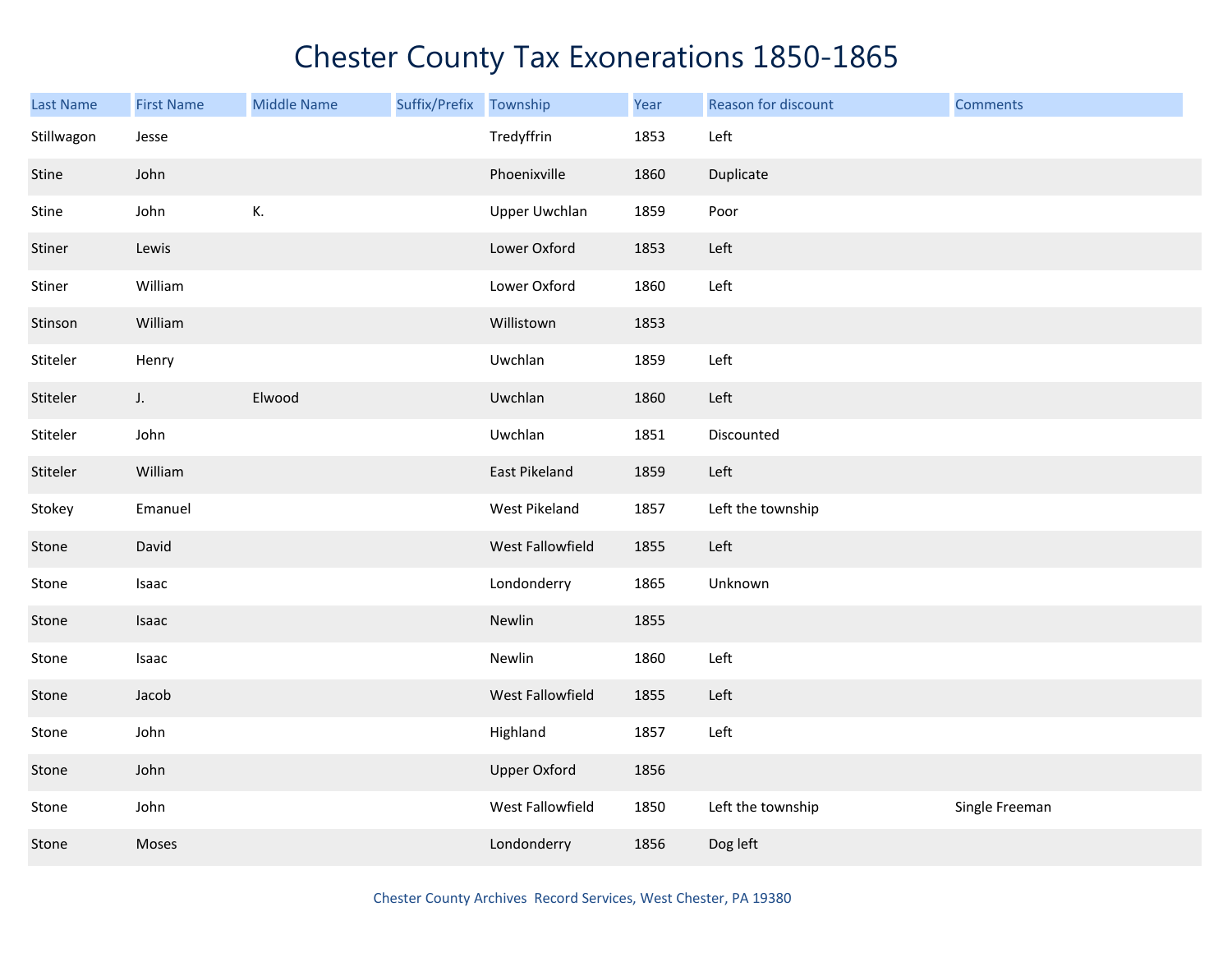# Chester County Tax Exonerations 1850-1865

| Last Name | First Name | Middle Name | Suffix/Prefix | Township | Year | Reason for discount | Comments |
|---|---|---|---|---|---|---|---|
| Stillwagon | Jesse | | | Tredyffrin | 1853 | Left | |
| Stine | John | | | Phoenixville | 1860 | Duplicate | |
| Stine | John | K. | | Upper Uwchlan | 1859 | Poor | |
| Stiner | Lewis | | | Lower Oxford | 1853 | Left | |
| Stiner | William | | | Lower Oxford | 1860 | Left | |
| Stinson | William | | | Willistown | 1853 | | |
| Stiteler | Henry | | | Uwchlan | 1859 | Left | |
| Stiteler | J. | Elwood | | Uwchlan | 1860 | Left | |
| Stiteler | John | | | Uwchlan | 1851 | Discounted | |
| Stiteler | William | | | East Pikeland | 1859 | Left | |
| Stokey | Emanuel | | | West Pikeland | 1857 | Left the township | |
| Stone | David | | | West Fallowfield | 1855 | Left | |
| Stone | Isaac | | | Londonderry | 1865 | Unknown | |
| Stone | Isaac | | | Newlin | 1855 | | |
| Stone | Isaac | | | Newlin | 1860 | Left | |
| Stone | Jacob | | | West Fallowfield | 1855 | Left | |
| Stone | John | | | Highland | 1857 | Left | |
| Stone | John | | | Upper Oxford | 1856 | | |
| Stone | John | | | West Fallowfield | 1850 | Left the township | Single Freeman |
| Stone | Moses | | | Londonderry | 1856 | Dog left | |

Chester County Archives Record Services, West Chester, PA 19380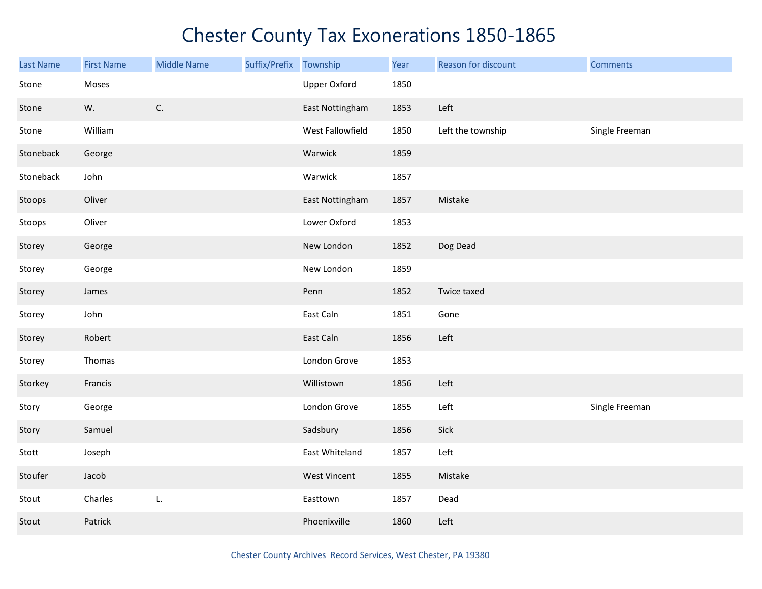# Chester County Tax Exonerations 1850-1865

| Last Name | First Name | Middle Name | Suffix/Prefix | Township | Year | Reason for discount | Comments |
|---|---|---|---|---|---|---|---|
| Stone | Moses | | | Upper Oxford | 1850 | | |
| Stone | W. | C. | | East Nottingham | 1853 | Left | |
| Stone | William | | | West Fallowfield | 1850 | Left the township | Single Freeman |
| Stoneback | George | | | Warwick | 1859 | | |
| Stoneback | John | | | Warwick | 1857 | | |
| Stoops | Oliver | | | East Nottingham | 1857 | Mistake | |
| Stoops | Oliver | | | Lower Oxford | 1853 | | |
| Storey | George | | | New London | 1852 | Dog Dead | |
| Storey | George | | | New London | 1859 | | |
| Storey | James | | | Penn | 1852 | Twice taxed | |
| Storey | John | | | East Caln | 1851 | Gone | |
| Storey | Robert | | | East Caln | 1856 | Left | |
| Storey | Thomas | | | London Grove | 1853 | | |
| Storkey | Francis | | | Willistown | 1856 | Left | |
| Story | George | | | London Grove | 1855 | Left | Single Freeman |
| Story | Samuel | | | Sadsbury | 1856 | Sick | |
| Stott | Joseph | | | East Whiteland | 1857 | Left | |
| Stoufer | Jacob | | | West Vincent | 1855 | Mistake | |
| Stout | Charles | L. | | Easttown | 1857 | Dead | |
| Stout | Patrick | | | Phoenixville | 1860 | Left | |

Chester County Archives Record Services, West Chester, PA 19380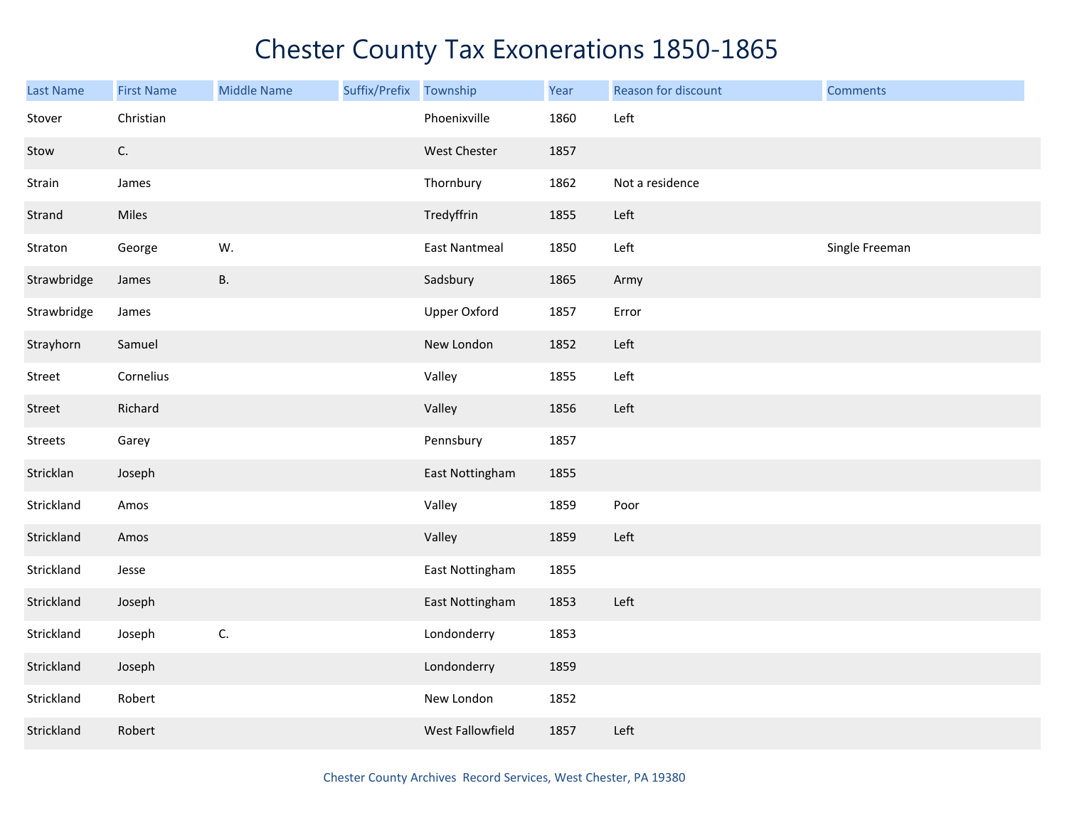# Chester County Tax Exonerations 1850-1865

| Last Name | First Name | Middle Name | Suffix/Prefix | Township | Year | Reason for discount | Comments |
|---|---|---|---|---|---|---|---|
| Stover | Christian | | | Phoenixville | 1860 | Left | |
| Stow | C. | | | West Chester | 1857 | | |
| Strain | James | | | Thornbury | 1862 | Not a residence | |
| Strand | Miles | | | Tredyffrin | 1855 | Left | |
| Straton | George | W. | | East Nantmeal | 1850 | Left | Single Freeman |
| Strawbridge | James | B. | | Sadsbury | 1865 | Army | |
| Strawbridge | James | | | Upper Oxford | 1857 | Error | |
| Strayhorn | Samuel | | | New London | 1852 | Left | |
| Street | Cornelius | | | Valley | 1855 | Left | |
| Street | Richard | | | Valley | 1856 | Left | |
| Streets | Garey | | | Pennsbury | 1857 | | |
| Stricklan | Joseph | | | East Nottingham | 1855 | | |
| Strickland | Amos | | | Valley | 1859 | Poor | |
| Strickland | Amos | | | Valley | 1859 | Left | |
| Strickland | Jesse | | | East Nottingham | 1855 | | |
| Strickland | Joseph | | | East Nottingham | 1853 | Left | |
| Strickland | Joseph | C. | | Londonderry | 1853 | | |
| Strickland | Joseph | | | Londonderry | 1859 | | |
| Strickland | Robert | | | New London | 1852 | | |
| Strickland | Robert | | | West Fallowfield | 1857 | Left | |

Chester County Archives  Record Services, West Chester, PA 19380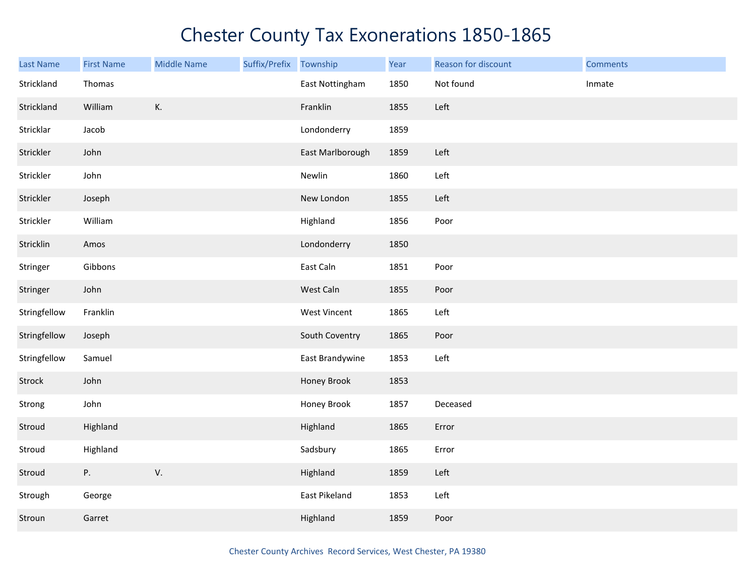# Chester County Tax Exonerations 1850-1865

| Last Name | First Name | Middle Name | Suffix/Prefix | Township | Year | Reason for discount | Comments |
|---|---|---|---|---|---|---|---|
| Strickland | Thomas | | | East Nottingham | 1850 | Not found | Inmate |
| Strickland | William | K. | | Franklin | 1855 | Left | |
| Stricklar | Jacob | | | Londonderry | 1859 | | |
| Strickler | John | | | East Marlborough | 1859 | Left | |
| Strickler | John | | | Newlin | 1860 | Left | |
| Strickler | Joseph | | | New London | 1855 | Left | |
| Strickler | William | | | Highland | 1856 | Poor | |
| Stricklin | Amos | | | Londonderry | 1850 | | |
| Stringer | Gibbons | | | East Caln | 1851 | Poor | |
| Stringer | John | | | West Caln | 1855 | Poor | |
| Stringfellow | Franklin | | | West Vincent | 1865 | Left | |
| Stringfellow | Joseph | | | South Coventry | 1865 | Poor | |
| Stringfellow | Samuel | | | East Brandywine | 1853 | Left | |
| Strock | John | | | Honey Brook | 1853 | | |
| Strong | John | | | Honey Brook | 1857 | Deceased | |
| Stroud | Highland | | | Highland | 1865 | Error | |
| Stroud | Highland | | | Sadsbury | 1865 | Error | |
| Stroud | P. | V. | | Highland | 1859 | Left | |
| Strough | George | | | East Pikeland | 1853 | Left | |
| Stroun | Garret | | | Highland | 1859 | Poor | |

Chester County Archives Record Services, West Chester, PA 19380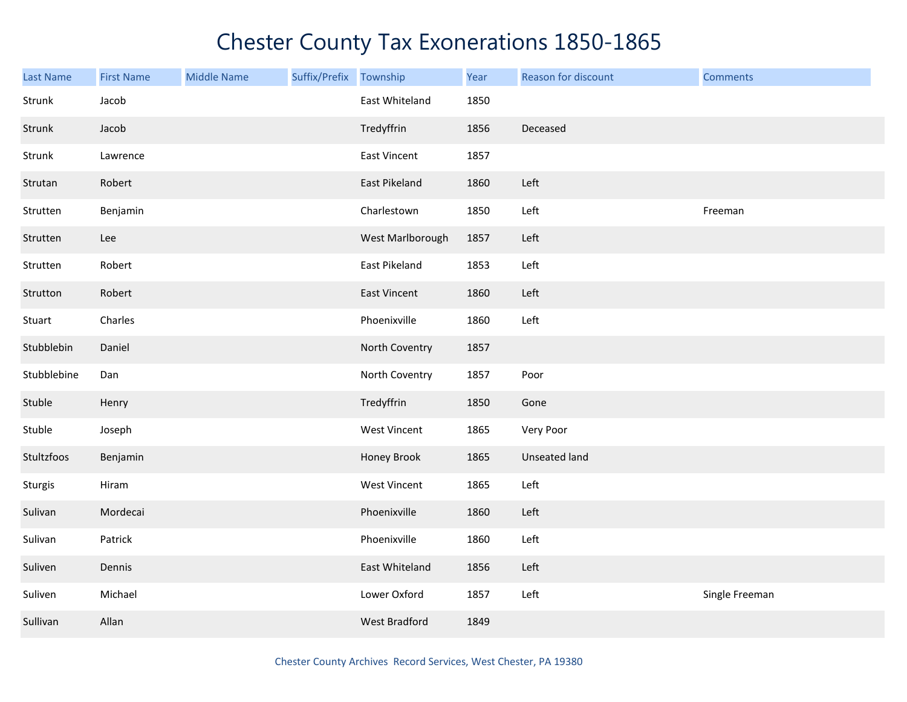# Chester County Tax Exonerations 1850-1865

| Last Name | First Name | Middle Name | Suffix/Prefix | Township | Year | Reason for discount | Comments |
|---|---|---|---|---|---|---|---|
| Strunk | Jacob | | | East Whiteland | 1850 | | |
| Strunk | Jacob | | | Tredyffrin | 1856 | Deceased | |
| Strunk | Lawrence | | | East Vincent | 1857 | | |
| Strutan | Robert | | | East Pikeland | 1860 | Left | |
| Strutten | Benjamin | | | Charlestown | 1850 | Left | Freeman |
| Strutten | Lee | | | West Marlborough | 1857 | Left | |
| Strutten | Robert | | | East Pikeland | 1853 | Left | |
| Strutton | Robert | | | East Vincent | 1860 | Left | |
| Stuart | Charles | | | Phoenixville | 1860 | Left | |
| Stubblebin | Daniel | | | North Coventry | 1857 | | |
| Stubblebine | Dan | | | North Coventry | 1857 | Poor | |
| Stuble | Henry | | | Tredyffrin | 1850 | Gone | |
| Stuble | Joseph | | | West Vincent | 1865 | Very Poor | |
| Stultzfoos | Benjamin | | | Honey Brook | 1865 | Unseated land | |
| Sturgis | Hiram | | | West Vincent | 1865 | Left | |
| Sulivan | Mordecai | | | Phoenixville | 1860 | Left | |
| Sulivan | Patrick | | | Phoenixville | 1860 | Left | |
| Suliven | Dennis | | | East Whiteland | 1856 | Left | |
| Suliven | Michael | | | Lower Oxford | 1857 | Left | Single Freeman |
| Sullivan | Allan | | | West Bradford | 1849 | | |

Chester County Archives Record Services, West Chester, PA 19380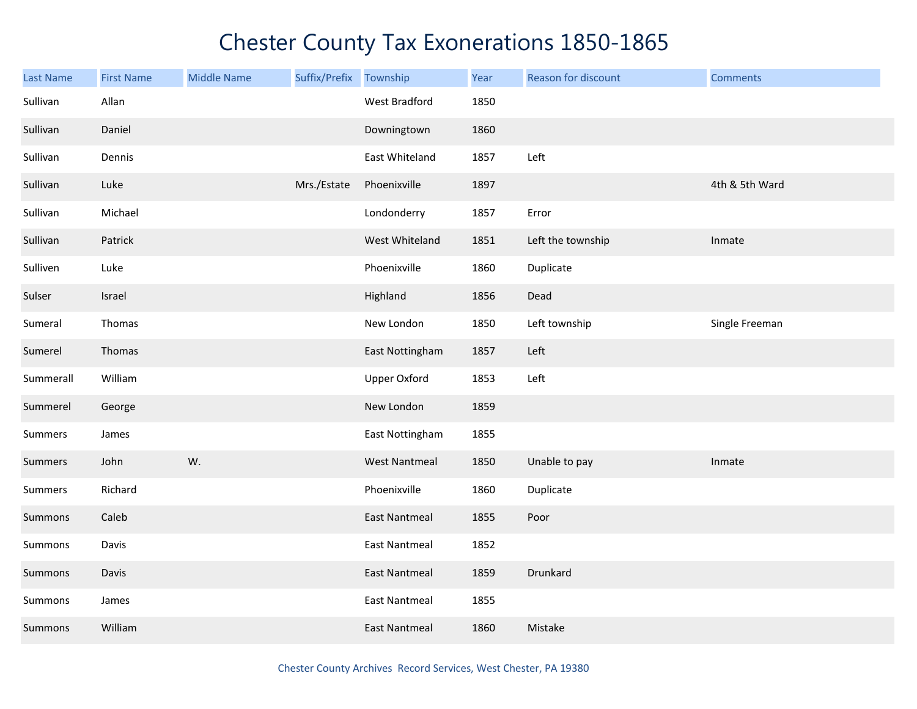# Chester County Tax Exonerations 1850-1865

| Last Name | First Name | Middle Name | Suffix/Prefix | Township | Year | Reason for discount | Comments |
|---|---|---|---|---|---|---|---|
| Sullivan | Allan | | | West Bradford | 1850 | | |
| Sullivan | Daniel | | | Downingtown | 1860 | | |
| Sullivan | Dennis | | | East Whiteland | 1857 | Left | |
| Sullivan | Luke | | Mrs./Estate | Phoenixville | 1897 | | 4th & 5th Ward |
| Sullivan | Michael | | | Londonderry | 1857 | Error | |
| Sullivan | Patrick | | | West Whiteland | 1851 | Left the township | Inmate |
| Sulliven | Luke | | | Phoenixville | 1860 | Duplicate | |
| Sulser | Israel | | | Highland | 1856 | Dead | |
| Sumeral | Thomas | | | New London | 1850 | Left township | Single Freeman |
| Sumerel | Thomas | | | East Nottingham | 1857 | Left | |
| Summerall | William | | | Upper Oxford | 1853 | Left | |
| Summerel | George | | | New London | 1859 | | |
| Summers | James | | | East Nottingham | 1855 | | |
| Summers | John | W. | | West Nantmeal | 1850 | Unable to pay | Inmate |
| Summers | Richard | | | Phoenixville | 1860 | Duplicate | |
| Summons | Caleb | | | East Nantmeal | 1855 | Poor | |
| Summons | Davis | | | East Nantmeal | 1852 | | |
| Summons | Davis | | | East Nantmeal | 1859 | Drunkard | |
| Summons | James | | | East Nantmeal | 1855 | | |
| Summons | William | | | East Nantmeal | 1860 | Mistake | |

Chester County Archives Record Services, West Chester, PA 19380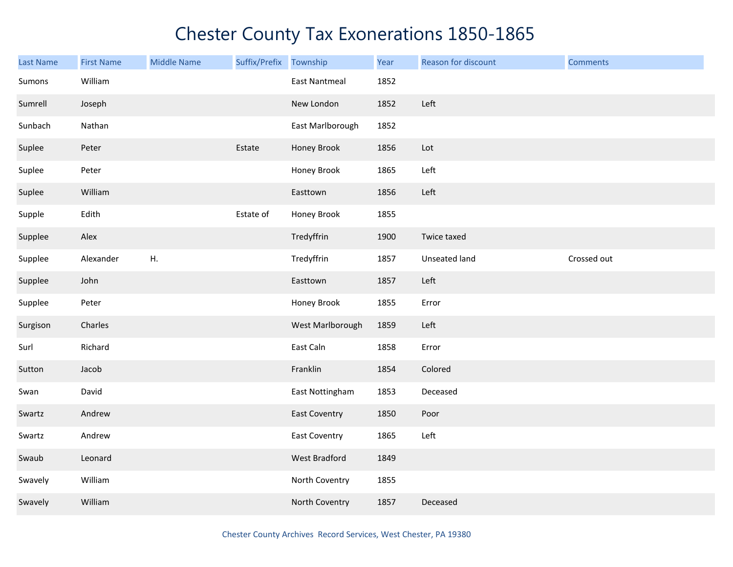# Chester County Tax Exonerations 1850-1865

| Last Name | First Name | Middle Name | Suffix/Prefix | Township | Year | Reason for discount | Comments |
|---|---|---|---|---|---|---|---|
| Sumons | William | | | East Nantmeal | 1852 | | |
| Sumrell | Joseph | | | New London | 1852 | Left | |
| Sunbach | Nathan | | | East Marlborough | 1852 | | |
| Suplee | Peter | | Estate | Honey Brook | 1856 | Lot | |
| Suplee | Peter | | | Honey Brook | 1865 | Left | |
| Suplee | William | | | Easttown | 1856 | Left | |
| Supple | Edith | | Estate of | Honey Brook | 1855 | | |
| Supplee | Alex | | | Tredyffrin | 1900 | Twice taxed | |
| Supplee | Alexander | H. | | Tredyffrin | 1857 | Unseated land | Crossed out |
| Supplee | John | | | Easttown | 1857 | Left | |
| Supplee | Peter | | | Honey Brook | 1855 | Error | |
| Surgison | Charles | | | West Marlborough | 1859 | Left | |
| Surl | Richard | | | East Caln | 1858 | Error | |
| Sutton | Jacob | | | Franklin | 1854 | Colored | |
| Swan | David | | | East Nottingham | 1853 | Deceased | |
| Swartz | Andrew | | | East Coventry | 1850 | Poor | |
| Swartz | Andrew | | | East Coventry | 1865 | Left | |
| Swaub | Leonard | | | West Bradford | 1849 | | |
| Swavely | William | | | North Coventry | 1855 | | |
| Swavely | William | | | North Coventry | 1857 | Deceased | |

Chester County Archives Record Services, West Chester, PA 19380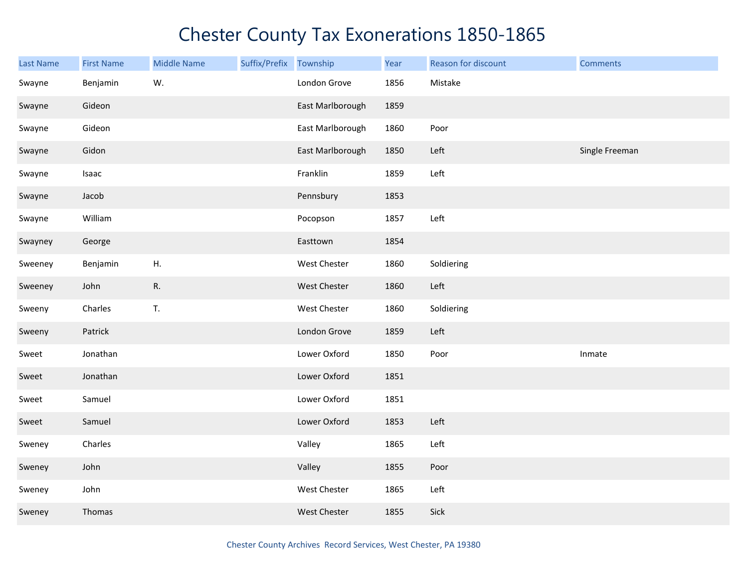# Chester County Tax Exonerations 1850-1865

| Last Name | First Name | Middle Name | Suffix/Prefix | Township | Year | Reason for discount | Comments |
|---|---|---|---|---|---|---|---|
| Swayne | Benjamin | W. | | London Grove | 1856 | Mistake | |
| Swayne | Gideon | | | East Marlborough | 1859 | | |
| Swayne | Gideon | | | East Marlborough | 1860 | Poor | |
| Swayne | Gidon | | | East Marlborough | 1850 | Left | Single Freeman |
| Swayne | Isaac | | | Franklin | 1859 | Left | |
| Swayne | Jacob | | | Pennsbury | 1853 | | |
| Swayne | William | | | Pocopson | 1857 | Left | |
| Swayney | George | | | Easttown | 1854 | | |
| Sweeney | Benjamin | H. | | West Chester | 1860 | Soldiering | |
| Sweeney | John | R. | | West Chester | 1860 | Left | |
| Sweeny | Charles | T. | | West Chester | 1860 | Soldiering | |
| Sweeny | Patrick | | | London Grove | 1859 | Left | |
| Sweet | Jonathan | | | Lower Oxford | 1850 | Poor | Inmate |
| Sweet | Jonathan | | | Lower Oxford | 1851 | | |
| Sweet | Samuel | | | Lower Oxford | 1851 | | |
| Sweet | Samuel | | | Lower Oxford | 1853 | Left | |
| Sweney | Charles | | | Valley | 1865 | Left | |
| Sweney | John | | | Valley | 1855 | Poor | |
| Sweney | John | | | West Chester | 1865 | Left | |
| Sweney | Thomas | | | West Chester | 1855 | Sick | |

Chester County Archives Record Services, West Chester, PA 19380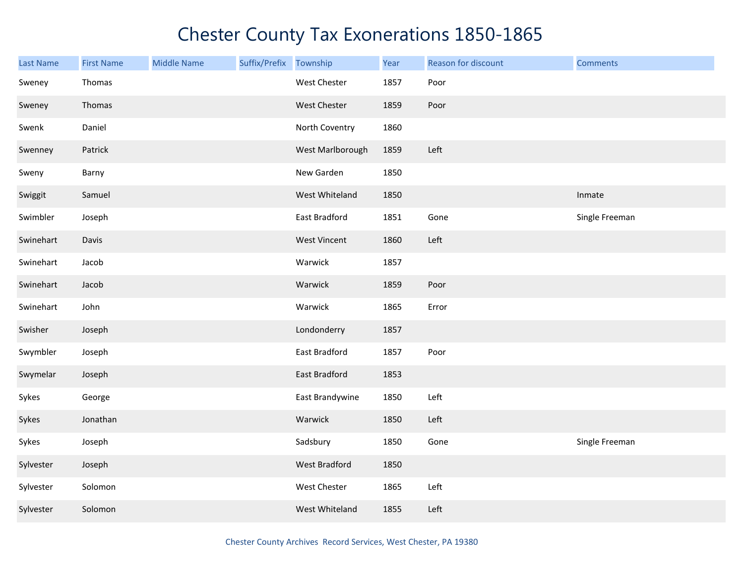# Chester County Tax Exonerations 1850-1865

| Last Name | First Name | Middle Name | Suffix/Prefix | Township | Year | Reason for discount | Comments |
|---|---|---|---|---|---|---|---|
| Sweney | Thomas | | | West Chester | 1857 | Poor | |
| Sweney | Thomas | | | West Chester | 1859 | Poor | |
| Swenk | Daniel | | | North Coventry | 1860 | | |
| Swenney | Patrick | | | West Marlborough | 1859 | Left | |
| Sweny | Barny | | | New Garden | 1850 | | |
| Swiggit | Samuel | | | West Whiteland | 1850 | | Inmate |
| Swimbler | Joseph | | | East Bradford | 1851 | Gone | Single Freeman |
| Swinehart | Davis | | | West Vincent | 1860 | Left | |
| Swinehart | Jacob | | | Warwick | 1857 | | |
| Swinehart | Jacob | | | Warwick | 1859 | Poor | |
| Swinehart | John | | | Warwick | 1865 | Error | |
| Swisher | Joseph | | | Londonderry | 1857 | | |
| Swymbler | Joseph | | | East Bradford | 1857 | Poor | |
| Swymelar | Joseph | | | East Bradford | 1853 | | |
| Sykes | George | | | East Brandywine | 1850 | Left | |
| Sykes | Jonathan | | | Warwick | 1850 | Left | |
| Sykes | Joseph | | | Sadsbury | 1850 | Gone | Single Freeman |
| Sylvester | Joseph | | | West Bradford | 1850 | | |
| Sylvester | Solomon | | | West Chester | 1865 | Left | |
| Sylvester | Solomon | | | West Whiteland | 1855 | Left | |

Chester County Archives Record Services, West Chester, PA 19380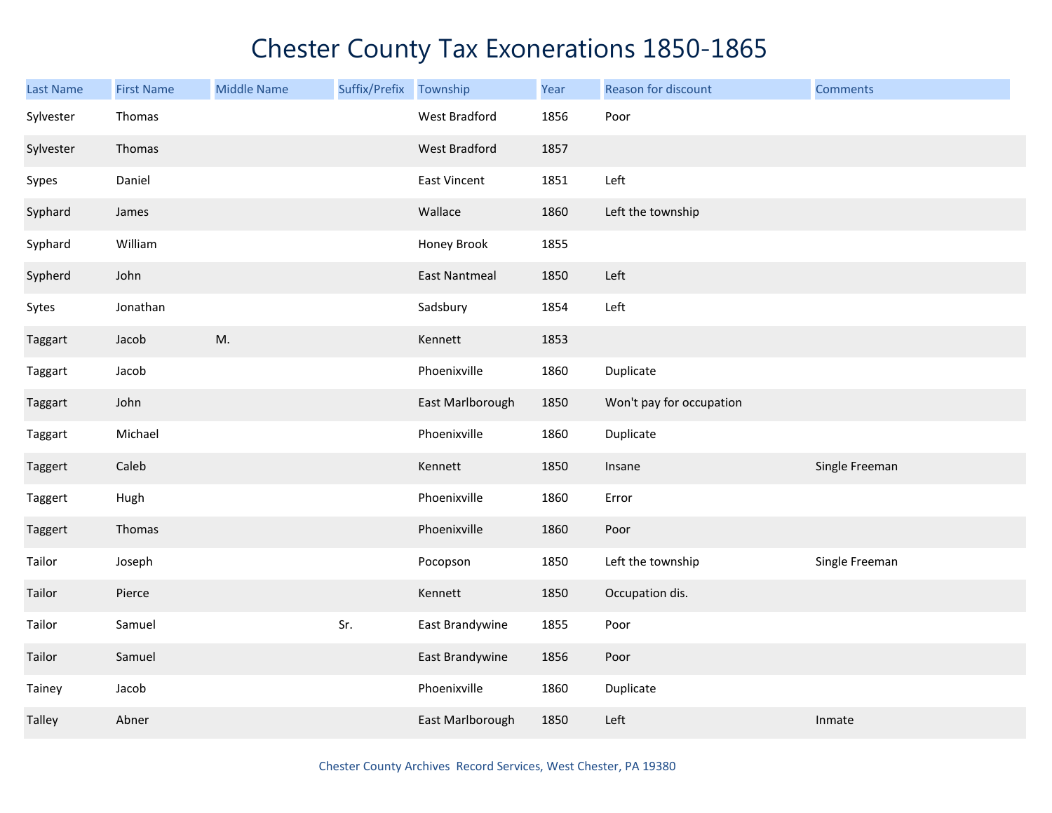# Chester County Tax Exonerations 1850-1865

| Last Name | First Name | Middle Name | Suffix/Prefix | Township | Year | Reason for discount | Comments |
|---|---|---|---|---|---|---|---|
| Sylvester | Thomas | | | West Bradford | 1856 | Poor | |
| Sylvester | Thomas | | | West Bradford | 1857 | | |
| Sypes | Daniel | | | East Vincent | 1851 | Left | |
| Syphard | James | | | Wallace | 1860 | Left the township | |
| Syphard | William | | | Honey Brook | 1855 | | |
| Sypherd | John | | | East Nantmeal | 1850 | Left | |
| Sytes | Jonathan | | | Sadsbury | 1854 | Left | |
| Taggart | Jacob | M. | | Kennett | 1853 | | |
| Taggart | Jacob | | | Phoenixville | 1860 | Duplicate | |
| Taggart | John | | | East Marlborough | 1850 | Won't pay for occupation | |
| Taggart | Michael | | | Phoenixville | 1860 | Duplicate | |
| Taggert | Caleb | | | Kennett | 1850 | Insane | Single Freeman |
| Taggert | Hugh | | | Phoenixville | 1860 | Error | |
| Taggert | Thomas | | | Phoenixville | 1860 | Poor | |
| Tailor | Joseph | | | Pocopson | 1850 | Left the township | Single Freeman |
| Tailor | Pierce | | | Kennett | 1850 | Occupation dis. | |
| Tailor | Samuel | | Sr. | East Brandywine | 1855 | Poor | |
| Tailor | Samuel | | | East Brandywine | 1856 | Poor | |
| Tainey | Jacob | | | Phoenixville | 1860 | Duplicate | |
| Talley | Abner | | | East Marlborough | 1850 | Left | Inmate |

Chester County Archives Record Services, West Chester, PA 19380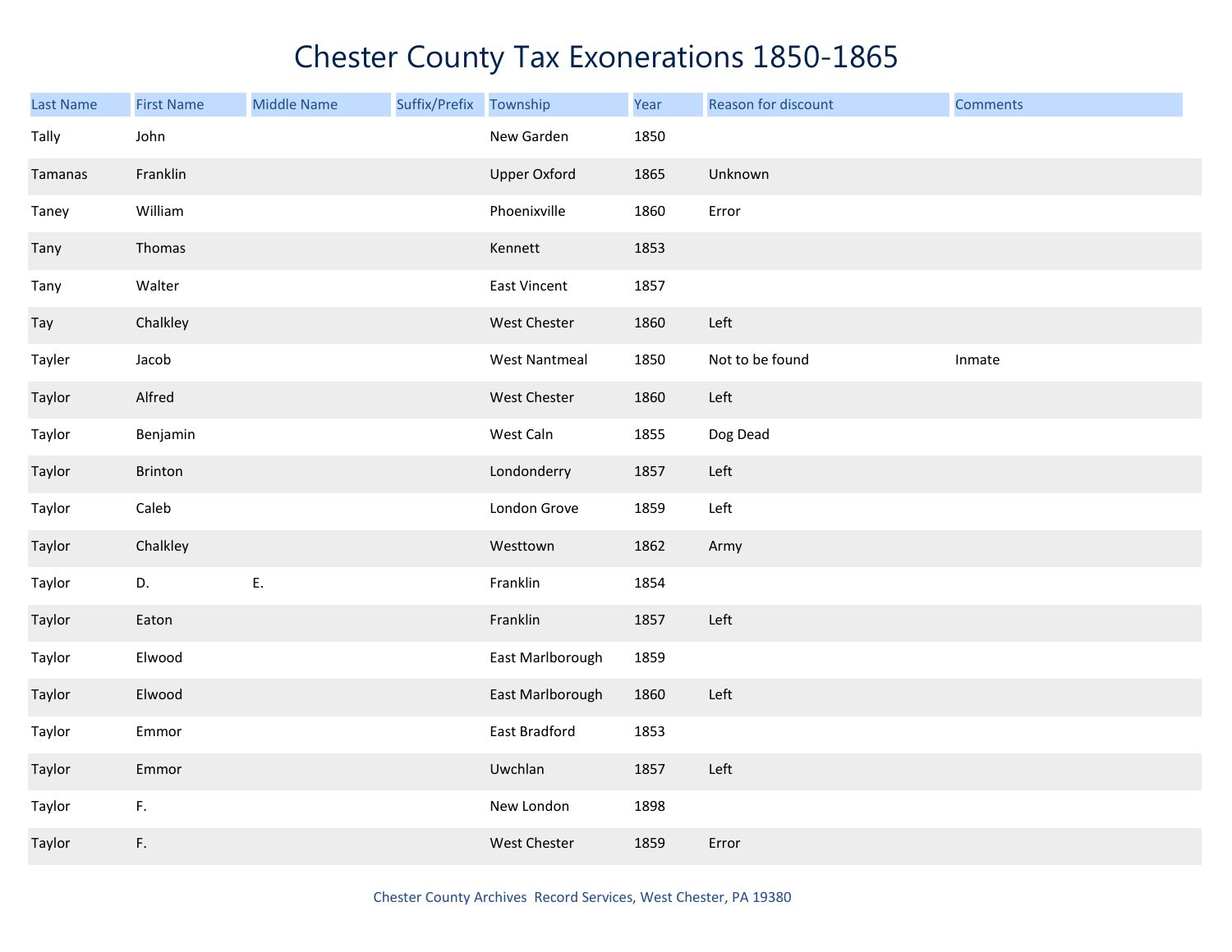# Chester County Tax Exonerations 1850-1865

| Last Name | First Name | Middle Name | Suffix/Prefix | Township | Year | Reason for discount | Comments |
|---|---|---|---|---|---|---|---|
| Tally | John | | | New Garden | 1850 | | |
| Tamanas | Franklin | | | Upper Oxford | 1865 | Unknown | |
| Taney | William | | | Phoenixville | 1860 | Error | |
| Tany | Thomas | | | Kennett | 1853 | | |
| Tany | Walter | | | East Vincent | 1857 | | |
| Tay | Chalkley | | | West Chester | 1860 | Left | |
| Tayler | Jacob | | | West Nantmeal | 1850 | Not to be found | Inmate |
| Taylor | Alfred | | | West Chester | 1860 | Left | |
| Taylor | Benjamin | | | West Caln | 1855 | Dog Dead | |
| Taylor | Brinton | | | Londonderry | 1857 | Left | |
| Taylor | Caleb | | | London Grove | 1859 | Left | |
| Taylor | Chalkley | | | Westtown | 1862 | Army | |
| Taylor | D. | E. | | Franklin | 1854 | | |
| Taylor | Eaton | | | Franklin | 1857 | Left | |
| Taylor | Elwood | | | East Marlborough | 1859 | | |
| Taylor | Elwood | | | East Marlborough | 1860 | Left | |
| Taylor | Emmor | | | East Bradford | 1853 | | |
| Taylor | Emmor | | | Uwchlan | 1857 | Left | |
| Taylor | F. | | | New London | 1898 | | |
| Taylor | F. | | | West Chester | 1859 | Error | |

Chester County Archives Record Services, West Chester, PA 19380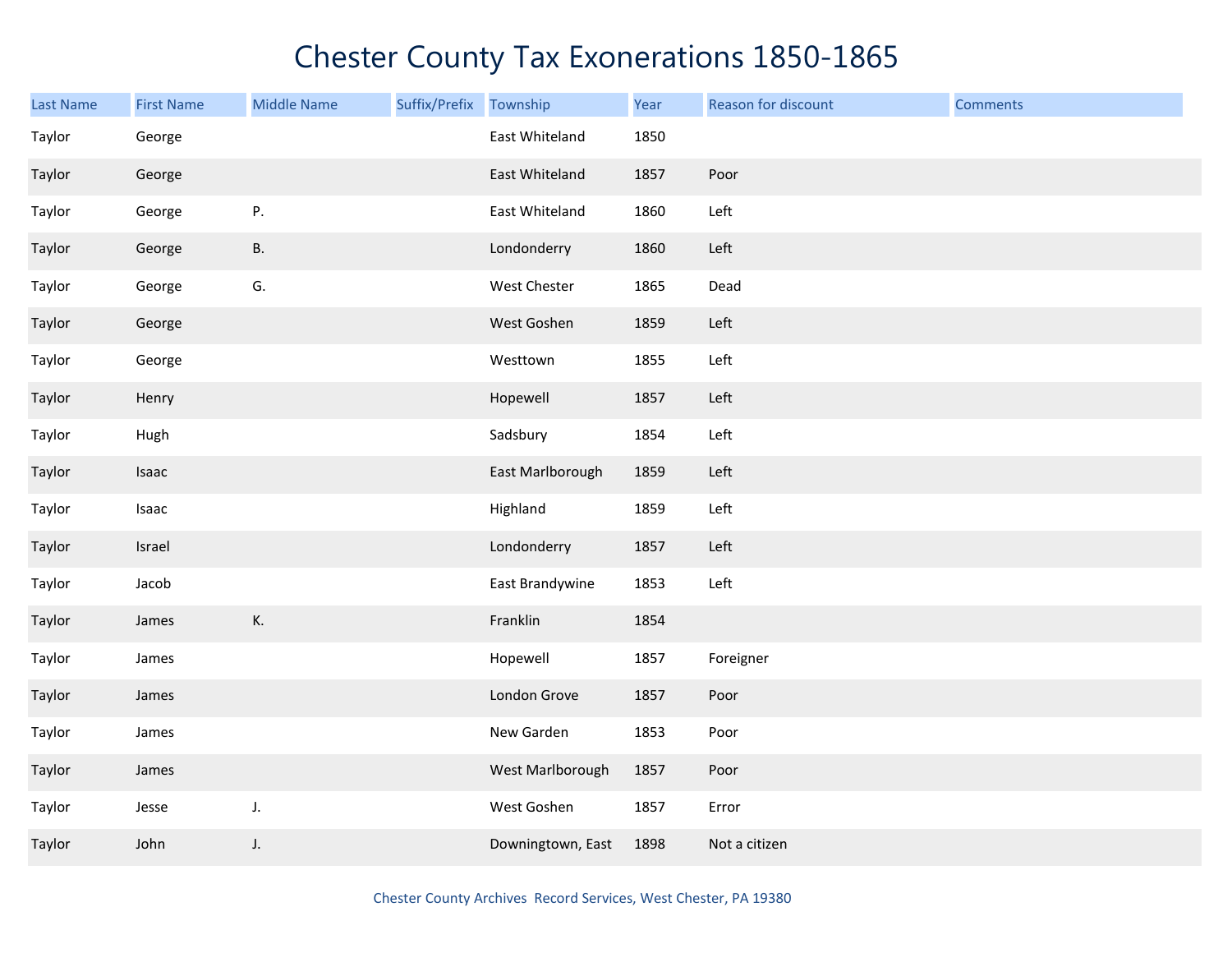# Chester County Tax Exonerations 1850-1865

| Last Name | First Name | Middle Name | Suffix/Prefix | Township | Year | Reason for discount | Comments |
|---|---|---|---|---|---|---|---|
| Taylor | George | | | East Whiteland | 1850 | | |
| Taylor | George | | | East Whiteland | 1857 | Poor | |
| Taylor | George | P. | | East Whiteland | 1860 | Left | |
| Taylor | George | B. | | Londonderry | 1860 | Left | |
| Taylor | George | G. | | West Chester | 1865 | Dead | |
| Taylor | George | | | West Goshen | 1859 | Left | |
| Taylor | George | | | Westtown | 1855 | Left | |
| Taylor | Henry | | | Hopewell | 1857 | Left | |
| Taylor | Hugh | | | Sadsbury | 1854 | Left | |
| Taylor | Isaac | | | East Marlborough | 1859 | Left | |
| Taylor | Isaac | | | Highland | 1859 | Left | |
| Taylor | Israel | | | Londonderry | 1857 | Left | |
| Taylor | Jacob | | | East Brandywine | 1853 | Left | |
| Taylor | James | K. | | Franklin | 1854 | | |
| Taylor | James | | | Hopewell | 1857 | Foreigner | |
| Taylor | James | | | London Grove | 1857 | Poor | |
| Taylor | James | | | New Garden | 1853 | Poor | |
| Taylor | James | | | West Marlborough | 1857 | Poor | |
| Taylor | Jesse | J. | | West Goshen | 1857 | Error | |
| Taylor | John | J. | | Downingtown, East | 1898 | Not a citizen | |

Chester County Archives Record Services, West Chester, PA 19380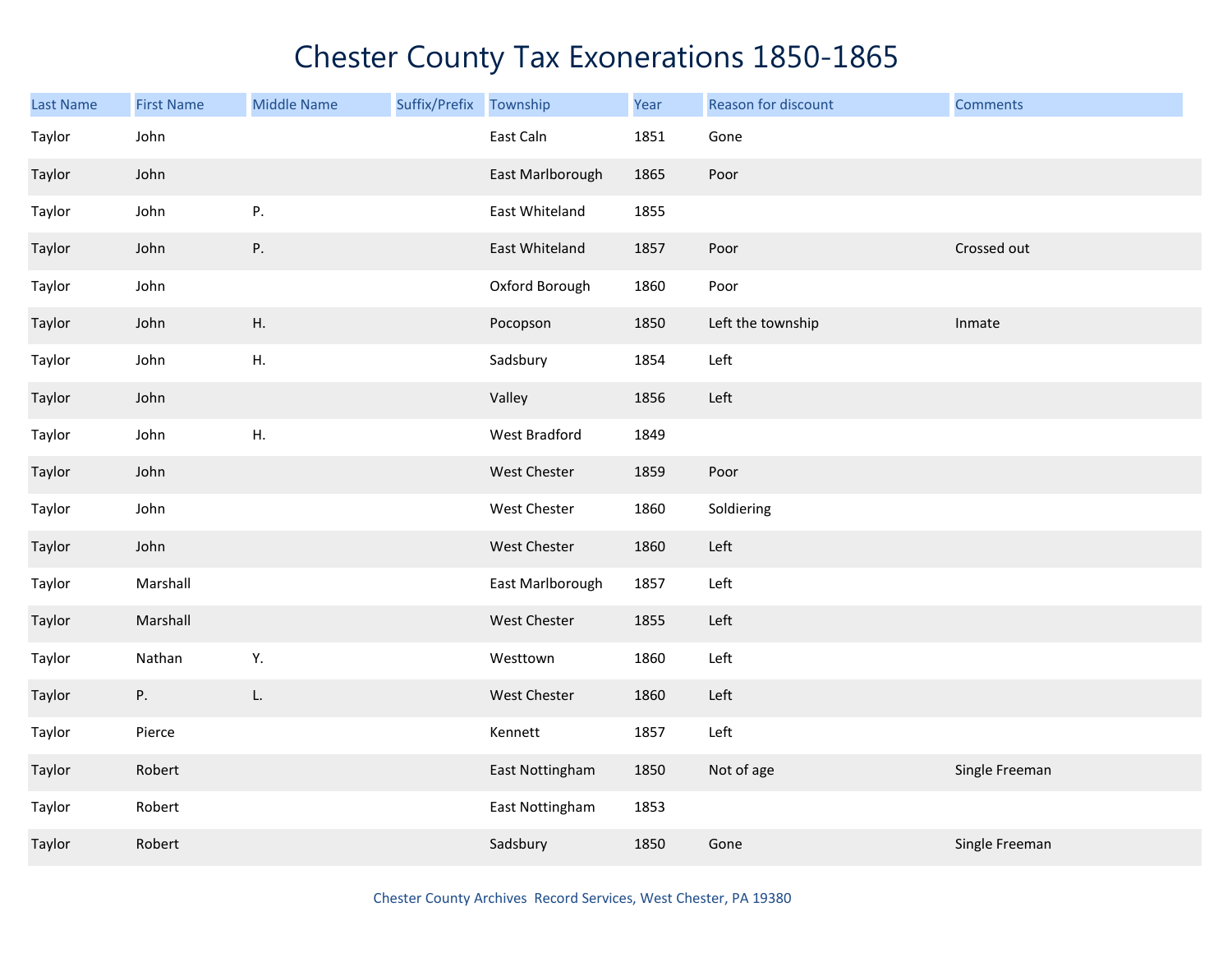# Chester County Tax Exonerations 1850-1865

| Last Name | First Name | Middle Name | Suffix/Prefix | Township | Year | Reason for discount | Comments |
|---|---|---|---|---|---|---|---|
| Taylor | John | | | East Caln | 1851 | Gone | |
| Taylor | John | | | East Marlborough | 1865 | Poor | |
| Taylor | John | P. | | East Whiteland | 1855 | | |
| Taylor | John | P. | | East Whiteland | 1857 | Poor | Crossed out |
| Taylor | John | | | Oxford Borough | 1860 | Poor | |
| Taylor | John | H. | | Pocopson | 1850 | Left the township | Inmate |
| Taylor | John | H. | | Sadsbury | 1854 | Left | |
| Taylor | John | | | Valley | 1856 | Left | |
| Taylor | John | H. | | West Bradford | 1849 | | |
| Taylor | John | | | West Chester | 1859 | Poor | |
| Taylor | John | | | West Chester | 1860 | Soldiering | |
| Taylor | John | | | West Chester | 1860 | Left | |
| Taylor | Marshall | | | East Marlborough | 1857 | Left | |
| Taylor | Marshall | | | West Chester | 1855 | Left | |
| Taylor | Nathan | Y. | | Westtown | 1860 | Left | |
| Taylor | P. | L. | | West Chester | 1860 | Left | |
| Taylor | Pierce | | | Kennett | 1857 | Left | |
| Taylor | Robert | | | East Nottingham | 1850 | Not of age | Single Freeman |
| Taylor | Robert | | | East Nottingham | 1853 | | |
| Taylor | Robert | | | Sadsbury | 1850 | Gone | Single Freeman |

Chester County Archives Record Services, West Chester, PA 19380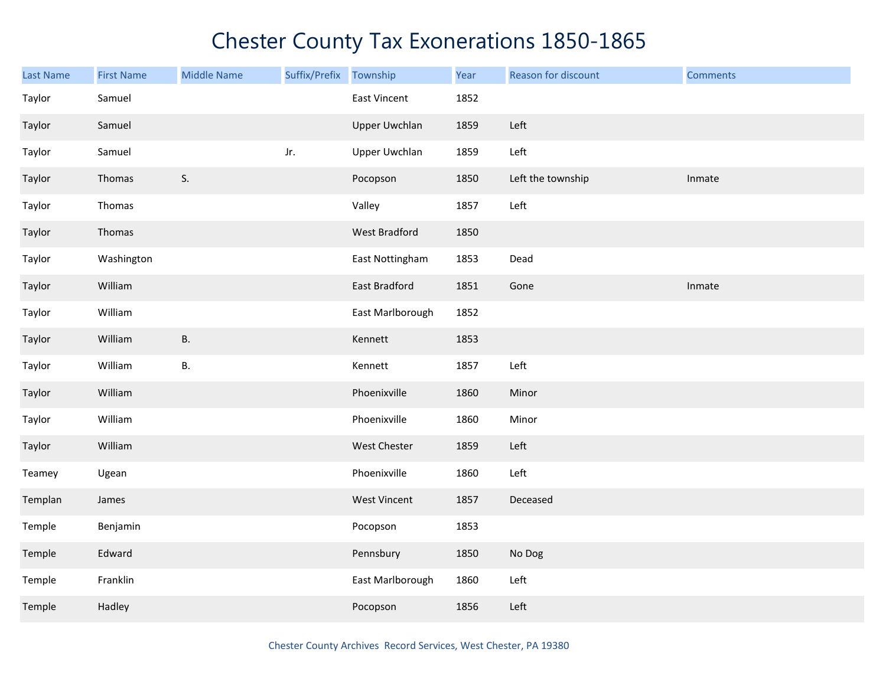# Chester County Tax Exonerations 1850-1865

| Last Name | First Name | Middle Name | Suffix/Prefix | Township | Year | Reason for discount | Comments |
|---|---|---|---|---|---|---|---|
| Taylor | Samuel | | | East Vincent | 1852 | | |
| Taylor | Samuel | | | Upper Uwchlan | 1859 | Left | |
| Taylor | Samuel | | Jr. | Upper Uwchlan | 1859 | Left | |
| Taylor | Thomas | S. | | Pocopson | 1850 | Left the township | Inmate |
| Taylor | Thomas | | | Valley | 1857 | Left | |
| Taylor | Thomas | | | West Bradford | 1850 | | |
| Taylor | Washington | | | East Nottingham | 1853 | Dead | |
| Taylor | William | | | East Bradford | 1851 | Gone | Inmate |
| Taylor | William | | | East Marlborough | 1852 | | |
| Taylor | William | B. | | Kennett | 1853 | | |
| Taylor | William | B. | | Kennett | 1857 | Left | |
| Taylor | William | | | Phoenixville | 1860 | Minor | |
| Taylor | William | | | Phoenixville | 1860 | Minor | |
| Taylor | William | | | West Chester | 1859 | Left | |
| Teamey | Ugean | | | Phoenixville | 1860 | Left | |
| Templan | James | | | West Vincent | 1857 | Deceased | |
| Temple | Benjamin | | | Pocopson | 1853 | | |
| Temple | Edward | | | Pennsbury | 1850 | No Dog | |
| Temple | Franklin | | | East Marlborough | 1860 | Left | |
| Temple | Hadley | | | Pocopson | 1856 | Left | |

Chester County Archives Record Services, West Chester, PA 19380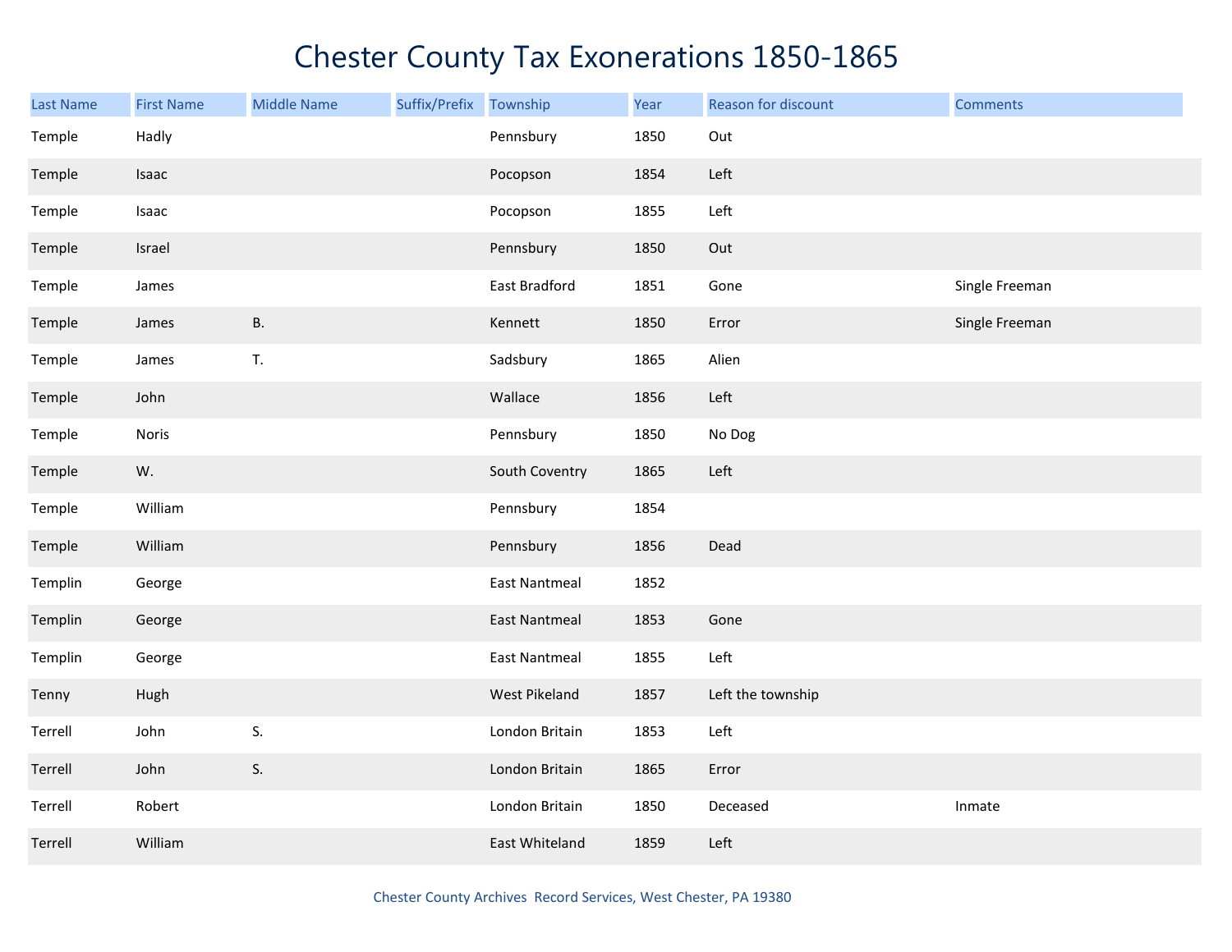# Chester County Tax Exonerations 1850-1865

| Last Name | First Name | Middle Name | Suffix/Prefix | Township | Year | Reason for discount | Comments |
|---|---|---|---|---|---|---|---|
| Temple | Hadly | | | Pennsbury | 1850 | Out | |
| Temple | Isaac | | | Pocopson | 1854 | Left | |
| Temple | Isaac | | | Pocopson | 1855 | Left | |
| Temple | Israel | | | Pennsbury | 1850 | Out | |
| Temple | James | | | East Bradford | 1851 | Gone | Single Freeman |
| Temple | James | B. | | Kennett | 1850 | Error | Single Freeman |
| Temple | James | T. | | Sadsbury | 1865 | Alien | |
| Temple | John | | | Wallace | 1856 | Left | |
| Temple | Noris | | | Pennsbury | 1850 | No Dog | |
| Temple | W. | | | South Coventry | 1865 | Left | |
| Temple | William | | | Pennsbury | 1854 | | |
| Temple | William | | | Pennsbury | 1856 | Dead | |
| Templin | George | | | East Nantmeal | 1852 | | |
| Templin | George | | | East Nantmeal | 1853 | Gone | |
| Templin | George | | | East Nantmeal | 1855 | Left | |
| Tenny | Hugh | | | West Pikeland | 1857 | Left the township | |
| Terrell | John | S. | | London Britain | 1853 | Left | |
| Terrell | John | S. | | London Britain | 1865 | Error | |
| Terrell | Robert | | | London Britain | 1850 | Deceased | Inmate |
| Terrell | William | | | East Whiteland | 1859 | Left | |

Chester County Archives Record Services, West Chester, PA 19380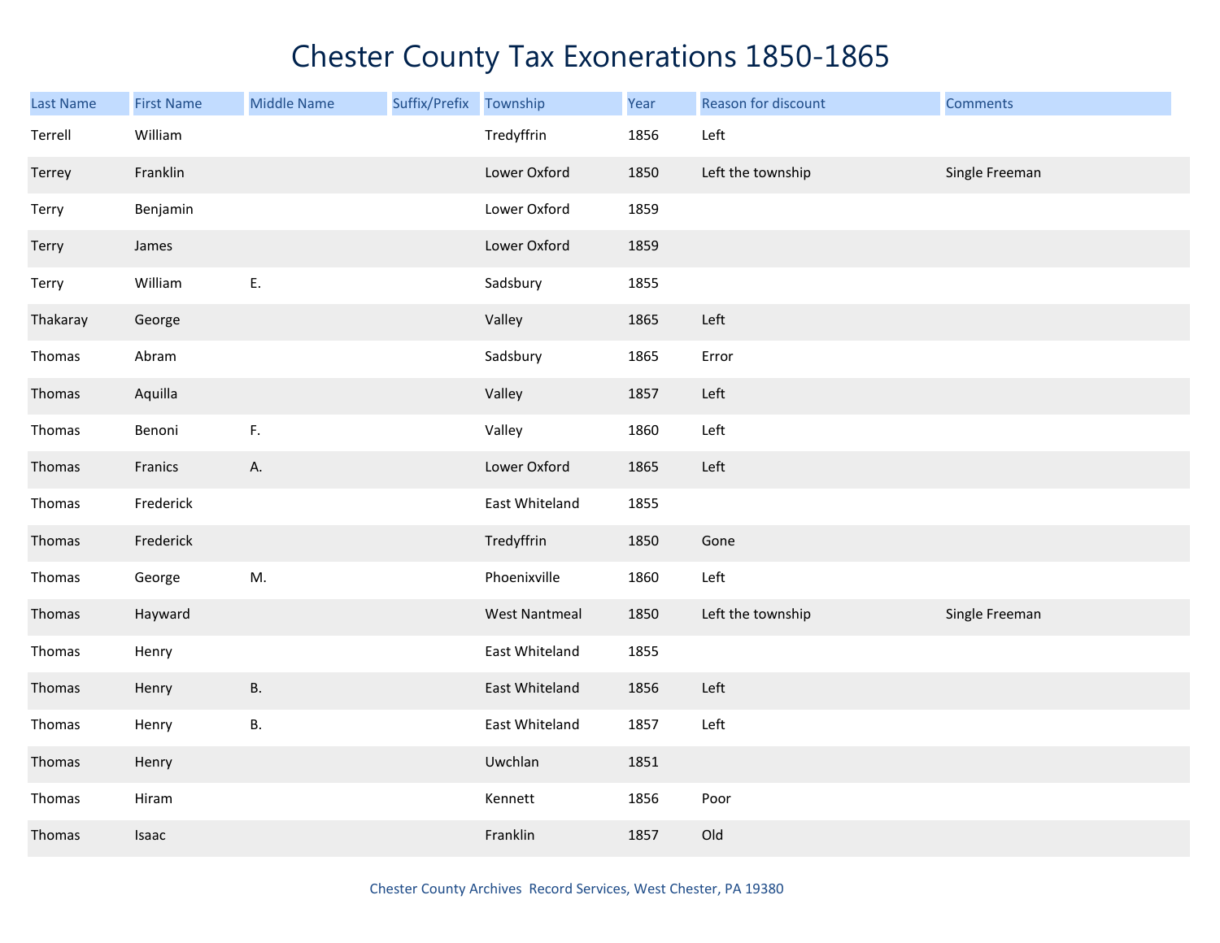# Chester County Tax Exonerations 1850-1865

| Last Name | First Name | Middle Name | Suffix/Prefix | Township | Year | Reason for discount | Comments |
|---|---|---|---|---|---|---|---|
| Terrell | William | | | Tredyffrin | 1856 | Left | |
| Terrey | Franklin | | | Lower Oxford | 1850 | Left the township | Single Freeman |
| Terry | Benjamin | | | Lower Oxford | 1859 | | |
| Terry | James | | | Lower Oxford | 1859 | | |
| Terry | William | E. | | Sadsbury | 1855 | | |
| Thakaray | George | | | Valley | 1865 | Left | |
| Thomas | Abram | | | Sadsbury | 1865 | Error | |
| Thomas | Aquilla | | | Valley | 1857 | Left | |
| Thomas | Benoni | F. | | Valley | 1860 | Left | |
| Thomas | Franics | A. | | Lower Oxford | 1865 | Left | |
| Thomas | Frederick | | | East Whiteland | 1855 | | |
| Thomas | Frederick | | | Tredyffrin | 1850 | Gone | |
| Thomas | George | M. | | Phoenixville | 1860 | Left | |
| Thomas | Hayward | | | West Nantmeal | 1850 | Left the township | Single Freeman |
| Thomas | Henry | | | East Whiteland | 1855 | | |
| Thomas | Henry | B. | | East Whiteland | 1856 | Left | |
| Thomas | Henry | B. | | East Whiteland | 1857 | Left | |
| Thomas | Henry | | | Uwchlan | 1851 | | |
| Thomas | Hiram | | | Kennett | 1856 | Poor | |
| Thomas | Isaac | | | Franklin | 1857 | Old | |

Chester County Archives Record Services, West Chester, PA 19380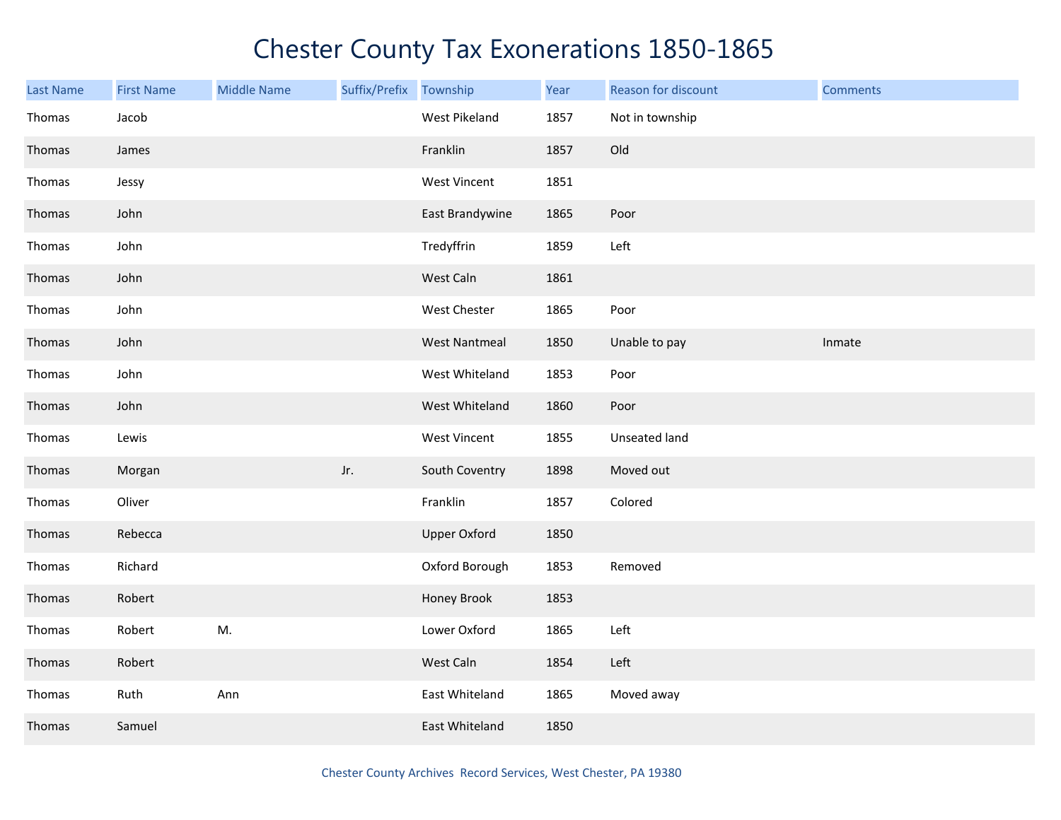# Chester County Tax Exonerations 1850-1865

| Last Name | First Name | Middle Name | Suffix/Prefix | Township | Year | Reason for discount | Comments |
|---|---|---|---|---|---|---|---|
| Thomas | Jacob | | | West Pikeland | 1857 | Not in township | |
| Thomas | James | | | Franklin | 1857 | Old | |
| Thomas | Jessy | | | West Vincent | 1851 | | |
| Thomas | John | | | East Brandywine | 1865 | Poor | |
| Thomas | John | | | Tredyffrin | 1859 | Left | |
| Thomas | John | | | West Caln | 1861 | | |
| Thomas | John | | | West Chester | 1865 | Poor | |
| Thomas | John | | | West Nantmeal | 1850 | Unable to pay | Inmate |
| Thomas | John | | | West Whiteland | 1853 | Poor | |
| Thomas | John | | | West Whiteland | 1860 | Poor | |
| Thomas | Lewis | | | West Vincent | 1855 | Unseated land | |
| Thomas | Morgan | | Jr. | South Coventry | 1898 | Moved out | |
| Thomas | Oliver | | | Franklin | 1857 | Colored | |
| Thomas | Rebecca | | | Upper Oxford | 1850 | | |
| Thomas | Richard | | | Oxford Borough | 1853 | Removed | |
| Thomas | Robert | | | Honey Brook | 1853 | | |
| Thomas | Robert | M. | | Lower Oxford | 1865 | Left | |
| Thomas | Robert | | | West Caln | 1854 | Left | |
| Thomas | Ruth | Ann | | East Whiteland | 1865 | Moved away | |
| Thomas | Samuel | | | East Whiteland | 1850 | | |

Chester County Archives Record Services, West Chester, PA 19380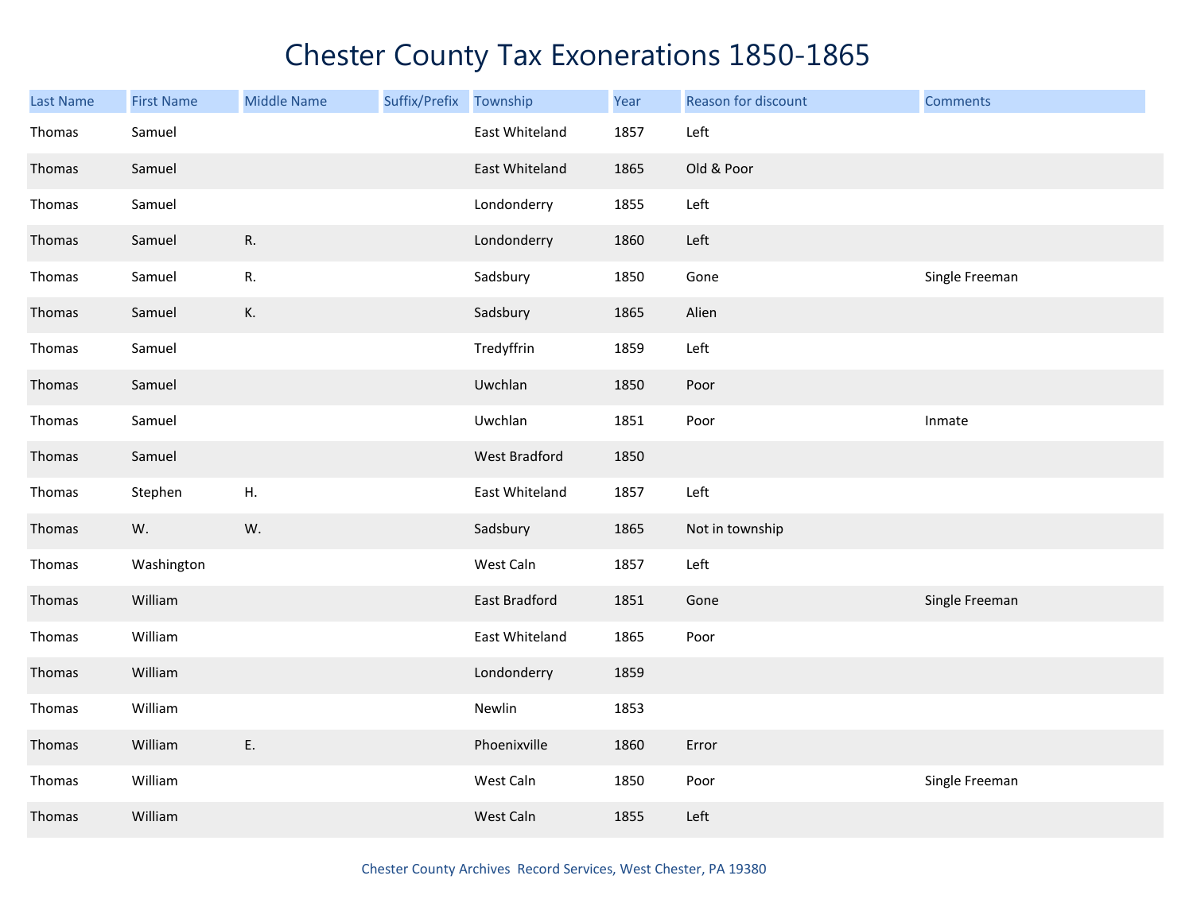# Chester County Tax Exonerations 1850-1865

| Last Name | First Name | Middle Name | Suffix/Prefix | Township | Year | Reason for discount | Comments |
|---|---|---|---|---|---|---|---|
| Thomas | Samuel | | | East Whiteland | 1857 | Left | |
| Thomas | Samuel | | | East Whiteland | 1865 | Old & Poor | |
| Thomas | Samuel | | | Londonderry | 1855 | Left | |
| Thomas | Samuel | R. | | Londonderry | 1860 | Left | |
| Thomas | Samuel | R. | | Sadsbury | 1850 | Gone | Single Freeman |
| Thomas | Samuel | K. | | Sadsbury | 1865 | Alien | |
| Thomas | Samuel | | | Tredyffrin | 1859 | Left | |
| Thomas | Samuel | | | Uwchlan | 1850 | Poor | |
| Thomas | Samuel | | | Uwchlan | 1851 | Poor | Inmate |
| Thomas | Samuel | | | West Bradford | 1850 | | |
| Thomas | Stephen | H. | | East Whiteland | 1857 | Left | |
| Thomas | W. | W. | | Sadsbury | 1865 | Not in township | |
| Thomas | Washington | | | West Caln | 1857 | Left | |
| Thomas | William | | | East Bradford | 1851 | Gone | Single Freeman |
| Thomas | William | | | East Whiteland | 1865 | Poor | |
| Thomas | William | | | Londonderry | 1859 | | |
| Thomas | William | | | Newlin | 1853 | | |
| Thomas | William | E. | | Phoenixville | 1860 | Error | |
| Thomas | William | | | West Caln | 1850 | Poor | Single Freeman |
| Thomas | William | | | West Caln | 1855 | Left | |

Chester County Archives Record Services, West Chester, PA 19380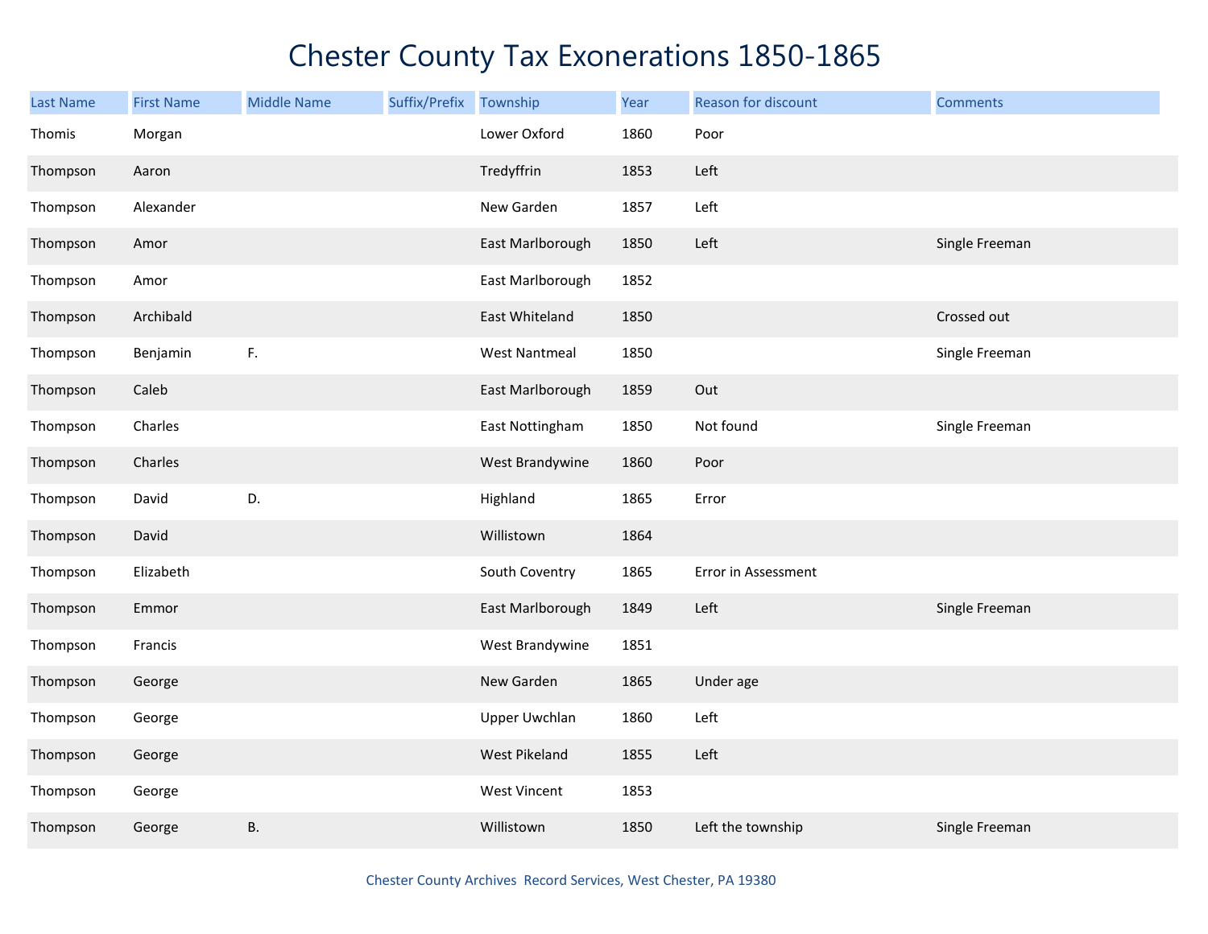# Chester County Tax Exonerations 1850-1865

| Last Name | First Name | Middle Name | Suffix/Prefix | Township | Year | Reason for discount | Comments |
|---|---|---|---|---|---|---|---|
| Thomis | Morgan | | | Lower Oxford | 1860 | Poor | |
| Thompson | Aaron | | | Tredyffrin | 1853 | Left | |
| Thompson | Alexander | | | New Garden | 1857 | Left | |
| Thompson | Amor | | | East Marlborough | 1850 | Left | Single Freeman |
| Thompson | Amor | | | East Marlborough | 1852 | | |
| Thompson | Archibald | | | East Whiteland | 1850 | | Crossed out |
| Thompson | Benjamin | F. | | West Nantmeal | 1850 | | Single Freeman |
| Thompson | Caleb | | | East Marlborough | 1859 | Out | |
| Thompson | Charles | | | East Nottingham | 1850 | Not found | Single Freeman |
| Thompson | Charles | | | West Brandywine | 1860 | Poor | |
| Thompson | David | D. | | Highland | 1865 | Error | |
| Thompson | David | | | Willistown | 1864 | | |
| Thompson | Elizabeth | | | South Coventry | 1865 | Error in Assessment | |
| Thompson | Emmor | | | East Marlborough | 1849 | Left | Single Freeman |
| Thompson | Francis | | | West Brandywine | 1851 | | |
| Thompson | George | | | New Garden | 1865 | Under age | |
| Thompson | George | | | Upper Uwchlan | 1860 | Left | |
| Thompson | George | | | West Pikeland | 1855 | Left | |
| Thompson | George | | | West Vincent | 1853 | | |
| Thompson | George | B. | | Willistown | 1850 | Left the township | Single Freeman |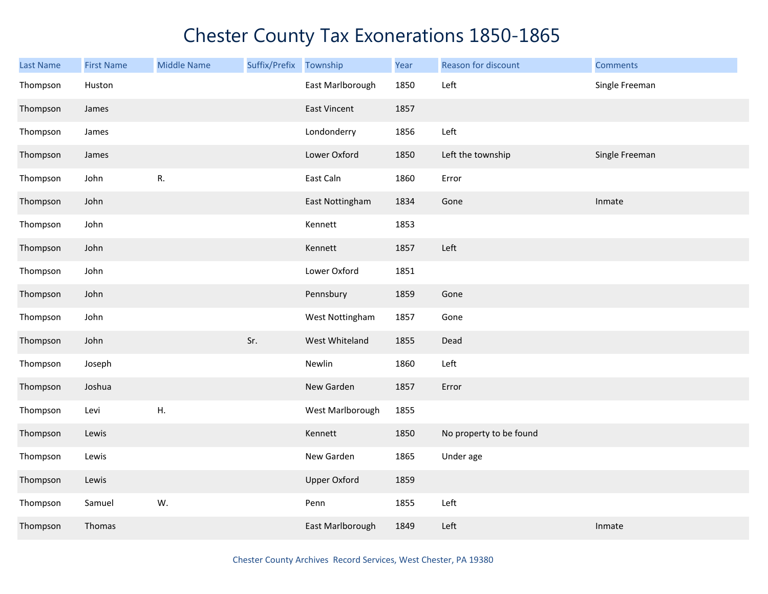# Chester County Tax Exonerations 1850-1865

| Last Name | First Name | Middle Name | Suffix/Prefix | Township | Year | Reason for discount | Comments |
|---|---|---|---|---|---|---|---|
| Thompson | Huston | | | East Marlborough | 1850 | Left | Single Freeman |
| Thompson | James | | | East Vincent | 1857 | | |
| Thompson | James | | | Londonderry | 1856 | Left | |
| Thompson | James | | | Lower Oxford | 1850 | Left the township | Single Freeman |
| Thompson | John | R. | | East Caln | 1860 | Error | |
| Thompson | John | | | East Nottingham | 1834 | Gone | Inmate |
| Thompson | John | | | Kennett | 1853 | | |
| Thompson | John | | | Kennett | 1857 | Left | |
| Thompson | John | | | Lower Oxford | 1851 | | |
| Thompson | John | | | Pennsbury | 1859 | Gone | |
| Thompson | John | | | West Nottingham | 1857 | Gone | |
| Thompson | John | | Sr. | West Whiteland | 1855 | Dead | |
| Thompson | Joseph | | | Newlin | 1860 | Left | |
| Thompson | Joshua | | | New Garden | 1857 | Error | |
| Thompson | Levi | H. | | West Marlborough | 1855 | | |
| Thompson | Lewis | | | Kennett | 1850 | No property to be found | |
| Thompson | Lewis | | | New Garden | 1865 | Under age | |
| Thompson | Lewis | | | Upper Oxford | 1859 | | |
| Thompson | Samuel | W. | | Penn | 1855 | Left | |
| Thompson | Thomas | | | East Marlborough | 1849 | Left | Inmate |

Chester County Archives Record Services, West Chester, PA 19380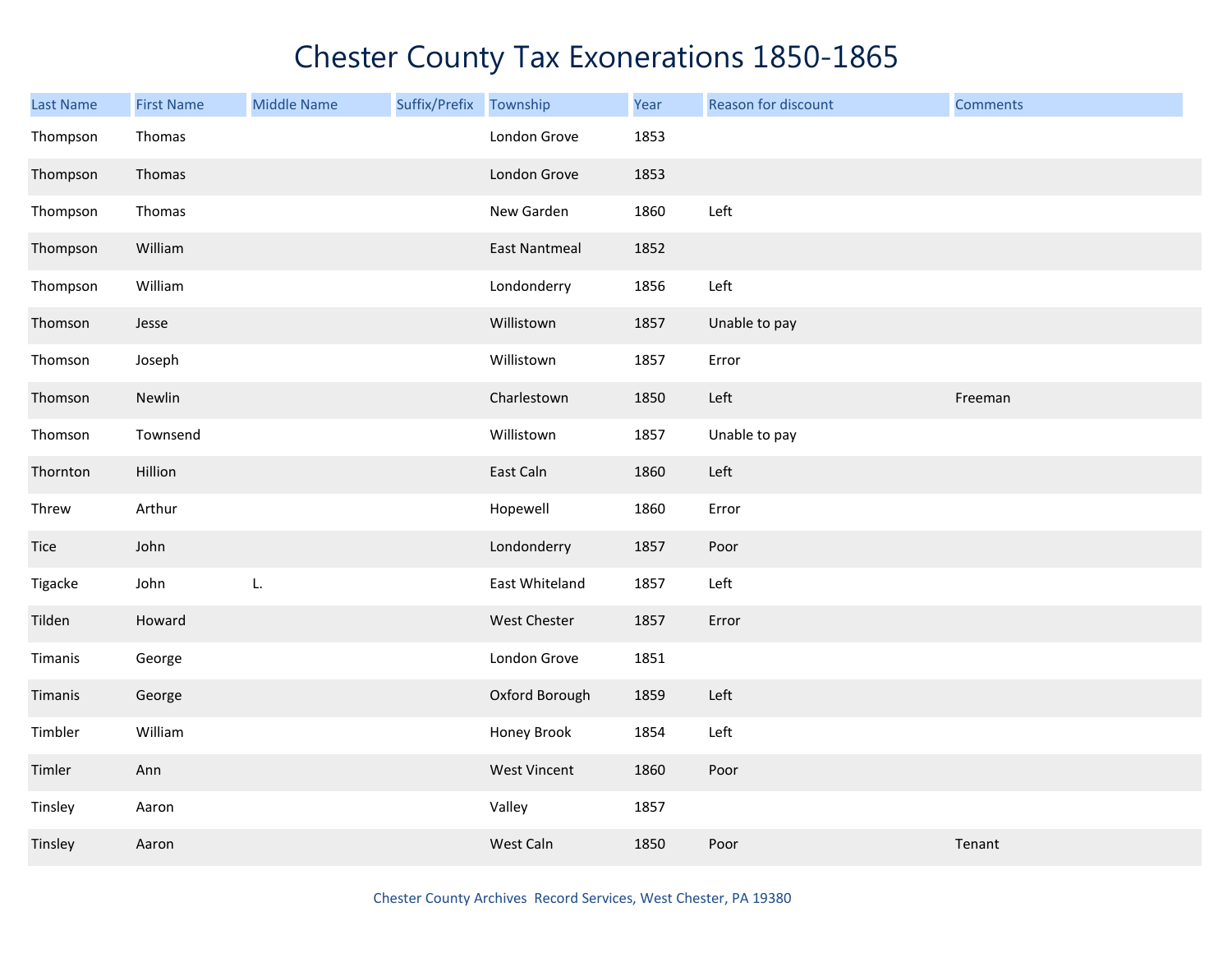# Chester County Tax Exonerations 1850-1865

| Last Name | First Name | Middle Name | Suffix/Prefix | Township | Year | Reason for discount | Comments |
|---|---|---|---|---|---|---|---|
| Thompson | Thomas | | | London Grove | 1853 | | |
| Thompson | Thomas | | | London Grove | 1853 | | |
| Thompson | Thomas | | | New Garden | 1860 | Left | |
| Thompson | William | | | East Nantmeal | 1852 | | |
| Thompson | William | | | Londonderry | 1856 | Left | |
| Thomson | Jesse | | | Willistown | 1857 | Unable to pay | |
| Thomson | Joseph | | | Willistown | 1857 | Error | |
| Thomson | Newlin | | | Charlestown | 1850 | Left | Freeman |
| Thomson | Townsend | | | Willistown | 1857 | Unable to pay | |
| Thornton | Hillion | | | East Caln | 1860 | Left | |
| Threw | Arthur | | | Hopewell | 1860 | Error | |
| Tice | John | | | Londonderry | 1857 | Poor | |
| Tigacke | John | L. | | East Whiteland | 1857 | Left | |
| Tilden | Howard | | | West Chester | 1857 | Error | |
| Timanis | George | | | London Grove | 1851 | | |
| Timanis | George | | | Oxford Borough | 1859 | Left | |
| Timbler | William | | | Honey Brook | 1854 | Left | |
| Timler | Ann | | | West Vincent | 1860 | Poor | |
| Tinsley | Aaron | | | Valley | 1857 | | |
| Tinsley | Aaron | | | West Caln | 1850 | Poor | Tenant |

Chester County Archives Record Services, West Chester, PA 19380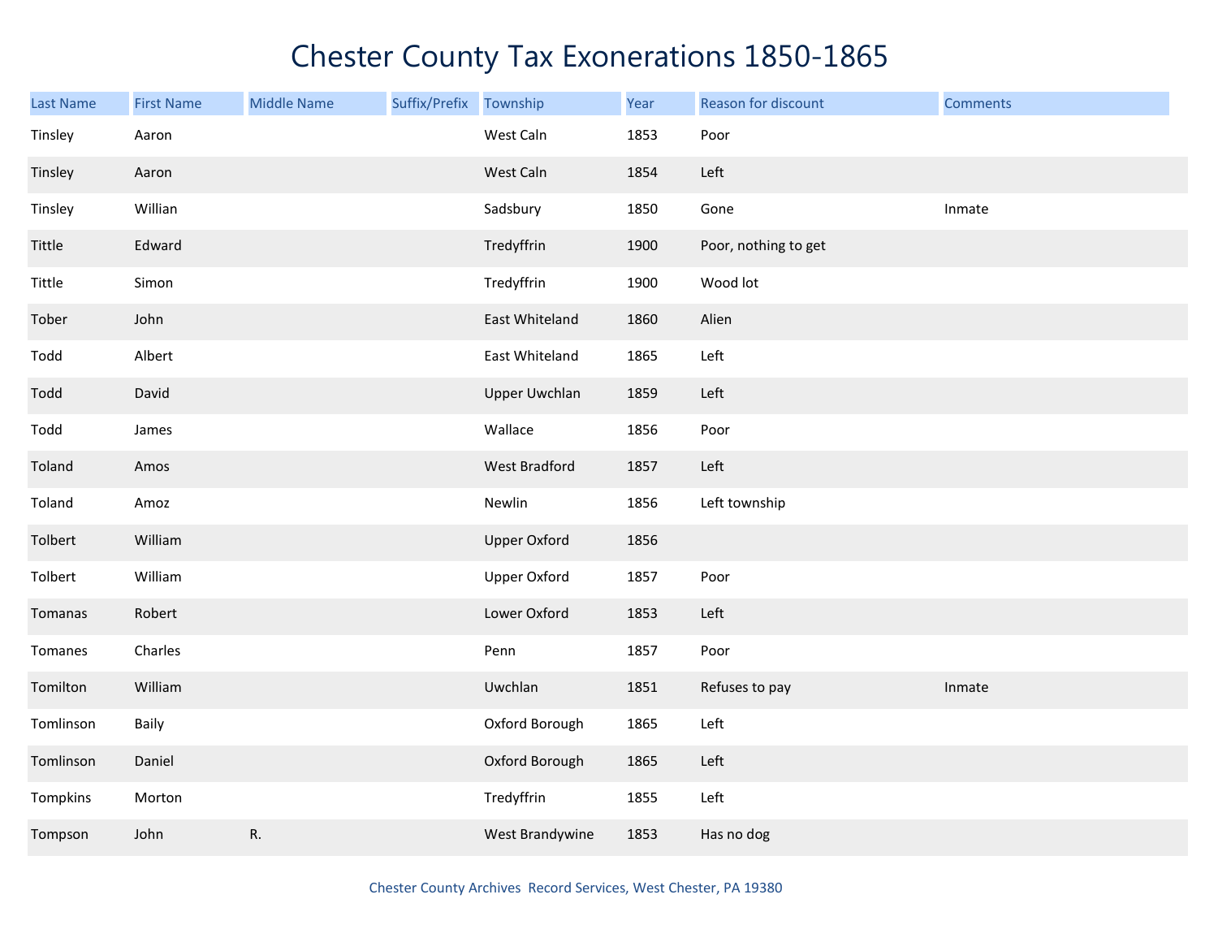# Chester County Tax Exonerations 1850-1865

| Last Name | First Name | Middle Name | Suffix/Prefix | Township | Year | Reason for discount | Comments |
|---|---|---|---|---|---|---|---|
| Tinsley | Aaron | | | West Caln | 1853 | Poor | |
| Tinsley | Aaron | | | West Caln | 1854 | Left | |
| Tinsley | Willian | | | Sadsbury | 1850 | Gone | Inmate |
| Tittle | Edward | | | Tredyffrin | 1900 | Poor, nothing to get | |
| Tittle | Simon | | | Tredyffrin | 1900 | Wood lot | |
| Tober | John | | | East Whiteland | 1860 | Alien | |
| Todd | Albert | | | East Whiteland | 1865 | Left | |
| Todd | David | | | Upper Uwchlan | 1859 | Left | |
| Todd | James | | | Wallace | 1856 | Poor | |
| Toland | Amos | | | West Bradford | 1857 | Left | |
| Toland | Amoz | | | Newlin | 1856 | Left township | |
| Tolbert | William | | | Upper Oxford | 1856 | | |
| Tolbert | William | | | Upper Oxford | 1857 | Poor | |
| Tomanas | Robert | | | Lower Oxford | 1853 | Left | |
| Tomanes | Charles | | | Penn | 1857 | Poor | |
| Tomilton | William | | | Uwchlan | 1851 | Refuses to pay | Inmate |
| Tomlinson | Baily | | | Oxford Borough | 1865 | Left | |
| Tomlinson | Daniel | | | Oxford Borough | 1865 | Left | |
| Tompkins | Morton | | | Tredyffrin | 1855 | Left | |
| Tompson | John | R. | | West Brandywine | 1853 | Has no dog | |

Chester County Archives Record Services, West Chester, PA 19380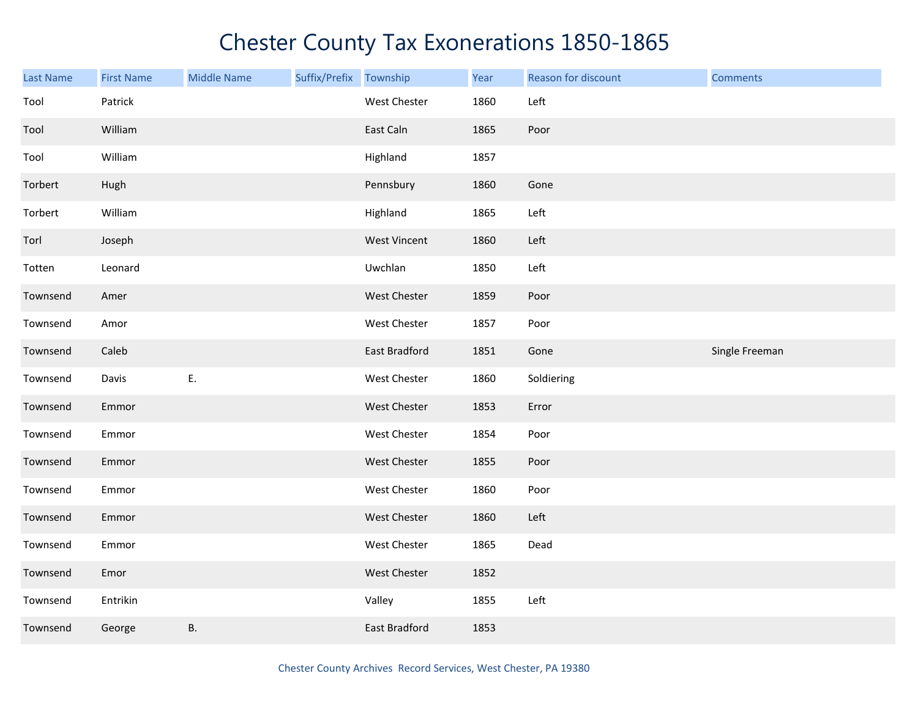# Chester County Tax Exonerations 1850-1865

| Last Name | First Name | Middle Name | Suffix/Prefix | Township | Year | Reason for discount | Comments |
|---|---|---|---|---|---|---|---|
| Tool | Patrick | | | West Chester | 1860 | Left | |
| Tool | William | | | East Caln | 1865 | Poor | |
| Tool | William | | | Highland | 1857 | | |
| Torbert | Hugh | | | Pennsbury | 1860 | Gone | |
| Torbert | William | | | Highland | 1865 | Left | |
| Torl | Joseph | | | West Vincent | 1860 | Left | |
| Totten | Leonard | | | Uwchlan | 1850 | Left | |
| Townsend | Amer | | | West Chester | 1859 | Poor | |
| Townsend | Amor | | | West Chester | 1857 | Poor | |
| Townsend | Caleb | | | East Bradford | 1851 | Gone | Single Freeman |
| Townsend | Davis | E. | | West Chester | 1860 | Soldiering | |
| Townsend | Emmor | | | West Chester | 1853 | Error | |
| Townsend | Emmor | | | West Chester | 1854 | Poor | |
| Townsend | Emmor | | | West Chester | 1855 | Poor | |
| Townsend | Emmor | | | West Chester | 1860 | Poor | |
| Townsend | Emmor | | | West Chester | 1860 | Left | |
| Townsend | Emmor | | | West Chester | 1865 | Dead | |
| Townsend | Emor | | | West Chester | 1852 | | |
| Townsend | Entrikin | | | Valley | 1855 | Left | |
| Townsend | George | B. | | East Bradford | 1853 | | |

Chester County Archives Record Services, West Chester, PA 19380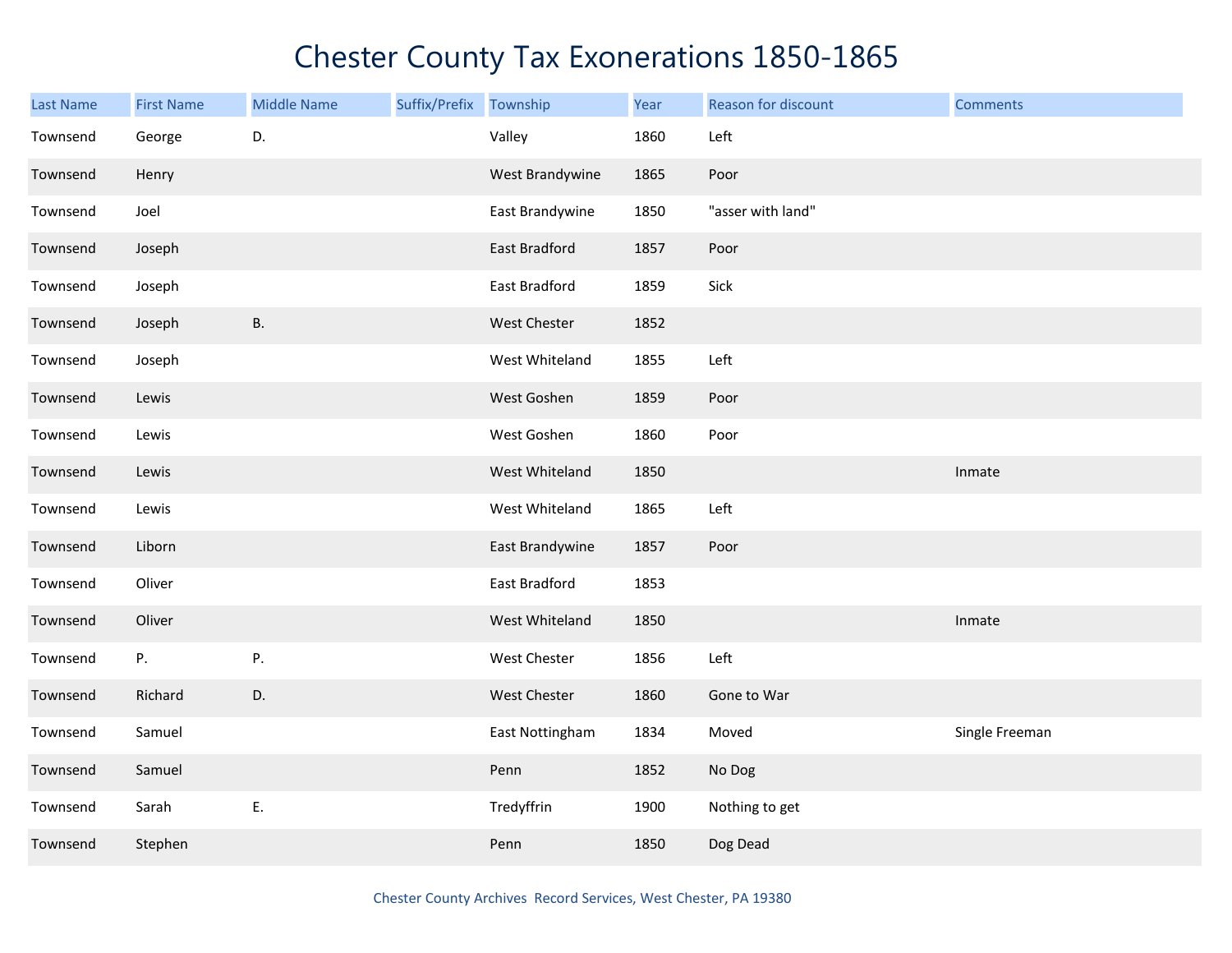# Chester County Tax Exonerations 1850-1865

| Last Name | First Name | Middle Name | Suffix/Prefix | Township | Year | Reason for discount | Comments |
|---|---|---|---|---|---|---|---|
| Townsend | George | D. | | Valley | 1860 | Left | |
| Townsend | Henry | | | West Brandywine | 1865 | Poor | |
| Townsend | Joel | | | East Brandywine | 1850 | "asser with land" | |
| Townsend | Joseph | | | East Bradford | 1857 | Poor | |
| Townsend | Joseph | | | East Bradford | 1859 | Sick | |
| Townsend | Joseph | B. | | West Chester | 1852 | | |
| Townsend | Joseph | | | West Whiteland | 1855 | Left | |
| Townsend | Lewis | | | West Goshen | 1859 | Poor | |
| Townsend | Lewis | | | West Goshen | 1860 | Poor | |
| Townsend | Lewis | | | West Whiteland | 1850 | | Inmate |
| Townsend | Lewis | | | West Whiteland | 1865 | Left | |
| Townsend | Liborn | | | East Brandywine | 1857 | Poor | |
| Townsend | Oliver | | | East Bradford | 1853 | | |
| Townsend | Oliver | | | West Whiteland | 1850 | | Inmate |
| Townsend | P. | P. | | West Chester | 1856 | Left | |
| Townsend | Richard | D. | | West Chester | 1860 | Gone to War | |
| Townsend | Samuel | | | East Nottingham | 1834 | Moved | Single Freeman |
| Townsend | Samuel | | | Penn | 1852 | No Dog | |
| Townsend | Sarah | E. | | Tredyffrin | 1900 | Nothing to get | |
| Townsend | Stephen | | | Penn | 1850 | Dog Dead | |

Chester County Archives Record Services, West Chester, PA 19380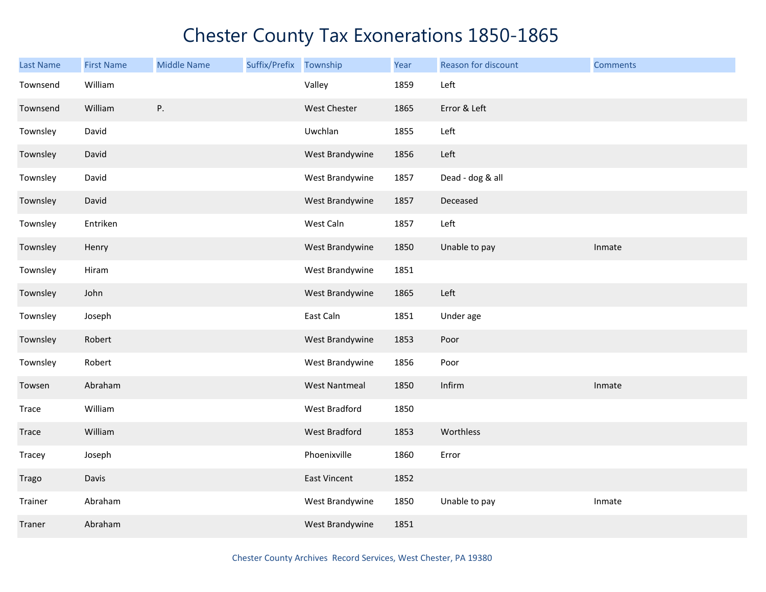# Chester County Tax Exonerations 1850-1865

| Last Name | First Name | Middle Name | Suffix/Prefix | Township | Year | Reason for discount | Comments |
|---|---|---|---|---|---|---|---|
| Townsend | William | | | Valley | 1859 | Left | |
| Townsend | William | P. | | West Chester | 1865 | Error & Left | |
| Townsley | David | | | Uwchlan | 1855 | Left | |
| Townsley | David | | | West Brandywine | 1856 | Left | |
| Townsley | David | | | West Brandywine | 1857 | Dead - dog & all | |
| Townsley | David | | | West Brandywine | 1857 | Deceased | |
| Townsley | Entriken | | | West Caln | 1857 | Left | |
| Townsley | Henry | | | West Brandywine | 1850 | Unable to pay | Inmate |
| Townsley | Hiram | | | West Brandywine | 1851 | | |
| Townsley | John | | | West Brandywine | 1865 | Left | |
| Townsley | Joseph | | | East Caln | 1851 | Under age | |
| Townsley | Robert | | | West Brandywine | 1853 | Poor | |
| Townsley | Robert | | | West Brandywine | 1856 | Poor | |
| Towsen | Abraham | | | West Nantmeal | 1850 | Infirm | Inmate |
| Trace | William | | | West Bradford | 1850 | | |
| Trace | William | | | West Bradford | 1853 | Worthless | |
| Tracey | Joseph | | | Phoenixville | 1860 | Error | |
| Trago | Davis | | | East Vincent | 1852 | | |
| Trainer | Abraham | | | West Brandywine | 1850 | Unable to pay | Inmate |
| Traner | Abraham | | | West Brandywine | 1851 | | |

Chester County Archives Record Services, West Chester, PA 19380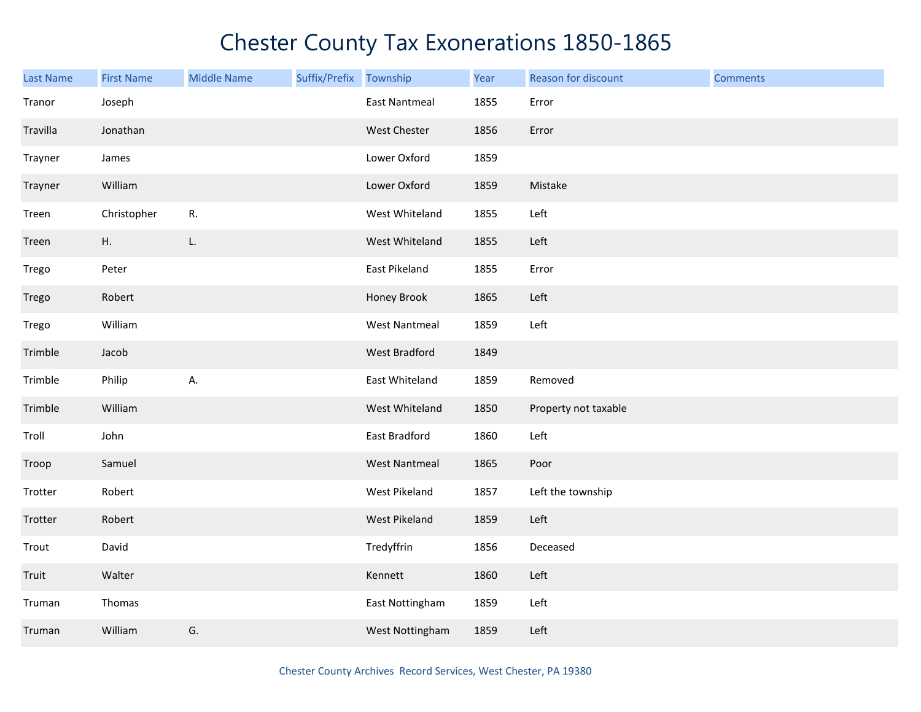# Chester County Tax Exonerations 1850-1865

| Last Name | First Name | Middle Name | Suffix/Prefix | Township | Year | Reason for discount | Comments |
|---|---|---|---|---|---|---|---|
| Tranor | Joseph | | | East Nantmeal | 1855 | Error | |
| Travilla | Jonathan | | | West Chester | 1856 | Error | |
| Trayner | James | | | Lower Oxford | 1859 | | |
| Trayner | William | | | Lower Oxford | 1859 | Mistake | |
| Treen | Christopher | R. | | West Whiteland | 1855 | Left | |
| Treen | H. | L. | | West Whiteland | 1855 | Left | |
| Trego | Peter | | | East Pikeland | 1855 | Error | |
| Trego | Robert | | | Honey Brook | 1865 | Left | |
| Trego | William | | | West Nantmeal | 1859 | Left | |
| Trimble | Jacob | | | West Bradford | 1849 | | |
| Trimble | Philip | A. | | East Whiteland | 1859 | Removed | |
| Trimble | William | | | West Whiteland | 1850 | Property not taxable | |
| Troll | John | | | East Bradford | 1860 | Left | |
| Troop | Samuel | | | West Nantmeal | 1865 | Poor | |
| Trotter | Robert | | | West Pikeland | 1857 | Left the township | |
| Trotter | Robert | | | West Pikeland | 1859 | Left | |
| Trout | David | | | Tredyffrin | 1856 | Deceased | |
| Truit | Walter | | | Kennett | 1860 | Left | |
| Truman | Thomas | | | East Nottingham | 1859 | Left | |
| Truman | William | G. | | West Nottingham | 1859 | Left | |

Chester County Archives Record Services, West Chester, PA 19380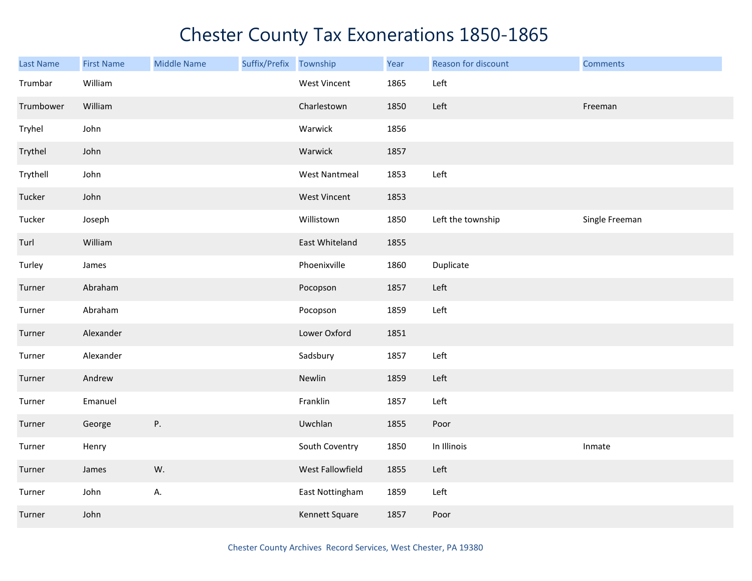# Chester County Tax Exonerations 1850-1865

| Last Name | First Name | Middle Name | Suffix/Prefix | Township | Year | Reason for discount | Comments |
|---|---|---|---|---|---|---|---|
| Trumbar | William | | | West Vincent | 1865 | Left | |
| Trumbower | William | | | Charlestown | 1850 | Left | Freeman |
| Tryhel | John | | | Warwick | 1856 | | |
| Trythel | John | | | Warwick | 1857 | | |
| Trythell | John | | | West Nantmeal | 1853 | Left | |
| Tucker | John | | | West Vincent | 1853 | | |
| Tucker | Joseph | | | Willistown | 1850 | Left the township | Single Freeman |
| Turl | William | | | East Whiteland | 1855 | | |
| Turley | James | | | Phoenixville | 1860 | Duplicate | |
| Turner | Abraham | | | Pocopson | 1857 | Left | |
| Turner | Abraham | | | Pocopson | 1859 | Left | |
| Turner | Alexander | | | Lower Oxford | 1851 | | |
| Turner | Alexander | | | Sadsbury | 1857 | Left | |
| Turner | Andrew | | | Newlin | 1859 | Left | |
| Turner | Emanuel | | | Franklin | 1857 | Left | |
| Turner | George | P. | | Uwchlan | 1855 | Poor | |
| Turner | Henry | | | South Coventry | 1850 | In Illinois | Inmate |
| Turner | James | W. | | West Fallowfield | 1855 | Left | |
| Turner | John | A. | | East Nottingham | 1859 | Left | |
| Turner | John | | | Kennett Square | 1857 | Poor | |

Chester County Archives Record Services, West Chester, PA 19380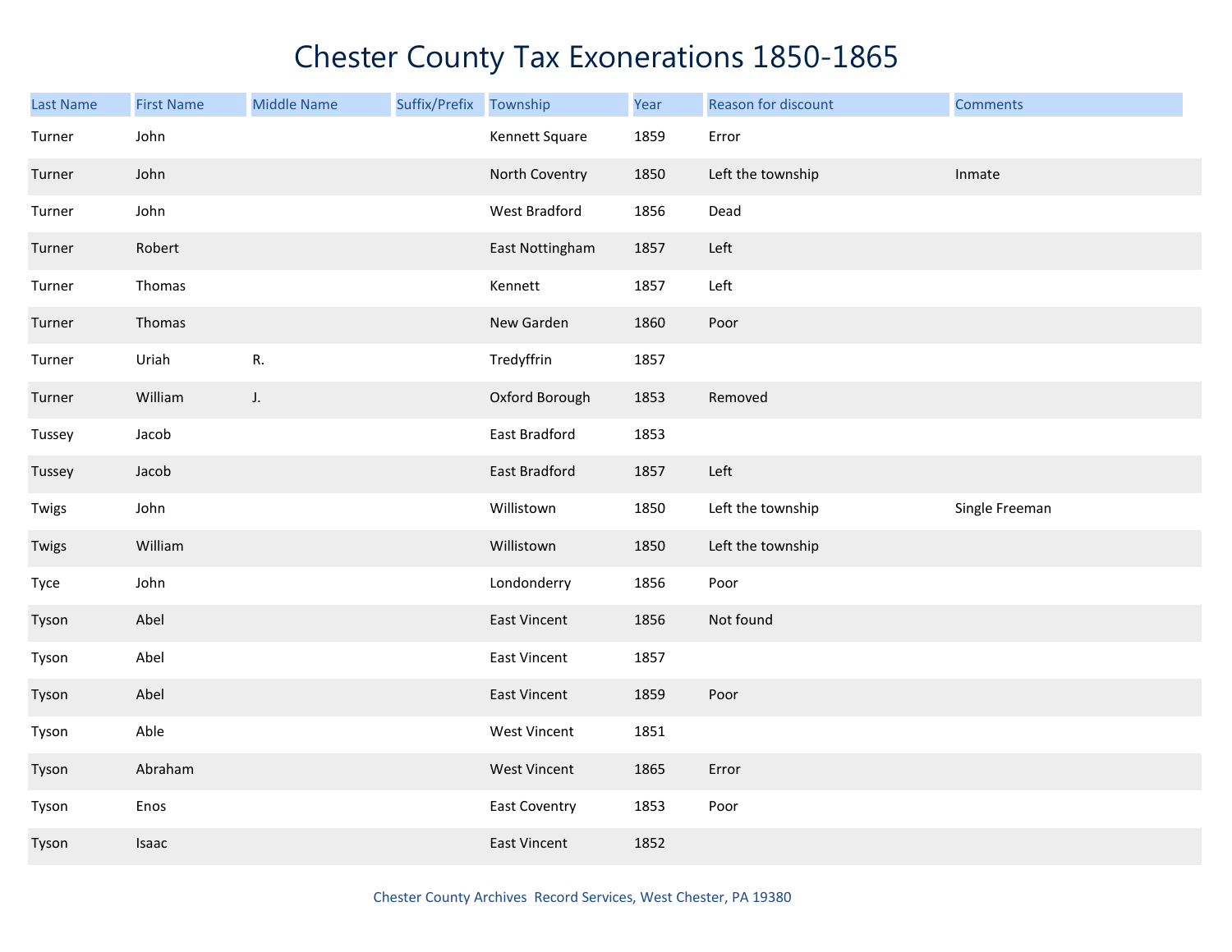# Chester County Tax Exonerations 1850-1865

| Last Name | First Name | Middle Name | Suffix/Prefix | Township | Year | Reason for discount | Comments |
|---|---|---|---|---|---|---|---|
| Turner | John | | | Kennett Square | 1859 | Error | |
| Turner | John | | | North Coventry | 1850 | Left the township | Inmate |
| Turner | John | | | West Bradford | 1856 | Dead | |
| Turner | Robert | | | East Nottingham | 1857 | Left | |
| Turner | Thomas | | | Kennett | 1857 | Left | |
| Turner | Thomas | | | New Garden | 1860 | Poor | |
| Turner | Uriah | R. | | Tredyffrin | 1857 | | |
| Turner | William | J. | | Oxford Borough | 1853 | Removed | |
| Tussey | Jacob | | | East Bradford | 1853 | | |
| Tussey | Jacob | | | East Bradford | 1857 | Left | |
| Twigs | John | | | Willistown | 1850 | Left the township | Single Freeman |
| Twigs | William | | | Willistown | 1850 | Left the township | |
| Tyce | John | | | Londonderry | 1856 | Poor | |
| Tyson | Abel | | | East Vincent | 1856 | Not found | |
| Tyson | Abel | | | East Vincent | 1857 | | |
| Tyson | Abel | | | East Vincent | 1859 | Poor | |
| Tyson | Able | | | West Vincent | 1851 | | |
| Tyson | Abraham | | | West Vincent | 1865 | Error | |
| Tyson | Enos | | | East Coventry | 1853 | Poor | |
| Tyson | Isaac | | | East Vincent | 1852 | | |

Chester County Archives Record Services, West Chester, PA 19380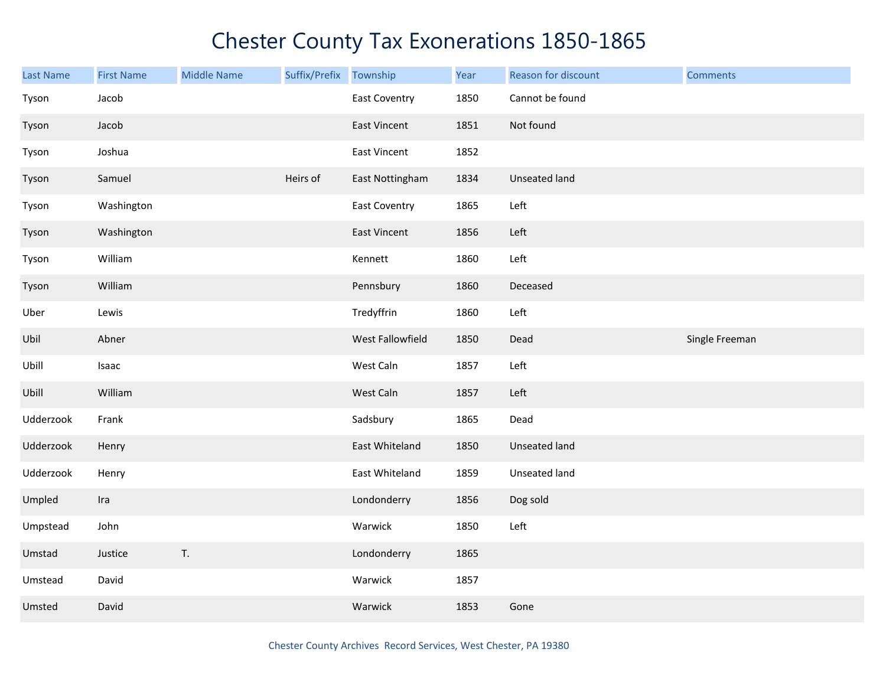# Chester County Tax Exonerations 1850-1865

| Last Name | First Name | Middle Name | Suffix/Prefix | Township | Year | Reason for discount | Comments |
|---|---|---|---|---|---|---|---|
| Tyson | Jacob | | | East Coventry | 1850 | Cannot be found | |
| Tyson | Jacob | | | East Vincent | 1851 | Not found | |
| Tyson | Joshua | | | East Vincent | 1852 | | |
| Tyson | Samuel | | Heirs of | East Nottingham | 1834 | Unseated land | |
| Tyson | Washington | | | East Coventry | 1865 | Left | |
| Tyson | Washington | | | East Vincent | 1856 | Left | |
| Tyson | William | | | Kennett | 1860 | Left | |
| Tyson | William | | | Pennsbury | 1860 | Deceased | |
| Uber | Lewis | | | Tredyffrin | 1860 | Left | |
| Ubil | Abner | | | West Fallowfield | 1850 | Dead | Single Freeman |
| Ubill | Isaac | | | West Caln | 1857 | Left | |
| Ubill | William | | | West Caln | 1857 | Left | |
| Udderzook | Frank | | | Sadsbury | 1865 | Dead | |
| Udderzook | Henry | | | East Whiteland | 1850 | Unseated land | |
| Udderzook | Henry | | | East Whiteland | 1859 | Unseated land | |
| Umpled | Ira | | | Londonderry | 1856 | Dog sold | |
| Umpstead | John | | | Warwick | 1850 | Left | |
| Umstad | Justice | T. | | Londonderry | 1865 | | |
| Umstead | David | | | Warwick | 1857 | | |
| Umsted | David | | | Warwick | 1853 | Gone | |

Chester County Archives Record Services, West Chester, PA 19380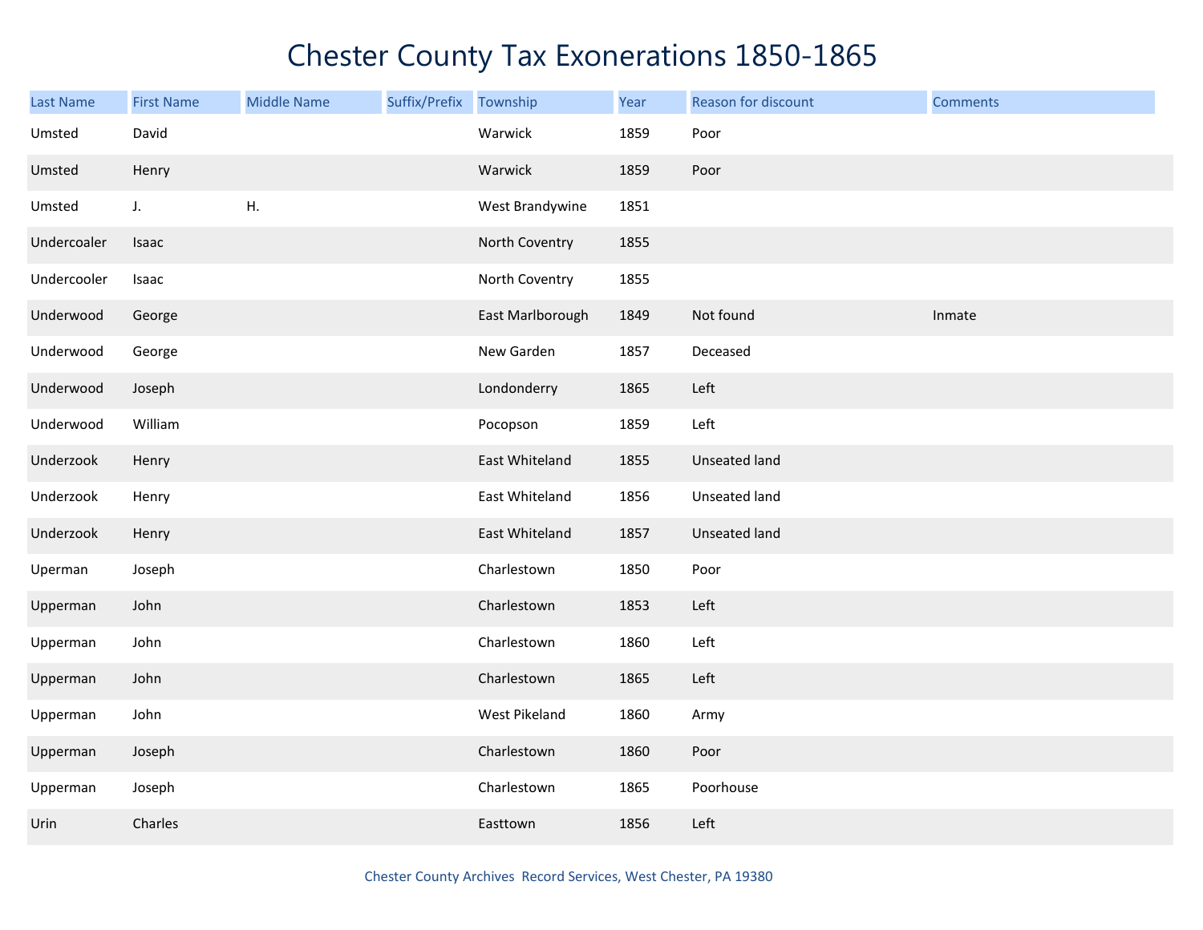# Chester County Tax Exonerations 1850-1865

| Last Name | First Name | Middle Name | Suffix/Prefix | Township | Year | Reason for discount | Comments |
|---|---|---|---|---|---|---|---|
| Umsted | David | | | Warwick | 1859 | Poor | |
| Umsted | Henry | | | Warwick | 1859 | Poor | |
| Umsted | J. | H. | | West Brandywine | 1851 | | |
| Undercoaler | Isaac | | | North Coventry | 1855 | | |
| Undercooler | Isaac | | | North Coventry | 1855 | | |
| Underwood | George | | | East Marlborough | 1849 | Not found | Inmate |
| Underwood | George | | | New Garden | 1857 | Deceased | |
| Underwood | Joseph | | | Londonderry | 1865 | Left | |
| Underwood | William | | | Pocopson | 1859 | Left | |
| Underzook | Henry | | | East Whiteland | 1855 | Unseated land | |
| Underzook | Henry | | | East Whiteland | 1856 | Unseated land | |
| Underzook | Henry | | | East Whiteland | 1857 | Unseated land | |
| Uperman | Joseph | | | Charlestown | 1850 | Poor | |
| Upperman | John | | | Charlestown | 1853 | Left | |
| Upperman | John | | | Charlestown | 1860 | Left | |
| Upperman | John | | | Charlestown | 1865 | Left | |
| Upperman | John | | | West Pikeland | 1860 | Army | |
| Upperman | Joseph | | | Charlestown | 1860 | Poor | |
| Upperman | Joseph | | | Charlestown | 1865 | Poorhouse | |
| Urin | Charles | | | Easttown | 1856 | Left | |

Chester County Archives Record Services, West Chester, PA 19380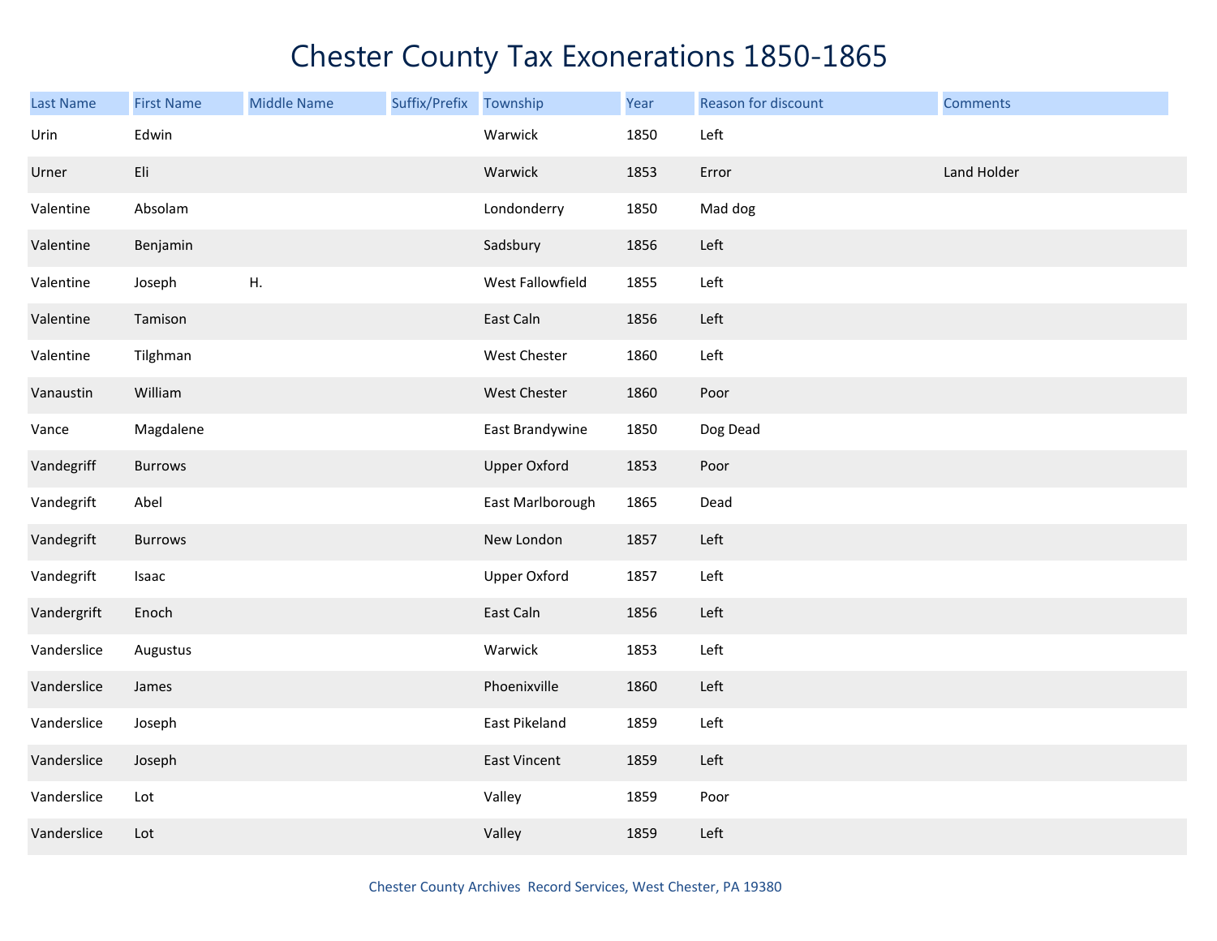# Chester County Tax Exonerations 1850-1865

| Last Name | First Name | Middle Name | Suffix/Prefix | Township | Year | Reason for discount | Comments |
|---|---|---|---|---|---|---|---|
| Urin | Edwin | | | Warwick | 1850 | Left | |
| Urner | Eli | | | Warwick | 1853 | Error | Land Holder |
| Valentine | Absolam | | | Londonderry | 1850 | Mad dog | |
| Valentine | Benjamin | | | Sadsbury | 1856 | Left | |
| Valentine | Joseph | H. | | West Fallowfield | 1855 | Left | |
| Valentine | Tamison | | | East Caln | 1856 | Left | |
| Valentine | Tilghman | | | West Chester | 1860 | Left | |
| Vanaustin | William | | | West Chester | 1860 | Poor | |
| Vance | Magdalene | | | East Brandywine | 1850 | Dog Dead | |
| Vandegriff | Burrows | | | Upper Oxford | 1853 | Poor | |
| Vandegrift | Abel | | | East Marlborough | 1865 | Dead | |
| Vandegrift | Burrows | | | New London | 1857 | Left | |
| Vandegrift | Isaac | | | Upper Oxford | 1857 | Left | |
| Vandergrift | Enoch | | | East Caln | 1856 | Left | |
| Vanderslice | Augustus | | | Warwick | 1853 | Left | |
| Vanderslice | James | | | Phoenixville | 1860 | Left | |
| Vanderslice | Joseph | | | East Pikeland | 1859 | Left | |
| Vanderslice | Joseph | | | East Vincent | 1859 | Left | |
| Vanderslice | Lot | | | Valley | 1859 | Poor | |
| Vanderslice | Lot | | | Valley | 1859 | Left | |

Chester County Archives Record Services, West Chester, PA 19380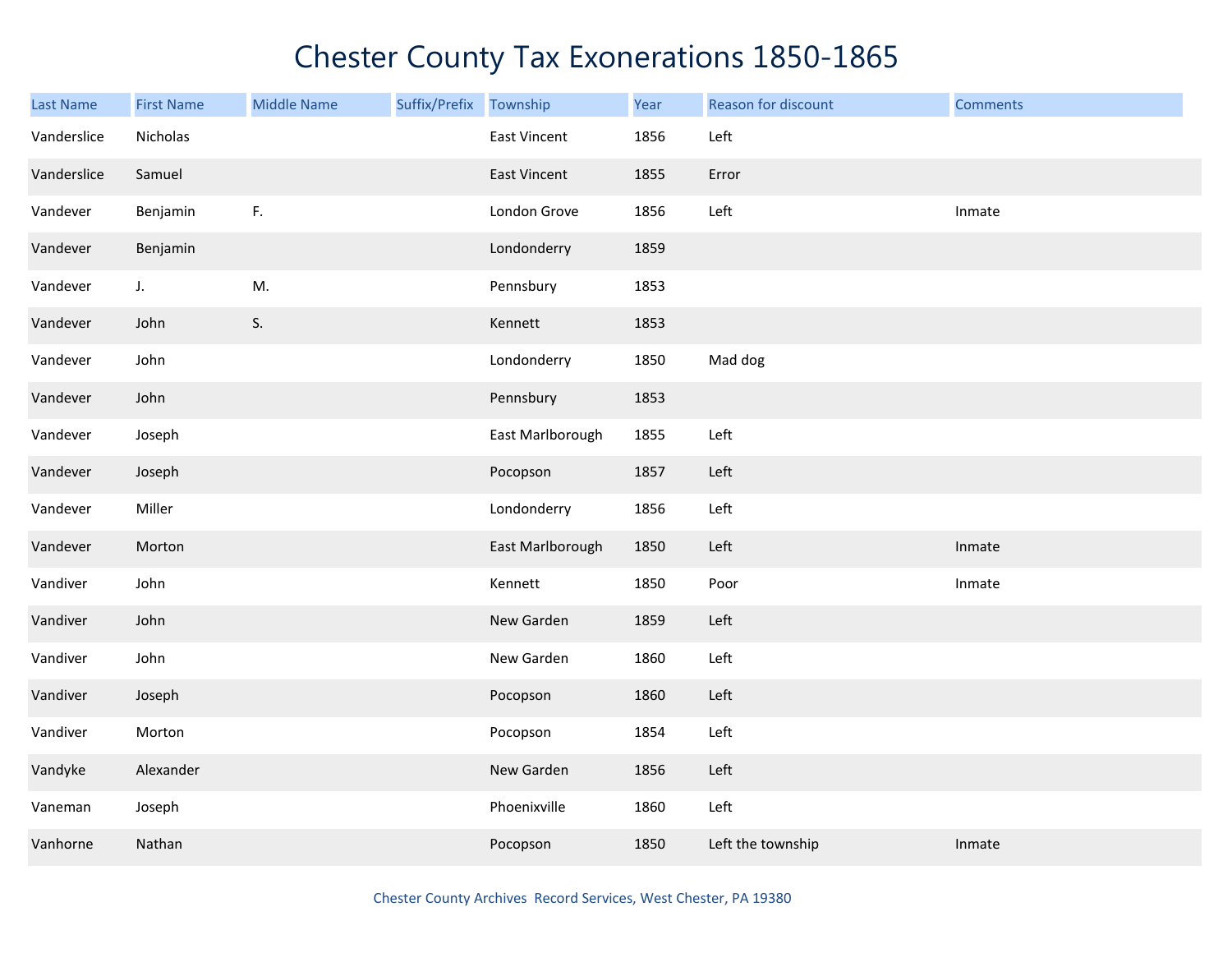# Chester County Tax Exonerations 1850-1865

| Last Name | First Name | Middle Name | Suffix/Prefix | Township | Year | Reason for discount | Comments |
|---|---|---|---|---|---|---|---|
| Vanderslice | Nicholas | | | East Vincent | 1856 | Left | |
| Vanderslice | Samuel | | | East Vincent | 1855 | Error | |
| Vandever | Benjamin | F. | | London Grove | 1856 | Left | Inmate |
| Vandever | Benjamin | | | Londonderry | 1859 | | |
| Vandever | J. | M. | | Pennsbury | 1853 | | |
| Vandever | John | S. | | Kennett | 1853 | | |
| Vandever | John | | | Londonderry | 1850 | Mad dog | |
| Vandever | John | | | Pennsbury | 1853 | | |
| Vandever | Joseph | | | East Marlborough | 1855 | Left | |
| Vandever | Joseph | | | Pocopson | 1857 | Left | |
| Vandever | Miller | | | Londonderry | 1856 | Left | |
| Vandever | Morton | | | East Marlborough | 1850 | Left | Inmate |
| Vandiver | John | | | Kennett | 1850 | Poor | Inmate |
| Vandiver | John | | | New Garden | 1859 | Left | |
| Vandiver | John | | | New Garden | 1860 | Left | |
| Vandiver | Joseph | | | Pocopson | 1860 | Left | |
| Vandiver | Morton | | | Pocopson | 1854 | Left | |
| Vandyke | Alexander | | | New Garden | 1856 | Left | |
| Vaneman | Joseph | | | Phoenixville | 1860 | Left | |
| Vanhorne | Nathan | | | Pocopson | 1850 | Left the township | Inmate |

Chester County Archives Record Services, West Chester, PA 19380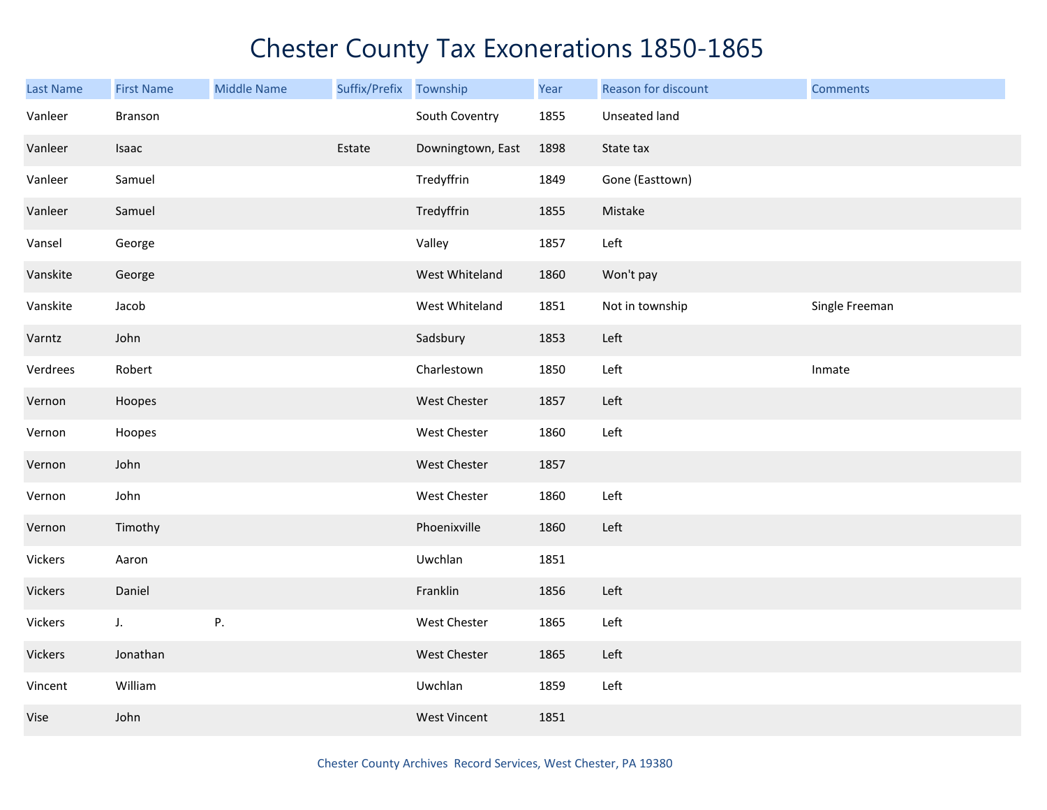# Chester County Tax Exonerations 1850-1865

| Last Name | First Name | Middle Name | Suffix/Prefix | Township | Year | Reason for discount | Comments |
|---|---|---|---|---|---|---|---|
| Vanleer | Branson | | | South Coventry | 1855 | Unseated land | |
| Vanleer | Isaac | | Estate | Downingtown, East | 1898 | State tax | |
| Vanleer | Samuel | | | Tredyffrin | 1849 | Gone (Easttown) | |
| Vanleer | Samuel | | | Tredyffrin | 1855 | Mistake | |
| Vansel | George | | | Valley | 1857 | Left | |
| Vanskite | George | | | West Whiteland | 1860 | Won't pay | |
| Vanskite | Jacob | | | West Whiteland | 1851 | Not in township | Single Freeman |
| Varntz | John | | | Sadsbury | 1853 | Left | |
| Verdrees | Robert | | | Charlestown | 1850 | Left | Inmate |
| Vernon | Hoopes | | | West Chester | 1857 | Left | |
| Vernon | Hoopes | | | West Chester | 1860 | Left | |
| Vernon | John | | | West Chester | 1857 | | |
| Vernon | John | | | West Chester | 1860 | Left | |
| Vernon | Timothy | | | Phoenixville | 1860 | Left | |
| Vickers | Aaron | | | Uwchlan | 1851 | | |
| Vickers | Daniel | | | Franklin | 1856 | Left | |
| Vickers | J. | P. | | West Chester | 1865 | Left | |
| Vickers | Jonathan | | | West Chester | 1865 | Left | |
| Vincent | William | | | Uwchlan | 1859 | Left | |
| Vise | John | | | West Vincent | 1851 | | |

Chester County Archives Record Services, West Chester, PA 19380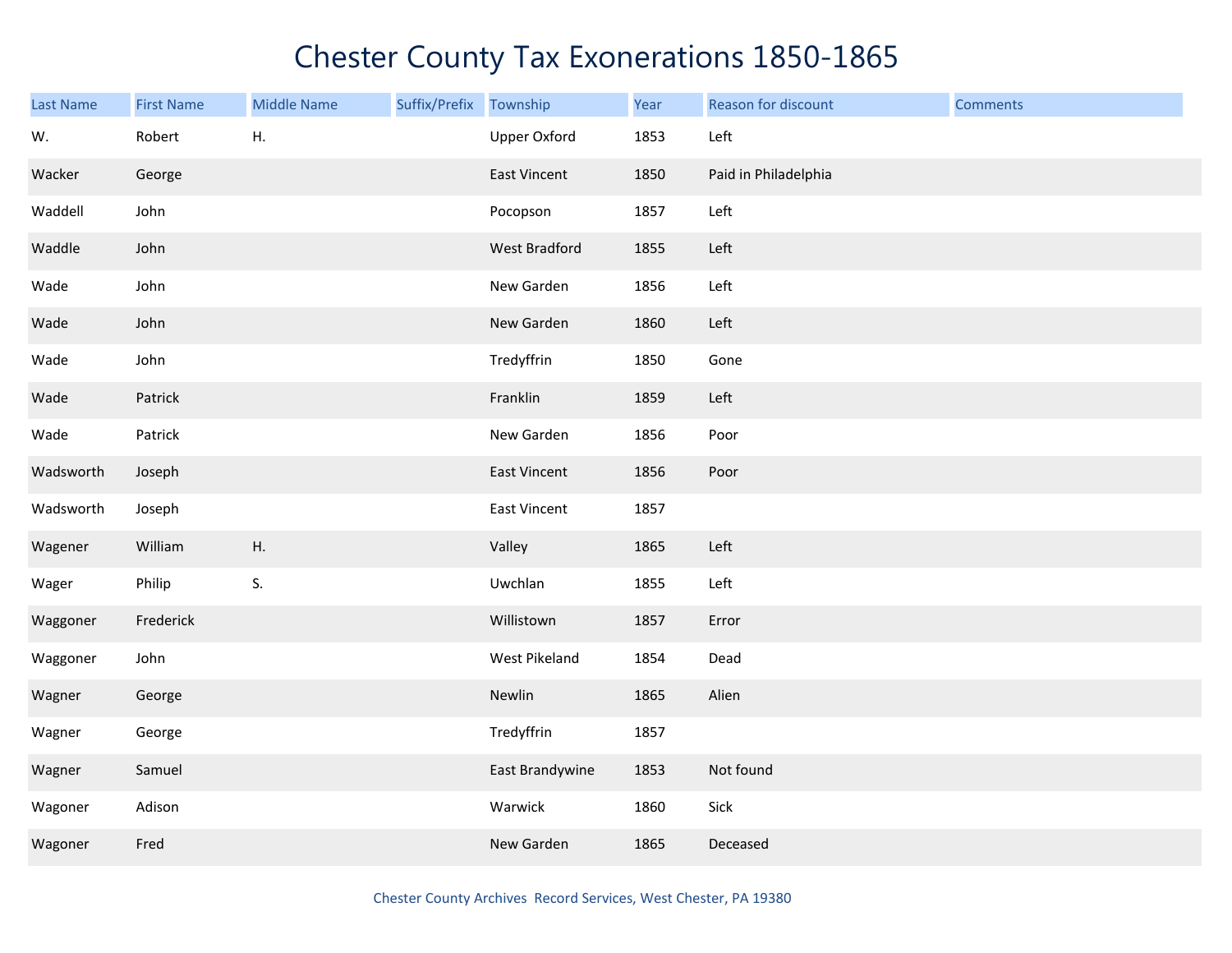# Chester County Tax Exonerations 1850-1865

| Last Name | First Name | Middle Name | Suffix/Prefix | Township | Year | Reason for discount | Comments |
|---|---|---|---|---|---|---|---|
| W. | Robert | H. | | Upper Oxford | 1853 | Left | |
| Wacker | George | | | East Vincent | 1850 | Paid in Philadelphia | |
| Waddell | John | | | Pocopson | 1857 | Left | |
| Waddle | John | | | West Bradford | 1855 | Left | |
| Wade | John | | | New Garden | 1856 | Left | |
| Wade | John | | | New Garden | 1860 | Left | |
| Wade | John | | | Tredyffrin | 1850 | Gone | |
| Wade | Patrick | | | Franklin | 1859 | Left | |
| Wade | Patrick | | | New Garden | 1856 | Poor | |
| Wadsworth | Joseph | | | East Vincent | 1856 | Poor | |
| Wadsworth | Joseph | | | East Vincent | 1857 | | |
| Wagener | William | H. | | Valley | 1865 | Left | |
| Wager | Philip | S. | | Uwchlan | 1855 | Left | |
| Waggoner | Frederick | | | Willistown | 1857 | Error | |
| Waggoner | John | | | West Pikeland | 1854 | Dead | |
| Wagner | George | | | Newlin | 1865 | Alien | |
| Wagner | George | | | Tredyffrin | 1857 | | |
| Wagner | Samuel | | | East Brandywine | 1853 | Not found | |
| Wagoner | Adison | | | Warwick | 1860 | Sick | |
| Wagoner | Fred | | | New Garden | 1865 | Deceased | |

Chester County Archives Record Services, West Chester, PA 19380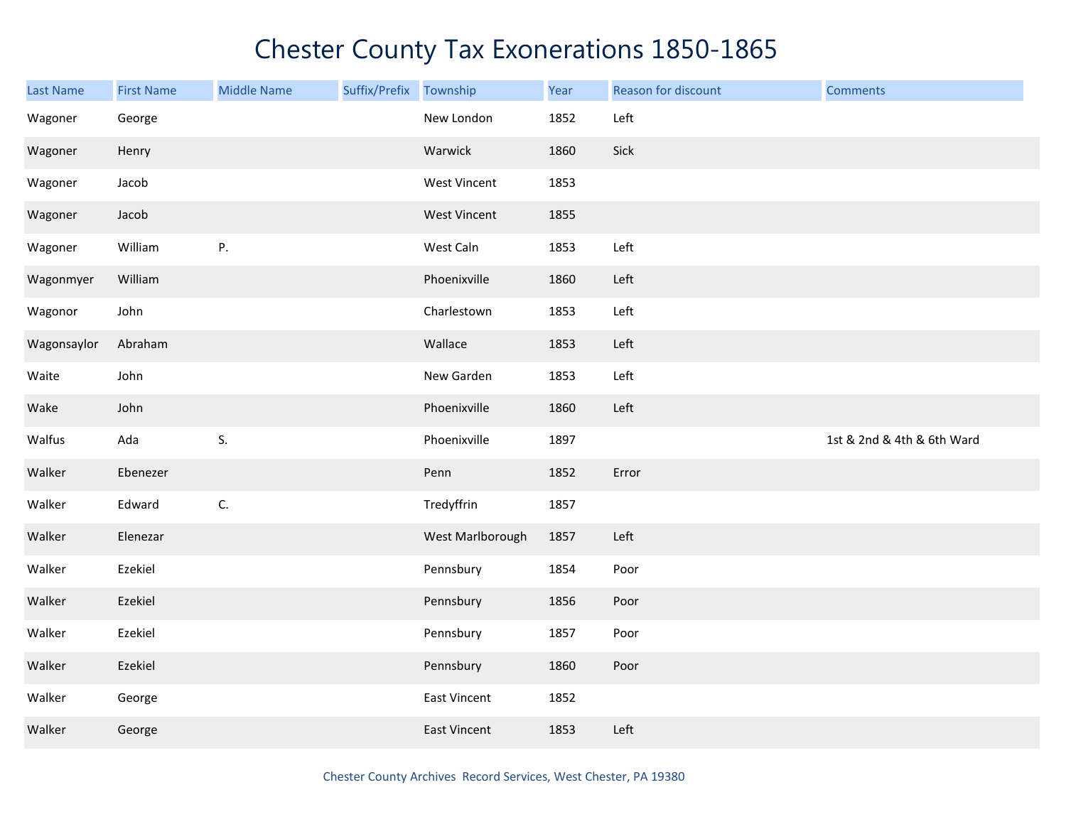# Chester County Tax Exonerations 1850-1865

| Last Name | First Name | Middle Name | Suffix/Prefix | Township | Year | Reason for discount | Comments |
|---|---|---|---|---|---|---|---|
| Wagoner | George | | | New London | 1852 | Left | |
| Wagoner | Henry | | | Warwick | 1860 | Sick | |
| Wagoner | Jacob | | | West Vincent | 1853 | | |
| Wagoner | Jacob | | | West Vincent | 1855 | | |
| Wagoner | William | P. | | West Caln | 1853 | Left | |
| Wagonmyer | William | | | Phoenixville | 1860 | Left | |
| Wagonor | John | | | Charlestown | 1853 | Left | |
| Wagonsaylor | Abraham | | | Wallace | 1853 | Left | |
| Waite | John | | | New Garden | 1853 | Left | |
| Wake | John | | | Phoenixville | 1860 | Left | |
| Walfus | Ada | S. | | Phoenixville | 1897 | | 1st & 2nd & 4th & 6th Ward |
| Walker | Ebenezer | | | Penn | 1852 | Error | |
| Walker | Edward | C. | | Tredyffrin | 1857 | | |
| Walker | Elenezar | | | West Marlborough | 1857 | Left | |
| Walker | Ezekiel | | | Pennsbury | 1854 | Poor | |
| Walker | Ezekiel | | | Pennsbury | 1856 | Poor | |
| Walker | Ezekiel | | | Pennsbury | 1857 | Poor | |
| Walker | Ezekiel | | | Pennsbury | 1860 | Poor | |
| Walker | George | | | East Vincent | 1852 | | |
| Walker | George | | | East Vincent | 1853 | Left | |

Chester County Archives Record Services, West Chester, PA 19380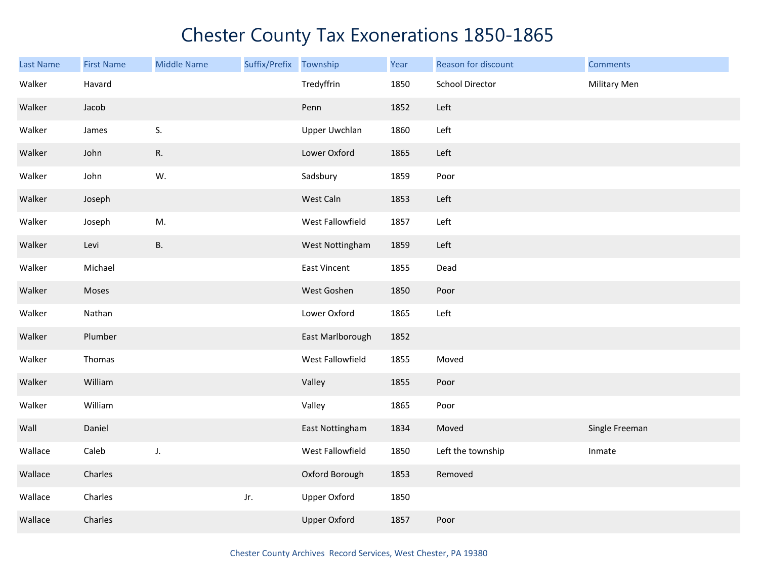# Chester County Tax Exonerations 1850-1865

| Last Name | First Name | Middle Name | Suffix/Prefix | Township | Year | Reason for discount | Comments |
|---|---|---|---|---|---|---|---|
| Walker | Havard | | | Tredyffrin | 1850 | School Director | Military Men |
| Walker | Jacob | | | Penn | 1852 | Left | |
| Walker | James | S. | | Upper Uwchlan | 1860 | Left | |
| Walker | John | R. | | Lower Oxford | 1865 | Left | |
| Walker | John | W. | | Sadsbury | 1859 | Poor | |
| Walker | Joseph | | | West Caln | 1853 | Left | |
| Walker | Joseph | M. | | West Fallowfield | 1857 | Left | |
| Walker | Levi | B. | | West Nottingham | 1859 | Left | |
| Walker | Michael | | | East Vincent | 1855 | Dead | |
| Walker | Moses | | | West Goshen | 1850 | Poor | |
| Walker | Nathan | | | Lower Oxford | 1865 | Left | |
| Walker | Plumber | | | East Marlborough | 1852 | | |
| Walker | Thomas | | | West Fallowfield | 1855 | Moved | |
| Walker | William | | | Valley | 1855 | Poor | |
| Walker | William | | | Valley | 1865 | Poor | |
| Wall | Daniel | | | East Nottingham | 1834 | Moved | Single Freeman |
| Wallace | Caleb | J. | | West Fallowfield | 1850 | Left the township | Inmate |
| Wallace | Charles | | | Oxford Borough | 1853 | Removed | |
| Wallace | Charles | | Jr. | Upper Oxford | 1850 | | |
| Wallace | Charles | | | Upper Oxford | 1857 | Poor | |

Chester County Archives Record Services, West Chester, PA 19380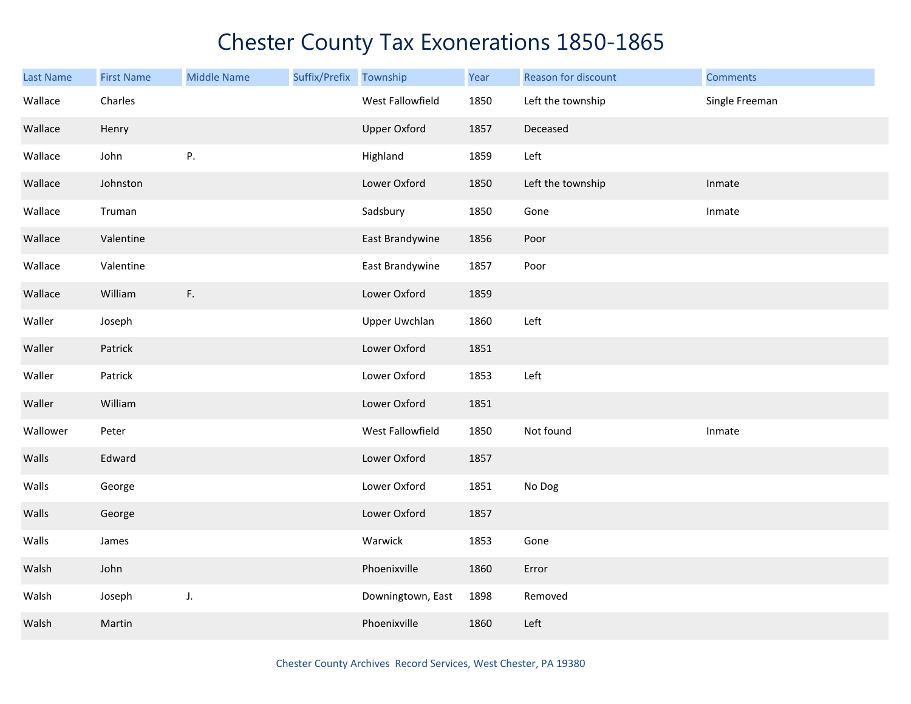# Chester County Tax Exonerations 1850-1865

| Last Name | First Name | Middle Name | Suffix/Prefix | Township | Year | Reason for discount | Comments |
|---|---|---|---|---|---|---|---|
| Wallace | Charles | | | West Fallowfield | 1850 | Left the township | Single Freeman |
| Wallace | Henry | | | Upper Oxford | 1857 | Deceased | |
| Wallace | John | P. | | Highland | 1859 | Left | |
| Wallace | Johnston | | | Lower Oxford | 1850 | Left the township | Inmate |
| Wallace | Truman | | | Sadsbury | 1850 | Gone | Inmate |
| Wallace | Valentine | | | East Brandywine | 1856 | Poor | |
| Wallace | Valentine | | | East Brandywine | 1857 | Poor | |
| Wallace | William | F. | | Lower Oxford | 1859 | | |
| Waller | Joseph | | | Upper Uwchlan | 1860 | Left | |
| Waller | Patrick | | | Lower Oxford | 1851 | | |
| Waller | Patrick | | | Lower Oxford | 1853 | Left | |
| Waller | William | | | Lower Oxford | 1851 | | |
| Wallower | Peter | | | West Fallowfield | 1850 | Not found | Inmate |
| Walls | Edward | | | Lower Oxford | 1857 | | |
| Walls | George | | | Lower Oxford | 1851 | No Dog | |
| Walls | George | | | Lower Oxford | 1857 | | |
| Walls | James | | | Warwick | 1853 | Gone | |
| Walsh | John | | | Phoenixville | 1860 | Error | |
| Walsh | Joseph | J. | | Downingtown, East | 1898 | Removed | |
| Walsh | Martin | | | Phoenixville | 1860 | Left | |

Chester County Archives Record Services, West Chester, PA 19380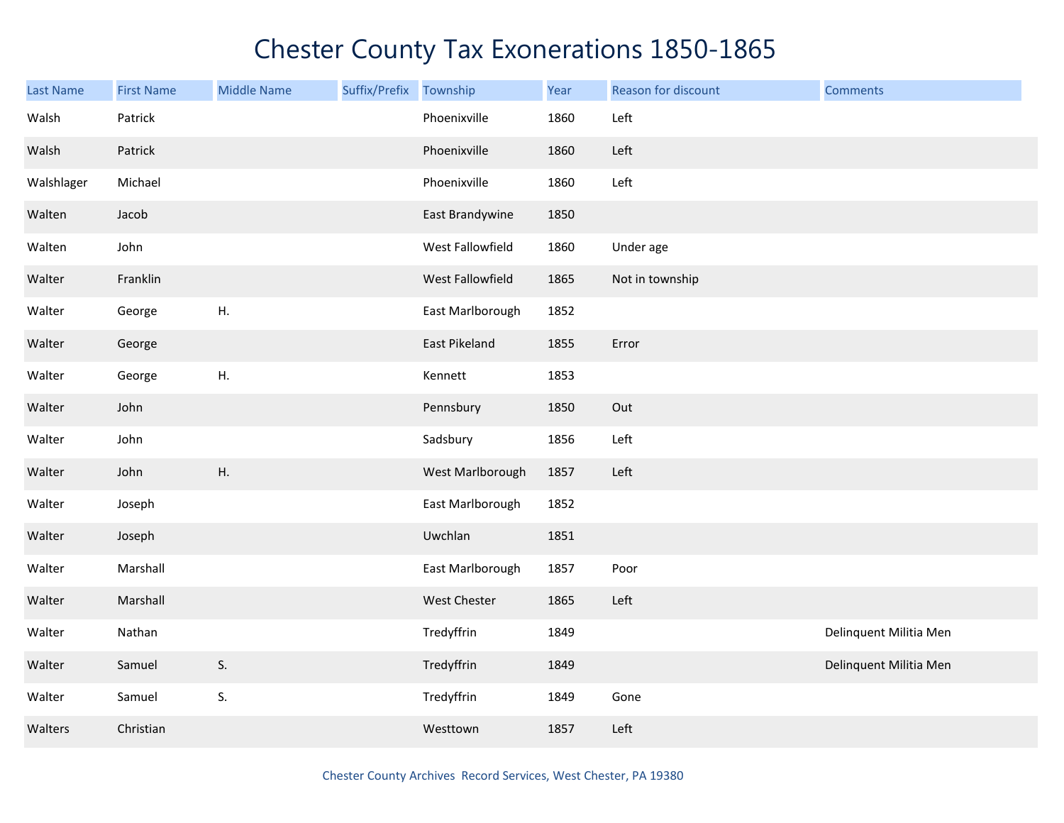# Chester County Tax Exonerations 1850-1865

| Last Name | First Name | Middle Name | Suffix/Prefix | Township | Year | Reason for discount | Comments |
|---|---|---|---|---|---|---|---|
| Walsh | Patrick | | | Phoenixville | 1860 | Left | |
| Walsh | Patrick | | | Phoenixville | 1860 | Left | |
| Walshlager | Michael | | | Phoenixville | 1860 | Left | |
| Walten | Jacob | | | East Brandywine | 1850 | | |
| Walten | John | | | West Fallowfield | 1860 | Under age | |
| Walter | Franklin | | | West Fallowfield | 1865 | Not in township | |
| Walter | George | H. | | East Marlborough | 1852 | | |
| Walter | George | | | East Pikeland | 1855 | Error | |
| Walter | George | H. | | Kennett | 1853 | | |
| Walter | John | | | Pennsbury | 1850 | Out | |
| Walter | John | | | Sadsbury | 1856 | Left | |
| Walter | John | H. | | West Marlborough | 1857 | Left | |
| Walter | Joseph | | | East Marlborough | 1852 | | |
| Walter | Joseph | | | Uwchlan | 1851 | | |
| Walter | Marshall | | | East Marlborough | 1857 | Poor | |
| Walter | Marshall | | | West Chester | 1865 | Left | |
| Walter | Nathan | | | Tredyffrin | 1849 | | Delinquent Militia Men |
| Walter | Samuel | S. | | Tredyffrin | 1849 | | Delinquent Militia Men |
| Walter | Samuel | S. | | Tredyffrin | 1849 | Gone | |
| Walters | Christian | | | Westtown | 1857 | Left | |

Chester County Archives Record Services, West Chester, PA 19380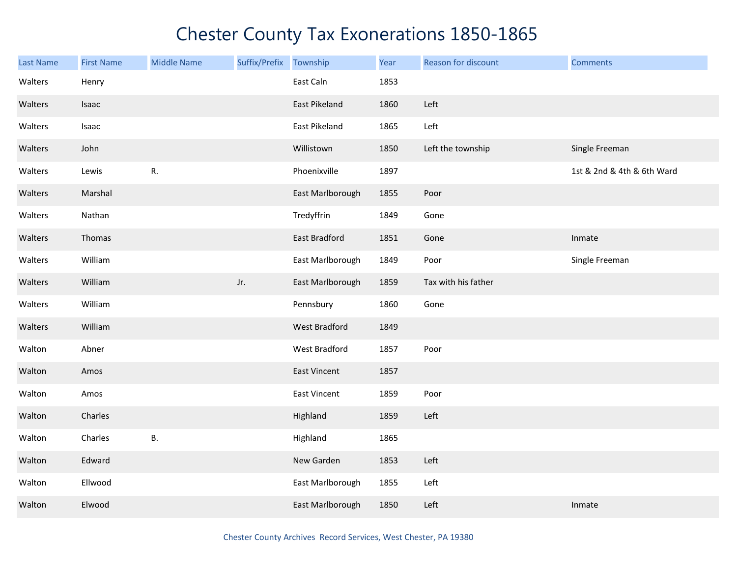# Chester County Tax Exonerations 1850-1865

| Last Name | First Name | Middle Name | Suffix/Prefix | Township | Year | Reason for discount | Comments |
|---|---|---|---|---|---|---|---|
| Walters | Henry | | | East Caln | 1853 | | |
| Walters | Isaac | | | East Pikeland | 1860 | Left | |
| Walters | Isaac | | | East Pikeland | 1865 | Left | |
| Walters | John | | | Willistown | 1850 | Left the township | Single Freeman |
| Walters | Lewis | R. | | Phoenixville | 1897 | | 1st & 2nd & 4th & 6th Ward |
| Walters | Marshal | | | East Marlborough | 1855 | Poor | |
| Walters | Nathan | | | Tredyffrin | 1849 | Gone | |
| Walters | Thomas | | | East Bradford | 1851 | Gone | Inmate |
| Walters | William | | | East Marlborough | 1849 | Poor | Single Freeman |
| Walters | William | | Jr. | East Marlborough | 1859 | Tax with his father | |
| Walters | William | | | Pennsbury | 1860 | Gone | |
| Walters | William | | | West Bradford | 1849 | | |
| Walton | Abner | | | West Bradford | 1857 | Poor | |
| Walton | Amos | | | East Vincent | 1857 | | |
| Walton | Amos | | | East Vincent | 1859 | Poor | |
| Walton | Charles | | | Highland | 1859 | Left | |
| Walton | Charles | B. | | Highland | 1865 | | |
| Walton | Edward | | | New Garden | 1853 | Left | |
| Walton | Ellwood | | | East Marlborough | 1855 | Left | |
| Walton | Elwood | | | East Marlborough | 1850 | Left | Inmate |

Chester County Archives Record Services, West Chester, PA 19380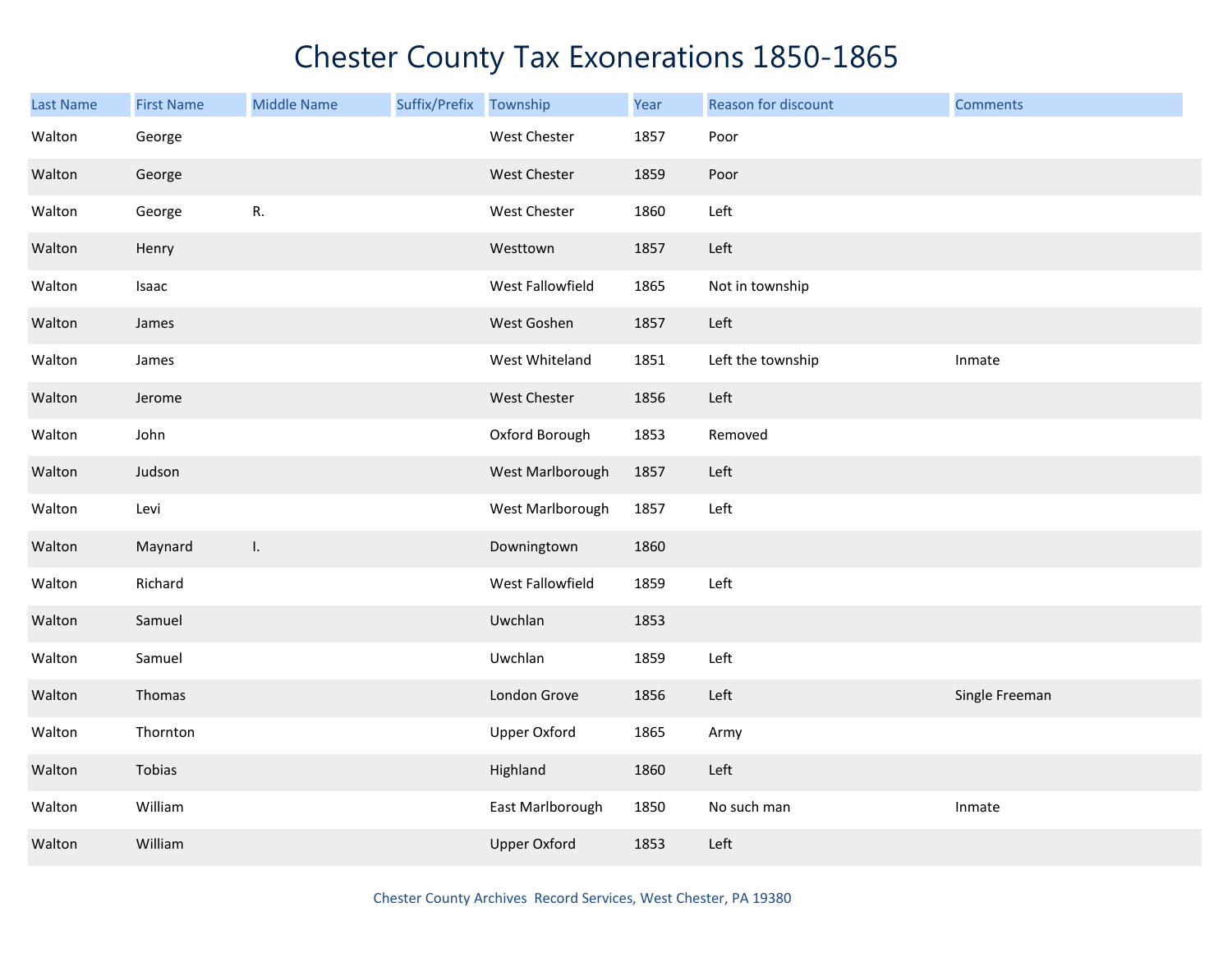# Chester County Tax Exonerations 1850-1865

| Last Name | First Name | Middle Name | Suffix/Prefix | Township | Year | Reason for discount | Comments |
| --- | --- | --- | --- | --- | --- | --- | --- |
| Walton | George | | | West Chester | 1857 | Poor | |
| Walton | George | | | West Chester | 1859 | Poor | |
| Walton | George | R. | | West Chester | 1860 | Left | |
| Walton | Henry | | | Westtown | 1857 | Left | |
| Walton | Isaac | | | West Fallowfield | 1865 | Not in township | |
| Walton | James | | | West Goshen | 1857 | Left | |
| Walton | James | | | West Whiteland | 1851 | Left the township | Inmate |
| Walton | Jerome | | | West Chester | 1856 | Left | |
| Walton | John | | | Oxford Borough | 1853 | Removed | |
| Walton | Judson | | | West Marlborough | 1857 | Left | |
| Walton | Levi | | | West Marlborough | 1857 | Left | |
| Walton | Maynard | I. | | Downingtown | 1860 | | |
| Walton | Richard | | | West Fallowfield | 1859 | Left | |
| Walton | Samuel | | | Uwchlan | 1853 | | |
| Walton | Samuel | | | Uwchlan | 1859 | Left | |
| Walton | Thomas | | | London Grove | 1856 | Left | Single Freeman |
| Walton | Thornton | | | Upper Oxford | 1865 | Army | |
| Walton | Tobias | | | Highland | 1860 | Left | |
| Walton | William | | | East Marlborough | 1850 | No such man | Inmate |
| Walton | William | | | Upper Oxford | 1853 | Left | |

Chester County Archives Record Services, West Chester, PA 19380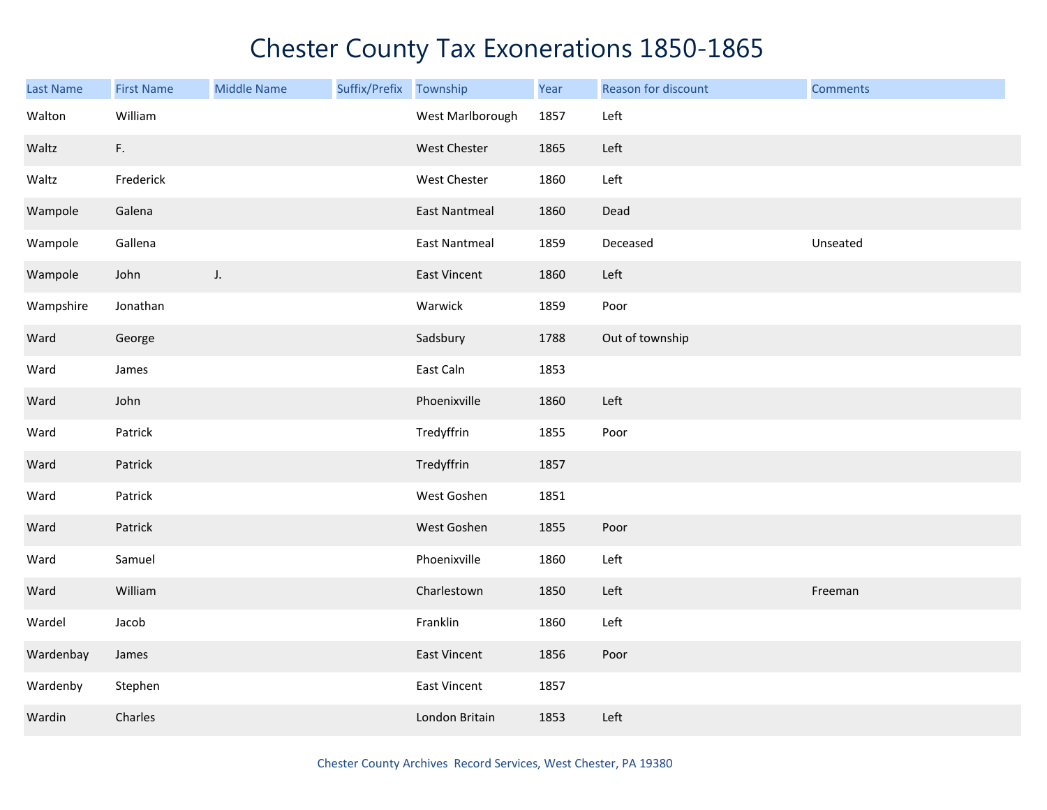# Chester County Tax Exonerations 1850-1865

| Last Name | First Name | Middle Name | Suffix/Prefix | Township | Year | Reason for discount | Comments |
|---|---|---|---|---|---|---|---|
| Walton | William | | | West Marlborough | 1857 | Left | |
| Waltz | F. | | | West Chester | 1865 | Left | |
| Waltz | Frederick | | | West Chester | 1860 | Left | |
| Wampole | Galena | | | East Nantmeal | 1860 | Dead | |
| Wampole | Gallena | | | East Nantmeal | 1859 | Deceased | Unseated |
| Wampole | John | J. | | East Vincent | 1860 | Left | |
| Wampshire | Jonathan | | | Warwick | 1859 | Poor | |
| Ward | George | | | Sadsbury | 1788 | Out of township | |
| Ward | James | | | East Caln | 1853 | | |
| Ward | John | | | Phoenixville | 1860 | Left | |
| Ward | Patrick | | | Tredyffrin | 1855 | Poor | |
| Ward | Patrick | | | Tredyffrin | 1857 | | |
| Ward | Patrick | | | West Goshen | 1851 | | |
| Ward | Patrick | | | West Goshen | 1855 | Poor | |
| Ward | Samuel | | | Phoenixville | 1860 | Left | |
| Ward | William | | | Charlestown | 1850 | Left | Freeman |
| Wardel | Jacob | | | Franklin | 1860 | Left | |
| Wardenbay | James | | | East Vincent | 1856 | Poor | |
| Wardenby | Stephen | | | East Vincent | 1857 | | |
| Wardin | Charles | | | London Britain | 1853 | Left | |

Chester County Archives Record Services, West Chester, PA 19380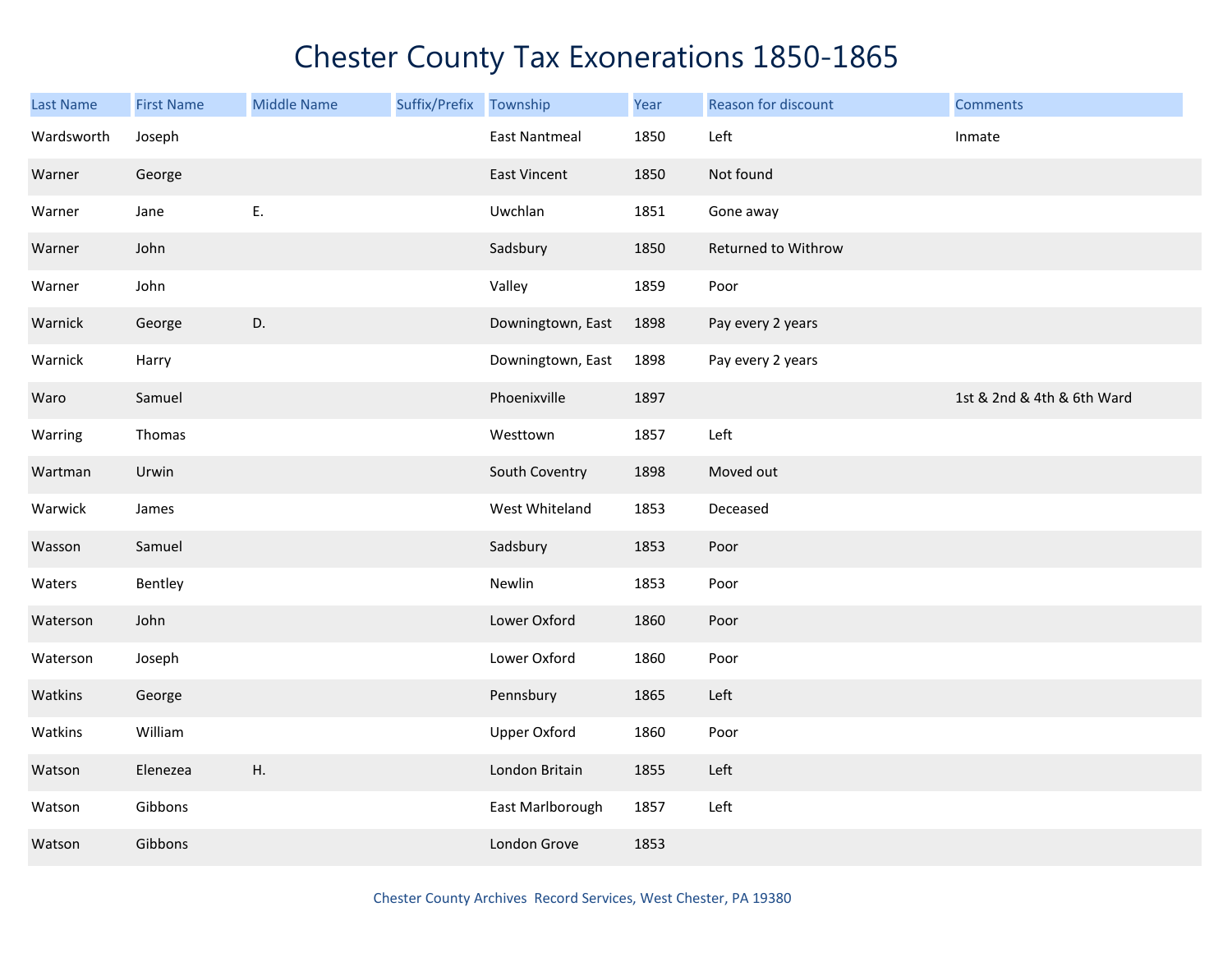# Chester County Tax Exonerations 1850-1865

| Last Name | First Name | Middle Name | Suffix/Prefix | Township | Year | Reason for discount | Comments |
|---|---|---|---|---|---|---|---|
| Wardsworth | Joseph | | | East Nantmeal | 1850 | Left | Inmate |
| Warner | George | | | East Vincent | 1850 | Not found | |
| Warner | Jane | E. | | Uwchlan | 1851 | Gone away | |
| Warner | John | | | Sadsbury | 1850 | Returned to Withrow | |
| Warner | John | | | Valley | 1859 | Poor | |
| Warnick | George | D. | | Downingtown, East | 1898 | Pay every 2 years | |
| Warnick | Harry | | | Downingtown, East | 1898 | Pay every 2 years | |
| Waro | Samuel | | | Phoenixville | 1897 | | 1st & 2nd & 4th & 6th Ward |
| Warring | Thomas | | | Westtown | 1857 | Left | |
| Wartman | Urwin | | | South Coventry | 1898 | Moved out | |
| Warwick | James | | | West Whiteland | 1853 | Deceased | |
| Wasson | Samuel | | | Sadsbury | 1853 | Poor | |
| Waters | Bentley | | | Newlin | 1853 | Poor | |
| Waterson | John | | | Lower Oxford | 1860 | Poor | |
| Waterson | Joseph | | | Lower Oxford | 1860 | Poor | |
| Watkins | George | | | Pennsbury | 1865 | Left | |
| Watkins | William | | | Upper Oxford | 1860 | Poor | |
| Watson | Elenezea | H. | | London Britain | 1855 | Left | |
| Watson | Gibbons | | | East Marlborough | 1857 | Left | |
| Watson | Gibbons | | | London Grove | 1853 | | |

Chester County Archives Record Services, West Chester, PA 19380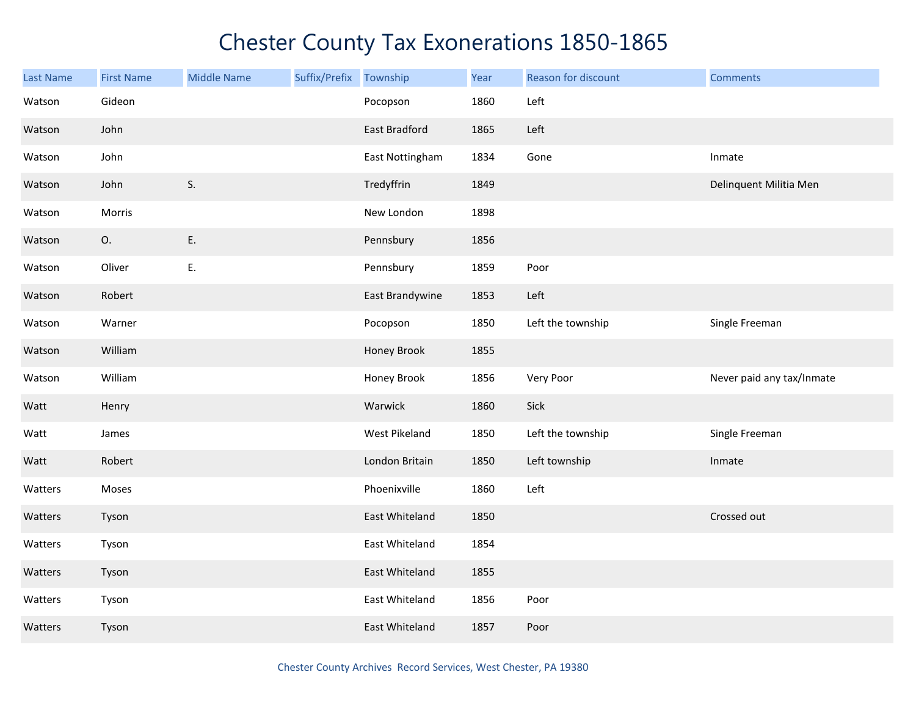# Chester County Tax Exonerations 1850-1865

| Last Name | First Name | Middle Name | Suffix/Prefix | Township | Year | Reason for discount | Comments |
|---|---|---|---|---|---|---|---|
| Watson | Gideon | | | Pocopson | 1860 | Left | |
| Watson | John | | | East Bradford | 1865 | Left | |
| Watson | John | | | East Nottingham | 1834 | Gone | Inmate |
| Watson | John | S. | | Tredyffrin | 1849 | | Delinquent Militia Men |
| Watson | Morris | | | New London | 1898 | | |
| Watson | O. | E. | | Pennsbury | 1856 | | |
| Watson | Oliver | E. | | Pennsbury | 1859 | Poor | |
| Watson | Robert | | | East Brandywine | 1853 | Left | |
| Watson | Warner | | | Pocopson | 1850 | Left the township | Single Freeman |
| Watson | William | | | Honey Brook | 1855 | | |
| Watson | William | | | Honey Brook | 1856 | Very Poor | Never paid any tax/Inmate |
| Watt | Henry | | | Warwick | 1860 | Sick | |
| Watt | James | | | West Pikeland | 1850 | Left the township | Single Freeman |
| Watt | Robert | | | London Britain | 1850 | Left township | Inmate |
| Watters | Moses | | | Phoenixville | 1860 | Left | |
| Watters | Tyson | | | East Whiteland | 1850 | | Crossed out |
| Watters | Tyson | | | East Whiteland | 1854 | | |
| Watters | Tyson | | | East Whiteland | 1855 | | |
| Watters | Tyson | | | East Whiteland | 1856 | Poor | |
| Watters | Tyson | | | East Whiteland | 1857 | Poor | |

Chester County Archives Record Services, West Chester, PA 19380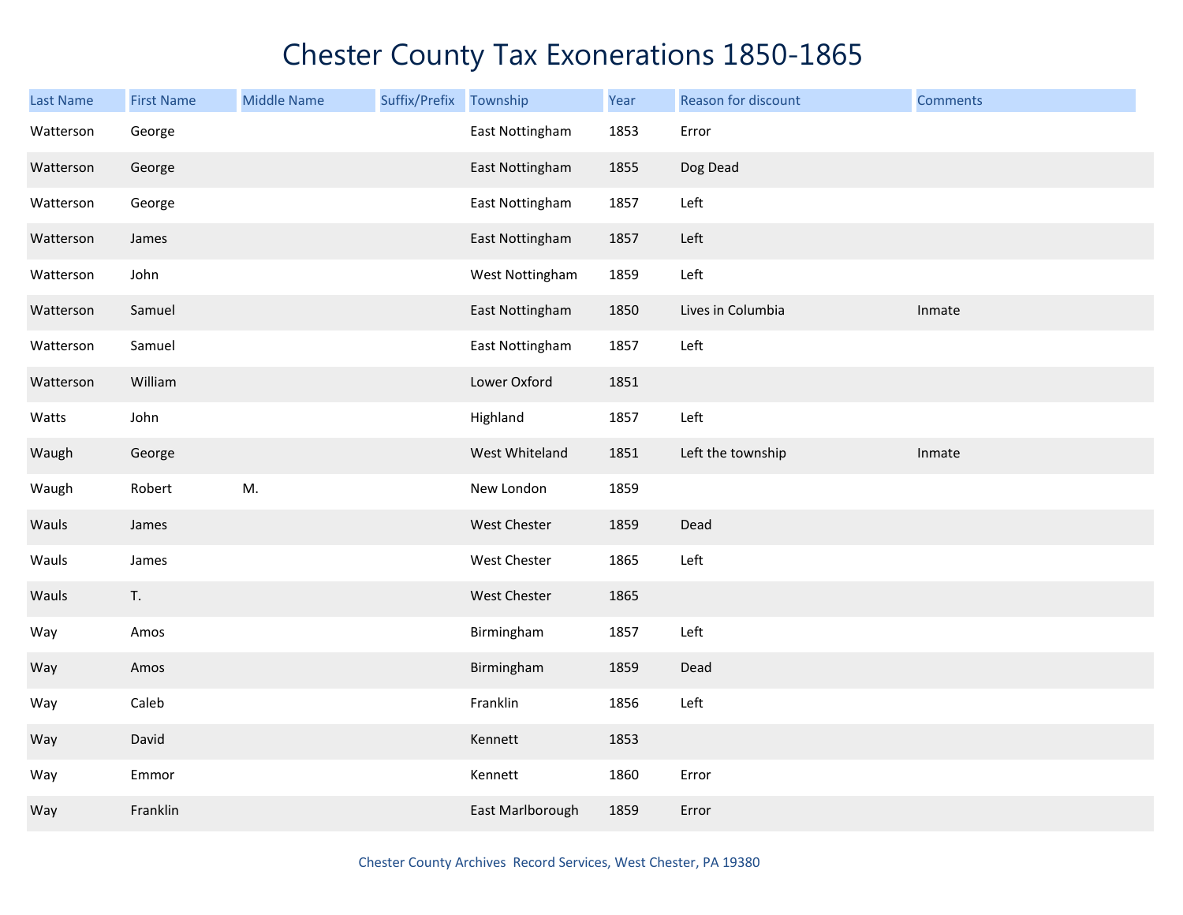# Chester County Tax Exonerations 1850-1865

| Last Name | First Name | Middle Name | Suffix/Prefix | Township | Year | Reason for discount | Comments |
|---|---|---|---|---|---|---|---|
| Watterson | George | | | East Nottingham | 1853 | Error | |
| Watterson | George | | | East Nottingham | 1855 | Dog Dead | |
| Watterson | George | | | East Nottingham | 1857 | Left | |
| Watterson | James | | | East Nottingham | 1857 | Left | |
| Watterson | John | | | West Nottingham | 1859 | Left | |
| Watterson | Samuel | | | East Nottingham | 1850 | Lives in Columbia | Inmate |
| Watterson | Samuel | | | East Nottingham | 1857 | Left | |
| Watterson | William | | | Lower Oxford | 1851 | | |
| Watts | John | | | Highland | 1857 | Left | |
| Waugh | George | | | West Whiteland | 1851 | Left the township | Inmate |
| Waugh | Robert | M. | | New London | 1859 | | |
| Wauls | James | | | West Chester | 1859 | Dead | |
| Wauls | James | | | West Chester | 1865 | Left | |
| Wauls | T. | | | West Chester | 1865 | | |
| Way | Amos | | | Birmingham | 1857 | Left | |
| Way | Amos | | | Birmingham | 1859 | Dead | |
| Way | Caleb | | | Franklin | 1856 | Left | |
| Way | David | | | Kennett | 1853 | | |
| Way | Emmor | | | Kennett | 1860 | Error | |
| Way | Franklin | | | East Marlborough | 1859 | Error | |

Chester County Archives Record Services, West Chester, PA 19380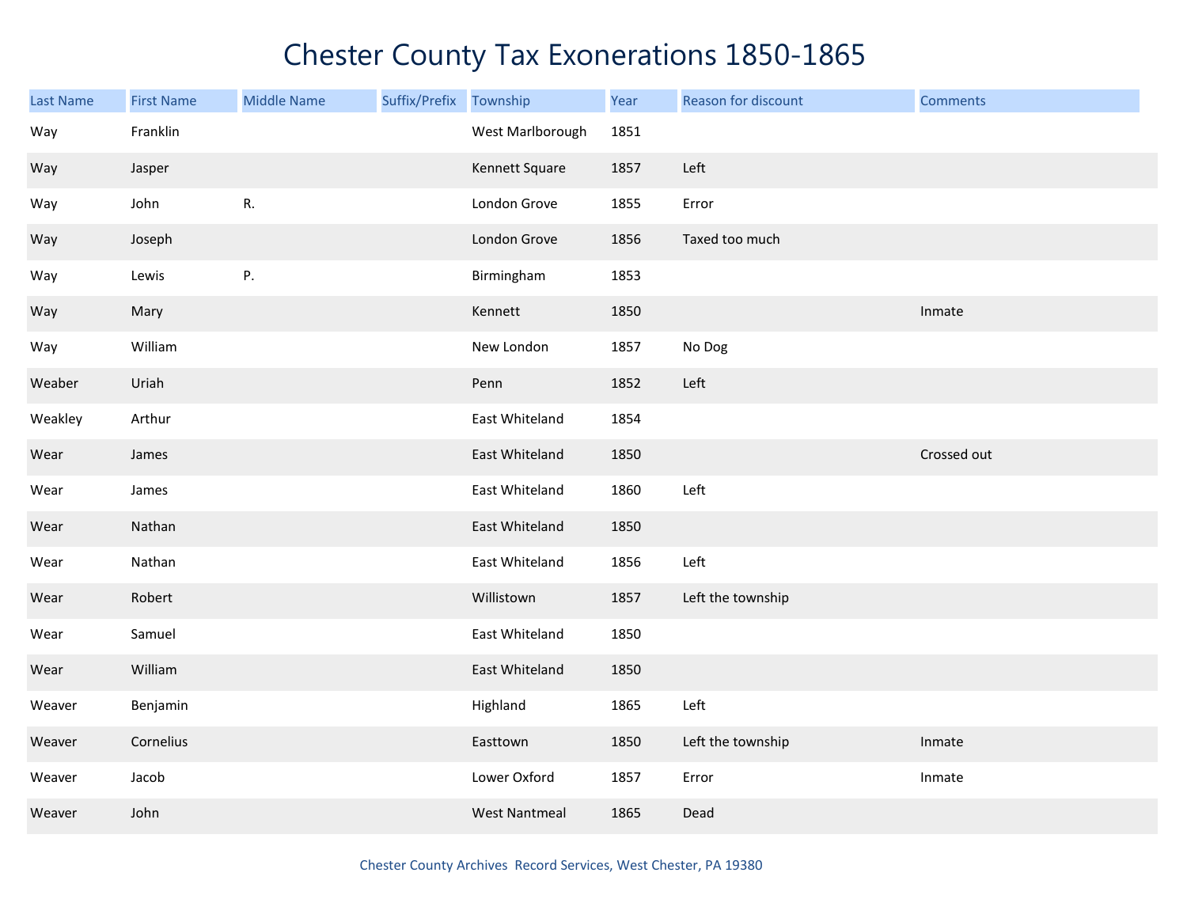# Chester County Tax Exonerations 1850-1865

| Last Name | First Name | Middle Name | Suffix/Prefix | Township | Year | Reason for discount | Comments |
| --- | --- | --- | --- | --- | --- | --- | --- |
| Way | Franklin | | | West Marlborough | 1851 | | |
| Way | Jasper | | | Kennett Square | 1857 | Left | |
| Way | John | R. | | London Grove | 1855 | Error | |
| Way | Joseph | | | London Grove | 1856 | Taxed too much | |
| Way | Lewis | P. | | Birmingham | 1853 | | |
| Way | Mary | | | Kennett | 1850 | | Inmate |
| Way | William | | | New London | 1857 | No Dog | |
| Weaber | Uriah | | | Penn | 1852 | Left | |
| Weakley | Arthur | | | East Whiteland | 1854 | | |
| Wear | James | | | East Whiteland | 1850 | | Crossed out |
| Wear | James | | | East Whiteland | 1860 | Left | |
| Wear | Nathan | | | East Whiteland | 1850 | | |
| Wear | Nathan | | | East Whiteland | 1856 | Left | |
| Wear | Robert | | | Willistown | 1857 | Left the township | |
| Wear | Samuel | | | East Whiteland | 1850 | | |
| Wear | William | | | East Whiteland | 1850 | | |
| Weaver | Benjamin | | | Highland | 1865 | Left | |
| Weaver | Cornelius | | | Easttown | 1850 | Left the township | Inmate |
| Weaver | Jacob | | | Lower Oxford | 1857 | Error | Inmate |
| Weaver | John | | | West Nantmeal | 1865 | Dead | |

Chester County Archives Record Services, West Chester, PA 19380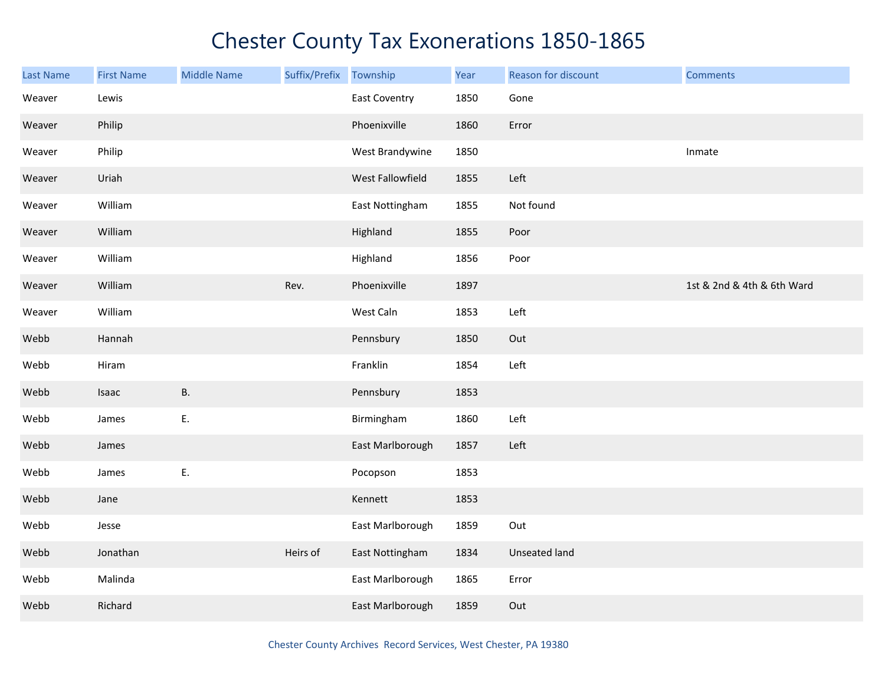# Chester County Tax Exonerations 1850-1865

| Last Name | First Name | Middle Name | Suffix/Prefix | Township | Year | Reason for discount | Comments |
|---|---|---|---|---|---|---|---|
| Weaver | Lewis | | | East Coventry | 1850 | Gone | |
| Weaver | Philip | | | Phoenixville | 1860 | Error | |
| Weaver | Philip | | | West Brandywine | 1850 | | Inmate |
| Weaver | Uriah | | | West Fallowfield | 1855 | Left | |
| Weaver | William | | | East Nottingham | 1855 | Not found | |
| Weaver | William | | | Highland | 1855 | Poor | |
| Weaver | William | | | Highland | 1856 | Poor | |
| Weaver | William | | Rev. | Phoenixville | 1897 | | 1st & 2nd & 4th & 6th Ward |
| Weaver | William | | | West Caln | 1853 | Left | |
| Webb | Hannah | | | Pennsbury | 1850 | Out | |
| Webb | Hiram | | | Franklin | 1854 | Left | |
| Webb | Isaac | B. | | Pennsbury | 1853 | | |
| Webb | James | E. | | Birmingham | 1860 | Left | |
| Webb | James | | | East Marlborough | 1857 | Left | |
| Webb | James | E. | | Pocopson | 1853 | | |
| Webb | Jane | | | Kennett | 1853 | | |
| Webb | Jesse | | | East Marlborough | 1859 | Out | |
| Webb | Jonathan | | Heirs of | East Nottingham | 1834 | Unseated land | |
| Webb | Malinda | | | East Marlborough | 1865 | Error | |
| Webb | Richard | | | East Marlborough | 1859 | Out | |

Chester County Archives Record Services, West Chester, PA 19380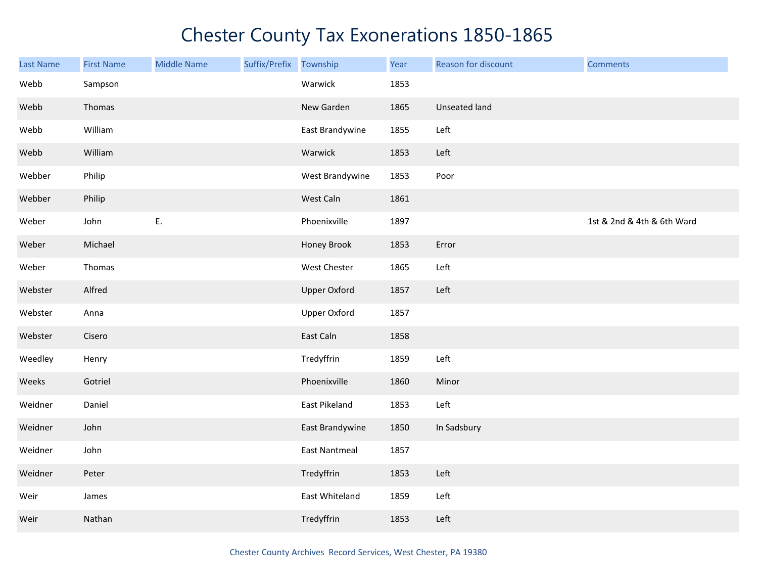# Chester County Tax Exonerations 1850-1865

| Last Name | First Name | Middle Name | Suffix/Prefix | Township | Year | Reason for discount | Comments |
|---|---|---|---|---|---|---|---|
| Webb | Sampson | | | Warwick | 1853 | | |
| Webb | Thomas | | | New Garden | 1865 | Unseated land | |
| Webb | William | | | East Brandywine | 1855 | Left | |
| Webb | William | | | Warwick | 1853 | Left | |
| Webber | Philip | | | West Brandywine | 1853 | Poor | |
| Webber | Philip | | | West Caln | 1861 | | |
| Weber | John | E. | | Phoenixville | 1897 | | 1st & 2nd & 4th & 6th Ward |
| Weber | Michael | | | Honey Brook | 1853 | Error | |
| Weber | Thomas | | | West Chester | 1865 | Left | |
| Webster | Alfred | | | Upper Oxford | 1857 | Left | |
| Webster | Anna | | | Upper Oxford | 1857 | | |
| Webster | Cisero | | | East Caln | 1858 | | |
| Weedley | Henry | | | Tredyffrin | 1859 | Left | |
| Weeks | Gotriel | | | Phoenixville | 1860 | Minor | |
| Weidner | Daniel | | | East Pikeland | 1853 | Left | |
| Weidner | John | | | East Brandywine | 1850 | In Sadsbury | |
| Weidner | John | | | East Nantmeal | 1857 | | |
| Weidner | Peter | | | Tredyffrin | 1853 | Left | |
| Weir | James | | | East Whiteland | 1859 | Left | |
| Weir | Nathan | | | Tredyffrin | 1853 | Left | |

Chester County Archives Record Services, West Chester, PA 19380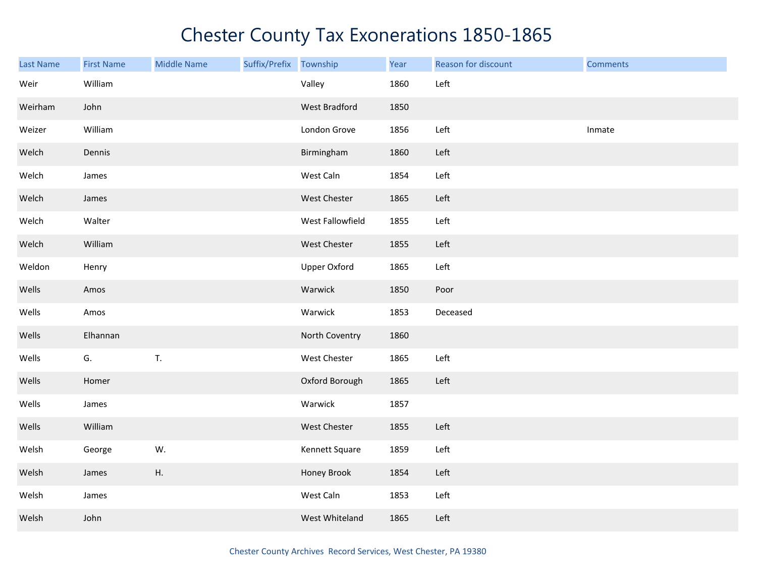# Chester County Tax Exonerations 1850-1865

| Last Name | First Name | Middle Name | Suffix/Prefix | Township | Year | Reason for discount | Comments |
|---|---|---|---|---|---|---|---|
| Weir | William | | | Valley | 1860 | Left | |
| Weirham | John | | | West Bradford | 1850 | | |
| Weizer | William | | | London Grove | 1856 | Left | Inmate |
| Welch | Dennis | | | Birmingham | 1860 | Left | |
| Welch | James | | | West Caln | 1854 | Left | |
| Welch | James | | | West Chester | 1865 | Left | |
| Welch | Walter | | | West Fallowfield | 1855 | Left | |
| Welch | William | | | West Chester | 1855 | Left | |
| Weldon | Henry | | | Upper Oxford | 1865 | Left | |
| Wells | Amos | | | Warwick | 1850 | Poor | |
| Wells | Amos | | | Warwick | 1853 | Deceased | |
| Wells | Elhannan | | | North Coventry | 1860 | | |
| Wells | G. | T. | | West Chester | 1865 | Left | |
| Wells | Homer | | | Oxford Borough | 1865 | Left | |
| Wells | James | | | Warwick | 1857 | | |
| Wells | William | | | West Chester | 1855 | Left | |
| Welsh | George | W. | | Kennett Square | 1859 | Left | |
| Welsh | James | H. | | Honey Brook | 1854 | Left | |
| Welsh | James | | | West Caln | 1853 | Left | |
| Welsh | John | | | West Whiteland | 1865 | Left | |

Chester County Archives Record Services, West Chester, PA 19380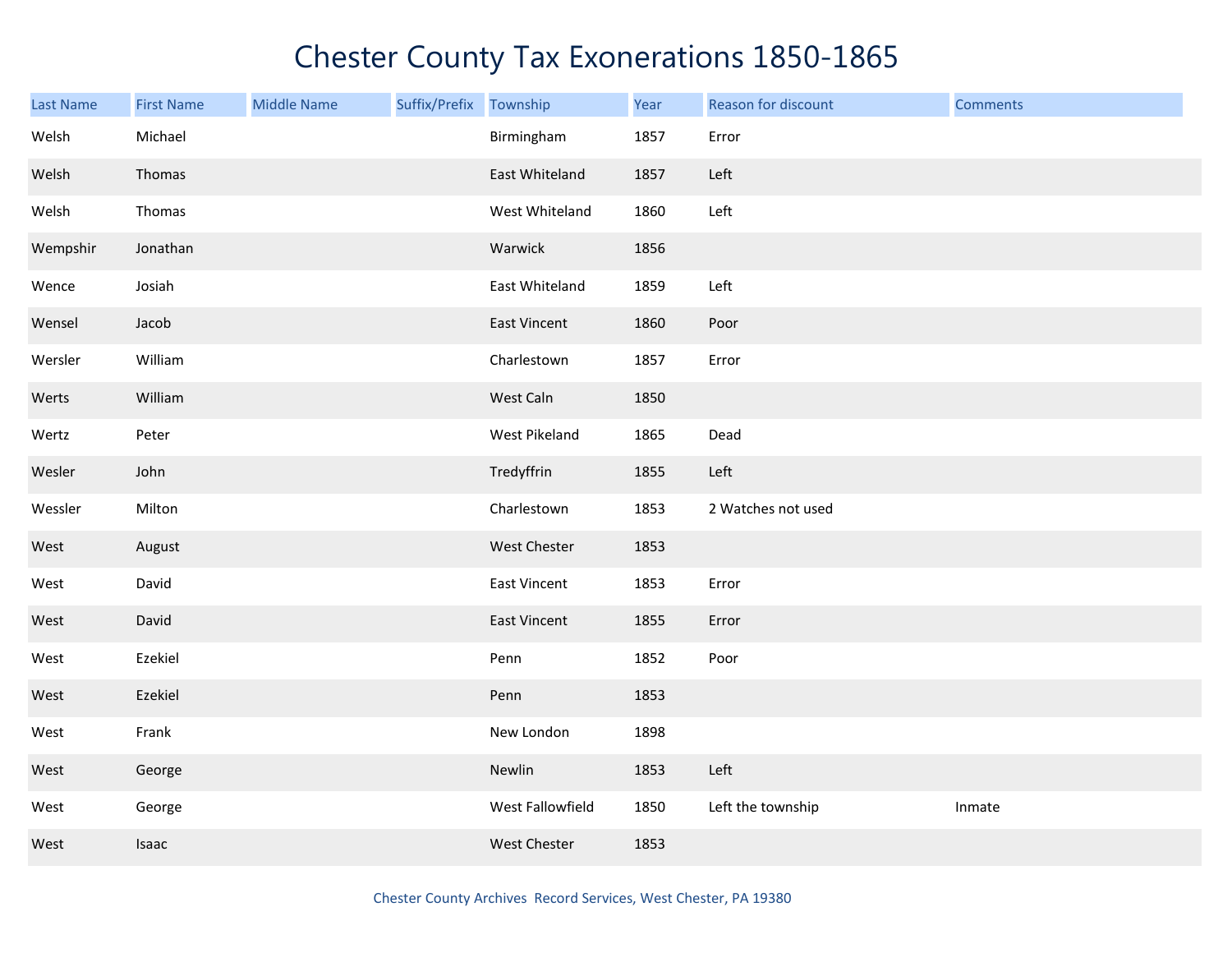# Chester County Tax Exonerations 1850-1865

| Last Name | First Name | Middle Name | Suffix/Prefix | Township | Year | Reason for discount | Comments |
|---|---|---|---|---|---|---|---|
| Welsh | Michael | | | Birmingham | 1857 | Error | |
| Welsh | Thomas | | | East Whiteland | 1857 | Left | |
| Welsh | Thomas | | | West Whiteland | 1860 | Left | |
| Wempshir | Jonathan | | | Warwick | 1856 | | |
| Wence | Josiah | | | East Whiteland | 1859 | Left | |
| Wensel | Jacob | | | East Vincent | 1860 | Poor | |
| Wersler | William | | | Charlestown | 1857 | Error | |
| Werts | William | | | West Caln | 1850 | | |
| Wertz | Peter | | | West Pikeland | 1865 | Dead | |
| Wesler | John | | | Tredyffrin | 1855 | Left | |
| Wessler | Milton | | | Charlestown | 1853 | 2 Watches not used | |
| West | August | | | West Chester | 1853 | | |
| West | David | | | East Vincent | 1853 | Error | |
| West | David | | | East Vincent | 1855 | Error | |
| West | Ezekiel | | | Penn | 1852 | Poor | |
| West | Ezekiel | | | Penn | 1853 | | |
| West | Frank | | | New London | 1898 | | |
| West | George | | | Newlin | 1853 | Left | |
| West | George | | | West Fallowfield | 1850 | Left the township | Inmate |
| West | Isaac | | | West Chester | 1853 | | |

Chester County Archives Record Services, West Chester, PA 19380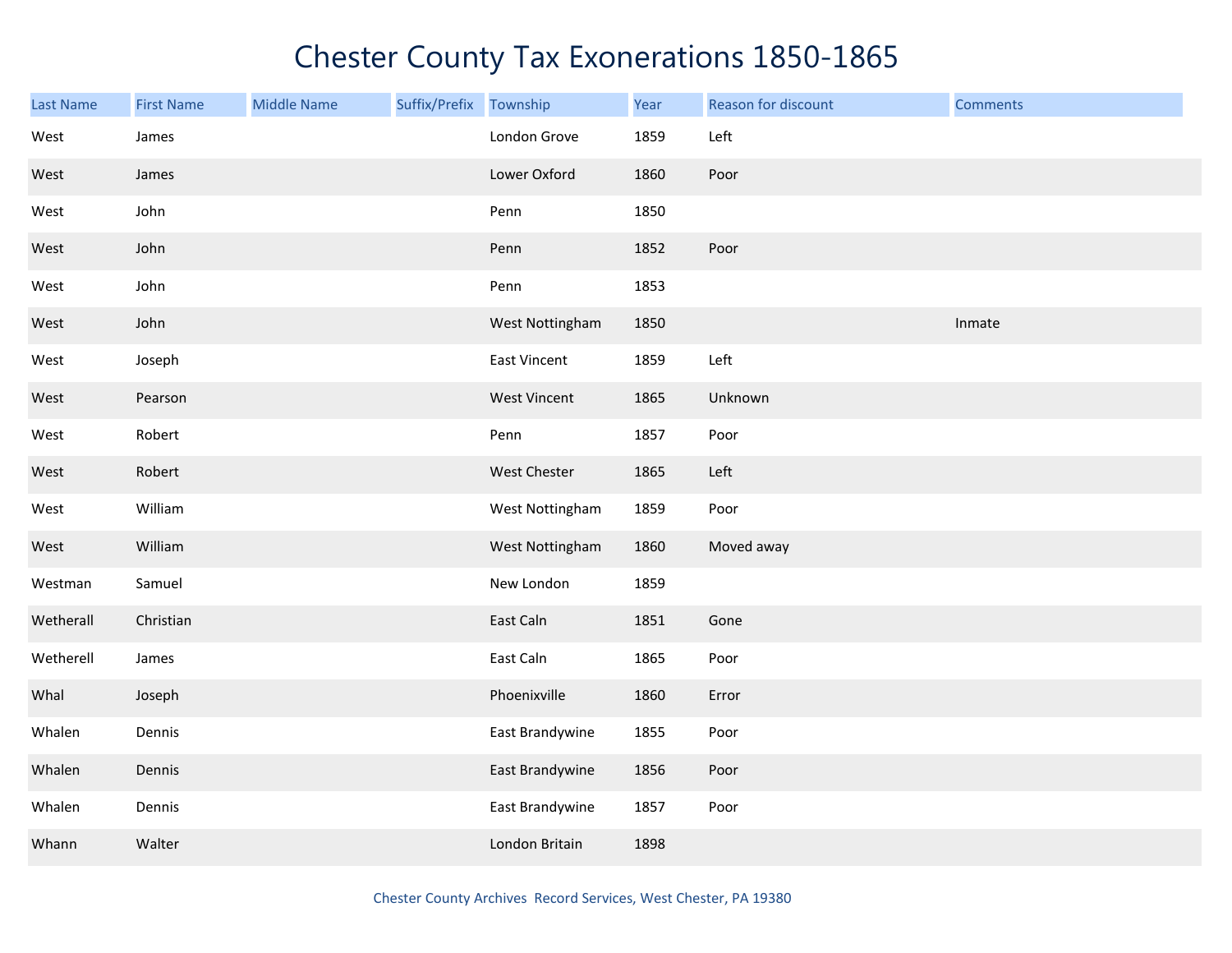# Chester County Tax Exonerations 1850-1865

| Last Name | First Name | Middle Name | Suffix/Prefix | Township | Year | Reason for discount | Comments |
|---|---|---|---|---|---|---|---|
| West | James | | | London Grove | 1859 | Left | |
| West | James | | | Lower Oxford | 1860 | Poor | |
| West | John | | | Penn | 1850 | | |
| West | John | | | Penn | 1852 | Poor | |
| West | John | | | Penn | 1853 | | |
| West | John | | | West Nottingham | 1850 | | Inmate |
| West | Joseph | | | East Vincent | 1859 | Left | |
| West | Pearson | | | West Vincent | 1865 | Unknown | |
| West | Robert | | | Penn | 1857 | Poor | |
| West | Robert | | | West Chester | 1865 | Left | |
| West | William | | | West Nottingham | 1859 | Poor | |
| West | William | | | West Nottingham | 1860 | Moved away | |
| Westman | Samuel | | | New London | 1859 | | |
| Wetherall | Christian | | | East Caln | 1851 | Gone | |
| Wetherell | James | | | East Caln | 1865 | Poor | |
| Whal | Joseph | | | Phoenixville | 1860 | Error | |
| Whalen | Dennis | | | East Brandywine | 1855 | Poor | |
| Whalen | Dennis | | | East Brandywine | 1856 | Poor | |
| Whalen | Dennis | | | East Brandywine | 1857 | Poor | |
| Whann | Walter | | | London Britain | 1898 | | |

Chester County Archives Record Services, West Chester, PA 19380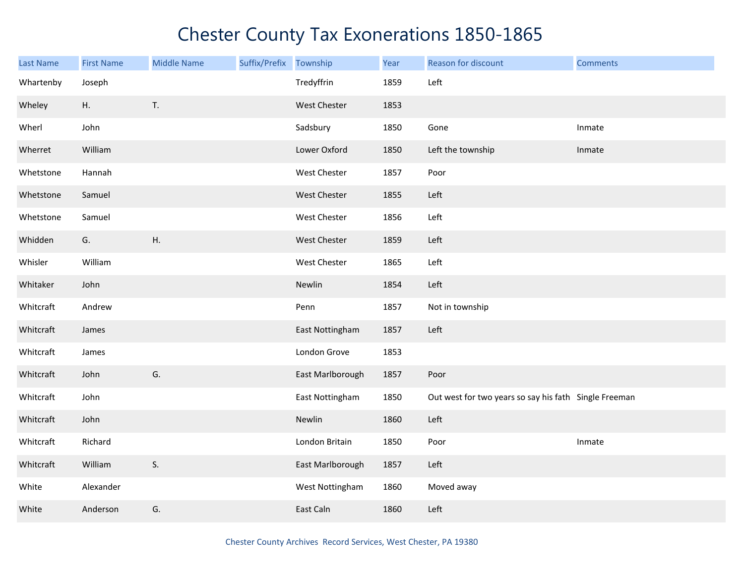# Chester County Tax Exonerations 1850-1865

| Last Name | First Name | Middle Name | Suffix/Prefix | Township | Year | Reason for discount | Comments |
|---|---|---|---|---|---|---|---|
| Whartenby | Joseph | | | Tredyffrin | 1859 | Left | |
| Wheley | H. | T. | | West Chester | 1853 | | |
| Wherl | John | | | Sadsbury | 1850 | Gone | Inmate |
| Wherret | William | | | Lower Oxford | 1850 | Left the township | Inmate |
| Whetstone | Hannah | | | West Chester | 1857 | Poor | |
| Whetstone | Samuel | | | West Chester | 1855 | Left | |
| Whetstone | Samuel | | | West Chester | 1856 | Left | |
| Whidden | G. | H. | | West Chester | 1859 | Left | |
| Whisler | William | | | West Chester | 1865 | Left | |
| Whitaker | John | | | Newlin | 1854 | Left | |
| Whitcraft | Andrew | | | Penn | 1857 | Not in township | |
| Whitcraft | James | | | East Nottingham | 1857 | Left | |
| Whitcraft | James | | | London Grove | 1853 | | |
| Whitcraft | John | G. | | East Marlborough | 1857 | Poor | |
| Whitcraft | John | | | East Nottingham | 1850 | Out west for two years so say his fath | Single Freeman |
| Whitcraft | John | | | Newlin | 1860 | Left | |
| Whitcraft | Richard | | | London Britain | 1850 | Poor | Inmate |
| Whitcraft | William | S. | | East Marlborough | 1857 | Left | |
| White | Alexander | | | West Nottingham | 1860 | Moved away | |
| White | Anderson | G. | | East Caln | 1860 | Left | |

Chester County Archives Record Services, West Chester, PA 19380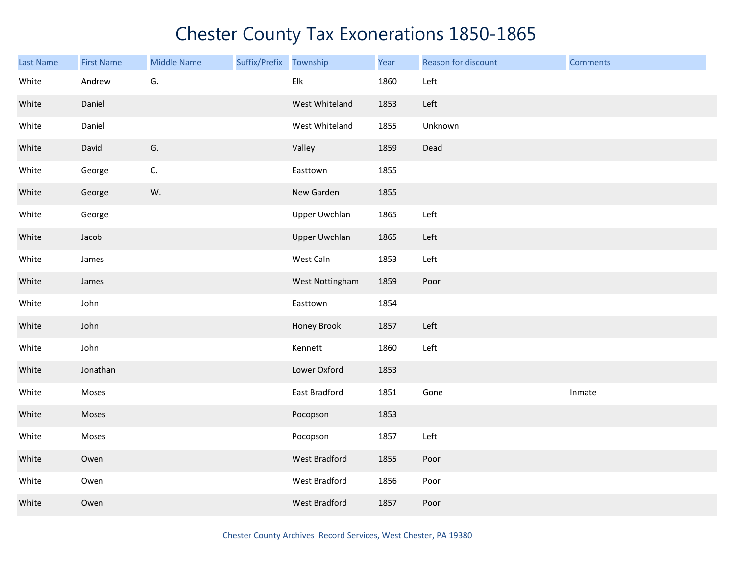# Chester County Tax Exonerations 1850-1865

| Last Name | First Name | Middle Name | Suffix/Prefix | Township | Year | Reason for discount | Comments |
|---|---|---|---|---|---|---|---|
| White | Andrew | G. | | Elk | 1860 | Left | |
| White | Daniel | | | West Whiteland | 1853 | Left | |
| White | Daniel | | | West Whiteland | 1855 | Unknown | |
| White | David | G. | | Valley | 1859 | Dead | |
| White | George | C. | | Easttown | 1855 | | |
| White | George | W. | | New Garden | 1855 | | |
| White | George | | | Upper Uwchlan | 1865 | Left | |
| White | Jacob | | | Upper Uwchlan | 1865 | Left | |
| White | James | | | West Caln | 1853 | Left | |
| White | James | | | West Nottingham | 1859 | Poor | |
| White | John | | | Easttown | 1854 | | |
| White | John | | | Honey Brook | 1857 | Left | |
| White | John | | | Kennett | 1860 | Left | |
| White | Jonathan | | | Lower Oxford | 1853 | | |
| White | Moses | | | East Bradford | 1851 | Gone | Inmate |
| White | Moses | | | Pocopson | 1853 | | |
| White | Moses | | | Pocopson | 1857 | Left | |
| White | Owen | | | West Bradford | 1855 | Poor | |
| White | Owen | | | West Bradford | 1856 | Poor | |
| White | Owen | | | West Bradford | 1857 | Poor | |

Chester County Archives Record Services, West Chester, PA 19380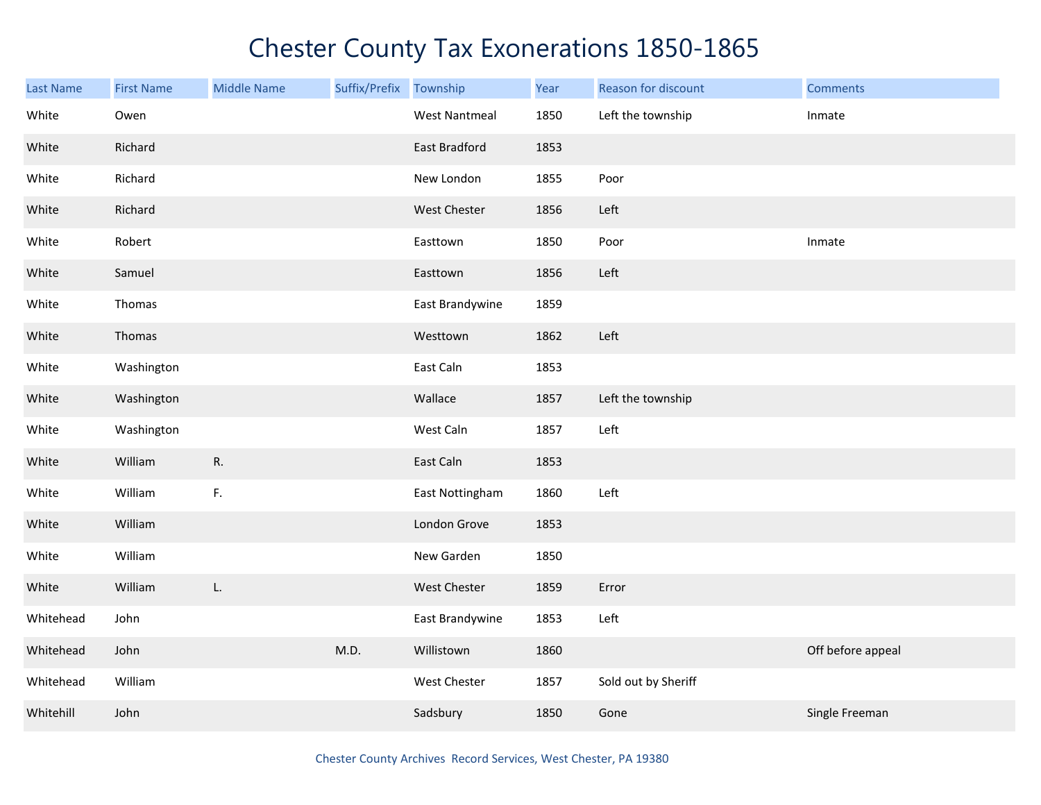# Chester County Tax Exonerations 1850-1865

| Last Name | First Name | Middle Name | Suffix/Prefix | Township | Year | Reason for discount | Comments |
|---|---|---|---|---|---|---|---|
| White | Owen | | | West Nantmeal | 1850 | Left the township | Inmate |
| White | Richard | | | East Bradford | 1853 | | |
| White | Richard | | | New London | 1855 | Poor | |
| White | Richard | | | West Chester | 1856 | Left | |
| White | Robert | | | Easttown | 1850 | Poor | Inmate |
| White | Samuel | | | Easttown | 1856 | Left | |
| White | Thomas | | | East Brandywine | 1859 | | |
| White | Thomas | | | Westtown | 1862 | Left | |
| White | Washington | | | East Caln | 1853 | | |
| White | Washington | | | Wallace | 1857 | Left the township | |
| White | Washington | | | West Caln | 1857 | Left | |
| White | William | R. | | East Caln | 1853 | | |
| White | William | F. | | East Nottingham | 1860 | Left | |
| White | William | | | London Grove | 1853 | | |
| White | William | | | New Garden | 1850 | | |
| White | William | L. | | West Chester | 1859 | Error | |
| Whitehead | John | | | East Brandywine | 1853 | Left | |
| Whitehead | John | | M.D. | Willistown | 1860 | | Off before appeal |
| Whitehead | William | | | West Chester | 1857 | Sold out by Sheriff | |
| Whitehill | John | | | Sadsbury | 1850 | Gone | Single Freeman |

Chester County Archives Record Services, West Chester, PA 19380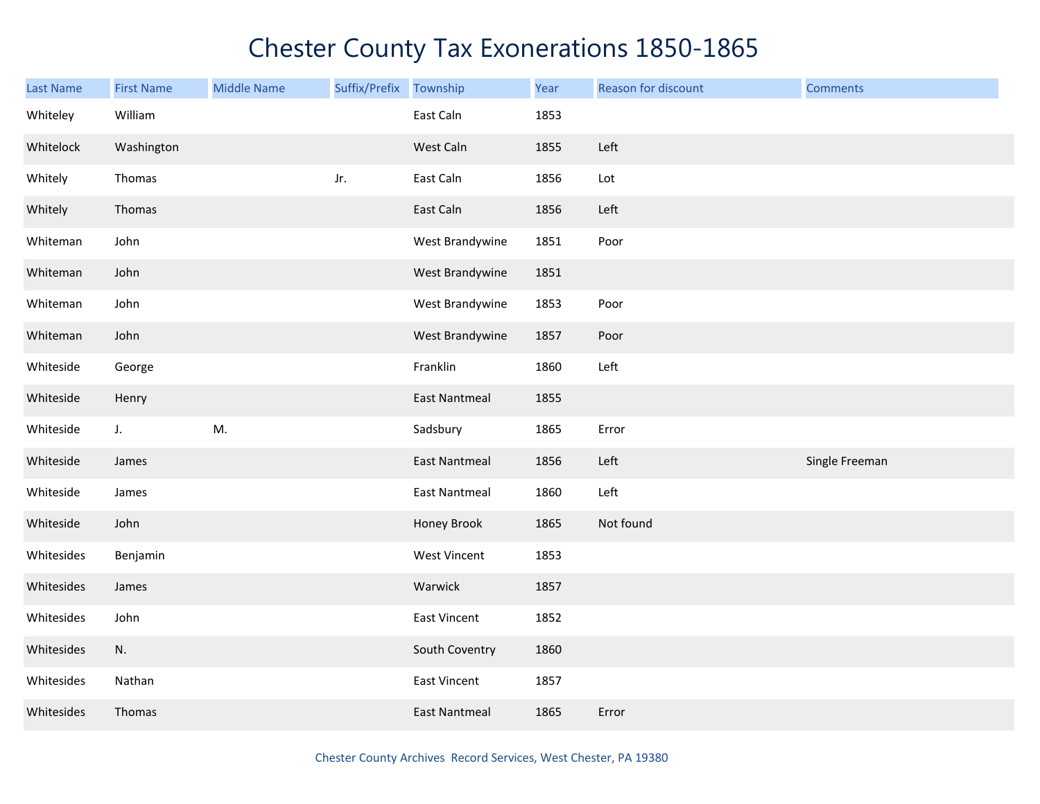# Chester County Tax Exonerations 1850-1865

| Last Name | First Name | Middle Name | Suffix/Prefix | Township | Year | Reason for discount | Comments |
|---|---|---|---|---|---|---|---|
| Whiteley | William | | | East Caln | 1853 | | |
| Whitelock | Washington | | | West Caln | 1855 | Left | |
| Whitely | Thomas | | Jr. | East Caln | 1856 | Lot | |
| Whitely | Thomas | | | East Caln | 1856 | Left | |
| Whiteman | John | | | West Brandywine | 1851 | Poor | |
| Whiteman | John | | | West Brandywine | 1851 | | |
| Whiteman | John | | | West Brandywine | 1853 | Poor | |
| Whiteman | John | | | West Brandywine | 1857 | Poor | |
| Whiteside | George | | | Franklin | 1860 | Left | |
| Whiteside | Henry | | | East Nantmeal | 1855 | | |
| Whiteside | J. | M. | | Sadsbury | 1865 | Error | |
| Whiteside | James | | | East Nantmeal | 1856 | Left | Single Freeman |
| Whiteside | James | | | East Nantmeal | 1860 | Left | |
| Whiteside | John | | | Honey Brook | 1865 | Not found | |
| Whitesides | Benjamin | | | West Vincent | 1853 | | |
| Whitesides | James | | | Warwick | 1857 | | |
| Whitesides | John | | | East Vincent | 1852 | | |
| Whitesides | N. | | | South Coventry | 1860 | | |
| Whitesides | Nathan | | | East Vincent | 1857 | | |
| Whitesides | Thomas | | | East Nantmeal | 1865 | Error | |

Chester County Archives Record Services, West Chester, PA 19380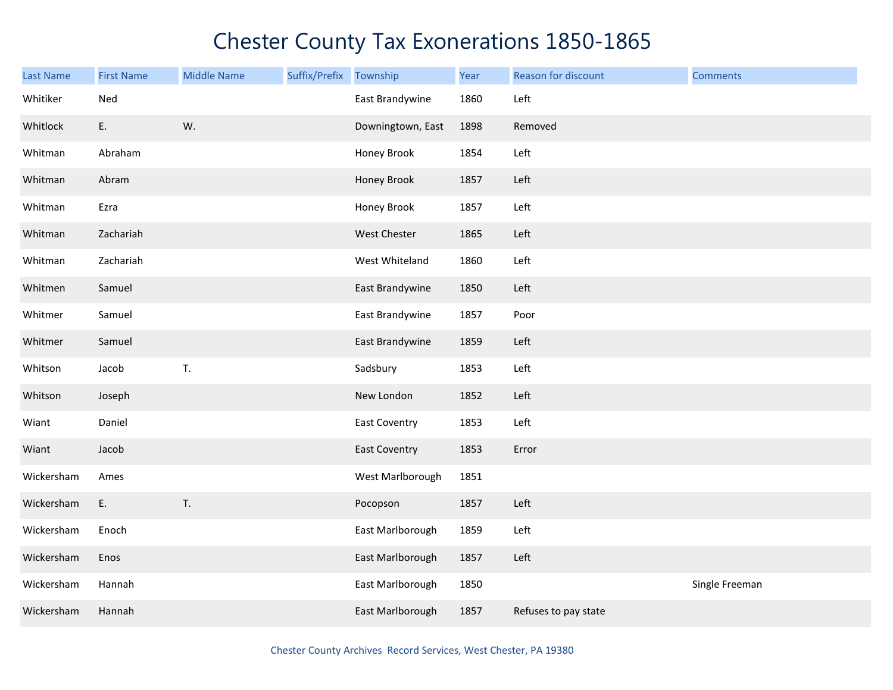# Chester County Tax Exonerations 1850-1865

| Last Name | First Name | Middle Name | Suffix/Prefix | Township | Year | Reason for discount | Comments |
|---|---|---|---|---|---|---|---|
| Whitiker | Ned | | | East Brandywine | 1860 | Left | |
| Whitlock | E. | W. | | Downingtown, East | 1898 | Removed | |
| Whitman | Abraham | | | Honey Brook | 1854 | Left | |
| Whitman | Abram | | | Honey Brook | 1857 | Left | |
| Whitman | Ezra | | | Honey Brook | 1857 | Left | |
| Whitman | Zachariah | | | West Chester | 1865 | Left | |
| Whitman | Zachariah | | | West Whiteland | 1860 | Left | |
| Whitmen | Samuel | | | East Brandywine | 1850 | Left | |
| Whitmer | Samuel | | | East Brandywine | 1857 | Poor | |
| Whitmer | Samuel | | | East Brandywine | 1859 | Left | |
| Whitson | Jacob | T. | | Sadsbury | 1853 | Left | |
| Whitson | Joseph | | | New London | 1852 | Left | |
| Wiant | Daniel | | | East Coventry | 1853 | Left | |
| Wiant | Jacob | | | East Coventry | 1853 | Error | |
| Wickersham | Ames | | | West Marlborough | 1851 | | |
| Wickersham | E. | T. | | Pocopson | 1857 | Left | |
| Wickersham | Enoch | | | East Marlborough | 1859 | Left | |
| Wickersham | Enos | | | East Marlborough | 1857 | Left | |
| Wickersham | Hannah | | | East Marlborough | 1850 | | Single Freeman |
| Wickersham | Hannah | | | East Marlborough | 1857 | Refuses to pay state | |

Chester County Archives Record Services, West Chester, PA 19380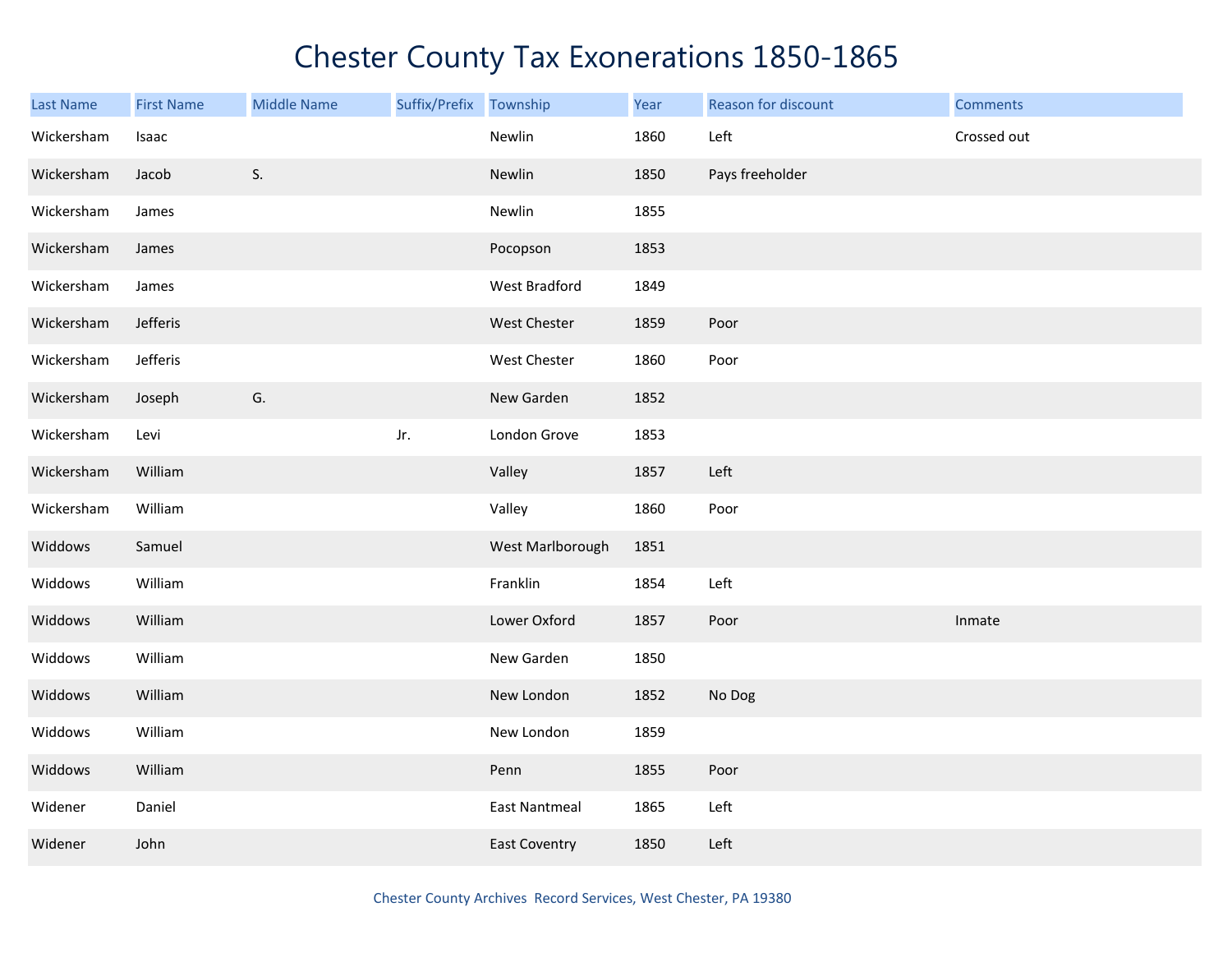# Chester County Tax Exonerations 1850-1865

| Last Name | First Name | Middle Name | Suffix/Prefix | Township | Year | Reason for discount | Comments |
|---|---|---|---|---|---|---|---|
| Wickersham | Isaac | | | Newlin | 1860 | Left | Crossed out |
| Wickersham | Jacob | S. | | Newlin | 1850 | Pays freeholder | |
| Wickersham | James | | | Newlin | 1855 | | |
| Wickersham | James | | | Pocopson | 1853 | | |
| Wickersham | James | | | West Bradford | 1849 | | |
| Wickersham | Jefferis | | | West Chester | 1859 | Poor | |
| Wickersham | Jefferis | | | West Chester | 1860 | Poor | |
| Wickersham | Joseph | G. | | New Garden | 1852 | | |
| Wickersham | Levi | | Jr. | London Grove | 1853 | | |
| Wickersham | William | | | Valley | 1857 | Left | |
| Wickersham | William | | | Valley | 1860 | Poor | |
| Widdows | Samuel | | | West Marlborough | 1851 | | |
| Widdows | William | | | Franklin | 1854 | Left | |
| Widdows | William | | | Lower Oxford | 1857 | Poor | Inmate |
| Widdows | William | | | New Garden | 1850 | | |
| Widdows | William | | | New London | 1852 | No Dog | |
| Widdows | William | | | New London | 1859 | | |
| Widdows | William | | | Penn | 1855 | Poor | |
| Widener | Daniel | | | East Nantmeal | 1865 | Left | |
| Widener | John | | | East Coventry | 1850 | Left | |

Chester County Archives Record Services, West Chester, PA 19380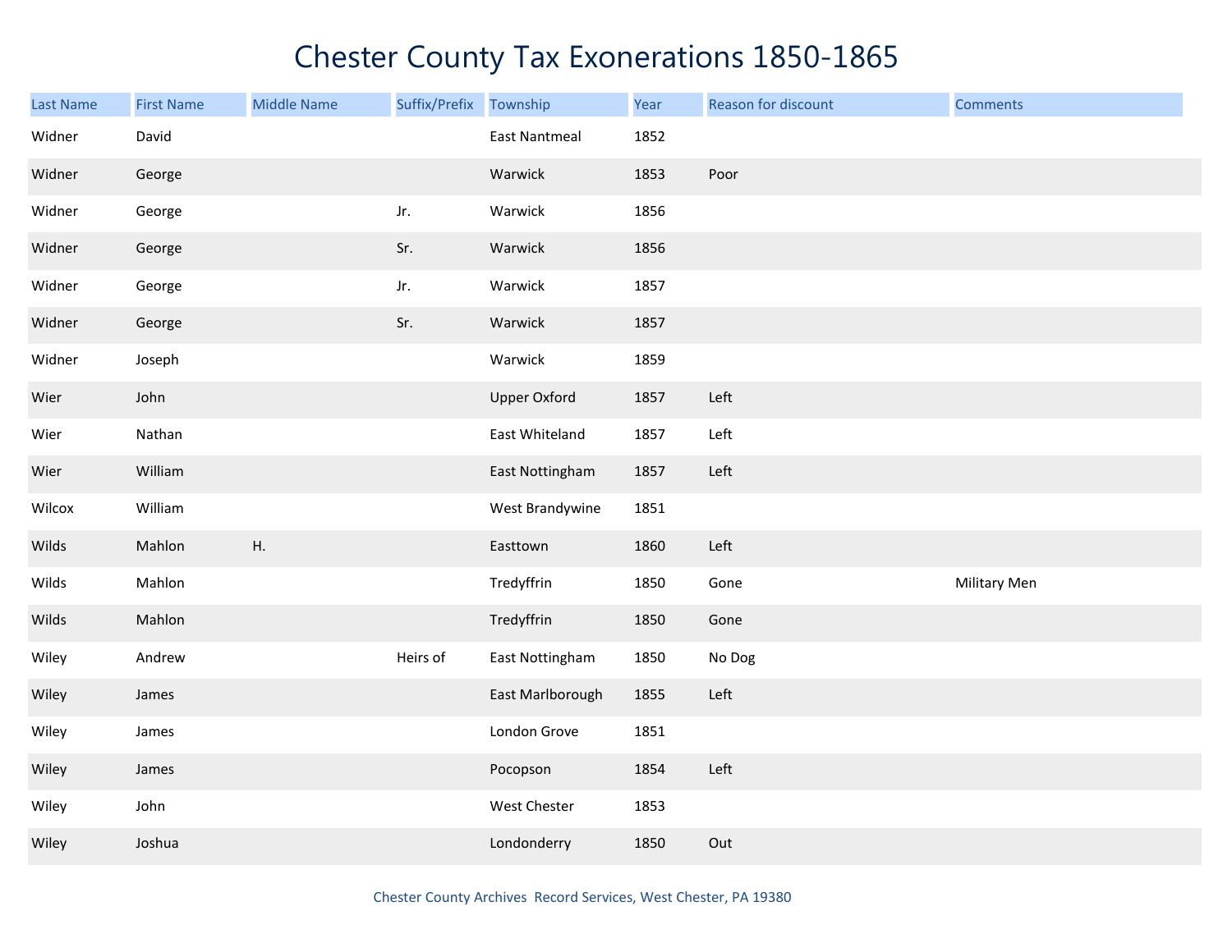# Chester County Tax Exonerations 1850-1865

| Last Name | First Name | Middle Name | Suffix/Prefix | Township | Year | Reason for discount | Comments |
|---|---|---|---|---|---|---|---|
| Widner | David | | | East Nantmeal | 1852 | | |
| Widner | George | | | Warwick | 1853 | Poor | |
| Widner | George | | Jr. | Warwick | 1856 | | |
| Widner | George | | Sr. | Warwick | 1856 | | |
| Widner | George | | Jr. | Warwick | 1857 | | |
| Widner | George | | Sr. | Warwick | 1857 | | |
| Widner | Joseph | | | Warwick | 1859 | | |
| Wier | John | | | Upper Oxford | 1857 | Left | |
| Wier | Nathan | | | East Whiteland | 1857 | Left | |
| Wier | William | | | East Nottingham | 1857 | Left | |
| Wilcox | William | | | West Brandywine | 1851 | | |
| Wilds | Mahlon | H. | | Easttown | 1860 | Left | |
| Wilds | Mahlon | | | Tredyffrin | 1850 | Gone | Military Men |
| Wilds | Mahlon | | | Tredyffrin | 1850 | Gone | |
| Wiley | Andrew | | Heirs of | East Nottingham | 1850 | No Dog | |
| Wiley | James | | | East Marlborough | 1855 | Left | |
| Wiley | James | | | London Grove | 1851 | | |
| Wiley | James | | | Pocopson | 1854 | Left | |
| Wiley | John | | | West Chester | 1853 | | |
| Wiley | Joshua | | | Londonderry | 1850 | Out | |

Chester County Archives Record Services, West Chester, PA 19380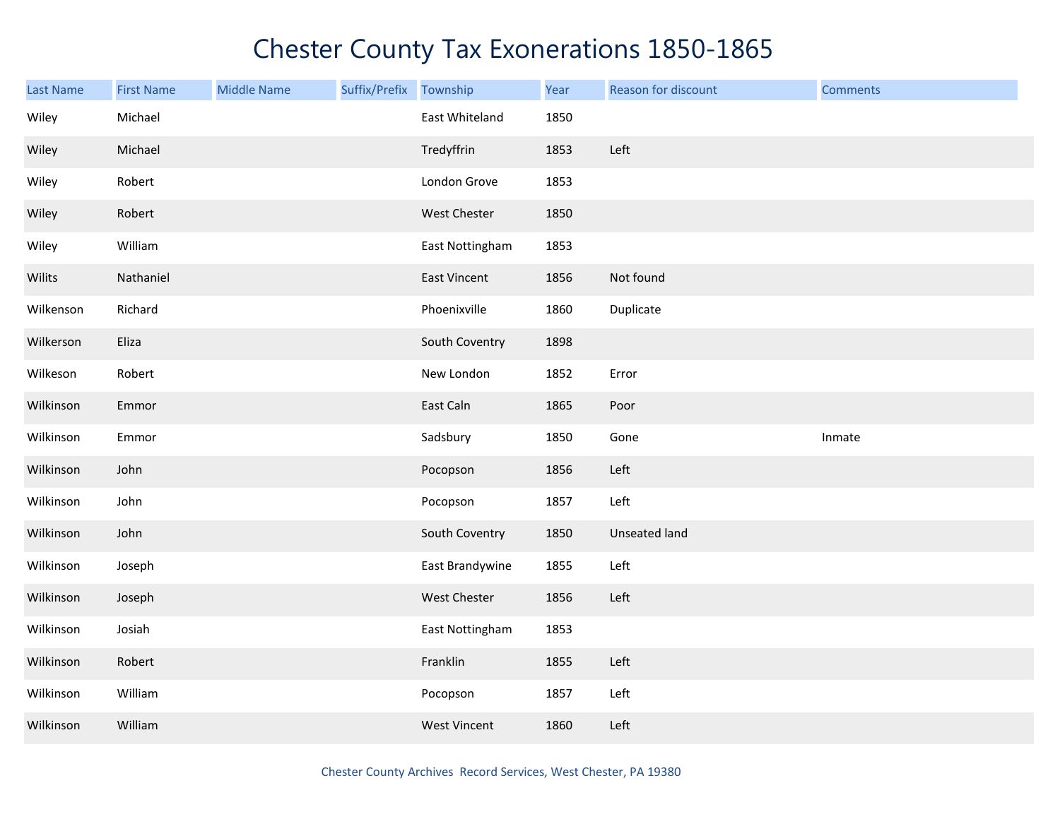# Chester County Tax Exonerations 1850-1865

| Last Name | First Name | Middle Name | Suffix/Prefix | Township | Year | Reason for discount | Comments |
|---|---|---|---|---|---|---|---|
| Wiley | Michael | | | East Whiteland | 1850 | | |
| Wiley | Michael | | | Tredyffrin | 1853 | Left | |
| Wiley | Robert | | | London Grove | 1853 | | |
| Wiley | Robert | | | West Chester | 1850 | | |
| Wiley | William | | | East Nottingham | 1853 | | |
| Wilits | Nathaniel | | | East Vincent | 1856 | Not found | |
| Wilkenson | Richard | | | Phoenixville | 1860 | Duplicate | |
| Wilkerson | Eliza | | | South Coventry | 1898 | | |
| Wilkeson | Robert | | | New London | 1852 | Error | |
| Wilkinson | Emmor | | | East Caln | 1865 | Poor | |
| Wilkinson | Emmor | | | Sadsbury | 1850 | Gone | Inmate |
| Wilkinson | John | | | Pocopson | 1856 | Left | |
| Wilkinson | John | | | Pocopson | 1857 | Left | |
| Wilkinson | John | | | South Coventry | 1850 | Unseated land | |
| Wilkinson | Joseph | | | East Brandywine | 1855 | Left | |
| Wilkinson | Joseph | | | West Chester | 1856 | Left | |
| Wilkinson | Josiah | | | East Nottingham | 1853 | | |
| Wilkinson | Robert | | | Franklin | 1855 | Left | |
| Wilkinson | William | | | Pocopson | 1857 | Left | |
| Wilkinson | William | | | West Vincent | 1860 | Left | |

Chester County Archives Record Services, West Chester, PA 19380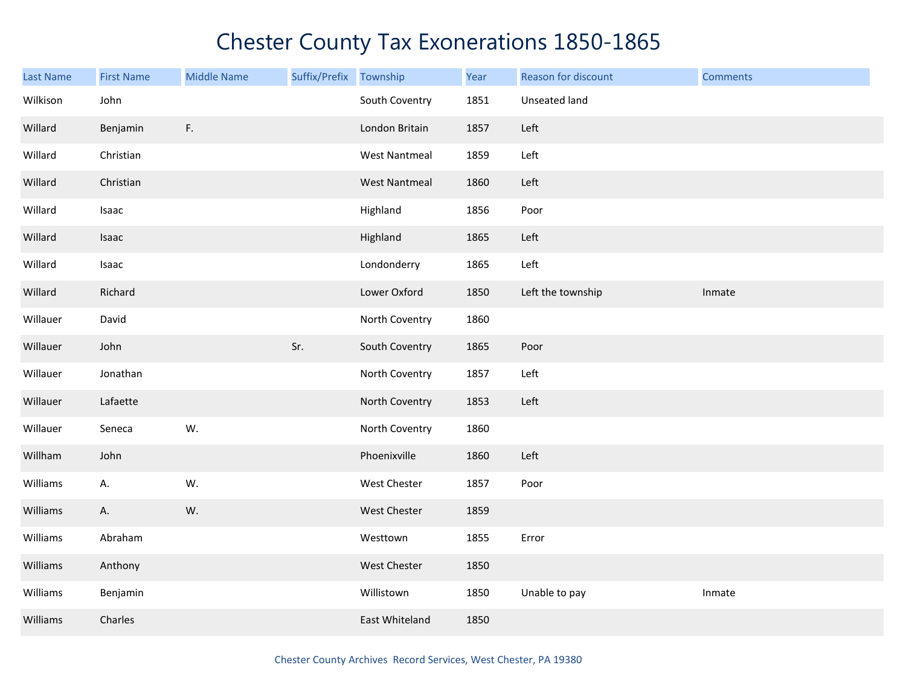# Chester County Tax Exonerations 1850-1865

| Last Name | First Name | Middle Name | Suffix/Prefix | Township | Year | Reason for discount | Comments |
|---|---|---|---|---|---|---|---|
| Wilkison | John | | | South Coventry | 1851 | Unseated land | |
| Willard | Benjamin | F. | | London Britain | 1857 | Left | |
| Willard | Christian | | | West Nantmeal | 1859 | Left | |
| Willard | Christian | | | West Nantmeal | 1860 | Left | |
| Willard | Isaac | | | Highland | 1856 | Poor | |
| Willard | Isaac | | | Highland | 1865 | Left | |
| Willard | Isaac | | | Londonderry | 1865 | Left | |
| Willard | Richard | | | Lower Oxford | 1850 | Left the township | Inmate |
| Willauer | David | | | North Coventry | 1860 | | |
| Willauer | John | | Sr. | South Coventry | 1865 | Poor | |
| Willauer | Jonathan | | | North Coventry | 1857 | Left | |
| Willauer | Lafaette | | | North Coventry | 1853 | Left | |
| Willauer | Seneca | W. | | North Coventry | 1860 | | |
| Willham | John | | | Phoenixville | 1860 | Left | |
| Williams | A. | W. | | West Chester | 1857 | Poor | |
| Williams | A. | W. | | West Chester | 1859 | | |
| Williams | Abraham | | | Westtown | 1855 | Error | |
| Williams | Anthony | | | West Chester | 1850 | | |
| Williams | Benjamin | | | Willistown | 1850 | Unable to pay | Inmate |
| Williams | Charles | | | East Whiteland | 1850 | | |

Chester County Archives Record Services, West Chester, PA 19380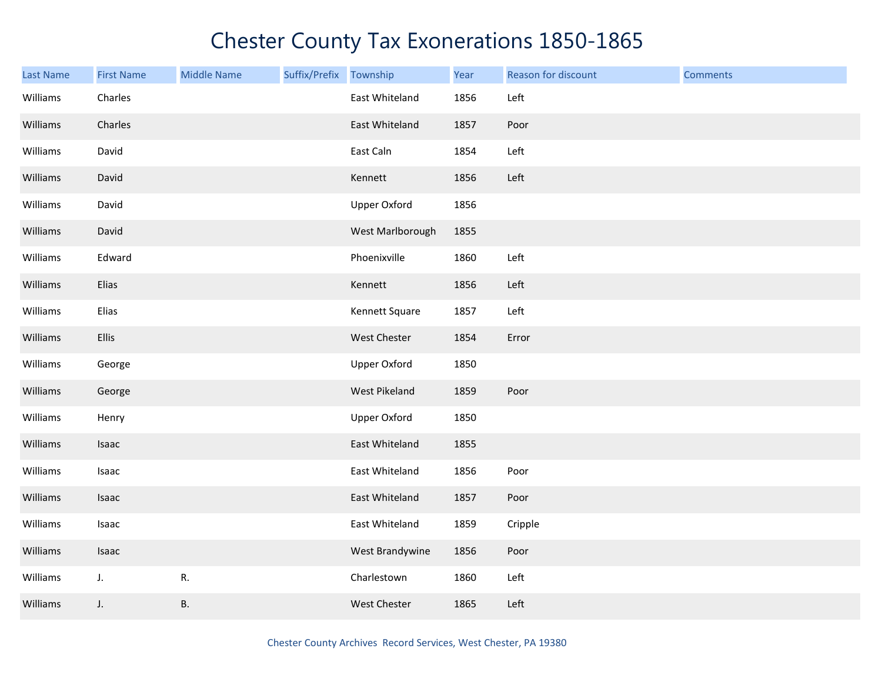# Chester County Tax Exonerations 1850-1865

| Last Name | First Name | Middle Name | Suffix/Prefix | Township | Year | Reason for discount | Comments |
|---|---|---|---|---|---|---|---|
| Williams | Charles | | | East Whiteland | 1856 | Left | |
| Williams | Charles | | | East Whiteland | 1857 | Poor | |
| Williams | David | | | East Caln | 1854 | Left | |
| Williams | David | | | Kennett | 1856 | Left | |
| Williams | David | | | Upper Oxford | 1856 | | |
| Williams | David | | | West Marlborough | 1855 | | |
| Williams | Edward | | | Phoenixville | 1860 | Left | |
| Williams | Elias | | | Kennett | 1856 | Left | |
| Williams | Elias | | | Kennett Square | 1857 | Left | |
| Williams | Ellis | | | West Chester | 1854 | Error | |
| Williams | George | | | Upper Oxford | 1850 | | |
| Williams | George | | | West Pikeland | 1859 | Poor | |
| Williams | Henry | | | Upper Oxford | 1850 | | |
| Williams | Isaac | | | East Whiteland | 1855 | | |
| Williams | Isaac | | | East Whiteland | 1856 | Poor | |
| Williams | Isaac | | | East Whiteland | 1857 | Poor | |
| Williams | Isaac | | | East Whiteland | 1859 | Cripple | |
| Williams | Isaac | | | West Brandywine | 1856 | Poor | |
| Williams | J. | R. | | Charlestown | 1860 | Left | |
| Williams | J. | B. | | West Chester | 1865 | Left | |

Chester County Archives Record Services, West Chester, PA 19380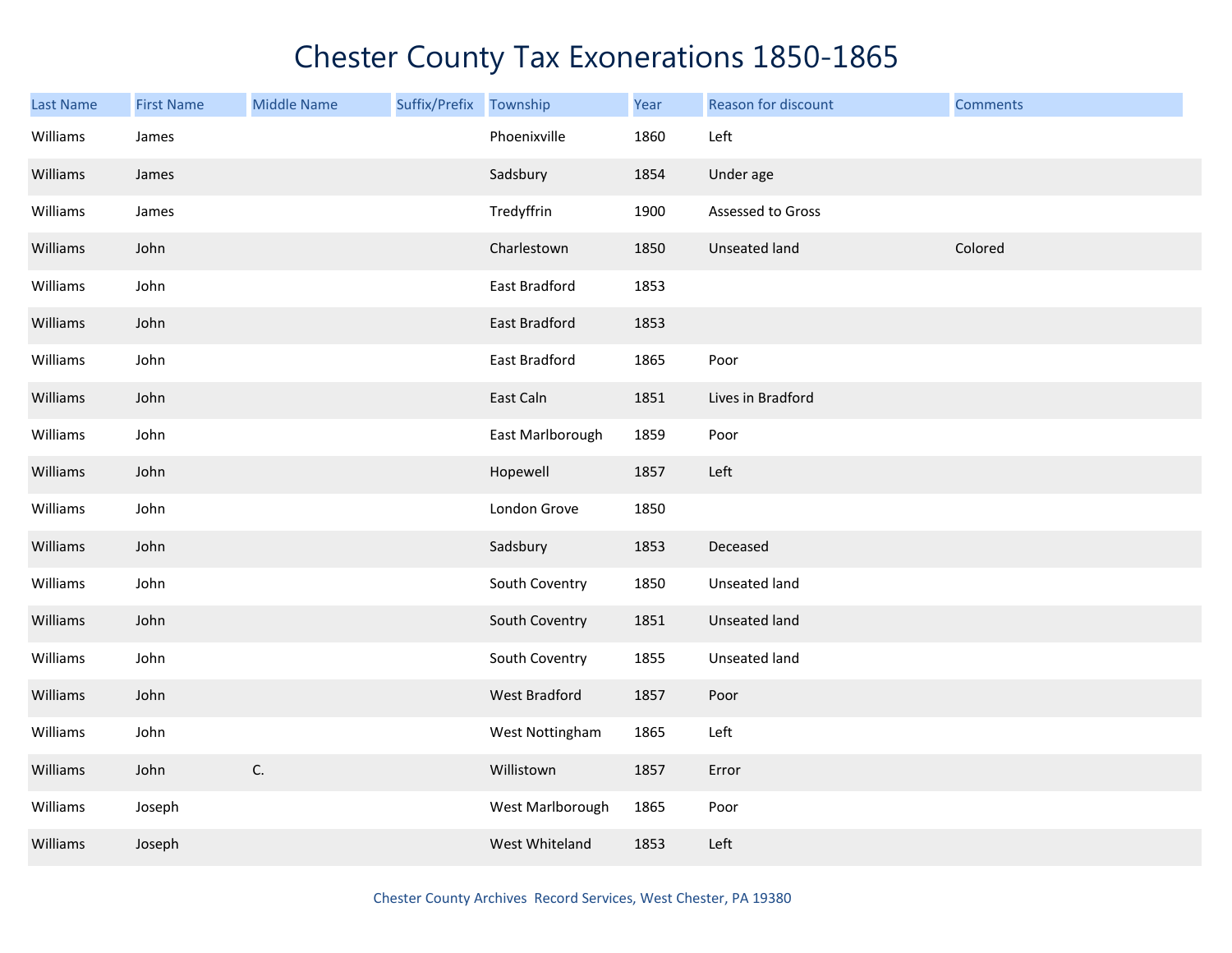# Chester County Tax Exonerations 1850-1865

| Last Name | First Name | Middle Name | Suffix/Prefix | Township | Year | Reason for discount | Comments |
|---|---|---|---|---|---|---|---|
| Williams | James | | | Phoenixville | 1860 | Left | |
| Williams | James | | | Sadsbury | 1854 | Under age | |
| Williams | James | | | Tredyffrin | 1900 | Assessed to Gross | |
| Williams | John | | | Charlestown | 1850 | Unseated land | Colored |
| Williams | John | | | East Bradford | 1853 | | |
| Williams | John | | | East Bradford | 1853 | | |
| Williams | John | | | East Bradford | 1865 | Poor | |
| Williams | John | | | East Caln | 1851 | Lives in Bradford | |
| Williams | John | | | East Marlborough | 1859 | Poor | |
| Williams | John | | | Hopewell | 1857 | Left | |
| Williams | John | | | London Grove | 1850 | | |
| Williams | John | | | Sadsbury | 1853 | Deceased | |
| Williams | John | | | South Coventry | 1850 | Unseated land | |
| Williams | John | | | South Coventry | 1851 | Unseated land | |
| Williams | John | | | South Coventry | 1855 | Unseated land | |
| Williams | John | | | West Bradford | 1857 | Poor | |
| Williams | John | | | West Nottingham | 1865 | Left | |
| Williams | John | C. | | Willistown | 1857 | Error | |
| Williams | Joseph | | | West Marlborough | 1865 | Poor | |
| Williams | Joseph | | | West Whiteland | 1853 | Left | |

Chester County Archives Record Services, West Chester, PA 19380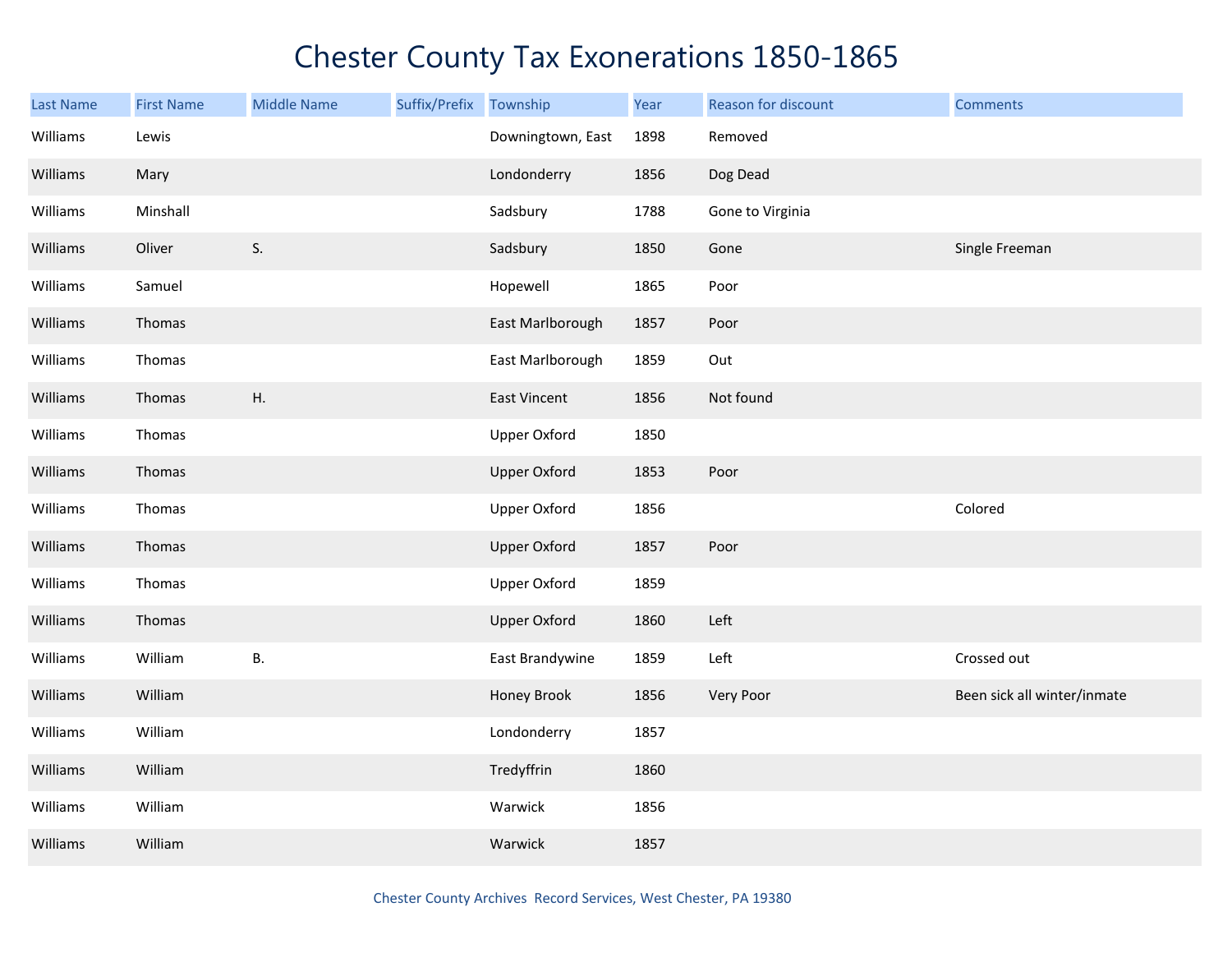# Chester County Tax Exonerations 1850-1865

| Last Name | First Name | Middle Name | Suffix/Prefix | Township | Year | Reason for discount | Comments |
|---|---|---|---|---|---|---|---|
| Williams | Lewis | | | Downingtown, East | 1898 | Removed | |
| Williams | Mary | | | Londonderry | 1856 | Dog Dead | |
| Williams | Minshall | | | Sadsbury | 1788 | Gone to Virginia | |
| Williams | Oliver | S. | | Sadsbury | 1850 | Gone | Single Freeman |
| Williams | Samuel | | | Hopewell | 1865 | Poor | |
| Williams | Thomas | | | East Marlborough | 1857 | Poor | |
| Williams | Thomas | | | East Marlborough | 1859 | Out | |
| Williams | Thomas | H. | | East Vincent | 1856 | Not found | |
| Williams | Thomas | | | Upper Oxford | 1850 | | |
| Williams | Thomas | | | Upper Oxford | 1853 | Poor | |
| Williams | Thomas | | | Upper Oxford | 1856 | | Colored |
| Williams | Thomas | | | Upper Oxford | 1857 | Poor | |
| Williams | Thomas | | | Upper Oxford | 1859 | | |
| Williams | Thomas | | | Upper Oxford | 1860 | Left | |
| Williams | William | B. | | East Brandywine | 1859 | Left | Crossed out |
| Williams | William | | | Honey Brook | 1856 | Very Poor | Been sick all winter/inmate |
| Williams | William | | | Londonderry | 1857 | | |
| Williams | William | | | Tredyffrin | 1860 | | |
| Williams | William | | | Warwick | 1856 | | |
| Williams | William | | | Warwick | 1857 | | |

Chester County Archives Record Services, West Chester, PA 19380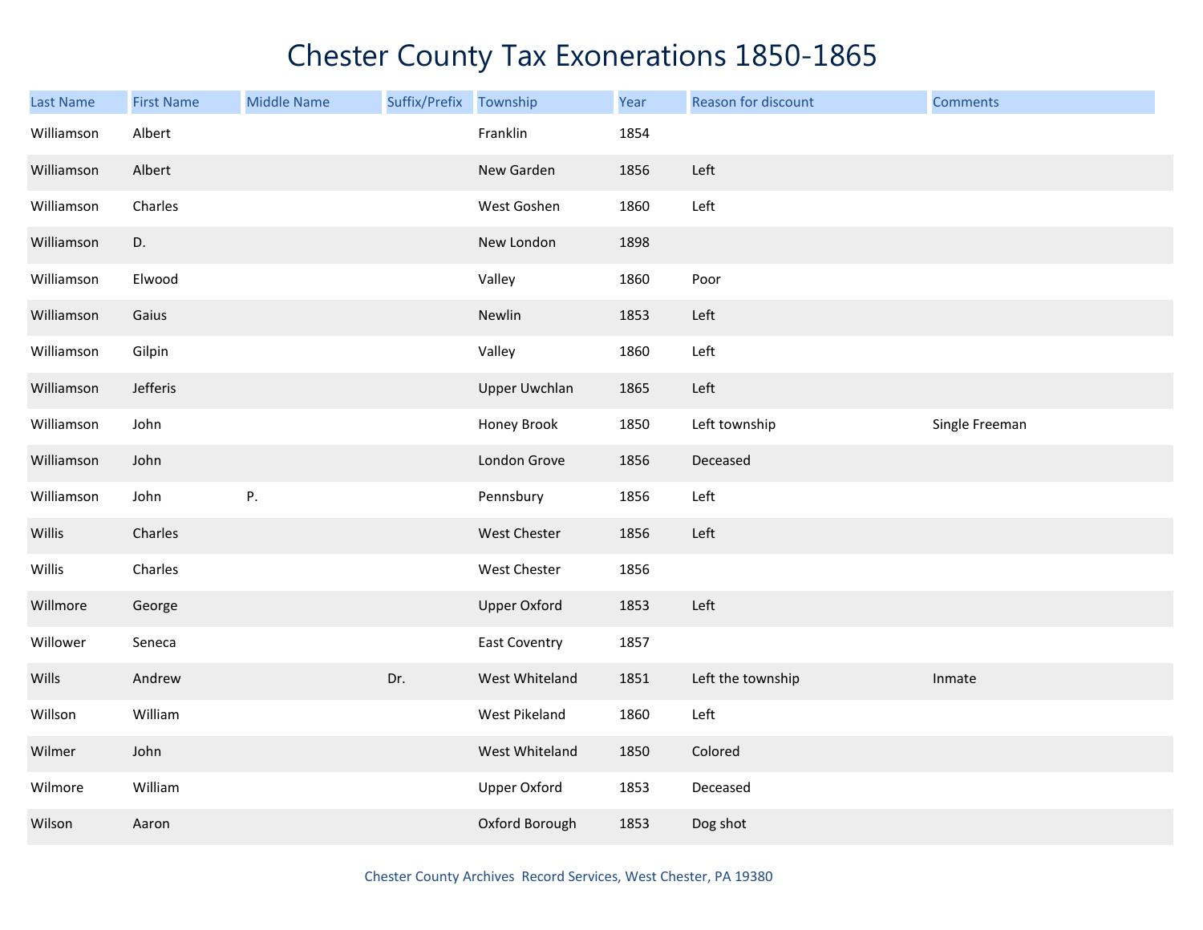# Chester County Tax Exonerations 1850-1865

| Last Name | First Name | Middle Name | Suffix/Prefix | Township | Year | Reason for discount | Comments |
|---|---|---|---|---|---|---|---|
| Williamson | Albert | | | Franklin | 1854 | | |
| Williamson | Albert | | | New Garden | 1856 | Left | |
| Williamson | Charles | | | West Goshen | 1860 | Left | |
| Williamson | D. | | | New London | 1898 | | |
| Williamson | Elwood | | | Valley | 1860 | Poor | |
| Williamson | Gaius | | | Newlin | 1853 | Left | |
| Williamson | Gilpin | | | Valley | 1860 | Left | |
| Williamson | Jefferis | | | Upper Uwchlan | 1865 | Left | |
| Williamson | John | | | Honey Brook | 1850 | Left township | Single Freeman |
| Williamson | John | | | London Grove | 1856 | Deceased | |
| Williamson | John | P. | | Pennsbury | 1856 | Left | |
| Willis | Charles | | | West Chester | 1856 | Left | |
| Willis | Charles | | | West Chester | 1856 | | |
| Willmore | George | | | Upper Oxford | 1853 | Left | |
| Willower | Seneca | | | East Coventry | 1857 | | |
| Wills | Andrew | | Dr. | West Whiteland | 1851 | Left the township | Inmate |
| Willson | William | | | West Pikeland | 1860 | Left | |
| Wilmer | John | | | West Whiteland | 1850 | Colored | |
| Wilmore | William | | | Upper Oxford | 1853 | Deceased | |
| Wilson | Aaron | | | Oxford Borough | 1853 | Dog shot | |

Chester County Archives Record Services, West Chester, PA 19380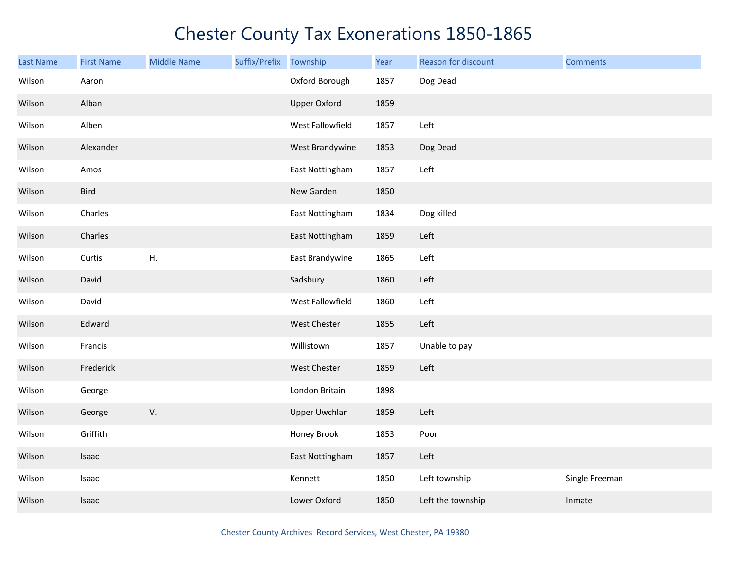# Chester County Tax Exonerations 1850-1865

| Last Name | First Name | Middle Name | Suffix/Prefix | Township | Year | Reason for discount | Comments |
|---|---|---|---|---|---|---|---|
| Wilson | Aaron | | | Oxford Borough | 1857 | Dog Dead | |
| Wilson | Alban | | | Upper Oxford | 1859 | | |
| Wilson | Alben | | | West Fallowfield | 1857 | Left | |
| Wilson | Alexander | | | West Brandywine | 1853 | Dog Dead | |
| Wilson | Amos | | | East Nottingham | 1857 | Left | |
| Wilson | Bird | | | New Garden | 1850 | | |
| Wilson | Charles | | | East Nottingham | 1834 | Dog killed | |
| Wilson | Charles | | | East Nottingham | 1859 | Left | |
| Wilson | Curtis | H. | | East Brandywine | 1865 | Left | |
| Wilson | David | | | Sadsbury | 1860 | Left | |
| Wilson | David | | | West Fallowfield | 1860 | Left | |
| Wilson | Edward | | | West Chester | 1855 | Left | |
| Wilson | Francis | | | Willistown | 1857 | Unable to pay | |
| Wilson | Frederick | | | West Chester | 1859 | Left | |
| Wilson | George | | | London Britain | 1898 | | |
| Wilson | George | V. | | Upper Uwchlan | 1859 | Left | |
| Wilson | Griffith | | | Honey Brook | 1853 | Poor | |
| Wilson | Isaac | | | East Nottingham | 1857 | Left | |
| Wilson | Isaac | | | Kennett | 1850 | Left township | Single Freeman |
| Wilson | Isaac | | | Lower Oxford | 1850 | Left the township | Inmate |

Chester County Archives Record Services, West Chester, PA 19380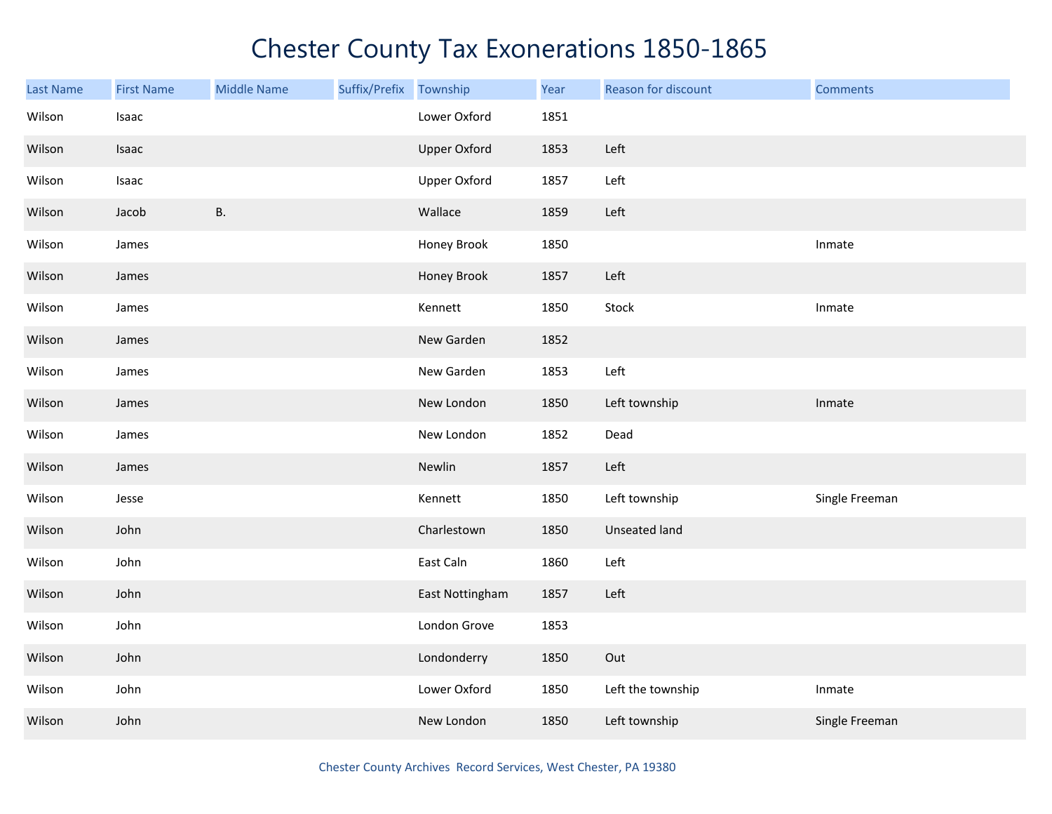# Chester County Tax Exonerations 1850-1865

| Last Name | First Name | Middle Name | Suffix/Prefix | Township | Year | Reason for discount | Comments |
|---|---|---|---|---|---|---|---|
| Wilson | Isaac | | | Lower Oxford | 1851 | | |
| Wilson | Isaac | | | Upper Oxford | 1853 | Left | |
| Wilson | Isaac | | | Upper Oxford | 1857 | Left | |
| Wilson | Jacob | B. | | Wallace | 1859 | Left | |
| Wilson | James | | | Honey Brook | 1850 | | Inmate |
| Wilson | James | | | Honey Brook | 1857 | Left | |
| Wilson | James | | | Kennett | 1850 | Stock | Inmate |
| Wilson | James | | | New Garden | 1852 | | |
| Wilson | James | | | New Garden | 1853 | Left | |
| Wilson | James | | | New London | 1850 | Left township | Inmate |
| Wilson | James | | | New London | 1852 | Dead | |
| Wilson | James | | | Newlin | 1857 | Left | |
| Wilson | Jesse | | | Kennett | 1850 | Left township | Single Freeman |
| Wilson | John | | | Charlestown | 1850 | Unseated land | |
| Wilson | John | | | East Caln | 1860 | Left | |
| Wilson | John | | | East Nottingham | 1857 | Left | |
| Wilson | John | | | London Grove | 1853 | | |
| Wilson | John | | | Londonderry | 1850 | Out | |
| Wilson | John | | | Lower Oxford | 1850 | Left the township | Inmate |
| Wilson | John | | | New London | 1850 | Left township | Single Freeman |

Chester County Archives Record Services, West Chester, PA 19380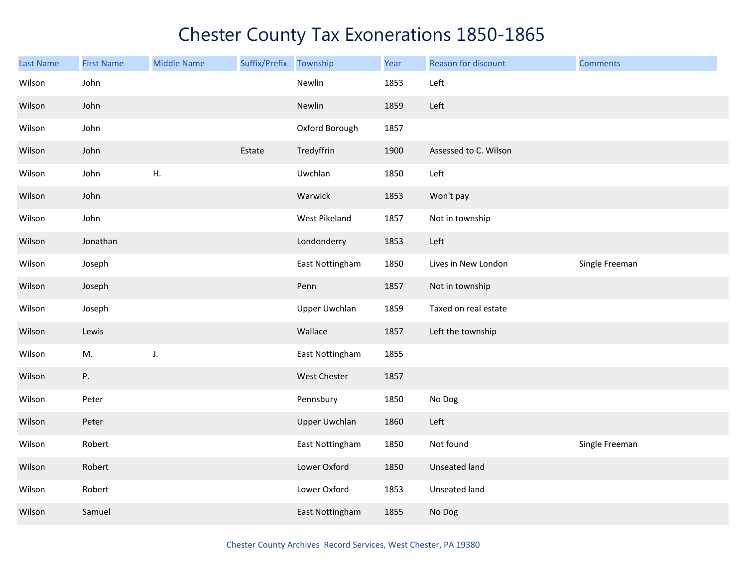# Chester County Tax Exonerations 1850-1865

| Last Name | First Name | Middle Name | Suffix/Prefix | Township | Year | Reason for discount | Comments |
|---|---|---|---|---|---|---|---|
| Wilson | John | | | Newlin | 1853 | Left | |
| Wilson | John | | | Newlin | 1859 | Left | |
| Wilson | John | | | Oxford Borough | 1857 | | |
| Wilson | John | | Estate | Tredyffrin | 1900 | Assessed to C. Wilson | |
| Wilson | John | H. | | Uwchlan | 1850 | Left | |
| Wilson | John | | | Warwick | 1853 | Won't pay | |
| Wilson | John | | | West Pikeland | 1857 | Not in township | |
| Wilson | Jonathan | | | Londonderry | 1853 | Left | |
| Wilson | Joseph | | | East Nottingham | 1850 | Lives in New London | Single Freeman |
| Wilson | Joseph | | | Penn | 1857 | Not in township | |
| Wilson | Joseph | | | Upper Uwchlan | 1859 | Taxed on real estate | |
| Wilson | Lewis | | | Wallace | 1857 | Left the township | |
| Wilson | M. | J. | | East Nottingham | 1855 | | |
| Wilson | P. | | | West Chester | 1857 | | |
| Wilson | Peter | | | Pennsbury | 1850 | No Dog | |
| Wilson | Peter | | | Upper Uwchlan | 1860 | Left | |
| Wilson | Robert | | | East Nottingham | 1850 | Not found | Single Freeman |
| Wilson | Robert | | | Lower Oxford | 1850 | Unseated land | |
| Wilson | Robert | | | Lower Oxford | 1853 | Unseated land | |
| Wilson | Samuel | | | East Nottingham | 1855 | No Dog | |

Chester County Archives Record Services, West Chester, PA 19380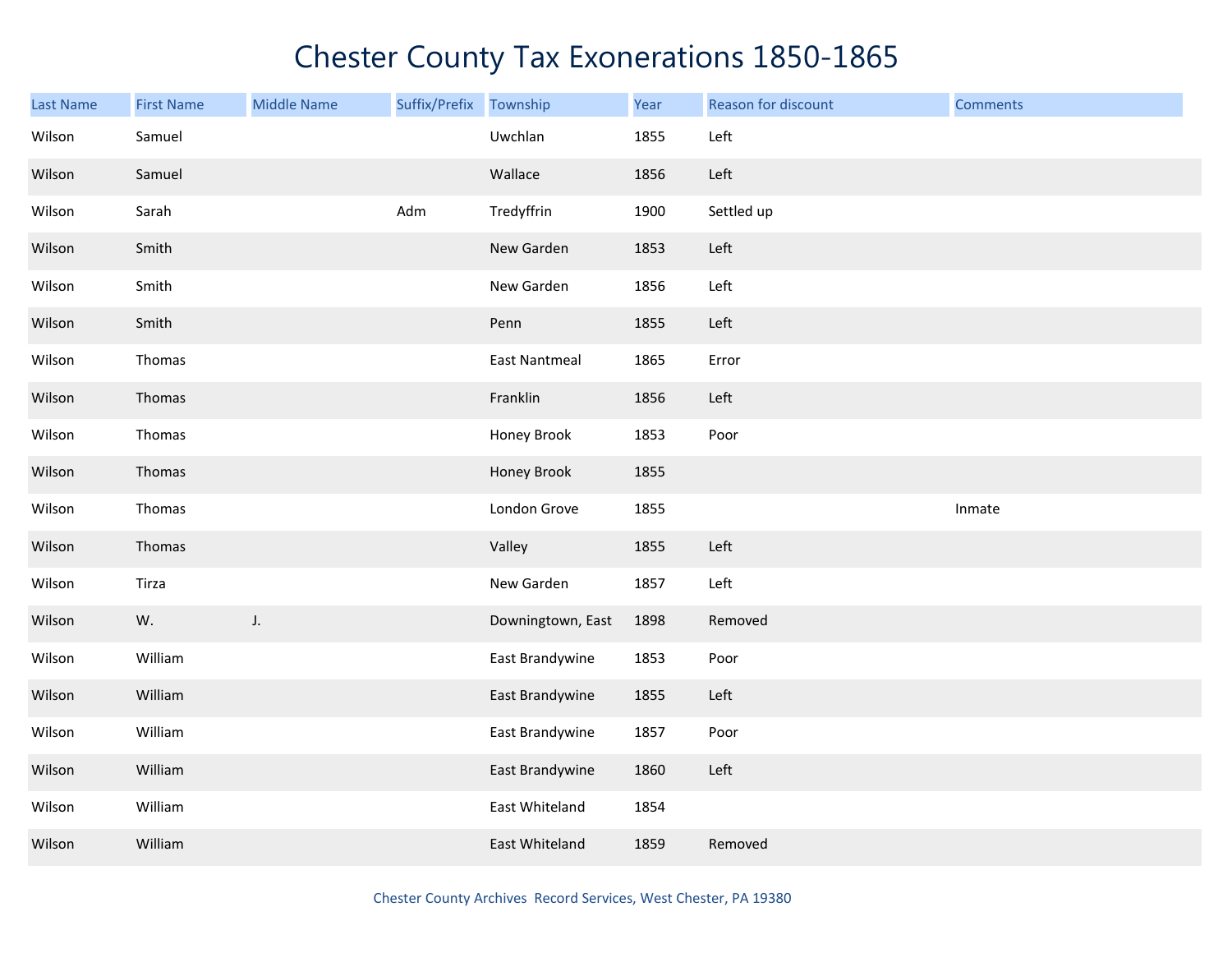# Chester County Tax Exonerations 1850-1865

| Last Name | First Name | Middle Name | Suffix/Prefix | Township | Year | Reason for discount | Comments |
|---|---|---|---|---|---|---|---|
| Wilson | Samuel | | | Uwchlan | 1855 | Left | |
| Wilson | Samuel | | | Wallace | 1856 | Left | |
| Wilson | Sarah | | Adm | Tredyffrin | 1900 | Settled up | |
| Wilson | Smith | | | New Garden | 1853 | Left | |
| Wilson | Smith | | | New Garden | 1856 | Left | |
| Wilson | Smith | | | Penn | 1855 | Left | |
| Wilson | Thomas | | | East Nantmeal | 1865 | Error | |
| Wilson | Thomas | | | Franklin | 1856 | Left | |
| Wilson | Thomas | | | Honey Brook | 1853 | Poor | |
| Wilson | Thomas | | | Honey Brook | 1855 | | |
| Wilson | Thomas | | | London Grove | 1855 | | Inmate |
| Wilson | Thomas | | | Valley | 1855 | Left | |
| Wilson | Tirza | | | New Garden | 1857 | Left | |
| Wilson | W. | J. | | Downingtown, East | 1898 | Removed | |
| Wilson | William | | | East Brandywine | 1853 | Poor | |
| Wilson | William | | | East Brandywine | 1855 | Left | |
| Wilson | William | | | East Brandywine | 1857 | Poor | |
| Wilson | William | | | East Brandywine | 1860 | Left | |
| Wilson | William | | | East Whiteland | 1854 | | |
| Wilson | William | | | East Whiteland | 1859 | Removed | |

Chester County Archives Record Services, West Chester, PA 19380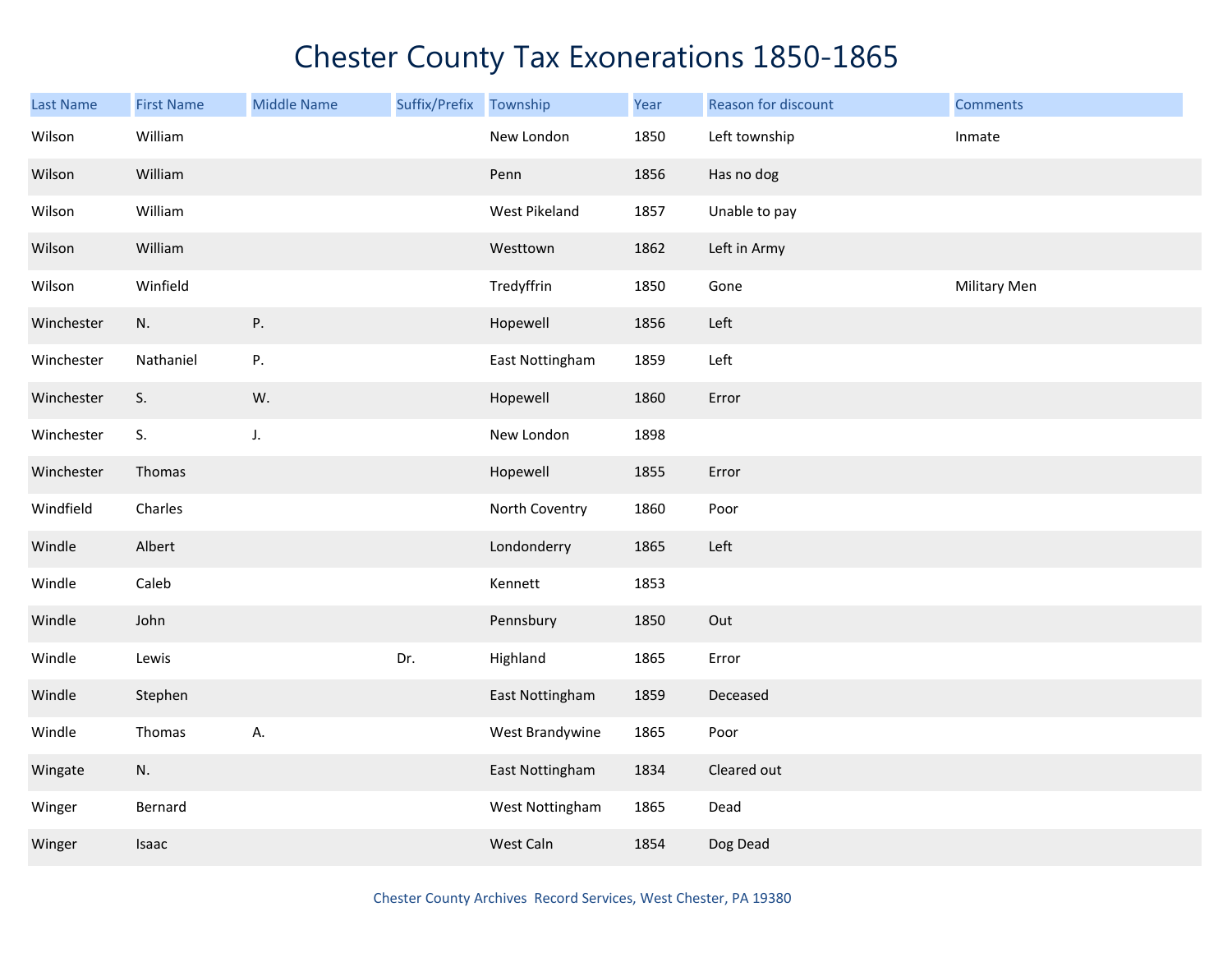# Chester County Tax Exonerations 1850-1865

| Last Name | First Name | Middle Name | Suffix/Prefix | Township | Year | Reason for discount | Comments |
| --- | --- | --- | --- | --- | --- | --- | --- |
| Wilson | William | | | New London | 1850 | Left township | Inmate |
| Wilson | William | | | Penn | 1856 | Has no dog | |
| Wilson | William | | | West Pikeland | 1857 | Unable to pay | |
| Wilson | William | | | Westtown | 1862 | Left in Army | |
| Wilson | Winfield | | | Tredyffrin | 1850 | Gone | Military Men |
| Winchester | N. | P. | | Hopewell | 1856 | Left | |
| Winchester | Nathaniel | P. | | East Nottingham | 1859 | Left | |
| Winchester | S. | W. | | Hopewell | 1860 | Error | |
| Winchester | S. | J. | | New London | 1898 | | |
| Winchester | Thomas | | | Hopewell | 1855 | Error | |
| Windfield | Charles | | | North Coventry | 1860 | Poor | |
| Windle | Albert | | | Londonderry | 1865 | Left | |
| Windle | Caleb | | | Kennett | 1853 | | |
| Windle | John | | | Pennsbury | 1850 | Out | |
| Windle | Lewis | | Dr. | Highland | 1865 | Error | |
| Windle | Stephen | | | East Nottingham | 1859 | Deceased | |
| Windle | Thomas | A. | | West Brandywine | 1865 | Poor | |
| Wingate | N. | | | East Nottingham | 1834 | Cleared out | |
| Winger | Bernard | | | West Nottingham | 1865 | Dead | |
| Winger | Isaac | | | West Caln | 1854 | Dog Dead | |

Chester County Archives Record Services, West Chester, PA 19380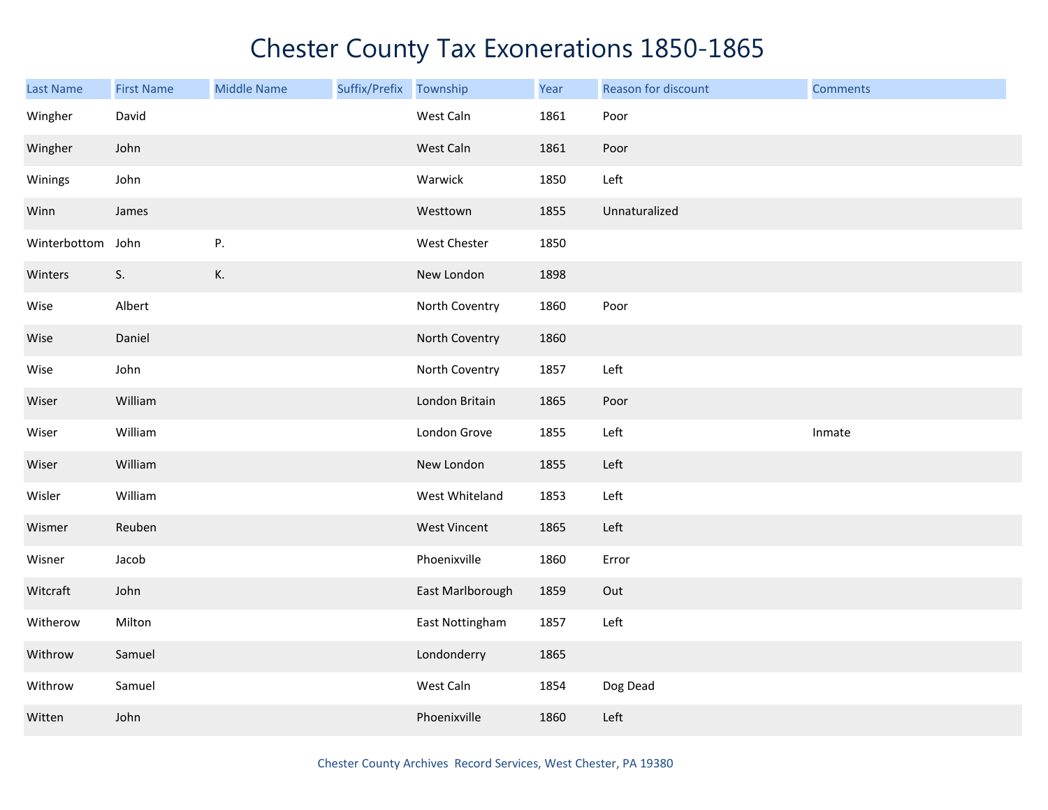# Chester County Tax Exonerations 1850-1865

| Last Name | First Name | Middle Name | Suffix/Prefix | Township | Year | Reason for discount | Comments |
|---|---|---|---|---|---|---|---|
| Wingher | David | | | West Caln | 1861 | Poor | |
| Wingher | John | | | West Caln | 1861 | Poor | |
| Winings | John | | | Warwick | 1850 | Left | |
| Winn | James | | | Westtown | 1855 | Unnaturalized | |
| Winterbottom | John | P. | | West Chester | 1850 | | |
| Winters | S. | K. | | New London | 1898 | | |
| Wise | Albert | | | North Coventry | 1860 | Poor | |
| Wise | Daniel | | | North Coventry | 1860 | | |
| Wise | John | | | North Coventry | 1857 | Left | |
| Wiser | William | | | London Britain | 1865 | Poor | |
| Wiser | William | | | London Grove | 1855 | Left | Inmate |
| Wiser | William | | | New London | 1855 | Left | |
| Wisler | William | | | West Whiteland | 1853 | Left | |
| Wismer | Reuben | | | West Vincent | 1865 | Left | |
| Wisner | Jacob | | | Phoenixville | 1860 | Error | |
| Witcraft | John | | | East Marlborough | 1859 | Out | |
| Witherow | Milton | | | East Nottingham | 1857 | Left | |
| Withrow | Samuel | | | Londonderry | 1865 | | |
| Withrow | Samuel | | | West Caln | 1854 | Dog Dead | |
| Witten | John | | | Phoenixville | 1860 | Left | |

Chester County Archives Record Services, West Chester, PA 19380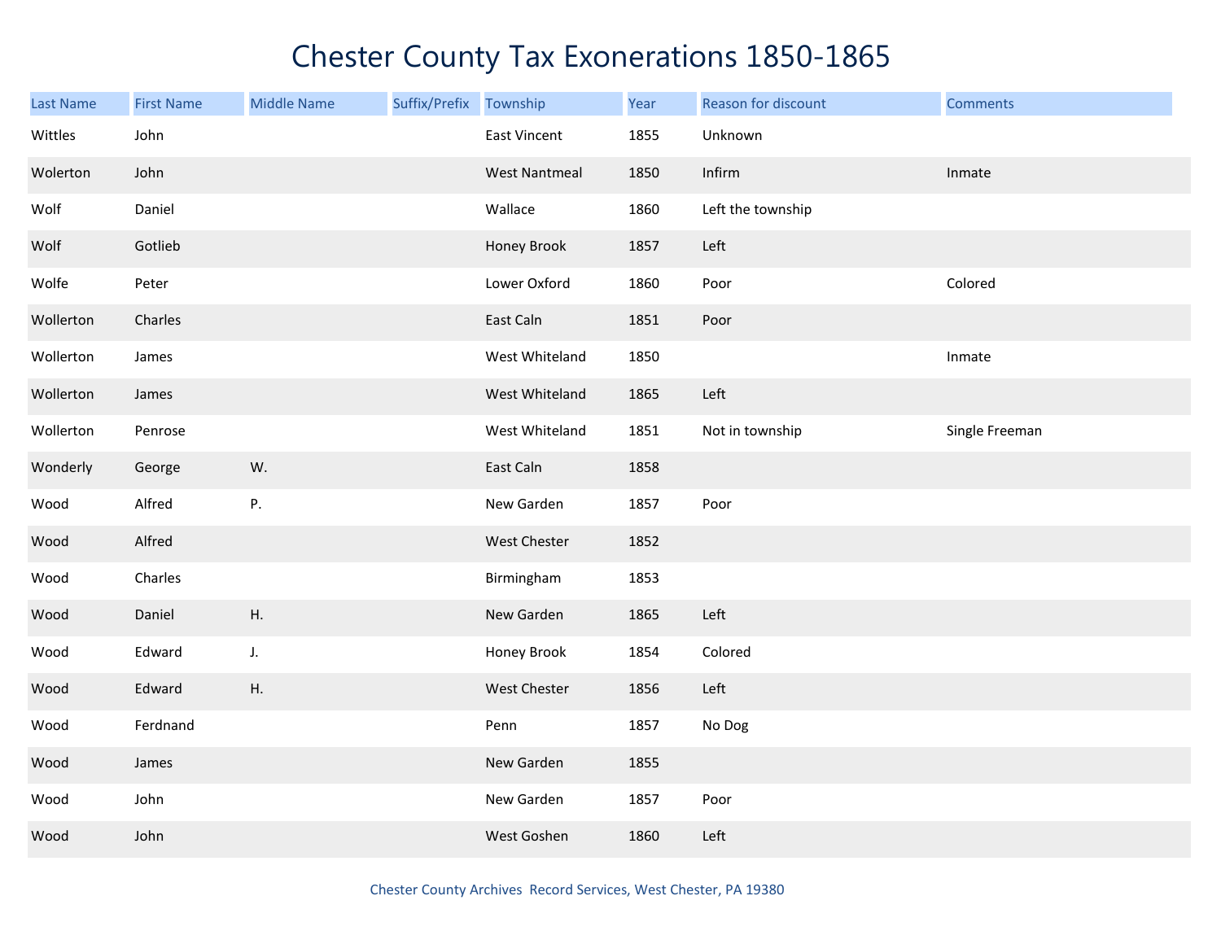# Chester County Tax Exonerations 1850-1865

| Last Name | First Name | Middle Name | Suffix/Prefix | Township | Year | Reason for discount | Comments |
|---|---|---|---|---|---|---|---|
| Wittles | John | | | East Vincent | 1855 | Unknown | |
| Wolerton | John | | | West Nantmeal | 1850 | Infirm | Inmate |
| Wolf | Daniel | | | Wallace | 1860 | Left the township | |
| Wolf | Gotlieb | | | Honey Brook | 1857 | Left | |
| Wolfe | Peter | | | Lower Oxford | 1860 | Poor | Colored |
| Wollerton | Charles | | | East Caln | 1851 | Poor | |
| Wollerton | James | | | West Whiteland | 1850 | | Inmate |
| Wollerton | James | | | West Whiteland | 1865 | Left | |
| Wollerton | Penrose | | | West Whiteland | 1851 | Not in township | Single Freeman |
| Wonderly | George | W. | | East Caln | 1858 | | |
| Wood | Alfred | P. | | New Garden | 1857 | Poor | |
| Wood | Alfred | | | West Chester | 1852 | | |
| Wood | Charles | | | Birmingham | 1853 | | |
| Wood | Daniel | H. | | New Garden | 1865 | Left | |
| Wood | Edward | J. | | Honey Brook | 1854 | Colored | |
| Wood | Edward | H. | | West Chester | 1856 | Left | |
| Wood | Ferdnand | | | Penn | 1857 | No Dog | |
| Wood | James | | | New Garden | 1855 | | |
| Wood | John | | | New Garden | 1857 | Poor | |
| Wood | John | | | West Goshen | 1860 | Left | |

Chester County Archives Record Services, West Chester, PA 19380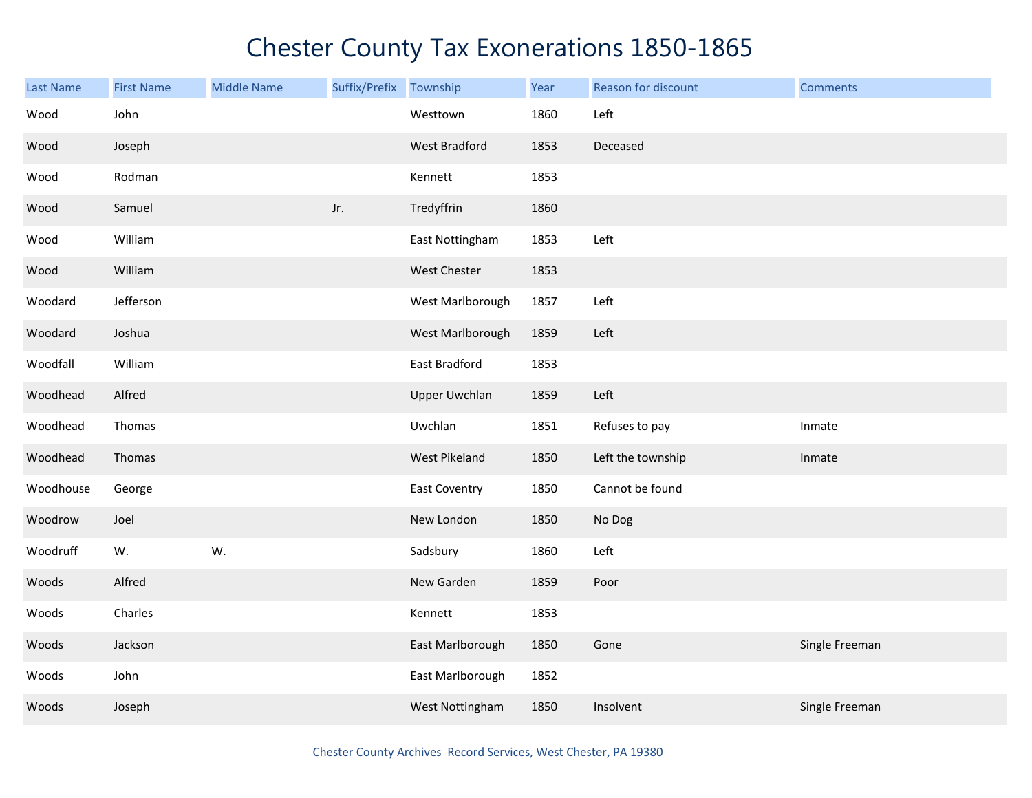# Chester County Tax Exonerations 1850-1865

| Last Name | First Name | Middle Name | Suffix/Prefix | Township | Year | Reason for discount | Comments |
|---|---|---|---|---|---|---|---|
| Wood | John | | | Westtown | 1860 | Left | |
| Wood | Joseph | | | West Bradford | 1853 | Deceased | |
| Wood | Rodman | | | Kennett | 1853 | | |
| Wood | Samuel | | Jr. | Tredyffrin | 1860 | | |
| Wood | William | | | East Nottingham | 1853 | Left | |
| Wood | William | | | West Chester | 1853 | | |
| Woodard | Jefferson | | | West Marlborough | 1857 | Left | |
| Woodard | Joshua | | | West Marlborough | 1859 | Left | |
| Woodfall | William | | | East Bradford | 1853 | | |
| Woodhead | Alfred | | | Upper Uwchlan | 1859 | Left | |
| Woodhead | Thomas | | | Uwchlan | 1851 | Refuses to pay | Inmate |
| Woodhead | Thomas | | | West Pikeland | 1850 | Left the township | Inmate |
| Woodhouse | George | | | East Coventry | 1850 | Cannot be found | |
| Woodrow | Joel | | | New London | 1850 | No Dog | |
| Woodruff | W. | W. | | Sadsbury | 1860 | Left | |
| Woods | Alfred | | | New Garden | 1859 | Poor | |
| Woods | Charles | | | Kennett | 1853 | | |
| Woods | Jackson | | | East Marlborough | 1850 | Gone | Single Freeman |
| Woods | John | | | East Marlborough | 1852 | | |
| Woods | Joseph | | | West Nottingham | 1850 | Insolvent | Single Freeman |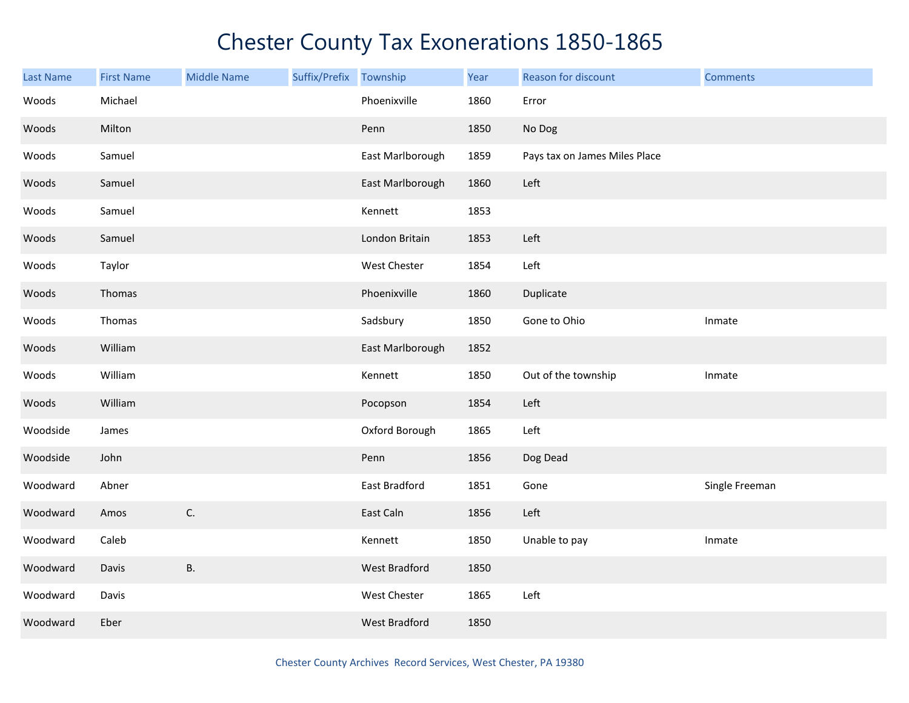# Chester County Tax Exonerations 1850-1865

| Last Name | First Name | Middle Name | Suffix/Prefix | Township | Year | Reason for discount | Comments |
|---|---|---|---|---|---|---|---|
| Woods | Michael | | | Phoenixville | 1860 | Error | |
| Woods | Milton | | | Penn | 1850 | No Dog | |
| Woods | Samuel | | | East Marlborough | 1859 | Pays tax on James Miles Place | |
| Woods | Samuel | | | East Marlborough | 1860 | Left | |
| Woods | Samuel | | | Kennett | 1853 | | |
| Woods | Samuel | | | London Britain | 1853 | Left | |
| Woods | Taylor | | | West Chester | 1854 | Left | |
| Woods | Thomas | | | Phoenixville | 1860 | Duplicate | |
| Woods | Thomas | | | Sadsbury | 1850 | Gone to Ohio | Inmate |
| Woods | William | | | East Marlborough | 1852 | | |
| Woods | William | | | Kennett | 1850 | Out of the township | Inmate |
| Woods | William | | | Pocopson | 1854 | Left | |
| Woodside | James | | | Oxford Borough | 1865 | Left | |
| Woodside | John | | | Penn | 1856 | Dog Dead | |
| Woodward | Abner | | | East Bradford | 1851 | Gone | Single Freeman |
| Woodward | Amos | C. | | East Caln | 1856 | Left | |
| Woodward | Caleb | | | Kennett | 1850 | Unable to pay | Inmate |
| Woodward | Davis | B. | | West Bradford | 1850 | | |
| Woodward | Davis | | | West Chester | 1865 | Left | |
| Woodward | Eber | | | West Bradford | 1850 | | |

Chester County Archives Record Services, West Chester, PA 19380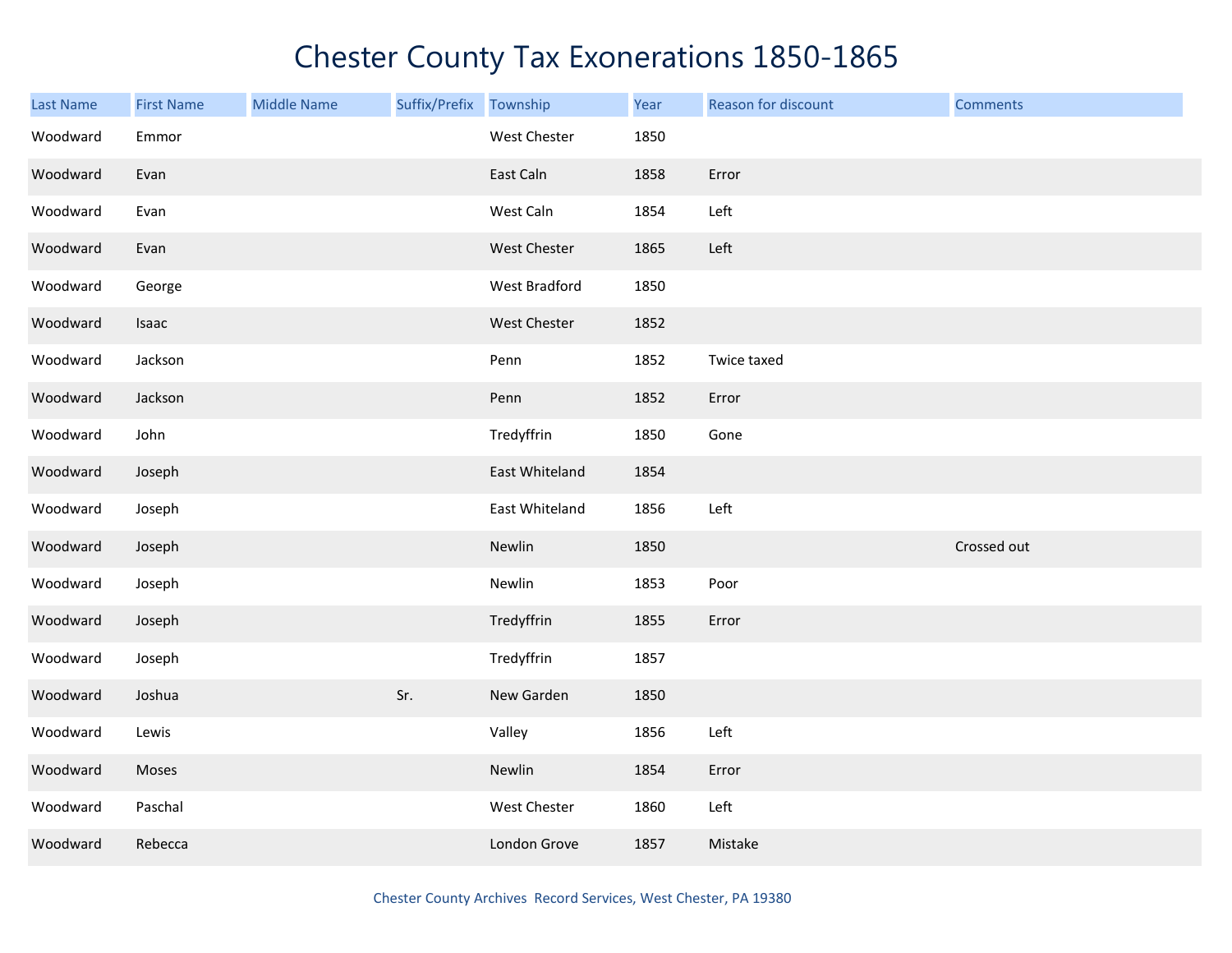# Chester County Tax Exonerations 1850-1865

| Last Name | First Name | Middle Name | Suffix/Prefix | Township | Year | Reason for discount | Comments |
|---|---|---|---|---|---|---|---|
| Woodward | Emmor | | | West Chester | 1850 | | |
| Woodward | Evan | | | East Caln | 1858 | Error | |
| Woodward | Evan | | | West Caln | 1854 | Left | |
| Woodward | Evan | | | West Chester | 1865 | Left | |
| Woodward | George | | | West Bradford | 1850 | | |
| Woodward | Isaac | | | West Chester | 1852 | | |
| Woodward | Jackson | | | Penn | 1852 | Twice taxed | |
| Woodward | Jackson | | | Penn | 1852 | Error | |
| Woodward | John | | | Tredyffrin | 1850 | Gone | |
| Woodward | Joseph | | | East Whiteland | 1854 | | |
| Woodward | Joseph | | | East Whiteland | 1856 | Left | |
| Woodward | Joseph | | | Newlin | 1850 | | Crossed out |
| Woodward | Joseph | | | Newlin | 1853 | Poor | |
| Woodward | Joseph | | | Tredyffrin | 1855 | Error | |
| Woodward | Joseph | | | Tredyffrin | 1857 | | |
| Woodward | Joshua | | Sr. | New Garden | 1850 | | |
| Woodward | Lewis | | | Valley | 1856 | Left | |
| Woodward | Moses | | | Newlin | 1854 | Error | |
| Woodward | Paschal | | | West Chester | 1860 | Left | |
| Woodward | Rebecca | | | London Grove | 1857 | Mistake | |

Chester County Archives Record Services, West Chester, PA 19380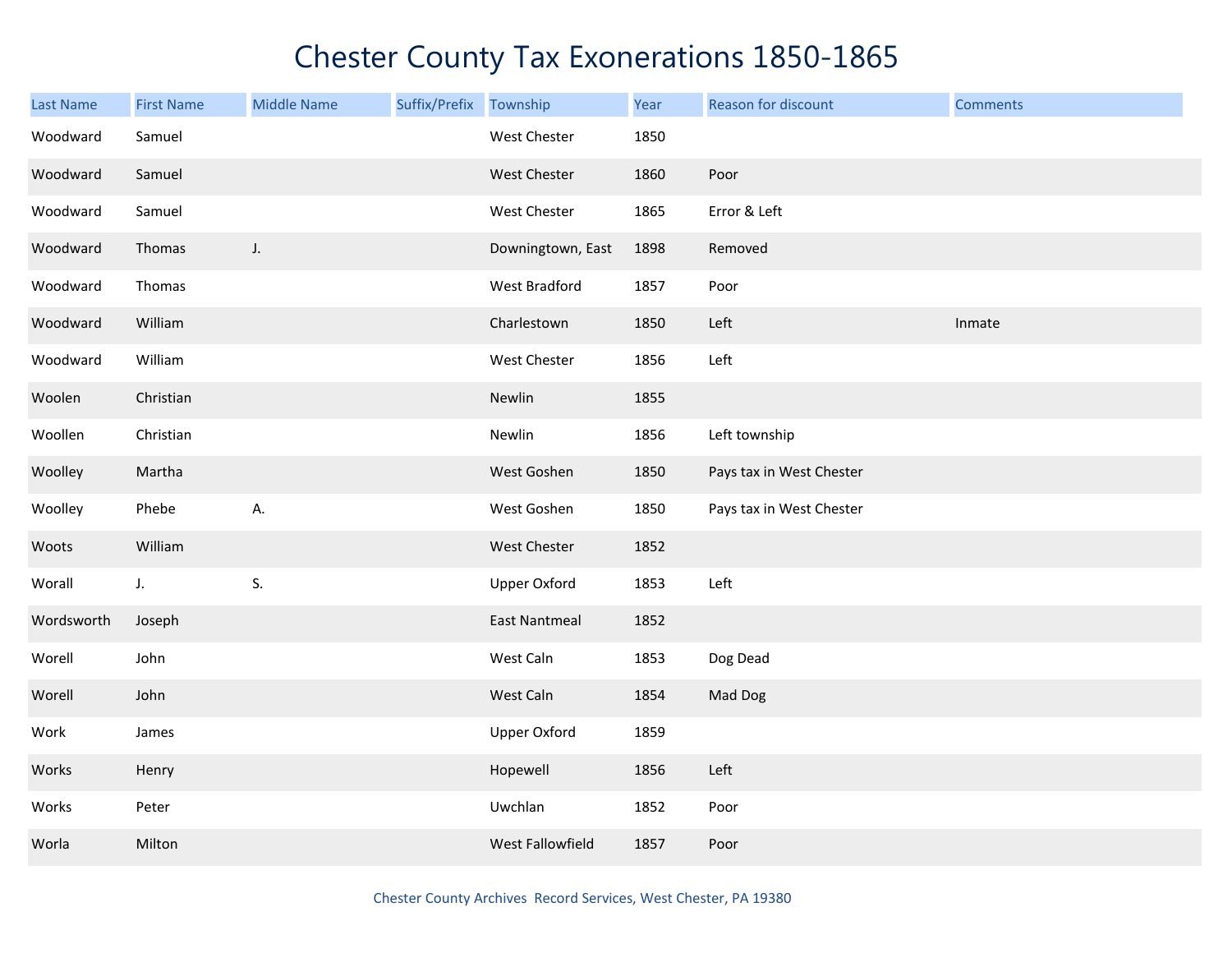# Chester County Tax Exonerations 1850-1865

| Last Name | First Name | Middle Name | Suffix/Prefix | Township | Year | Reason for discount | Comments |
|---|---|---|---|---|---|---|---|
| Woodward | Samuel | | | West Chester | 1850 | | |
| Woodward | Samuel | | | West Chester | 1860 | Poor | |
| Woodward | Samuel | | | West Chester | 1865 | Error & Left | |
| Woodward | Thomas | J. | | Downingtown, East | 1898 | Removed | |
| Woodward | Thomas | | | West Bradford | 1857 | Poor | |
| Woodward | William | | | Charlestown | 1850 | Left | Inmate |
| Woodward | William | | | West Chester | 1856 | Left | |
| Woolen | Christian | | | Newlin | 1855 | | |
| Woollen | Christian | | | Newlin | 1856 | Left township | |
| Woolley | Martha | | | West Goshen | 1850 | Pays tax in West Chester | |
| Woolley | Phebe | A. | | West Goshen | 1850 | Pays tax in West Chester | |
| Woots | William | | | West Chester | 1852 | | |
| Worall | J. | S. | | Upper Oxford | 1853 | Left | |
| Wordsworth | Joseph | | | East Nantmeal | 1852 | | |
| Worell | John | | | West Caln | 1853 | Dog Dead | |
| Worell | John | | | West Caln | 1854 | Mad Dog | |
| Work | James | | | Upper Oxford | 1859 | | |
| Works | Henry | | | Hopewell | 1856 | Left | |
| Works | Peter | | | Uwchlan | 1852 | Poor | |
| Worla | Milton | | | West Fallowfield | 1857 | Poor | |

Chester County Archives Record Services, West Chester, PA 19380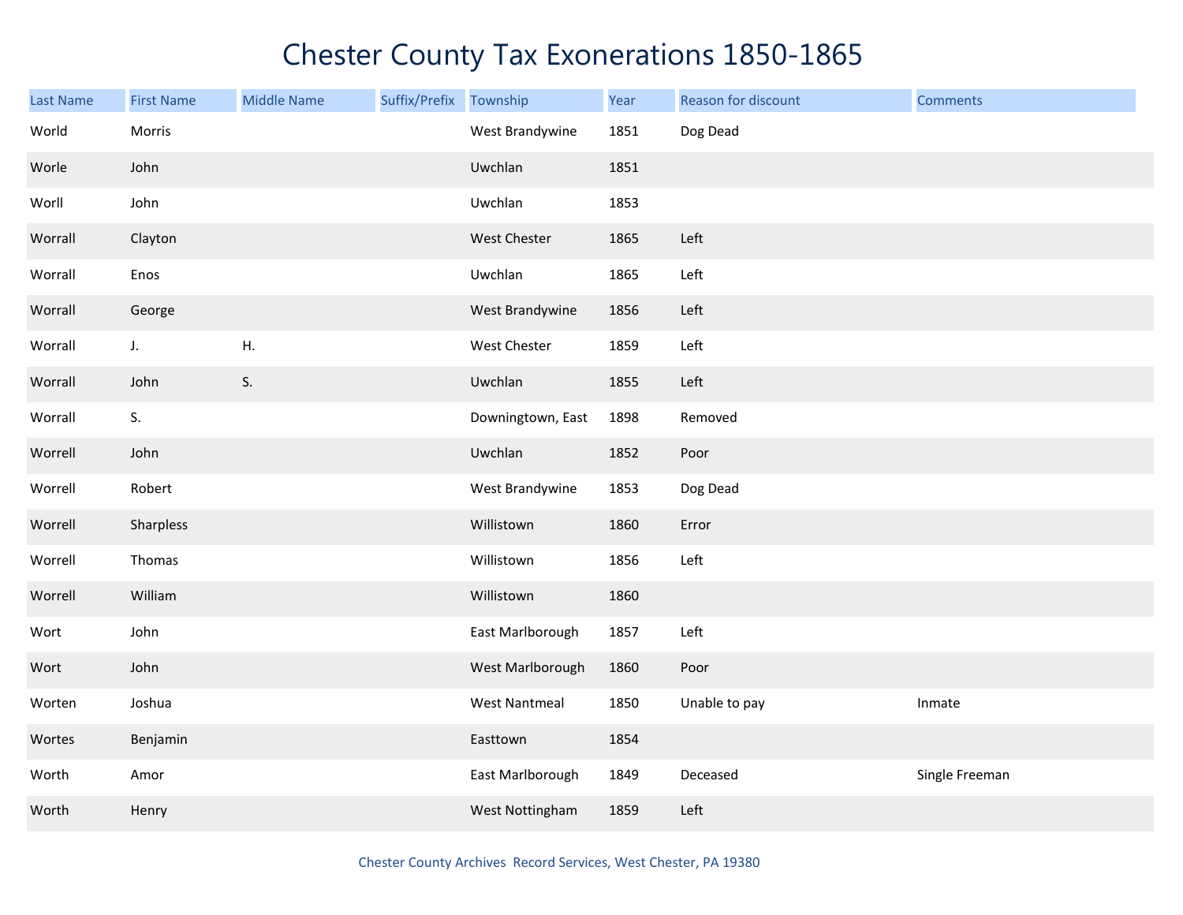# Chester County Tax Exonerations 1850-1865

| Last Name | First Name | Middle Name | Suffix/Prefix | Township | Year | Reason for discount | Comments |
|---|---|---|---|---|---|---|---|
| World | Morris | | | West Brandywine | 1851 | Dog Dead | |
| Worle | John | | | Uwchlan | 1851 | | |
| Worll | John | | | Uwchlan | 1853 | | |
| Worrall | Clayton | | | West Chester | 1865 | Left | |
| Worrall | Enos | | | Uwchlan | 1865 | Left | |
| Worrall | George | | | West Brandywine | 1856 | Left | |
| Worrall | J. | H. | | West Chester | 1859 | Left | |
| Worrall | John | S. | | Uwchlan | 1855 | Left | |
| Worrall | S. | | | Downingtown, East | 1898 | Removed | |
| Worrell | John | | | Uwchlan | 1852 | Poor | |
| Worrell | Robert | | | West Brandywine | 1853 | Dog Dead | |
| Worrell | Sharpless | | | Willistown | 1860 | Error | |
| Worrell | Thomas | | | Willistown | 1856 | Left | |
| Worrell | William | | | Willistown | 1860 | | |
| Wort | John | | | East Marlborough | 1857 | Left | |
| Wort | John | | | West Marlborough | 1860 | Poor | |
| Worten | Joshua | | | West Nantmeal | 1850 | Unable to pay | Inmate |
| Wortes | Benjamin | | | Easttown | 1854 | | |
| Worth | Amor | | | East Marlborough | 1849 | Deceased | Single Freeman |
| Worth | Henry | | | West Nottingham | 1859 | Left | |

Chester County Archives Record Services, West Chester, PA 19380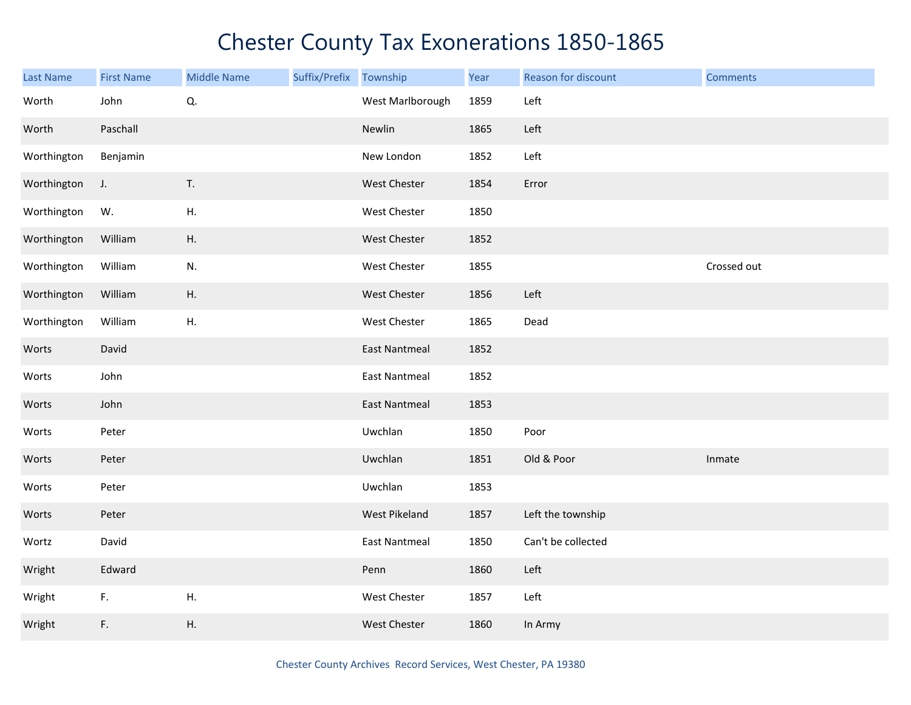# Chester County Tax Exonerations 1850-1865

| Last Name | First Name | Middle Name | Suffix/Prefix | Township | Year | Reason for discount | Comments |
|---|---|---|---|---|---|---|---|
| Worth | John | Q. | | West Marlborough | 1859 | Left | |
| Worth | Paschall | | | Newlin | 1865 | Left | |
| Worthington | Benjamin | | | New London | 1852 | Left | |
| Worthington | J. | T. | | West Chester | 1854 | Error | |
| Worthington | W. | H. | | West Chester | 1850 | | |
| Worthington | William | H. | | West Chester | 1852 | | |
| Worthington | William | N. | | West Chester | 1855 | | Crossed out |
| Worthington | William | H. | | West Chester | 1856 | Left | |
| Worthington | William | H. | | West Chester | 1865 | Dead | |
| Worts | David | | | East Nantmeal | 1852 | | |
| Worts | John | | | East Nantmeal | 1852 | | |
| Worts | John | | | East Nantmeal | 1853 | | |
| Worts | Peter | | | Uwchlan | 1850 | Poor | |
| Worts | Peter | | | Uwchlan | 1851 | Old & Poor | Inmate |
| Worts | Peter | | | Uwchlan | 1853 | | |
| Worts | Peter | | | West Pikeland | 1857 | Left the township | |
| Wortz | David | | | East Nantmeal | 1850 | Can't be collected | |
| Wright | Edward | | | Penn | 1860 | Left | |
| Wright | F. | H. | | West Chester | 1857 | Left | |
| Wright | F. | H. | | West Chester | 1860 | In Army | |

Chester County Archives Record Services, West Chester, PA 19380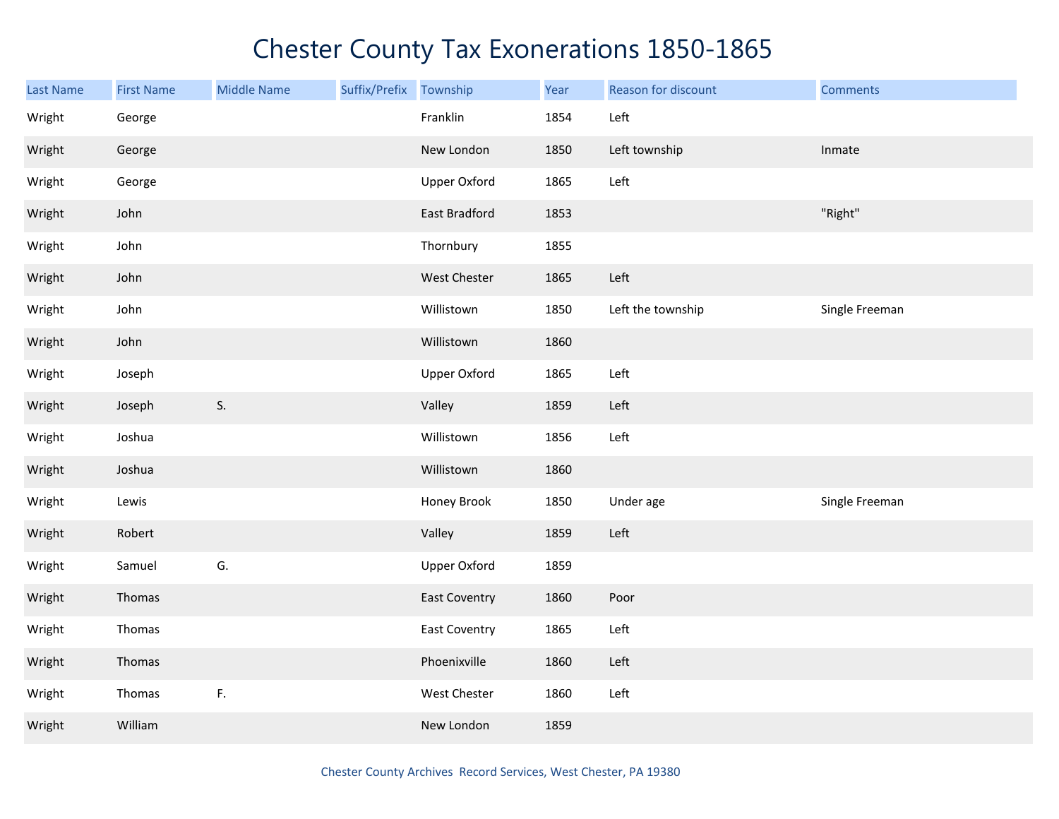# Chester County Tax Exonerations 1850-1865

| Last Name | First Name | Middle Name | Suffix/Prefix | Township | Year | Reason for discount | Comments |
|---|---|---|---|---|---|---|---|
| Wright | George | | | Franklin | 1854 | Left | |
| Wright | George | | | New London | 1850 | Left township | Inmate |
| Wright | George | | | Upper Oxford | 1865 | Left | |
| Wright | John | | | East Bradford | 1853 | | "Right" |
| Wright | John | | | Thornbury | 1855 | | |
| Wright | John | | | West Chester | 1865 | Left | |
| Wright | John | | | Willistown | 1850 | Left the township | Single Freeman |
| Wright | John | | | Willistown | 1860 | | |
| Wright | Joseph | | | Upper Oxford | 1865 | Left | |
| Wright | Joseph | S. | | Valley | 1859 | Left | |
| Wright | Joshua | | | Willistown | 1856 | Left | |
| Wright | Joshua | | | Willistown | 1860 | | |
| Wright | Lewis | | | Honey Brook | 1850 | Under age | Single Freeman |
| Wright | Robert | | | Valley | 1859 | Left | |
| Wright | Samuel | G. | | Upper Oxford | 1859 | | |
| Wright | Thomas | | | East Coventry | 1860 | Poor | |
| Wright | Thomas | | | East Coventry | 1865 | Left | |
| Wright | Thomas | | | Phoenixville | 1860 | Left | |
| Wright | Thomas | F. | | West Chester | 1860 | Left | |
| Wright | William | | | New London | 1859 | | |

Chester County Archives Record Services, West Chester, PA 19380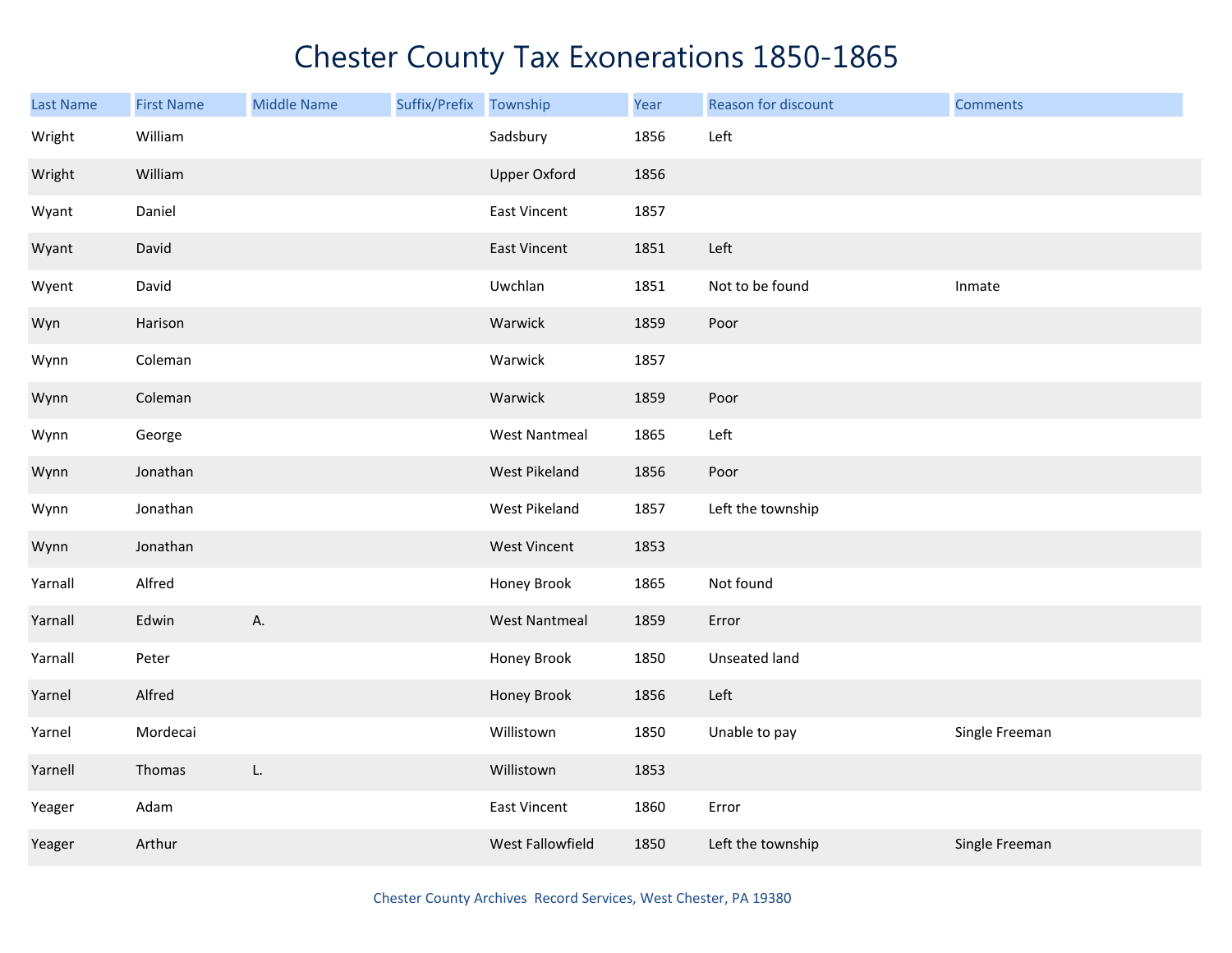# Chester County Tax Exonerations 1850-1865

| Last Name | First Name | Middle Name | Suffix/Prefix | Township | Year | Reason for discount | Comments |
|---|---|---|---|---|---|---|---|
| Wright | William | | | Sadsbury | 1856 | Left | |
| Wright | William | | | Upper Oxford | 1856 | | |
| Wyant | Daniel | | | East Vincent | 1857 | | |
| Wyant | David | | | East Vincent | 1851 | Left | |
| Wyent | David | | | Uwchlan | 1851 | Not to be found | Inmate |
| Wyn | Harison | | | Warwick | 1859 | Poor | |
| Wynn | Coleman | | | Warwick | 1857 | | |
| Wynn | Coleman | | | Warwick | 1859 | Poor | |
| Wynn | George | | | West Nantmeal | 1865 | Left | |
| Wynn | Jonathan | | | West Pikeland | 1856 | Poor | |
| Wynn | Jonathan | | | West Pikeland | 1857 | Left the township | |
| Wynn | Jonathan | | | West Vincent | 1853 | | |
| Yarnall | Alfred | | | Honey Brook | 1865 | Not found | |
| Yarnall | Edwin | A. | | West Nantmeal | 1859 | Error | |
| Yarnall | Peter | | | Honey Brook | 1850 | Unseated land | |
| Yarnel | Alfred | | | Honey Brook | 1856 | Left | |
| Yarnel | Mordecai | | | Willistown | 1850 | Unable to pay | Single Freeman |
| Yarnell | Thomas | L. | | Willistown | 1853 | | |
| Yeager | Adam | | | East Vincent | 1860 | Error | |
| Yeager | Arthur | | | West Fallowfield | 1850 | Left the township | Single Freeman |

Chester County Archives Record Services, West Chester, PA 19380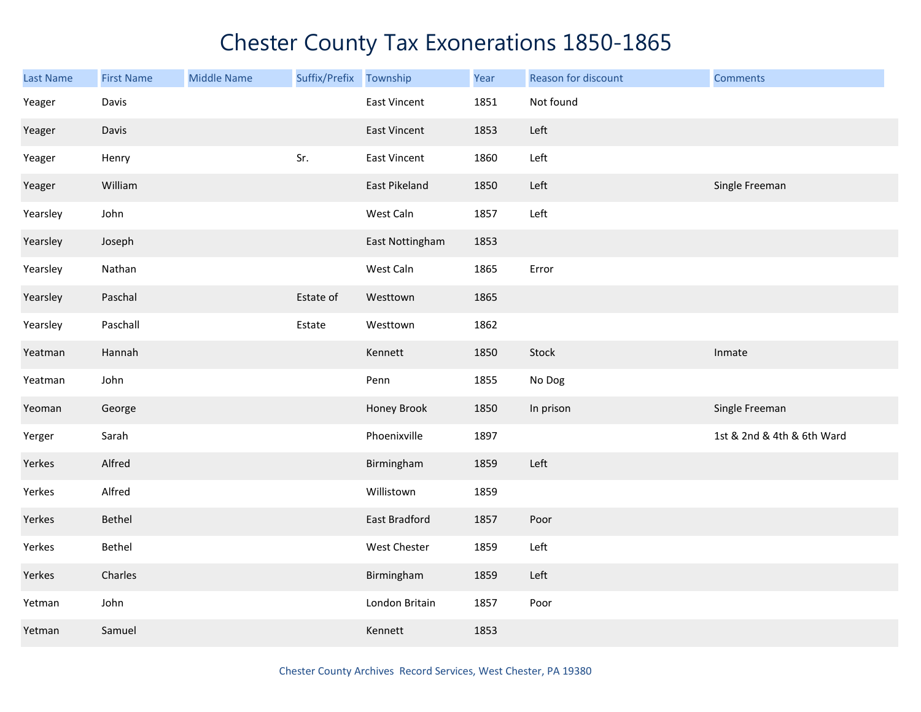# Chester County Tax Exonerations 1850-1865

| Last Name | First Name | Middle Name | Suffix/Prefix | Township | Year | Reason for discount | Comments |
|---|---|---|---|---|---|---|---|
| Yeager | Davis | | | East Vincent | 1851 | Not found | |
| Yeager | Davis | | | East Vincent | 1853 | Left | |
| Yeager | Henry | | Sr. | East Vincent | 1860 | Left | |
| Yeager | William | | | East Pikeland | 1850 | Left | Single Freeman |
| Yearsley | John | | | West Caln | 1857 | Left | |
| Yearsley | Joseph | | | East Nottingham | 1853 | | |
| Yearsley | Nathan | | | West Caln | 1865 | Error | |
| Yearsley | Paschal | | Estate of | Westtown | 1865 | | |
| Yearsley | Paschall | | Estate | Westtown | 1862 | | |
| Yeatman | Hannah | | | Kennett | 1850 | Stock | Inmate |
| Yeatman | John | | | Penn | 1855 | No Dog | |
| Yeoman | George | | | Honey Brook | 1850 | In prison | Single Freeman |
| Yerger | Sarah | | | Phoenixville | 1897 | | 1st & 2nd & 4th & 6th Ward |
| Yerkes | Alfred | | | Birmingham | 1859 | Left | |
| Yerkes | Alfred | | | Willistown | 1859 | | |
| Yerkes | Bethel | | | East Bradford | 1857 | Poor | |
| Yerkes | Bethel | | | West Chester | 1859 | Left | |
| Yerkes | Charles | | | Birmingham | 1859 | Left | |
| Yetman | John | | | London Britain | 1857 | Poor | |
| Yetman | Samuel | | | Kennett | 1853 | | |

Chester County Archives Record Services, West Chester, PA 19380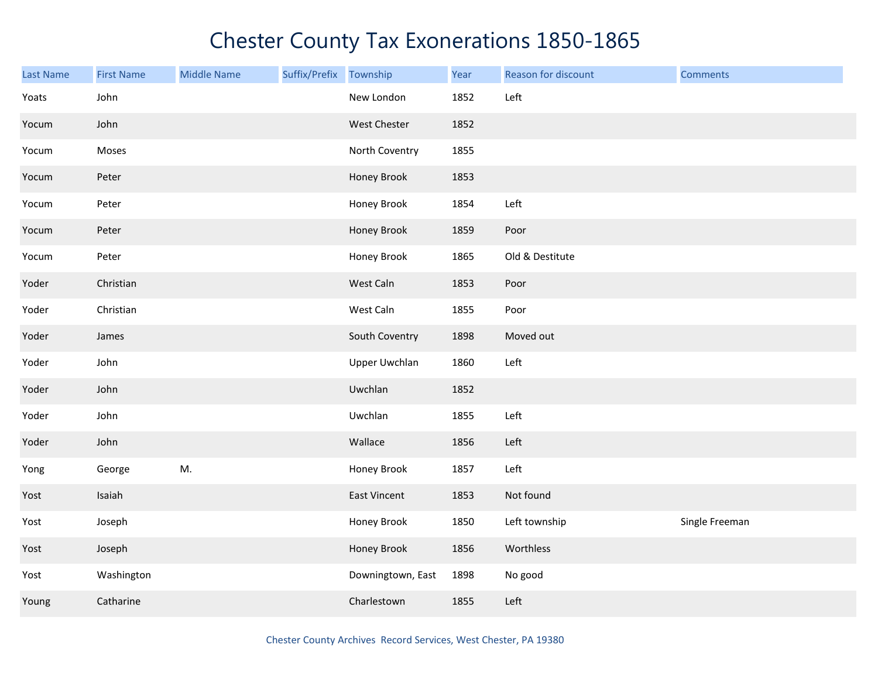# Chester County Tax Exonerations 1850-1865

| Last Name | First Name | Middle Name | Suffix/Prefix | Township | Year | Reason for discount | Comments |
|---|---|---|---|---|---|---|---|
| Yoats | John | | | New London | 1852 | Left | |
| Yocum | John | | | West Chester | 1852 | | |
| Yocum | Moses | | | North Coventry | 1855 | | |
| Yocum | Peter | | | Honey Brook | 1853 | | |
| Yocum | Peter | | | Honey Brook | 1854 | Left | |
| Yocum | Peter | | | Honey Brook | 1859 | Poor | |
| Yocum | Peter | | | Honey Brook | 1865 | Old & Destitute | |
| Yoder | Christian | | | West Caln | 1853 | Poor | |
| Yoder | Christian | | | West Caln | 1855 | Poor | |
| Yoder | James | | | South Coventry | 1898 | Moved out | |
| Yoder | John | | | Upper Uwchlan | 1860 | Left | |
| Yoder | John | | | Uwchlan | 1852 | | |
| Yoder | John | | | Uwchlan | 1855 | Left | |
| Yoder | John | | | Wallace | 1856 | Left | |
| Yong | George | M. | | Honey Brook | 1857 | Left | |
| Yost | Isaiah | | | East Vincent | 1853 | Not found | |
| Yost | Joseph | | | Honey Brook | 1850 | Left township | Single Freeman |
| Yost | Joseph | | | Honey Brook | 1856 | Worthless | |
| Yost | Washington | | | Downingtown, East | 1898 | No good | |
| Young | Catharine | | | Charlestown | 1855 | Left | |

Chester County Archives Record Services, West Chester, PA 19380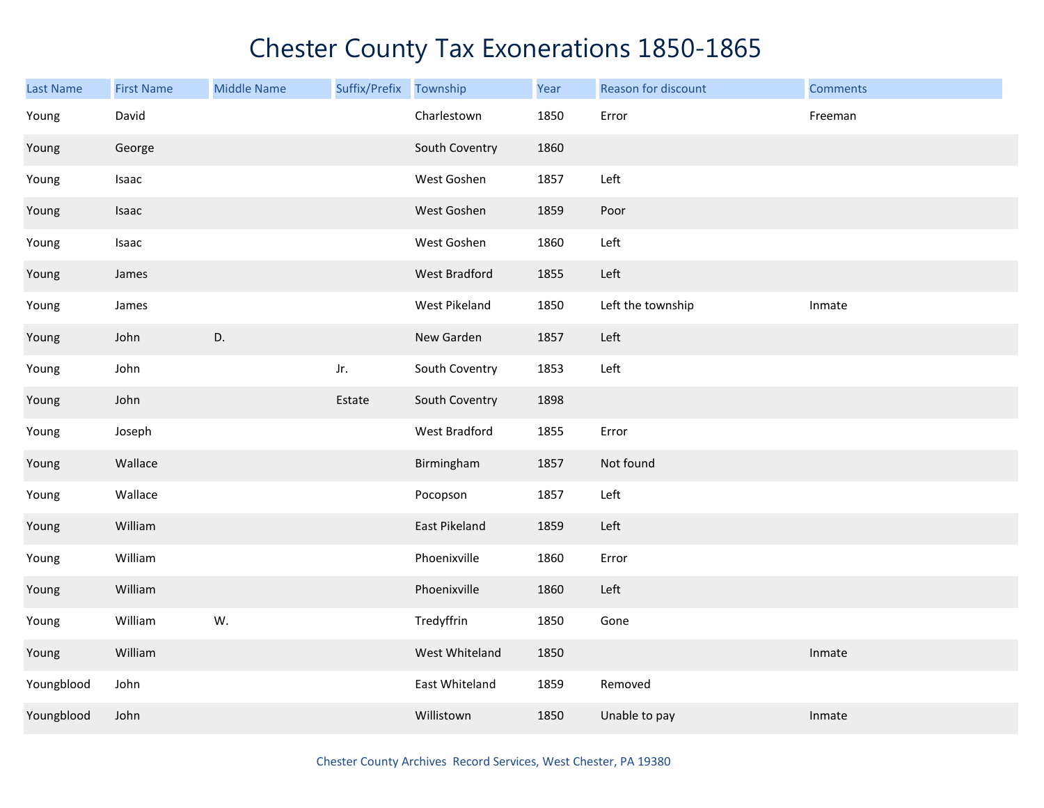# Chester County Tax Exonerations 1850-1865

| Last Name | First Name | Middle Name | Suffix/Prefix | Township | Year | Reason for discount | Comments |
|---|---|---|---|---|---|---|---|
| Young | David | | | Charlestown | 1850 | Error | Freeman |
| Young | George | | | South Coventry | 1860 | | |
| Young | Isaac | | | West Goshen | 1857 | Left | |
| Young | Isaac | | | West Goshen | 1859 | Poor | |
| Young | Isaac | | | West Goshen | 1860 | Left | |
| Young | James | | | West Bradford | 1855 | Left | |
| Young | James | | | West Pikeland | 1850 | Left the township | Inmate |
| Young | John | D. | | New Garden | 1857 | Left | |
| Young | John | | Jr. | South Coventry | 1853 | Left | |
| Young | John | | Estate | South Coventry | 1898 | | |
| Young | Joseph | | | West Bradford | 1855 | Error | |
| Young | Wallace | | | Birmingham | 1857 | Not found | |
| Young | Wallace | | | Pocopson | 1857 | Left | |
| Young | William | | | East Pikeland | 1859 | Left | |
| Young | William | | | Phoenixville | 1860 | Error | |
| Young | William | | | Phoenixville | 1860 | Left | |
| Young | William | W. | | Tredyffrin | 1850 | Gone | |
| Young | William | | | West Whiteland | 1850 | | Inmate |
| Youngblood | John | | | East Whiteland | 1859 | Removed | |
| Youngblood | John | | | Willistown | 1850 | Unable to pay | Inmate |

Chester County Archives Record Services, West Chester, PA 19380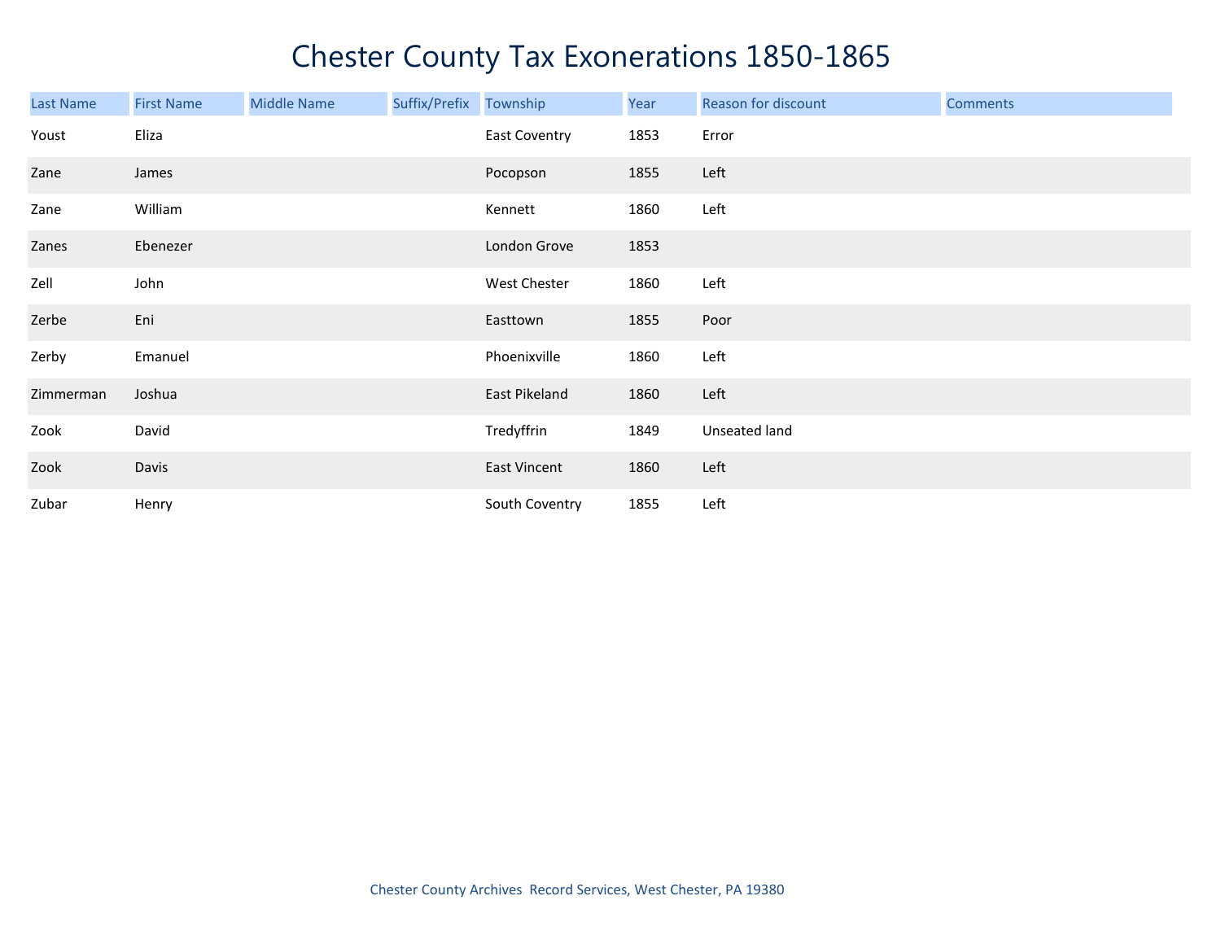# Chester County Tax Exonerations 1850-1865

| Last Name | First Name | Middle Name | Suffix/Prefix | Township | Year | Reason for discount | Comments |
|---|---|---|---|---|---|---|---|
| Youst | Eliza | | | East Coventry | 1853 | Error | |
| Zane | James | | | Pocopson | 1855 | Left | |
| Zane | William | | | Kennett | 1860 | Left | |
| Zanes | Ebenezer | | | London Grove | 1853 | | |
| Zell | John | | | West Chester | 1860 | Left | |
| Zerbe | Eni | | | Easttown | 1855 | Poor | |
| Zerby | Emanuel | | | Phoenixville | 1860 | Left | |
| Zimmerman | Joshua | | | East Pikeland | 1860 | Left | |
| Zook | David | | | Tredyffrin | 1849 | Unseated land | |
| Zook | Davis | | | East Vincent | 1860 | Left | |
| Zubar | Henry | | | South Coventry | 1855 | Left | |

Chester County Archives Record Services, West Chester, PA 19380